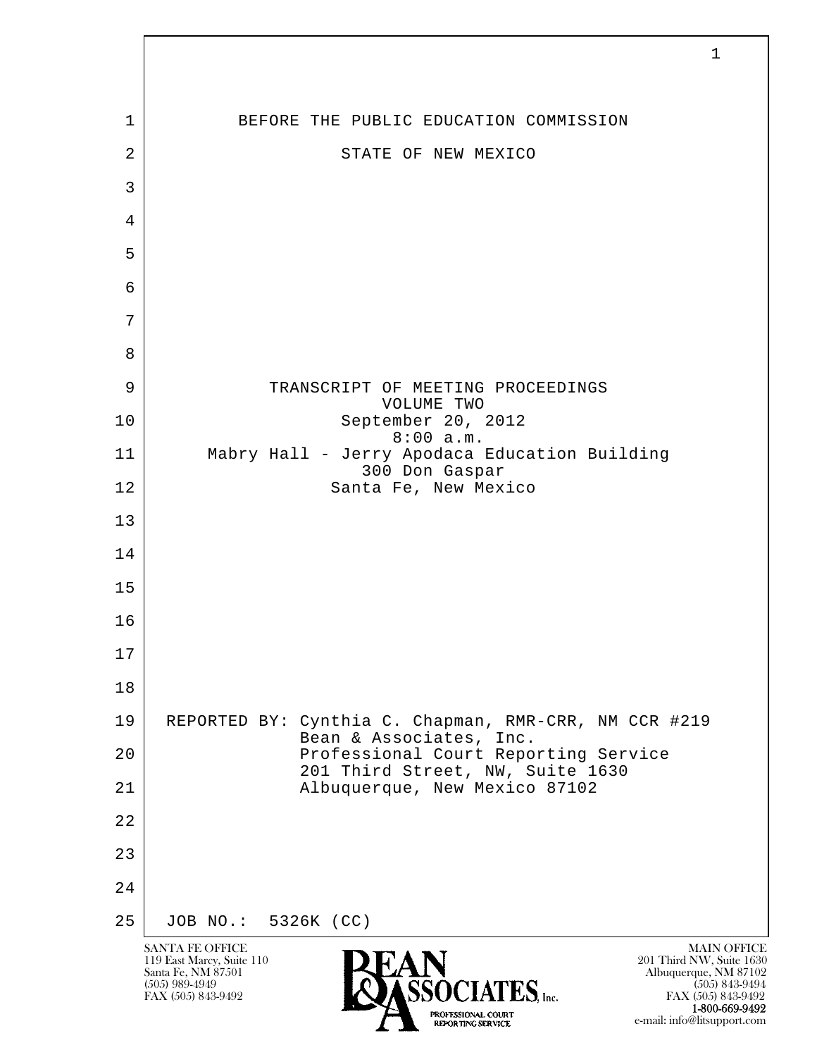BEFORE THE PUBLIC EDUCATION COMMISSION

STATE OF NEW MEXICO

TRANSCRIPT OF MEETING PROCEEDINGS
VOLUME TWO
September 20, 2012
8:00 a.m.
Mabry Hall - Jerry Apodaca Education Building
300 Don Gaspar
Santa Fe, New Mexico

REPORTED BY: Cynthia C. Chapman, RMR-CRR, NM CCR #219
Bean & Associates, Inc.
Professional Court Reporting Service
201 Third Street, NW, Suite 1630
Albuquerque, New Mexico 87102

JOB NO.: 5326K (CC)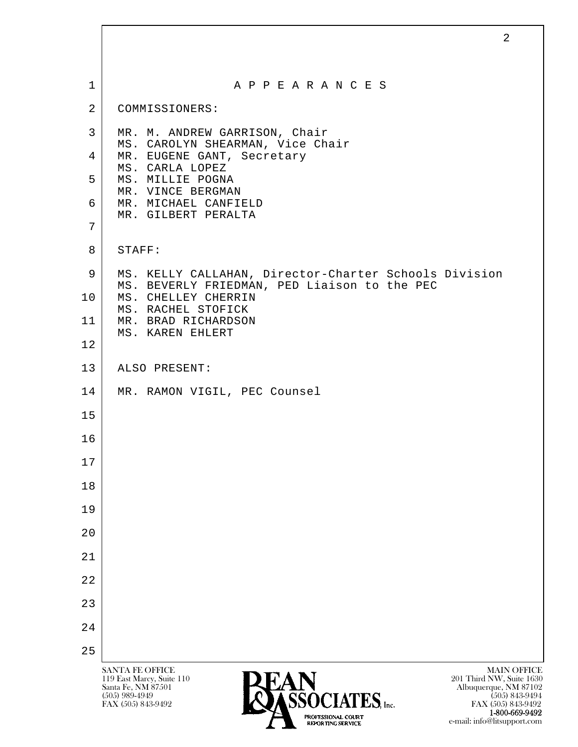# A P P E A R A N C E S

COMMISSIONERS:

MR. M. ANDREW GARRISON, Chair
MS. CAROLYN SHEARMAN, Vice Chair
MR. EUGENE GANT, Secretary
MS. CARLA LOPEZ
MS. MILLIE POGNA
MR. VINCE BERGMAN
MR. MICHAEL CANFIELD
MR. GILBERT PERALTA

STAFF:

MS. KELLY CALLAHAN, Director-Charter Schools Division
MS. BEVERLY FRIEDMAN, PED Liaison to the PEC
MS. CHELLEY CHERRIN
MS. RACHEL STOFICK
MR. BRAD RICHARDSON
MS. KAREN EHLERT

ALSO PRESENT:

MR. RAMON VIGIL, PEC Counsel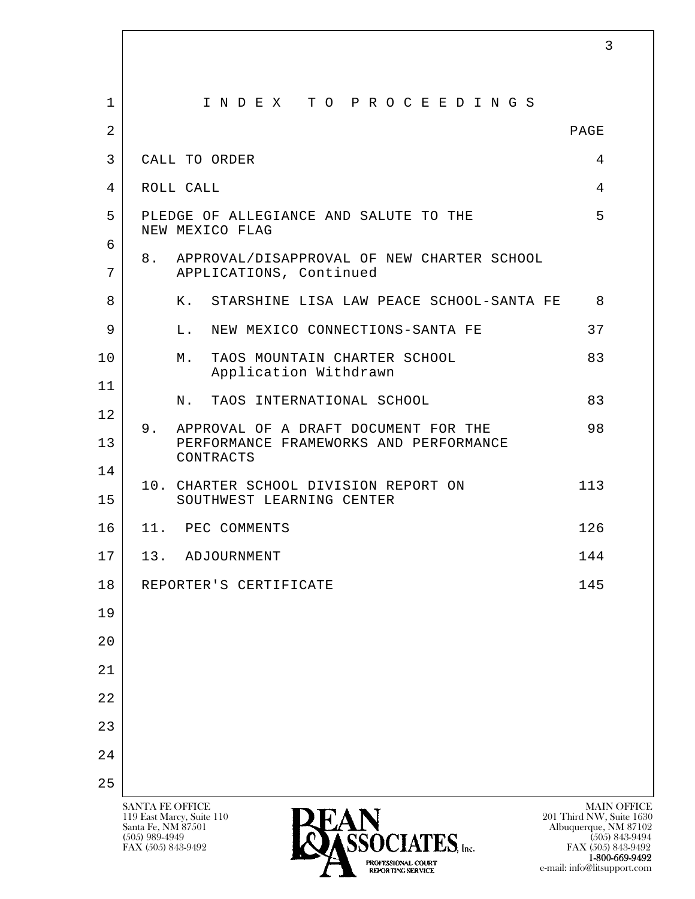# I N D E X T O P R O C E E D I N G S

| | PAGE |
|---|---|
| CALL TO ORDER | 4 |
| ROLL CALL | 4 |
| PLEDGE OF ALLEGIANCE AND SALUTE TO THE NEW MEXICO FLAG | 5 |
| 8. APPROVAL/DISAPPROVAL OF NEW CHARTER SCHOOL APPLICATIONS, Continued | |
| K. STARSHINE LISA LAW PEACE SCHOOL-SANTA FE | 8 |
| L. NEW MEXICO CONNECTIONS-SANTA FE | 37 |
| M. TAOS MOUNTAIN CHARTER SCHOOL Application Withdrawn | 83 |
| N. TAOS INTERNATIONAL SCHOOL | 83 |
| 9. APPROVAL OF A DRAFT DOCUMENT FOR THE PERFORMANCE FRAMEWORKS AND PERFORMANCE CONTRACTS | 98 |
| 10. CHARTER SCHOOL DIVISION REPORT ON SOUTHWEST LEARNING CENTER | 113 |
| 11. PEC COMMENTS | 126 |
| 13. ADJOURNMENT | 144 |
| REPORTER'S CERTIFICATE | 145 |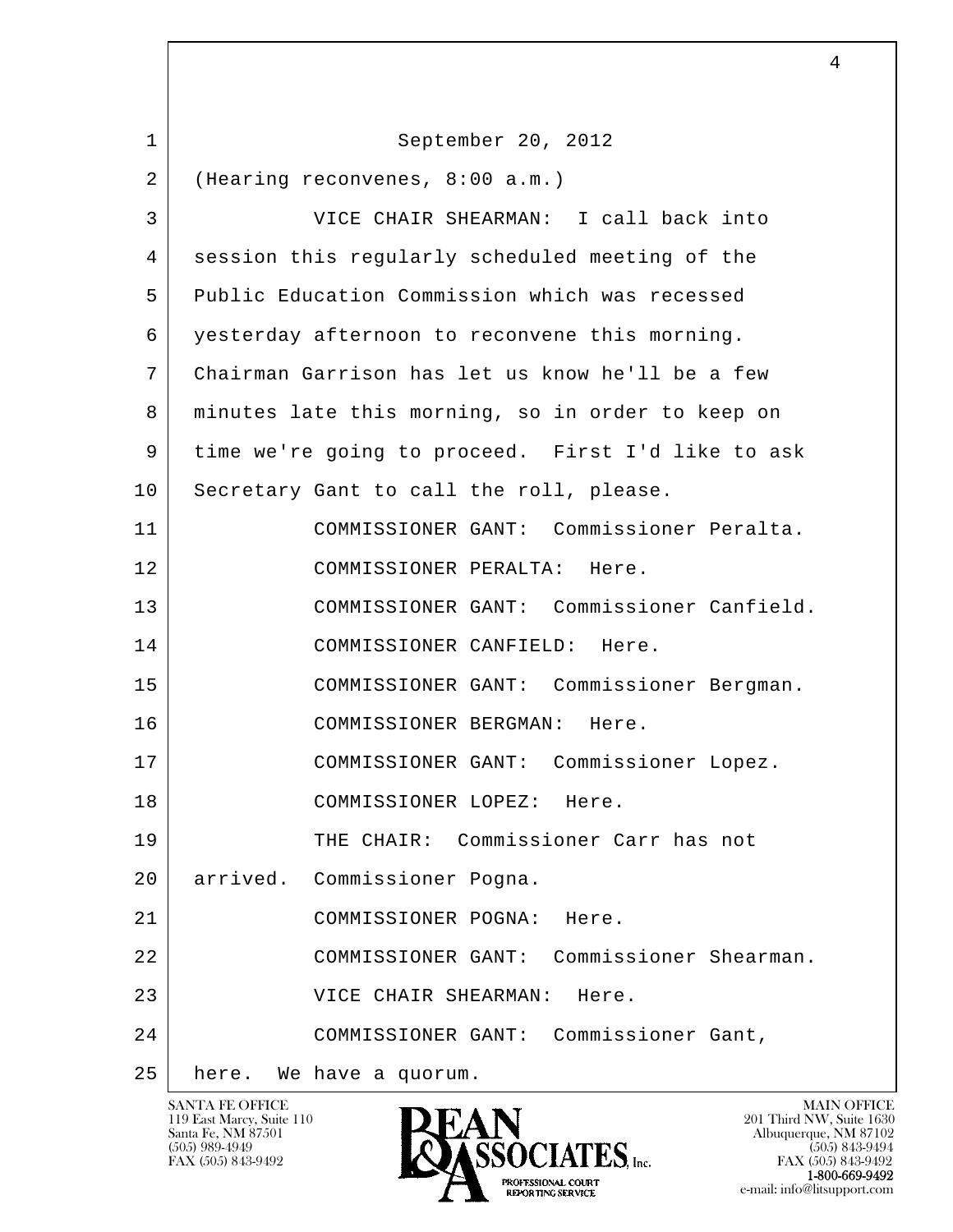September 20, 2012

(Hearing reconvenes, 8:00 a.m.)

VICE CHAIR SHEARMAN: I call back into session this regularly scheduled meeting of the Public Education Commission which was recessed yesterday afternoon to reconvene this morning. Chairman Garrison has let us know he'll be a few minutes late this morning, so in order to keep on time we're going to proceed. First I'd like to ask Secretary Gant to call the roll, please.

COMMISSIONER GANT: Commissioner Peralta.

COMMISSIONER PERALTA: Here.

COMMISSIONER GANT: Commissioner Canfield.

COMMISSIONER CANFIELD: Here.

COMMISSIONER GANT: Commissioner Bergman.

COMMISSIONER BERGMAN: Here.

COMMISSIONER GANT: Commissioner Lopez.

COMMISSIONER LOPEZ: Here.

THE CHAIR: Commissioner Carr has not arrived. Commissioner Pogna.

COMMISSIONER POGNA: Here.

COMMISSIONER GANT: Commissioner Shearman.

VICE CHAIR SHEARMAN: Here.

COMMISSIONER GANT: Commissioner Gant, here. We have a quorum.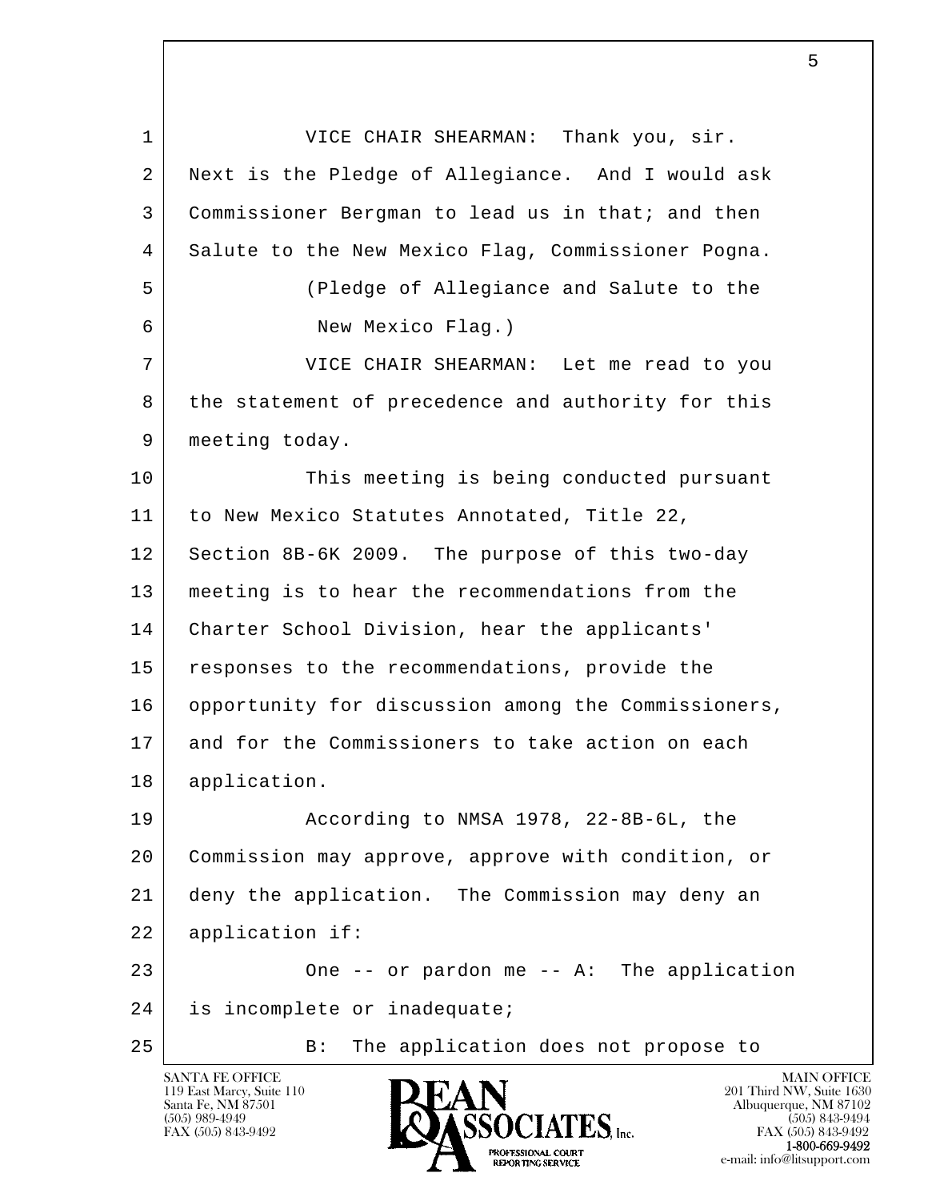VICE CHAIR SHEARMAN: Thank you, sir. Next is the Pledge of Allegiance. And I would ask Commissioner Bergman to lead us in that; and then Salute to the New Mexico Flag, Commissioner Pogna.

(Pledge of Allegiance and Salute to the New Mexico Flag.)

VICE CHAIR SHEARMAN: Let me read to you the statement of precedence and authority for this meeting today.

This meeting is being conducted pursuant to New Mexico Statutes Annotated, Title 22, Section 8B-6K 2009. The purpose of this two-day meeting is to hear the recommendations from the Charter School Division, hear the applicants' responses to the recommendations, provide the opportunity for discussion among the Commissioners, and for the Commissioners to take action on each application.

According to NMSA 1978, 22-8B-6L, the Commission may approve, approve with condition, or deny the application. The Commission may deny an application if:

One -- or pardon me -- A: The application is incomplete or inadequate;

B: The application does not propose to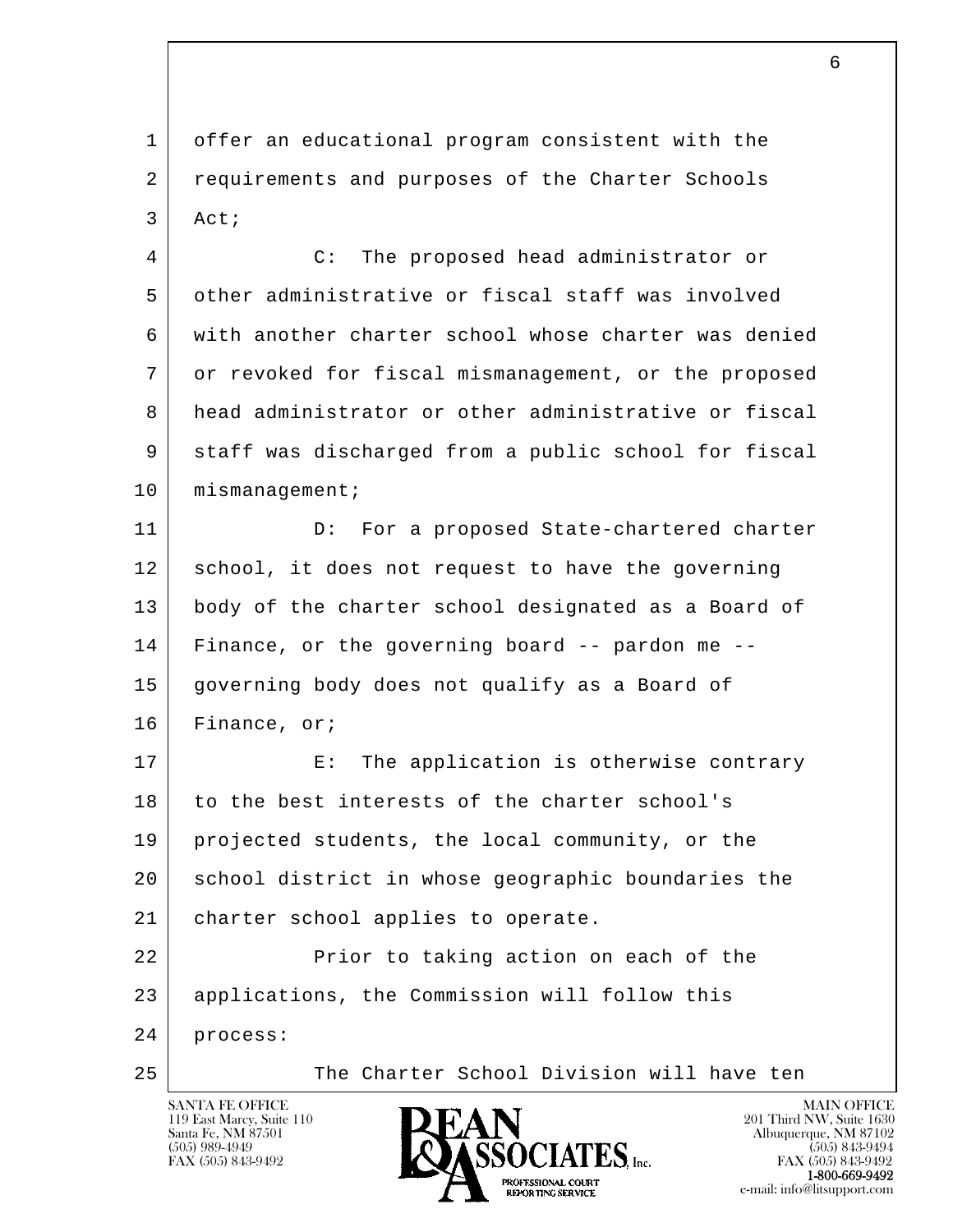offer an educational program consistent with the requirements and purposes of the Charter Schools Act;

C: The proposed head administrator or other administrative or fiscal staff was involved with another charter school whose charter was denied or revoked for fiscal mismanagement, or the proposed head administrator or other administrative or fiscal staff was discharged from a public school for fiscal mismanagement;

D: For a proposed State-chartered charter school, it does not request to have the governing body of the charter school designated as a Board of Finance, or the governing board -- pardon me -- governing body does not qualify as a Board of Finance, or;

E: The application is otherwise contrary to the best interests of the charter school's projected students, the local community, or the school district in whose geographic boundaries the charter school applies to operate.

Prior to taking action on each of the applications, the Commission will follow this process:

The Charter School Division will have ten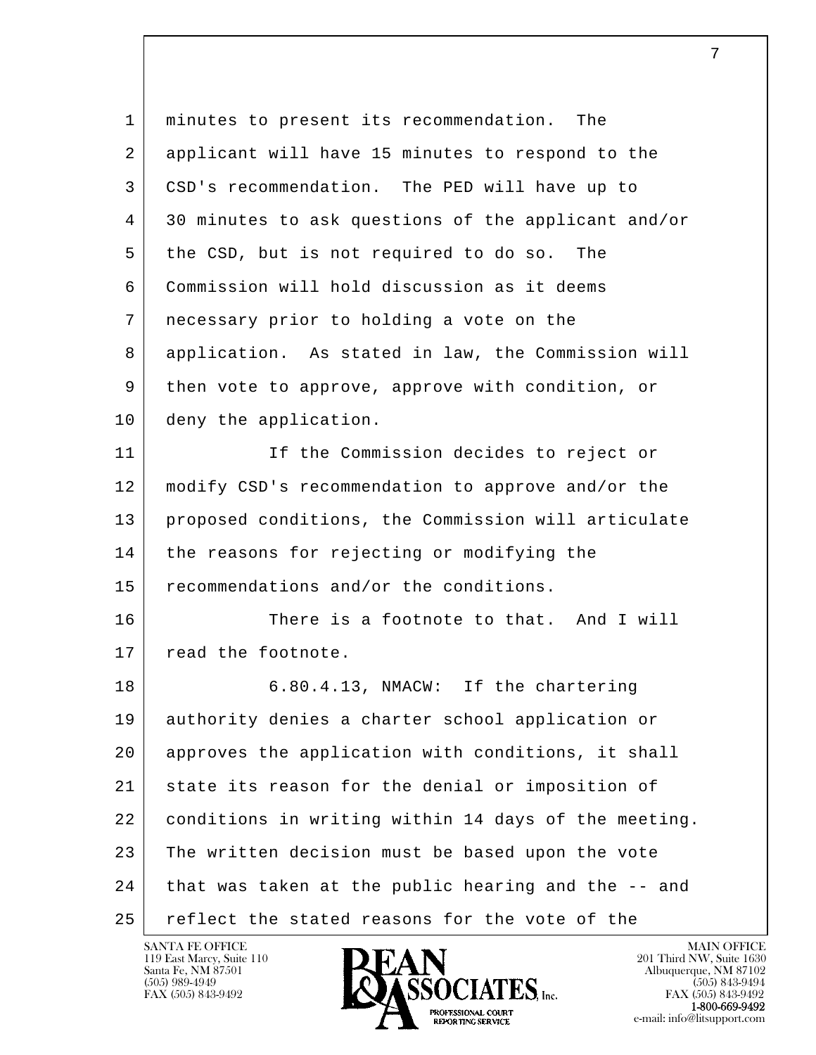minutes to present its recommendation. The applicant will have 15 minutes to respond to the CSD's recommendation. The PED will have up to 30 minutes to ask questions of the applicant and/or the CSD, but is not required to do so. The Commission will hold discussion as it deems necessary prior to holding a vote on the application. As stated in law, the Commission will then vote to approve, approve with condition, or deny the application.

If the Commission decides to reject or modify CSD's recommendation to approve and/or the proposed conditions, the Commission will articulate the reasons for rejecting or modifying the recommendations and/or the conditions.

There is a footnote to that. And I will read the footnote.

6.80.4.13, NMACW: If the chartering authority denies a charter school application or approves the application with conditions, it shall state its reason for the denial or imposition of conditions in writing within 14 days of the meeting. The written decision must be based upon the vote that was taken at the public hearing and the -- and reflect the stated reasons for the vote of the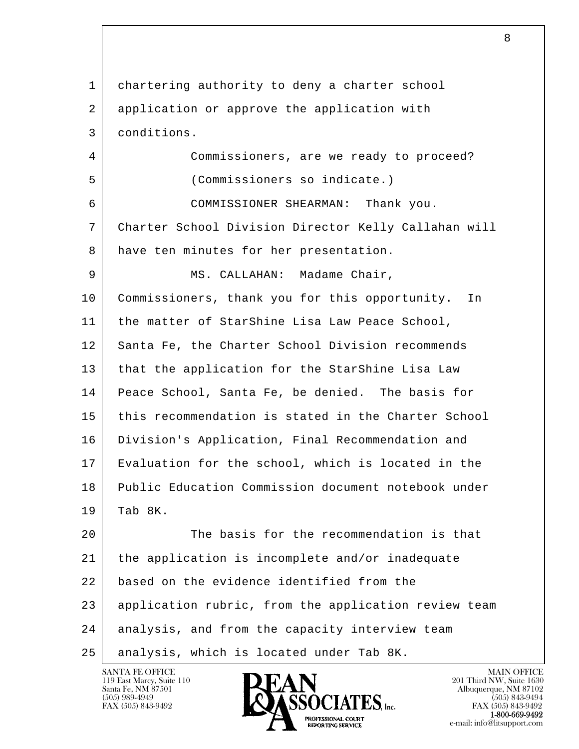chartering authority to deny a charter school application or approve the application with conditions.

Commissioners, are we ready to proceed?

(Commissioners so indicate.)

COMMISSIONER SHEARMAN: Thank you. Charter School Division Director Kelly Callahan will have ten minutes for her presentation.

MS. CALLAHAN: Madame Chair, Commissioners, thank you for this opportunity. In the matter of StarShine Lisa Law Peace School, Santa Fe, the Charter School Division recommends that the application for the StarShine Lisa Law Peace School, Santa Fe, be denied. The basis for this recommendation is stated in the Charter School Division's Application, Final Recommendation and Evaluation for the school, which is located in the Public Education Commission document notebook under Tab 8K.

The basis for the recommendation is that the application is incomplete and/or inadequate based on the evidence identified from the application rubric, from the application review team analysis, and from the capacity interview team analysis, which is located under Tab 8K.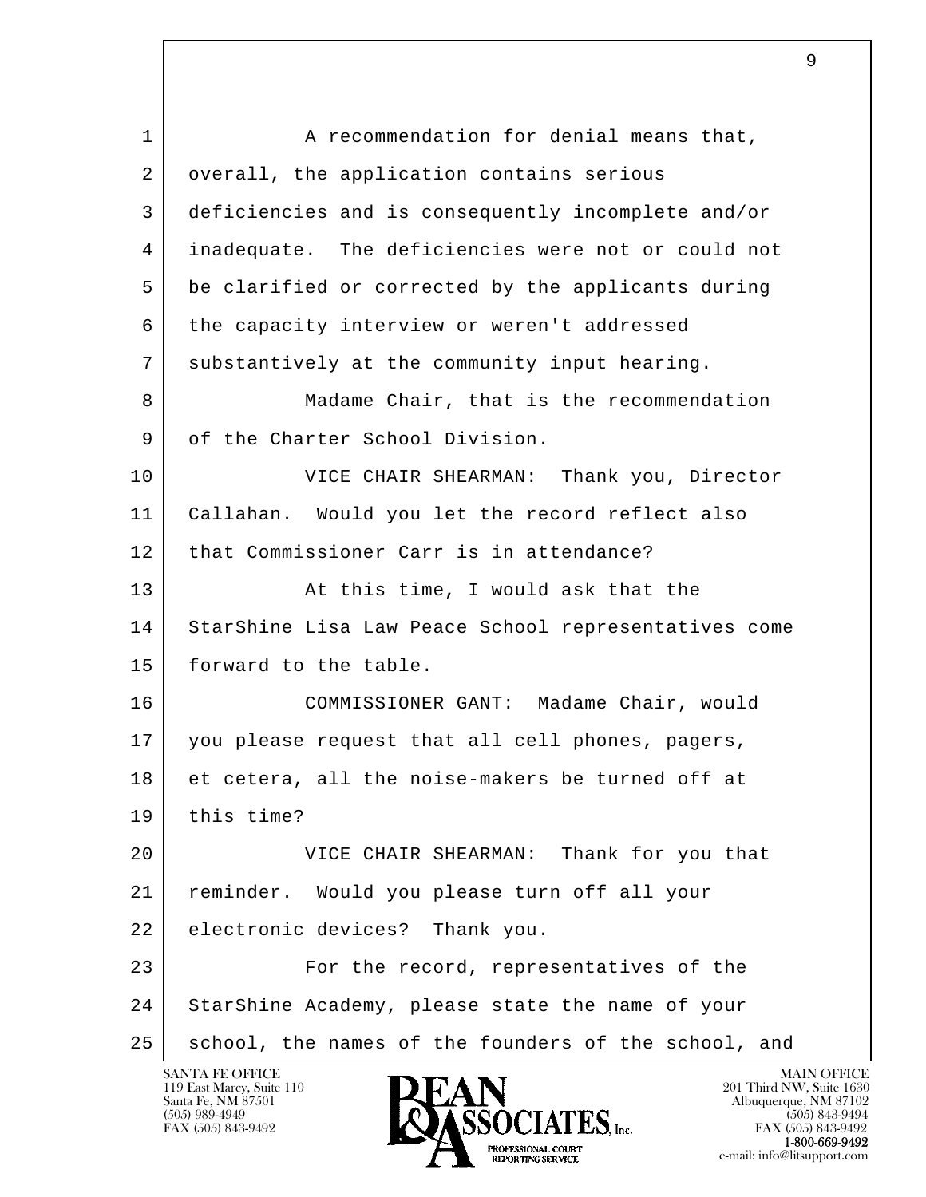A recommendation for denial means that, overall, the application contains serious deficiencies and is consequently incomplete and/or inadequate. The deficiencies were not or could not be clarified or corrected by the applicants during the capacity interview or weren't addressed substantively at the community input hearing.

Madame Chair, that is the recommendation of the Charter School Division.

VICE CHAIR SHEARMAN: Thank you, Director Callahan. Would you let the record reflect also that Commissioner Carr is in attendance?

At this time, I would ask that the StarShine Lisa Law Peace School representatives come forward to the table.

COMMISSIONER GANT: Madame Chair, would you please request that all cell phones, pagers, et cetera, all the noise-makers be turned off at this time?

VICE CHAIR SHEARMAN: Thank for you that reminder. Would you please turn off all your electronic devices? Thank you.

For the record, representatives of the StarShine Academy, please state the name of your school, the names of the founders of the school, and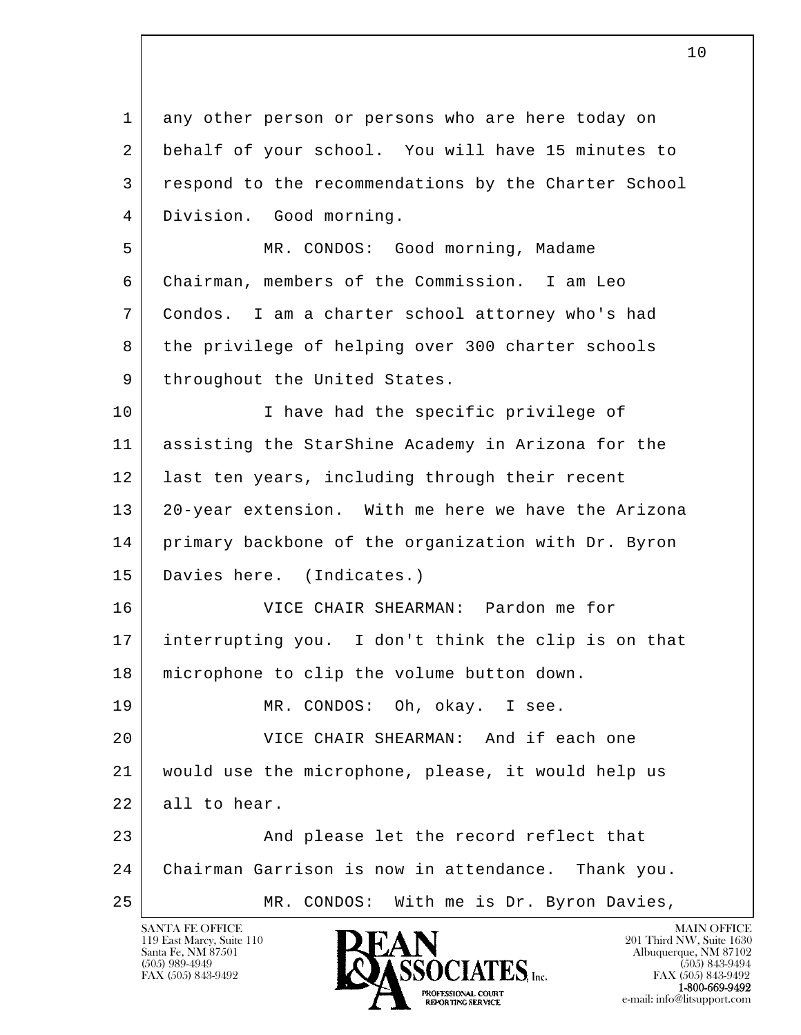any other person or persons who are here today on behalf of your school. You will have 15 minutes to respond to the recommendations by the Charter School Division. Good morning.

MR. CONDOS: Good morning, Madame Chairman, members of the Commission. I am Leo Condos. I am a charter school attorney who's had the privilege of helping over 300 charter schools throughout the United States.

I have had the specific privilege of assisting the StarShine Academy in Arizona for the last ten years, including through their recent 20-year extension. With me here we have the Arizona primary backbone of the organization with Dr. Byron Davies here. (Indicates.)

VICE CHAIR SHEARMAN: Pardon me for interrupting you. I don't think the clip is on that microphone to clip the volume button down.

MR. CONDOS: Oh, okay. I see.

VICE CHAIR SHEARMAN: And if each one would use the microphone, please, it would help us all to hear.

And please let the record reflect that Chairman Garrison is now in attendance. Thank you.

MR. CONDOS: With me is Dr. Byron Davies,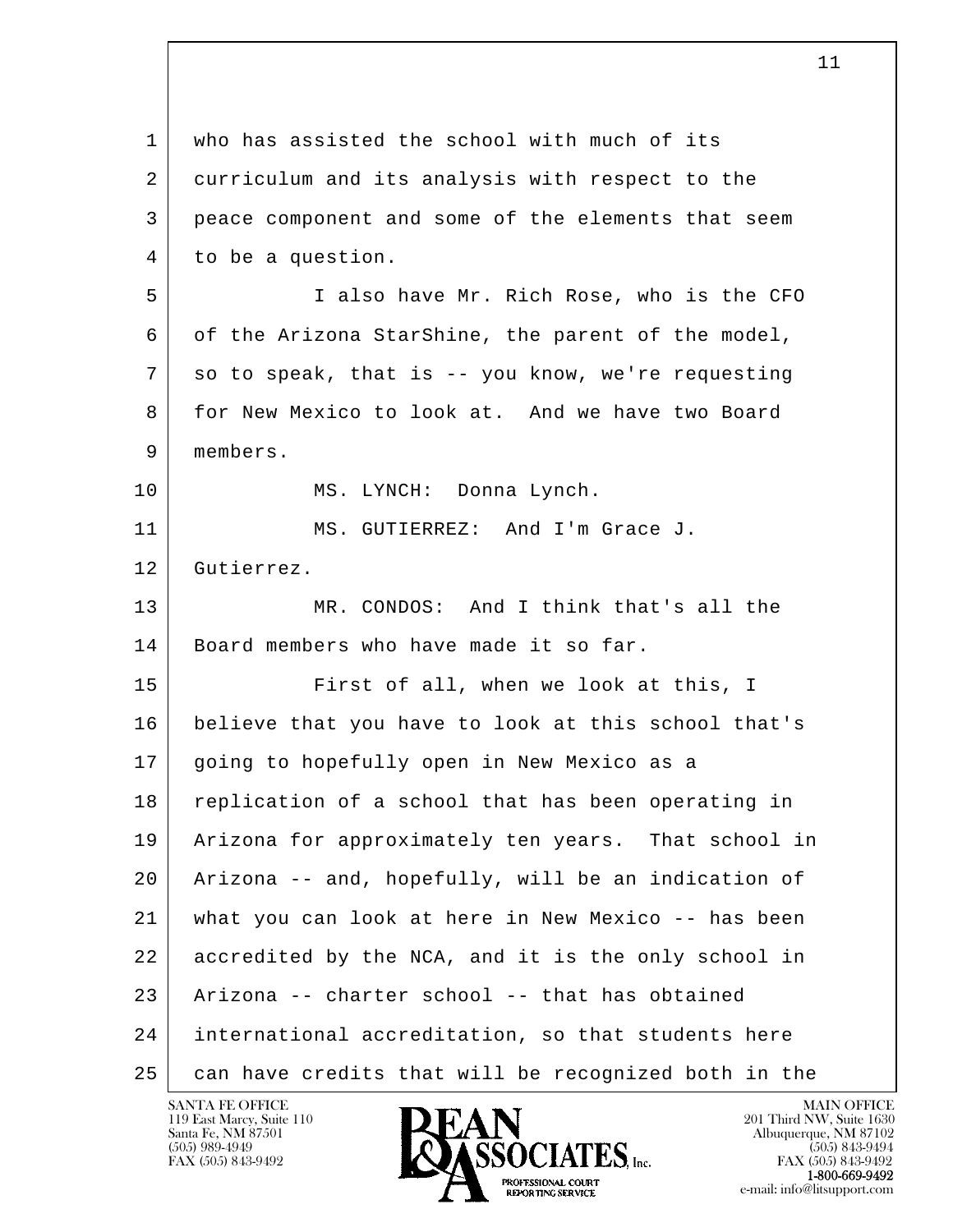who has assisted the school with much of its curriculum and its analysis with respect to the peace component and some of the elements that seem to be a question.

I also have Mr. Rich Rose, who is the CFO of the Arizona StarShine, the parent of the model, so to speak, that is -- you know, we're requesting for New Mexico to look at. And we have two Board members.

MS. LYNCH: Donna Lynch.

MS. GUTIERREZ: And I'm Grace J. Gutierrez.

MR. CONDOS: And I think that's all the Board members who have made it so far.

First of all, when we look at this, I believe that you have to look at this school that's going to hopefully open in New Mexico as a replication of a school that has been operating in Arizona for approximately ten years. That school in Arizona -- and, hopefully, will be an indication of what you can look at here in New Mexico -- has been accredited by the NCA, and it is the only school in Arizona -- charter school -- that has obtained international accreditation, so that students here can have credits that will be recognized both in the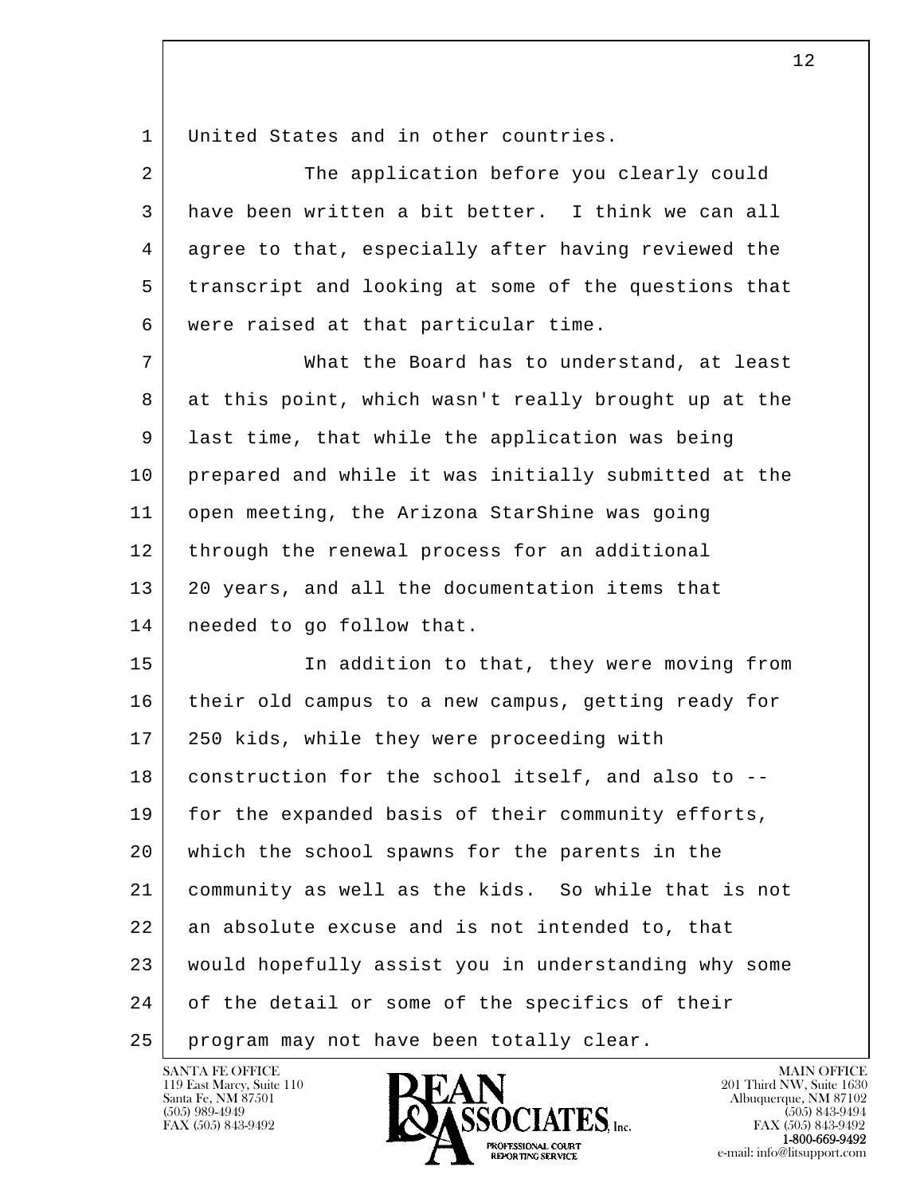United States and in other countries.

The application before you clearly could have been written a bit better. I think we can all agree to that, especially after having reviewed the transcript and looking at some of the questions that were raised at that particular time.

What the Board has to understand, at least at this point, which wasn't really brought up at the last time, that while the application was being prepared and while it was initially submitted at the open meeting, the Arizona StarShine was going through the renewal process for an additional 20 years, and all the documentation items that needed to go follow that.

In addition to that, they were moving from their old campus to a new campus, getting ready for 250 kids, while they were proceeding with construction for the school itself, and also to -- for the expanded basis of their community efforts, which the school spawns for the parents in the community as well as the kids. So while that is not an absolute excuse and is not intended to, that would hopefully assist you in understanding why some of the detail or some of the specifics of their program may not have been totally clear.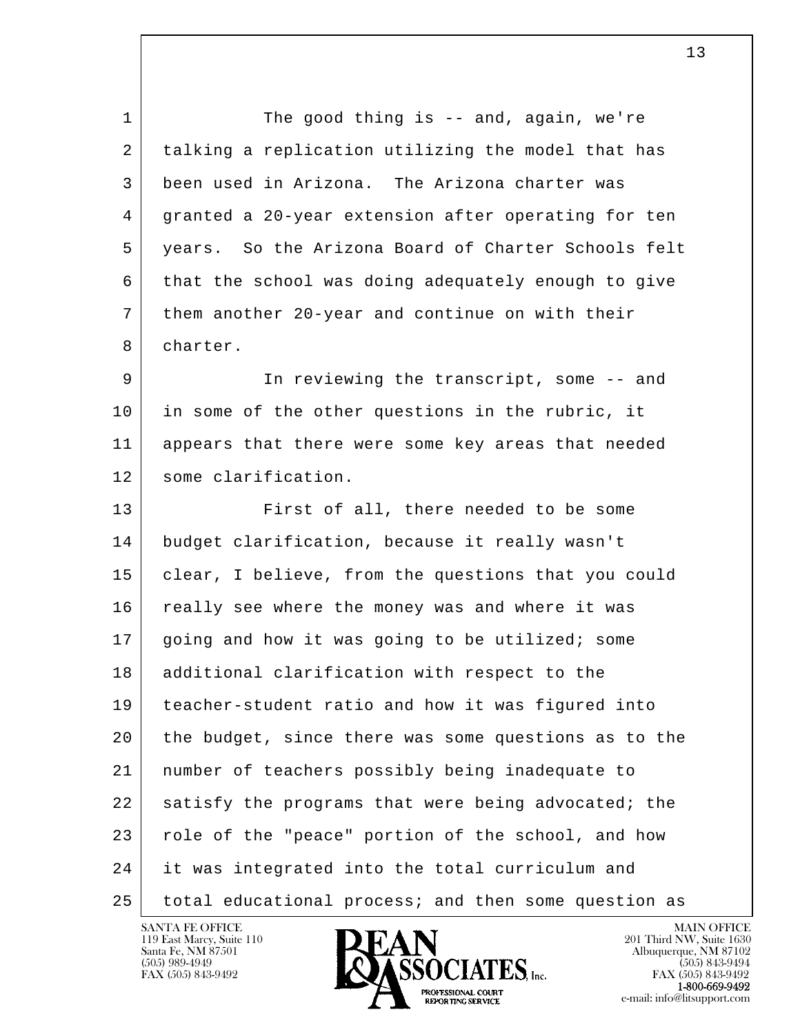The good thing is -- and, again, we're talking a replication utilizing the model that has been used in Arizona. The Arizona charter was granted a 20-year extension after operating for ten years. So the Arizona Board of Charter Schools felt that the school was doing adequately enough to give them another 20-year and continue on with their charter.

In reviewing the transcript, some -- and in some of the other questions in the rubric, it appears that there were some key areas that needed some clarification.

First of all, there needed to be some budget clarification, because it really wasn't clear, I believe, from the questions that you could really see where the money was and where it was going and how it was going to be utilized; some additional clarification with respect to the teacher-student ratio and how it was figured into the budget, since there was some questions as to the number of teachers possibly being inadequate to satisfy the programs that were being advocated; the role of the "peace" portion of the school, and how it was integrated into the total curriculum and total educational process; and then some question as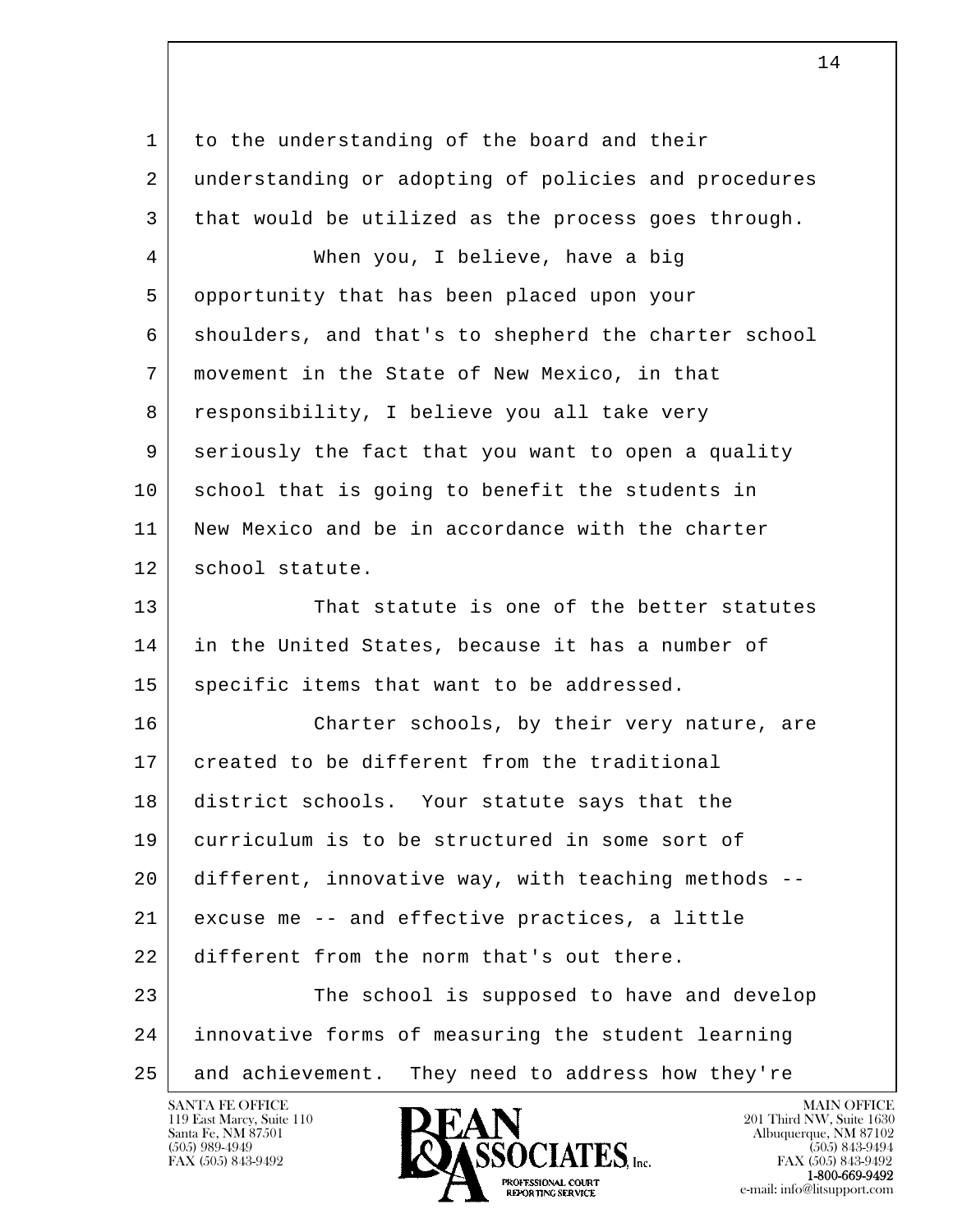to the understanding of the board and their understanding or adopting of policies and procedures that would be utilized as the process goes through.

When you, I believe, have a big opportunity that has been placed upon your shoulders, and that's to shepherd the charter school movement in the State of New Mexico, in that responsibility, I believe you all take very seriously the fact that you want to open a quality school that is going to benefit the students in New Mexico and be in accordance with the charter school statute.

That statute is one of the better statutes in the United States, because it has a number of specific items that want to be addressed.

Charter schools, by their very nature, are created to be different from the traditional district schools. Your statute says that the curriculum is to be structured in some sort of different, innovative way, with teaching methods -- excuse me -- and effective practices, a little different from the norm that's out there.

The school is supposed to have and develop innovative forms of measuring the student learning and achievement. They need to address how they're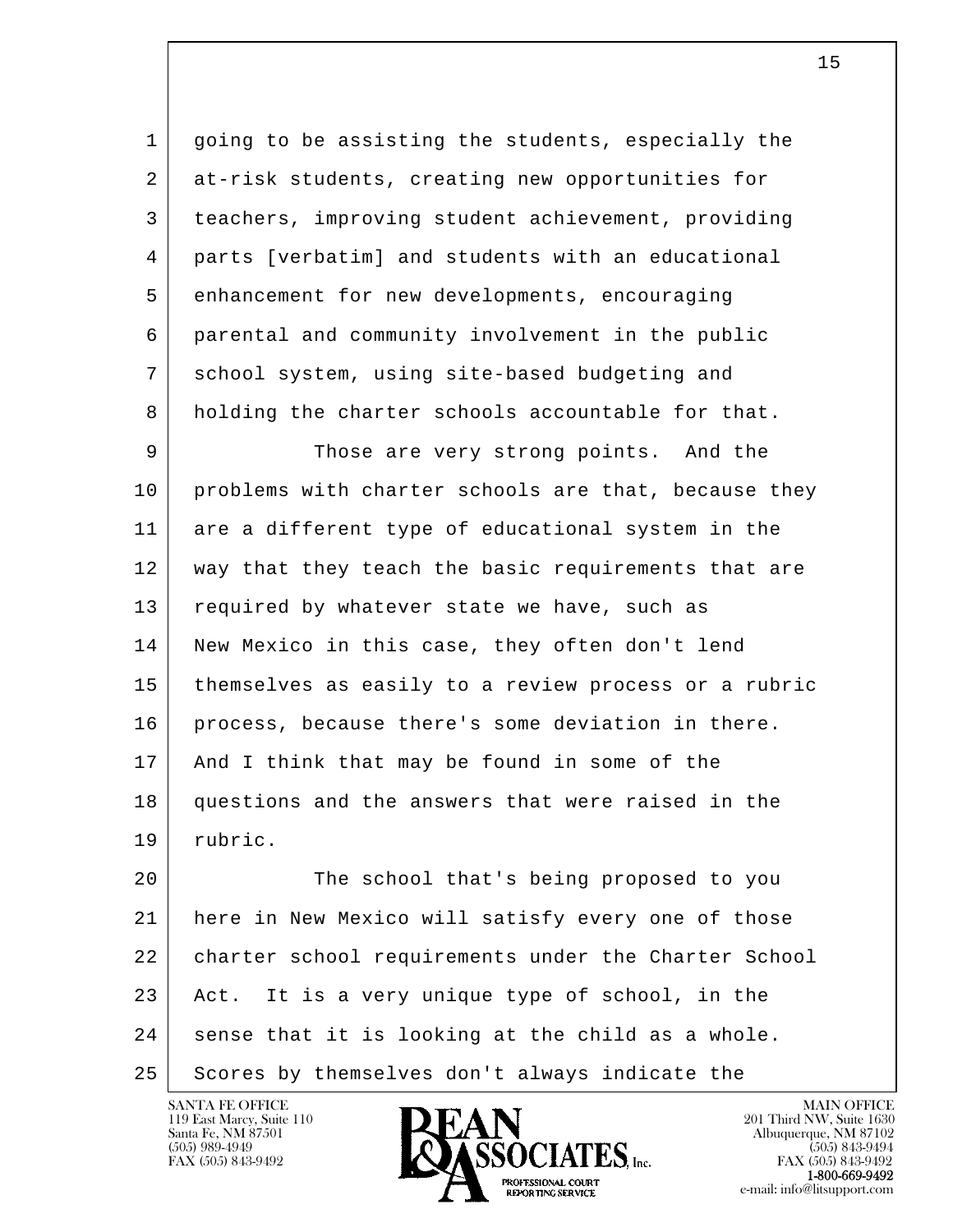going to be assisting the students, especially the at-risk students, creating new opportunities for teachers, improving student achievement, providing parts [verbatim] and students with an educational enhancement for new developments, encouraging parental and community involvement in the public school system, using site-based budgeting and holding the charter schools accountable for that.

Those are very strong points. And the problems with charter schools are that, because they are a different type of educational system in the way that they teach the basic requirements that are required by whatever state we have, such as New Mexico in this case, they often don't lend themselves as easily to a review process or a rubric process, because there's some deviation in there. And I think that may be found in some of the questions and the answers that were raised in the rubric.

The school that's being proposed to you here in New Mexico will satisfy every one of those charter school requirements under the Charter School Act. It is a very unique type of school, in the sense that it is looking at the child as a whole. Scores by themselves don't always indicate the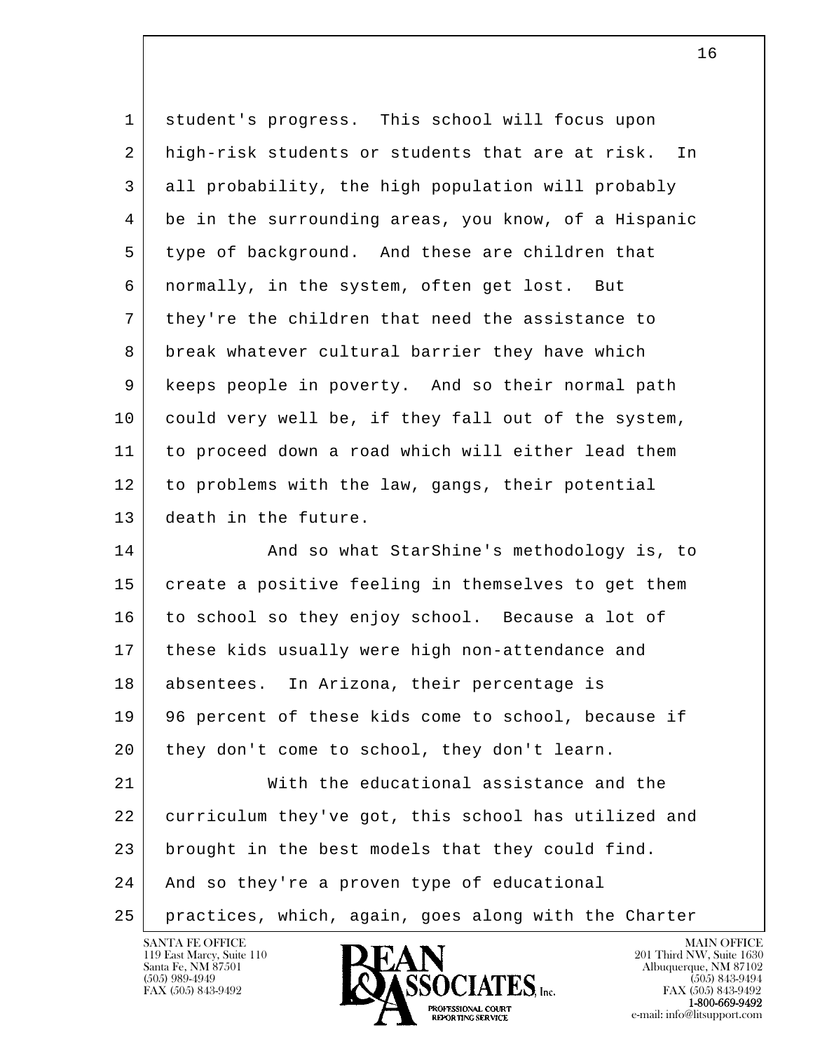student's progress. This school will focus upon high-risk students or students that are at risk. In all probability, the high population will probably be in the surrounding areas, you know, of a Hispanic type of background. And these are children that normally, in the system, often get lost. But they're the children that need the assistance to break whatever cultural barrier they have which keeps people in poverty. And so their normal path could very well be, if they fall out of the system, to proceed down a road which will either lead them to problems with the law, gangs, their potential death in the future.

And so what StarShine's methodology is, to create a positive feeling in themselves to get them to school so they enjoy school. Because a lot of these kids usually were high non-attendance and absentees. In Arizona, their percentage is 96 percent of these kids come to school, because if they don't come to school, they don't learn.

With the educational assistance and the curriculum they've got, this school has utilized and brought in the best models that they could find. And so they're a proven type of educational practices, which, again, goes along with the Charter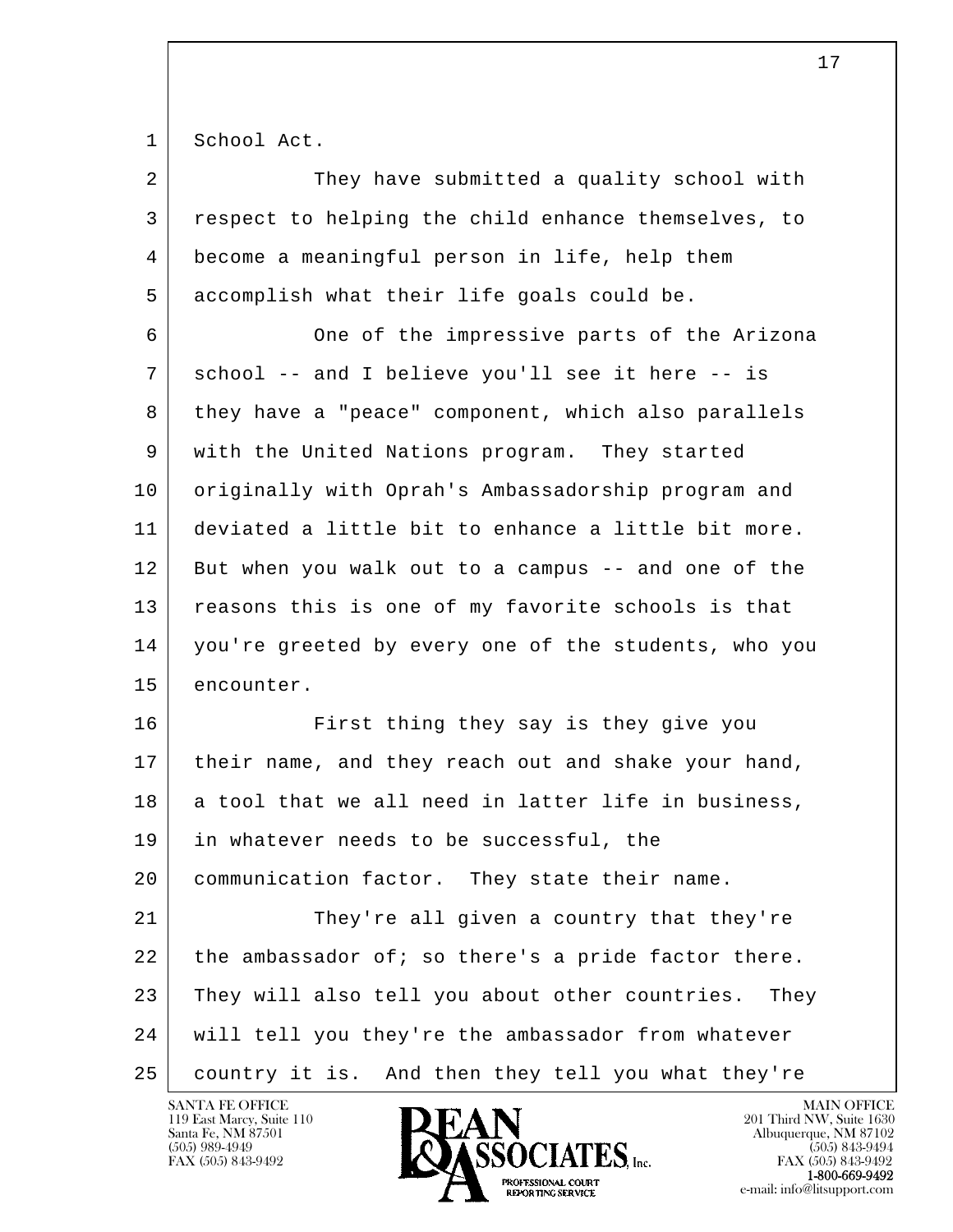School Act.

They have submitted a quality school with respect to helping the child enhance themselves, to become a meaningful person in life, help them accomplish what their life goals could be.

One of the impressive parts of the Arizona school -- and I believe you'll see it here -- is they have a "peace" component, which also parallels with the United Nations program. They started originally with Oprah's Ambassadorship program and deviated a little bit to enhance a little bit more. But when you walk out to a campus -- and one of the reasons this is one of my favorite schools is that you're greeted by every one of the students, who you encounter.

First thing they say is they give you their name, and they reach out and shake your hand, a tool that we all need in latter life in business, in whatever needs to be successful, the communication factor. They state their name.

They're all given a country that they're the ambassador of; so there's a pride factor there. They will also tell you about other countries. They will tell you they're the ambassador from whatever country it is. And then they tell you what they're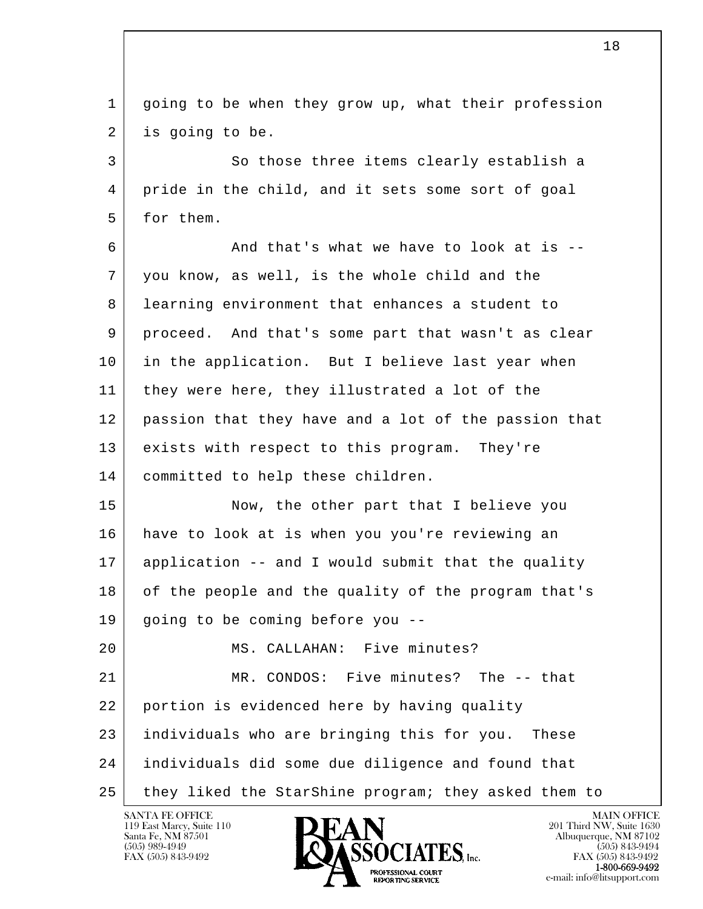going to be when they grow up, what their profession is going to be.

So those three items clearly establish a pride in the child, and it sets some sort of goal for them.

And that's what we have to look at is -- you know, as well, is the whole child and the learning environment that enhances a student to proceed. And that's some part that wasn't as clear in the application. But I believe last year when they were here, they illustrated a lot of the passion that they have and a lot of the passion that exists with respect to this program. They're committed to help these children.

Now, the other part that I believe you have to look at is when you you're reviewing an application -- and I would submit that the quality of the people and the quality of the program that's going to be coming before you --

MS. CALLAHAN: Five minutes?

MR. CONDOS: Five minutes? The -- that portion is evidenced here by having quality individuals who are bringing this for you. These individuals did some due diligence and found that they liked the StarShine program; they asked them to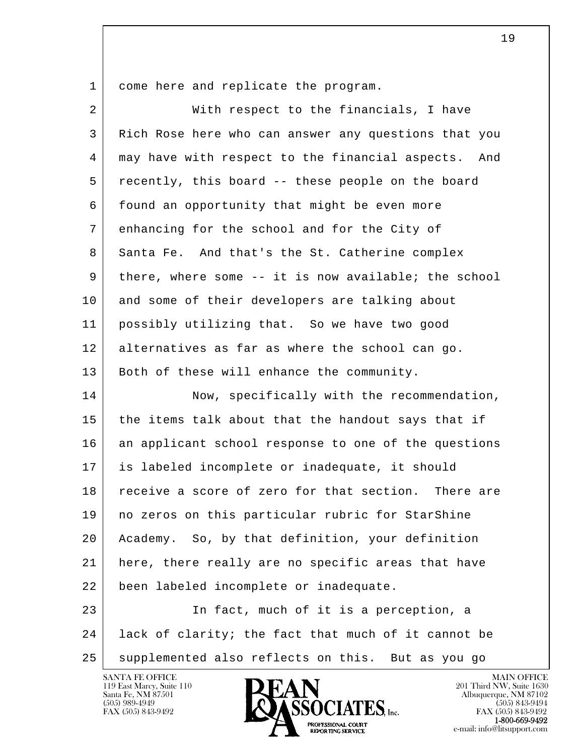come here and replicate the program.

With respect to the financials, I have Rich Rose here who can answer any questions that you may have with respect to the financial aspects. And recently, this board -- these people on the board found an opportunity that might be even more enhancing for the school and for the City of Santa Fe. And that's the St. Catherine complex there, where some -- it is now available; the school and some of their developers are talking about possibly utilizing that. So we have two good alternatives as far as where the school can go. Both of these will enhance the community.

Now, specifically with the recommendation, the items talk about that the handout says that if an applicant school response to one of the questions is labeled incomplete or inadequate, it should receive a score of zero for that section. There are no zeros on this particular rubric for StarShine Academy. So, by that definition, your definition here, there really are no specific areas that have been labeled incomplete or inadequate.

In fact, much of it is a perception, a lack of clarity; the fact that much of it cannot be supplemented also reflects on this. But as you go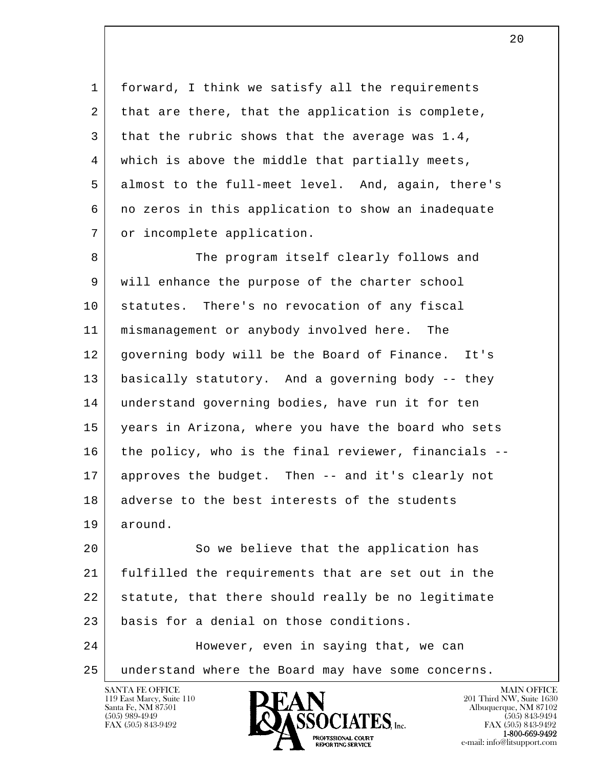forward, I think we satisfy all the requirements that are there, that the application is complete, that the rubric shows that the average was 1.4, which is above the middle that partially meets, almost to the full-meet level. And, again, there's no zeros in this application to show an inadequate or incomplete application.

The program itself clearly follows and will enhance the purpose of the charter school statutes. There's no revocation of any fiscal mismanagement or anybody involved here. The governing body will be the Board of Finance. It's basically statutory. And a governing body -- they understand governing bodies, have run it for ten years in Arizona, where you have the board who sets the policy, who is the final reviewer, financials -- approves the budget. Then -- and it's clearly not adverse to the best interests of the students around.

So we believe that the application has fulfilled the requirements that are set out in the statute, that there should really be no legitimate basis for a denial on those conditions.

However, even in saying that, we can understand where the Board may have some concerns.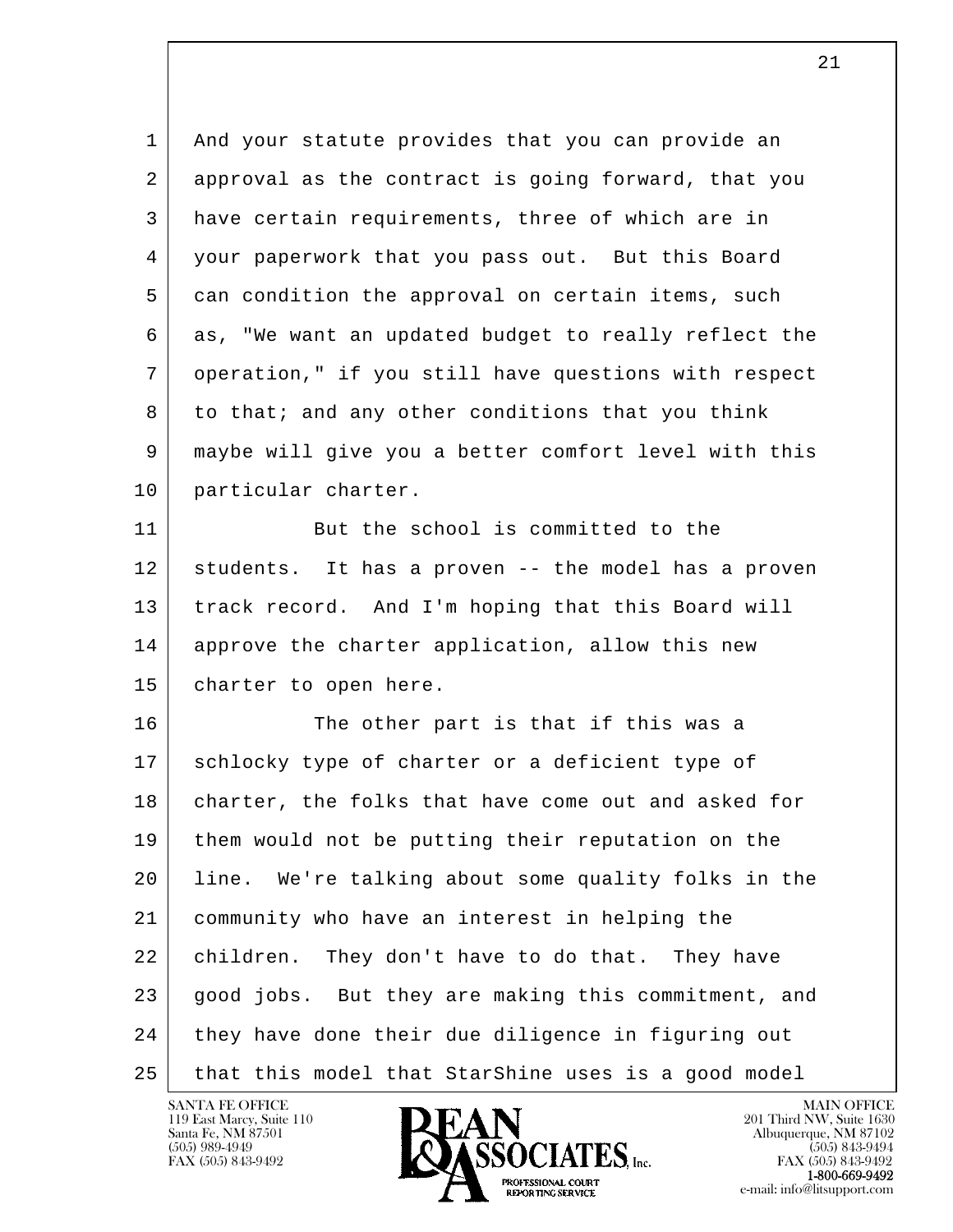And your statute provides that you can provide an approval as the contract is going forward, that you have certain requirements, three of which are in your paperwork that you pass out. But this Board can condition the approval on certain items, such as, "We want an updated budget to really reflect the operation," if you still have questions with respect to that; and any other conditions that you think maybe will give you a better comfort level with this particular charter.

But the school is committed to the students. It has a proven -- the model has a proven track record. And I'm hoping that this Board will approve the charter application, allow this new charter to open here.

The other part is that if this was a schlocky type of charter or a deficient type of charter, the folks that have come out and asked for them would not be putting their reputation on the line. We're talking about some quality folks in the community who have an interest in helping the children. They don't have to do that. They have good jobs. But they are making this commitment, and they have done their due diligence in figuring out that this model that StarShine uses is a good model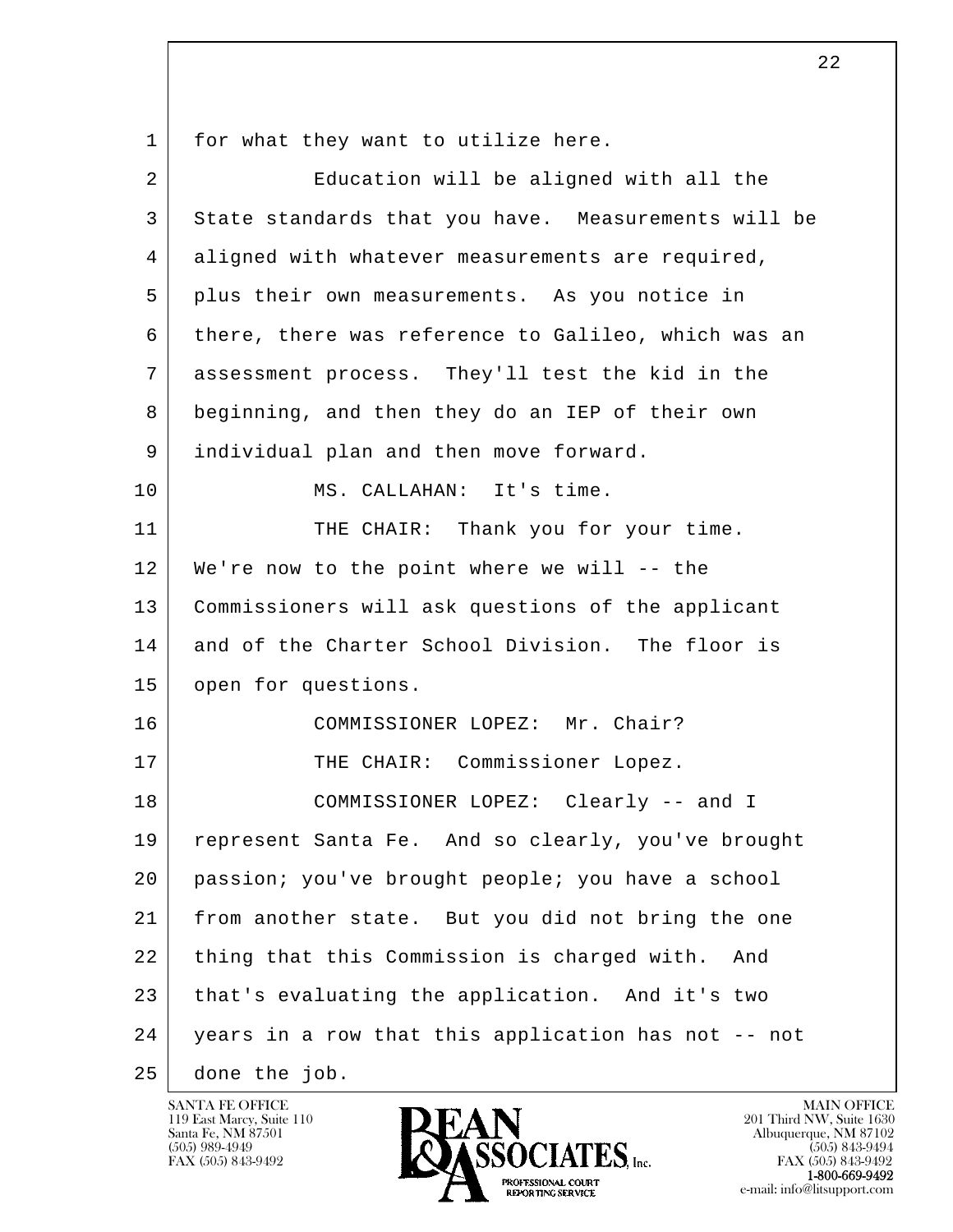for what they want to utilize here.

Education will be aligned with all the State standards that you have. Measurements will be aligned with whatever measurements are required, plus their own measurements. As you notice in there, there was reference to Galileo, which was an assessment process. They'll test the kid in the beginning, and then they do an IEP of their own individual plan and then move forward.

MS. CALLAHAN: It's time.

THE CHAIR: Thank you for your time. We're now to the point where we will -- the Commissioners will ask questions of the applicant and of the Charter School Division. The floor is open for questions.

COMMISSIONER LOPEZ: Mr. Chair?

THE CHAIR: Commissioner Lopez.

COMMISSIONER LOPEZ: Clearly -- and I represent Santa Fe. And so clearly, you've brought passion; you've brought people; you have a school from another state. But you did not bring the one thing that this Commission is charged with. And that's evaluating the application. And it's two years in a row that this application has not -- not done the job.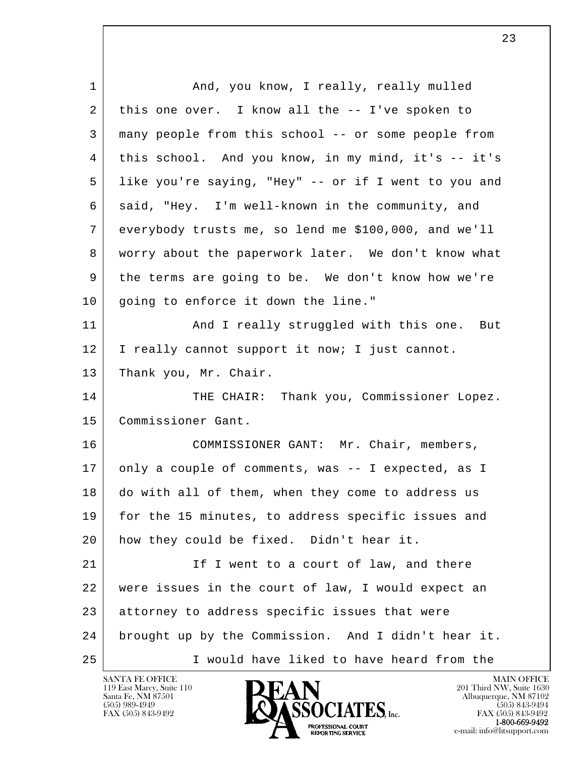And, you know, I really, really mulled this one over. I know all the -- I've spoken to many people from this school -- or some people from this school. And you know, in my mind, it's -- it's like you're saying, "Hey" -- or if I went to you and said, "Hey. I'm well-known in the community, and everybody trusts me, so lend me $100,000, and we'll worry about the paperwork later. We don't know what the terms are going to be. We don't know how we're going to enforce it down the line."

And I really struggled with this one. But I really cannot support it now; I just cannot. Thank you, Mr. Chair.

THE CHAIR: Thank you, Commissioner Lopez. Commissioner Gant.

COMMISSIONER GANT: Mr. Chair, members, only a couple of comments, was -- I expected, as I do with all of them, when they come to address us for the 15 minutes, to address specific issues and how they could be fixed. Didn't hear it.

If I went to a court of law, and there were issues in the court of law, I would expect an attorney to address specific issues that were brought up by the Commission. And I didn't hear it.

I would have liked to have heard from the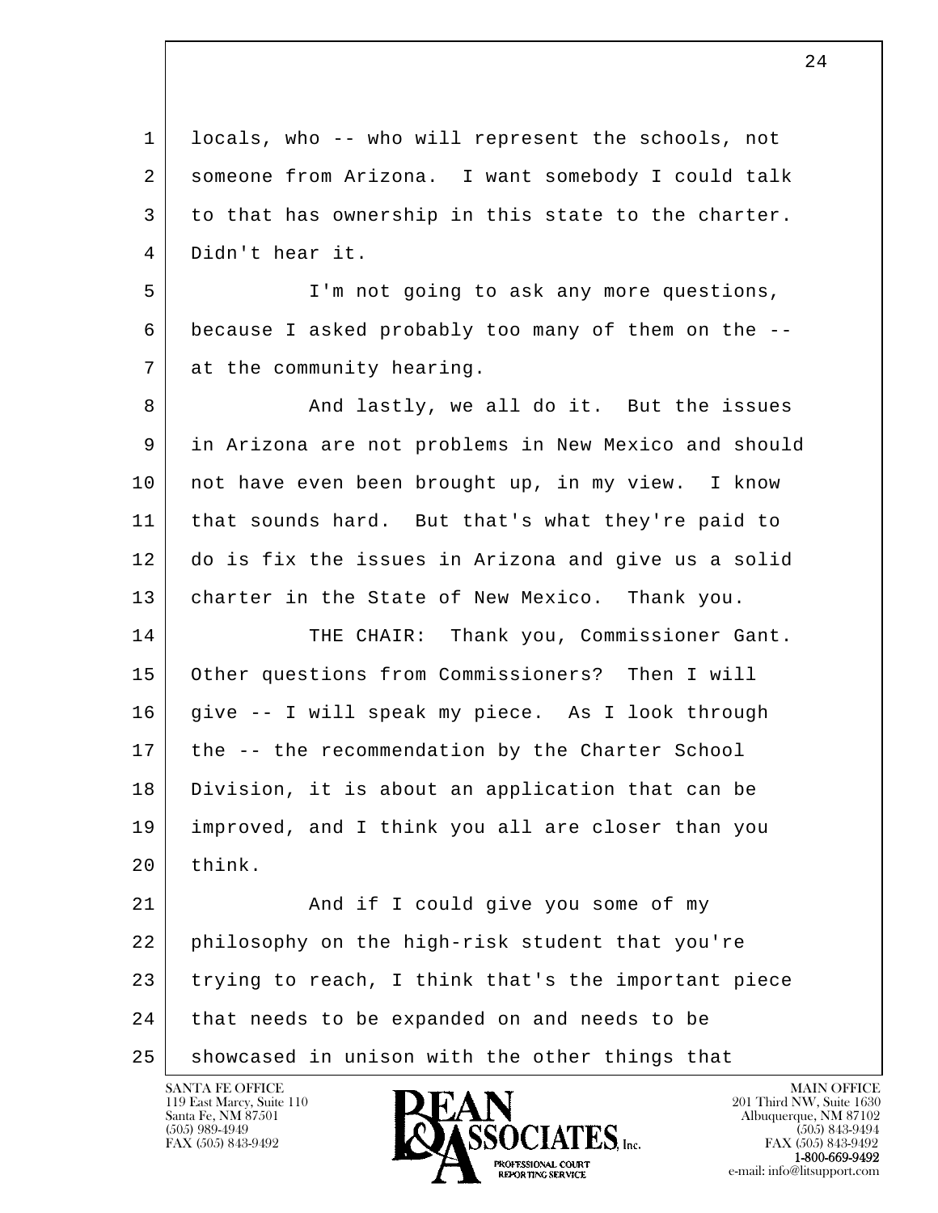locals, who -- who will represent the schools, not someone from Arizona. I want somebody I could talk to that has ownership in this state to the charter. Didn't hear it.

I'm not going to ask any more questions, because I asked probably too many of them on the -- at the community hearing.

And lastly, we all do it. But the issues in Arizona are not problems in New Mexico and should not have even been brought up, in my view. I know that sounds hard. But that's what they're paid to do is fix the issues in Arizona and give us a solid charter in the State of New Mexico. Thank you.

THE CHAIR: Thank you, Commissioner Gant. Other questions from Commissioners? Then I will give -- I will speak my piece. As I look through the -- the recommendation by the Charter School Division, it is about an application that can be improved, and I think you all are closer than you think.

And if I could give you some of my philosophy on the high-risk student that you're trying to reach, I think that's the important piece that needs to be expanded on and needs to be showcased in unison with the other things that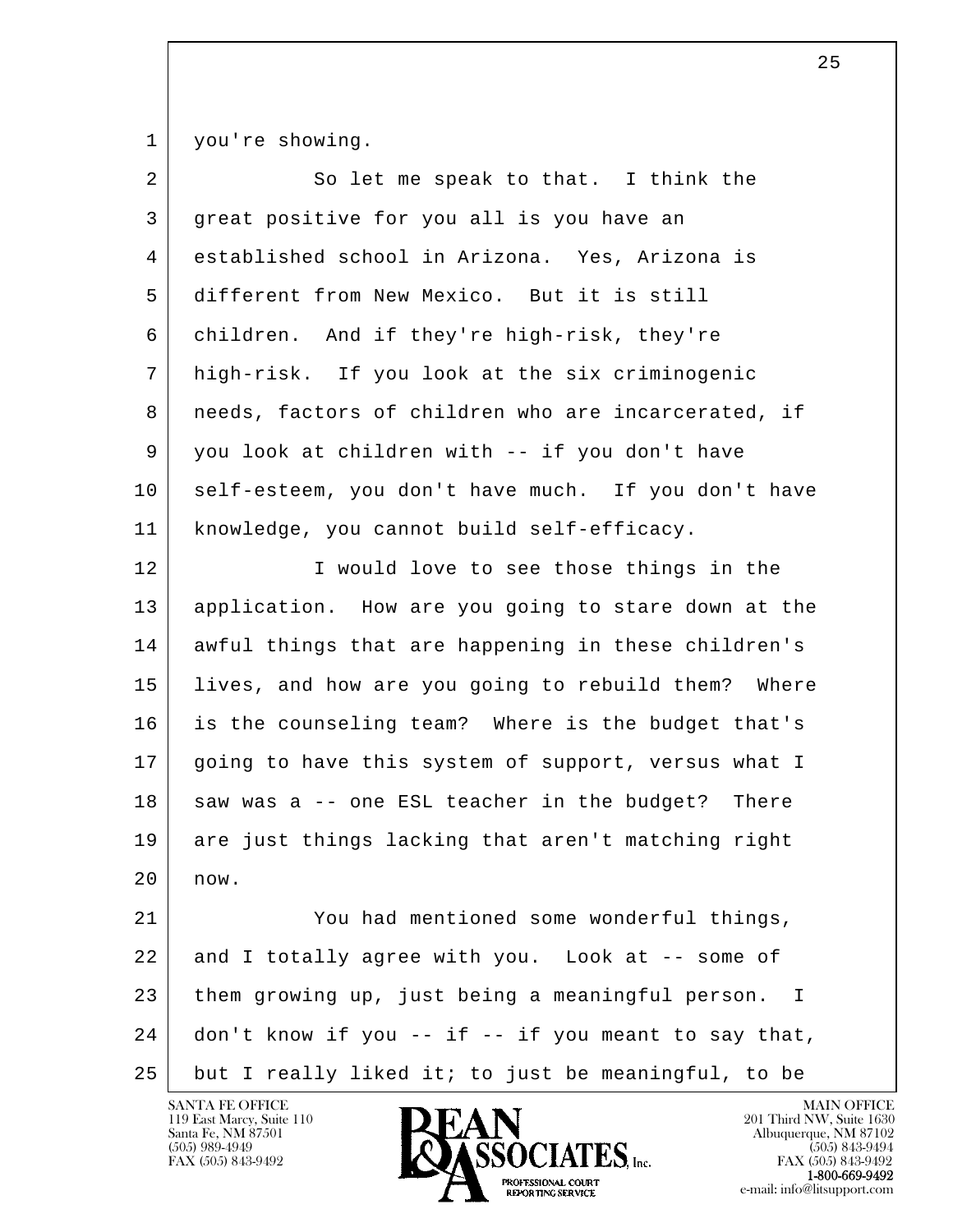you're showing.

So let me speak to that. I think the great positive for you all is you have an established school in Arizona. Yes, Arizona is different from New Mexico. But it is still children. And if they're high-risk, they're high-risk. If you look at the six criminogenic needs, factors of children who are incarcerated, if you look at children with -- if you don't have self-esteem, you don't have much. If you don't have knowledge, you cannot build self-efficacy.

I would love to see those things in the application. How are you going to stare down at the awful things that are happening in these children's lives, and how are you going to rebuild them? Where is the counseling team? Where is the budget that's going to have this system of support, versus what I saw was a -- one ESL teacher in the budget? There are just things lacking that aren't matching right now.

You had mentioned some wonderful things, and I totally agree with you. Look at -- some of them growing up, just being a meaningful person. I don't know if you -- if -- if you meant to say that, but I really liked it; to just be meaningful, to be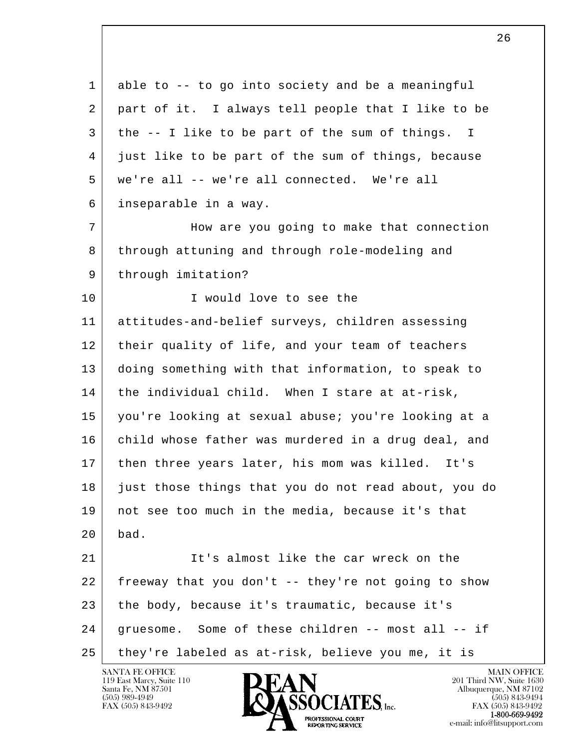able to -- to go into society and be a meaningful part of it. I always tell people that I like to be the -- I like to be part of the sum of things. I just like to be part of the sum of things, because we're all -- we're all connected. We're all inseparable in a way.

How are you going to make that connection through attuning and through role-modeling and through imitation?

I would love to see the attitudes-and-belief surveys, children assessing their quality of life, and your team of teachers doing something with that information, to speak to the individual child. When I stare at at-risk, you're looking at sexual abuse; you're looking at a child whose father was murdered in a drug deal, and then three years later, his mom was killed. It's just those things that you do not read about, you do not see too much in the media, because it's that bad.

It's almost like the car wreck on the freeway that you don't -- they're not going to show the body, because it's traumatic, because it's gruesome. Some of these children -- most all -- if they're labeled as at-risk, believe you me, it is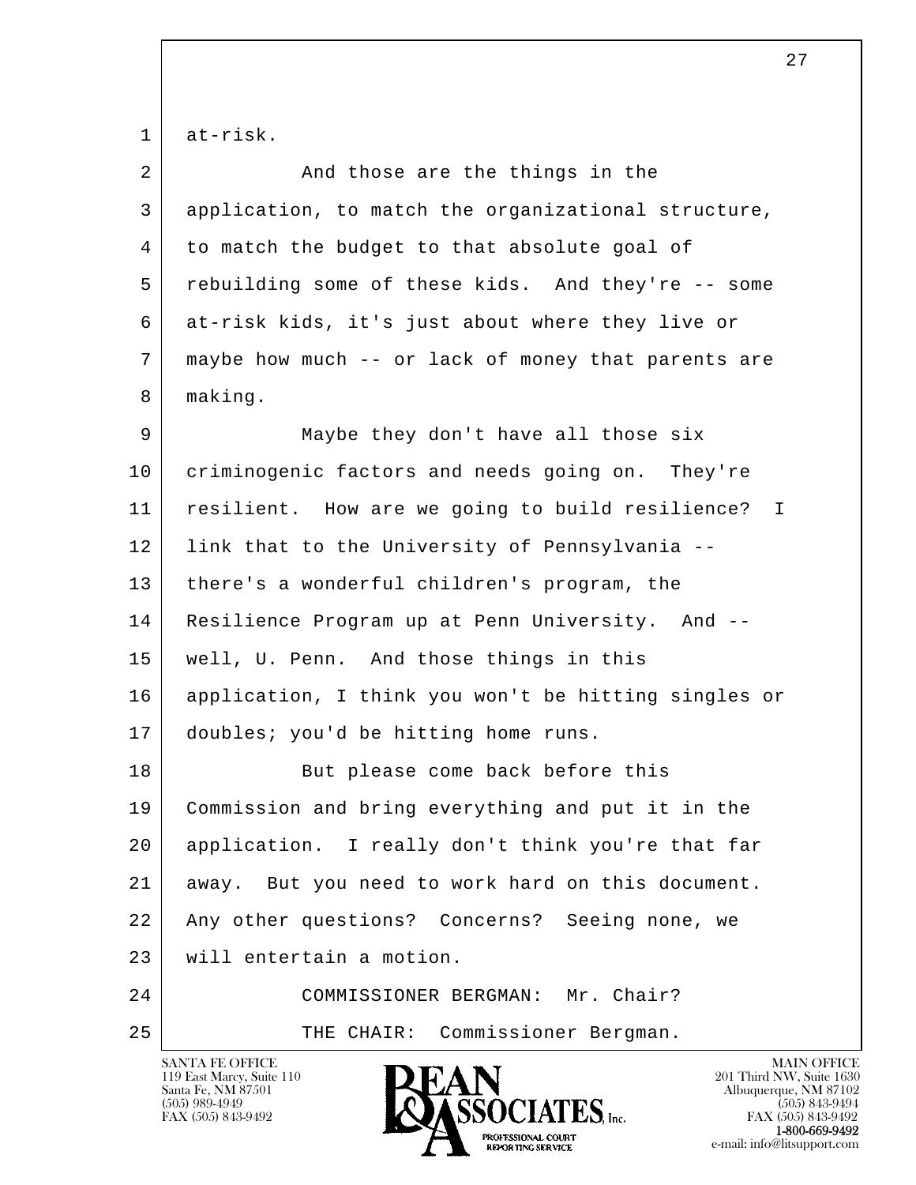at-risk.

And those are the things in the application, to match the organizational structure, to match the budget to that absolute goal of rebuilding some of these kids. And they're -- some at-risk kids, it's just about where they live or maybe how much -- or lack of money that parents are making.

Maybe they don't have all those six criminogenic factors and needs going on. They're resilient. How are we going to build resilience? I link that to the University of Pennsylvania -- there's a wonderful children's program, the Resilience Program up at Penn University. And -- well, U. Penn. And those things in this application, I think you won't be hitting singles or doubles; you'd be hitting home runs.

But please come back before this Commission and bring everything and put it in the application. I really don't think you're that far away. But you need to work hard on this document. Any other questions? Concerns? Seeing none, we will entertain a motion.

COMMISSIONER BERGMAN: Mr. Chair?

THE CHAIR: Commissioner Bergman.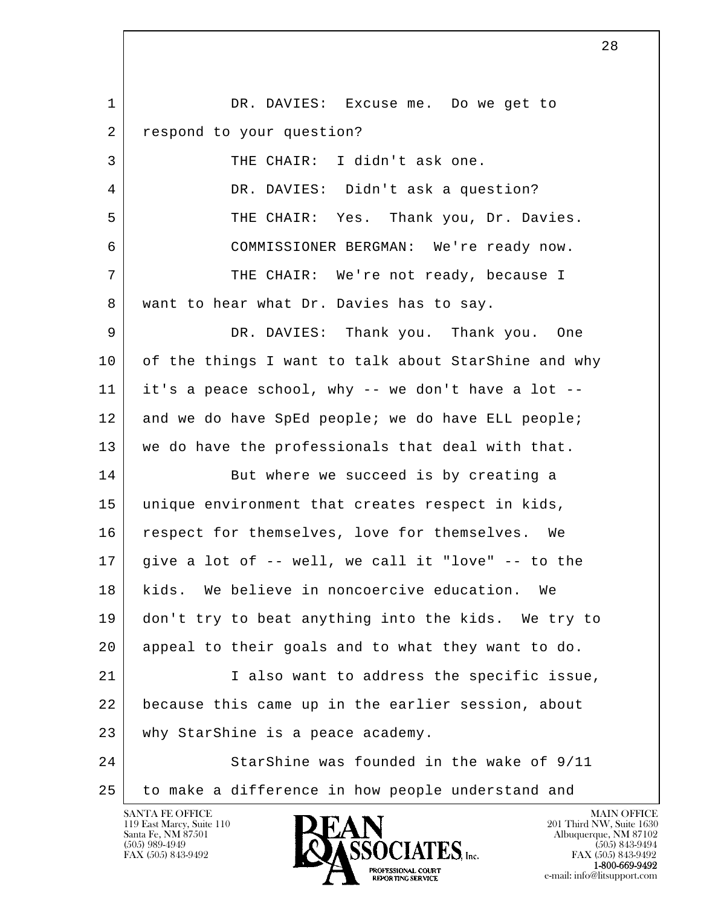DR. DAVIES: Excuse me. Do we get to respond to your question?

THE CHAIR: I didn't ask one.

DR. DAVIES: Didn't ask a question?

THE CHAIR: Yes. Thank you, Dr. Davies.

COMMISSIONER BERGMAN: We're ready now.

THE CHAIR: We're not ready, because I want to hear what Dr. Davies has to say.

DR. DAVIES: Thank you. Thank you. One of the things I want to talk about StarShine and why it's a peace school, why -- we don't have a lot -- and we do have SpEd people; we do have ELL people; we do have the professionals that deal with that.

But where we succeed is by creating a unique environment that creates respect in kids, respect for themselves, love for themselves. We give a lot of -- well, we call it "love" -- to the kids. We believe in noncoercive education. We don't try to beat anything into the kids. We try to appeal to their goals and to what they want to do.

I also want to address the specific issue, because this came up in the earlier session, about why StarShine is a peace academy.

StarShine was founded in the wake of 9/11 to make a difference in how people understand and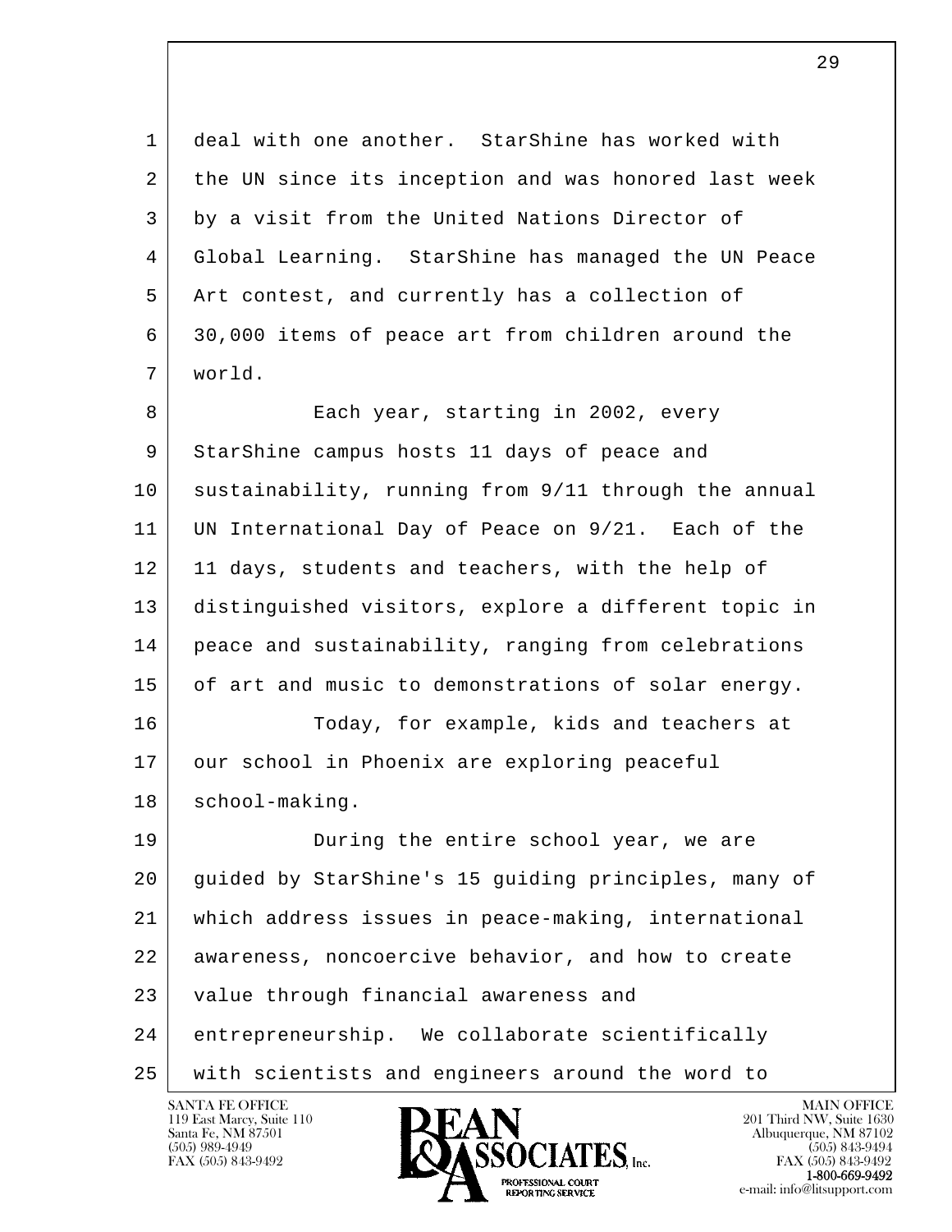deal with one another. StarShine has worked with the UN since its inception and was honored last week by a visit from the United Nations Director of Global Learning. StarShine has managed the UN Peace Art contest, and currently has a collection of 30,000 items of peace art from children around the world.

Each year, starting in 2002, every StarShine campus hosts 11 days of peace and sustainability, running from 9/11 through the annual UN International Day of Peace on 9/21. Each of the 11 days, students and teachers, with the help of distinguished visitors, explore a different topic in peace and sustainability, ranging from celebrations of art and music to demonstrations of solar energy.

Today, for example, kids and teachers at our school in Phoenix are exploring peaceful school-making.

During the entire school year, we are guided by StarShine's 15 guiding principles, many of which address issues in peace-making, international awareness, noncoercive behavior, and how to create value through financial awareness and entrepreneurship. We collaborate scientifically with scientists and engineers around the word to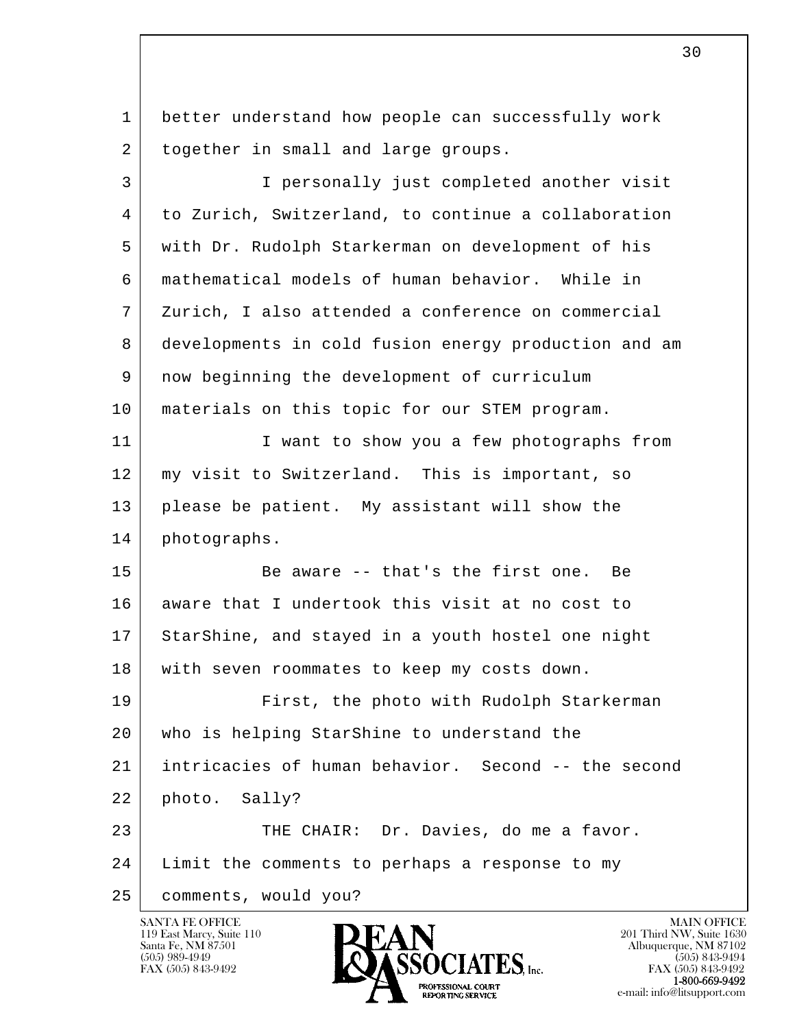better understand how people can successfully work together in small and large groups.

I personally just completed another visit to Zurich, Switzerland, to continue a collaboration with Dr. Rudolph Starkerman on development of his mathematical models of human behavior. While in Zurich, I also attended a conference on commercial developments in cold fusion energy production and am now beginning the development of curriculum materials on this topic for our STEM program.

I want to show you a few photographs from my visit to Switzerland. This is important, so please be patient. My assistant will show the photographs.

Be aware -- that's the first one. Be aware that I undertook this visit at no cost to StarShine, and stayed in a youth hostel one night with seven roommates to keep my costs down.

First, the photo with Rudolph Starkerman who is helping StarShine to understand the intricacies of human behavior. Second -- the second photo. Sally?

THE CHAIR: Dr. Davies, do me a favor. Limit the comments to perhaps a response to my comments, would you?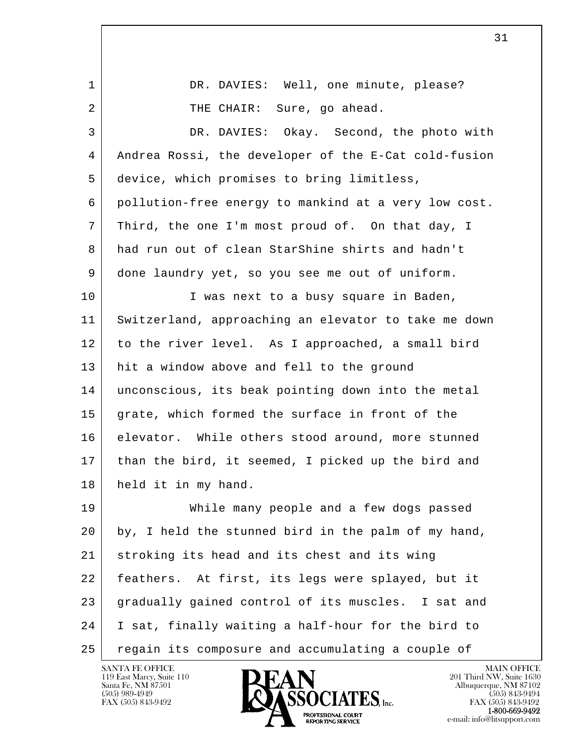DR. DAVIES: Well, one minute, please?

THE CHAIR: Sure, go ahead.

DR. DAVIES: Okay. Second, the photo with Andrea Rossi, the developer of the E-Cat cold-fusion device, which promises to bring limitless, pollution-free energy to mankind at a very low cost. Third, the one I'm most proud of. On that day, I had run out of clean StarShine shirts and hadn't done laundry yet, so you see me out of uniform.

I was next to a busy square in Baden, Switzerland, approaching an elevator to take me down to the river level. As I approached, a small bird hit a window above and fell to the ground unconscious, its beak pointing down into the metal grate, which formed the surface in front of the elevator. While others stood around, more stunned than the bird, it seemed, I picked up the bird and held it in my hand.

While many people and a few dogs passed by, I held the stunned bird in the palm of my hand, stroking its head and its chest and its wing feathers. At first, its legs were splayed, but it gradually gained control of its muscles. I sat and I sat, finally waiting a half-hour for the bird to regain its composure and accumulating a couple of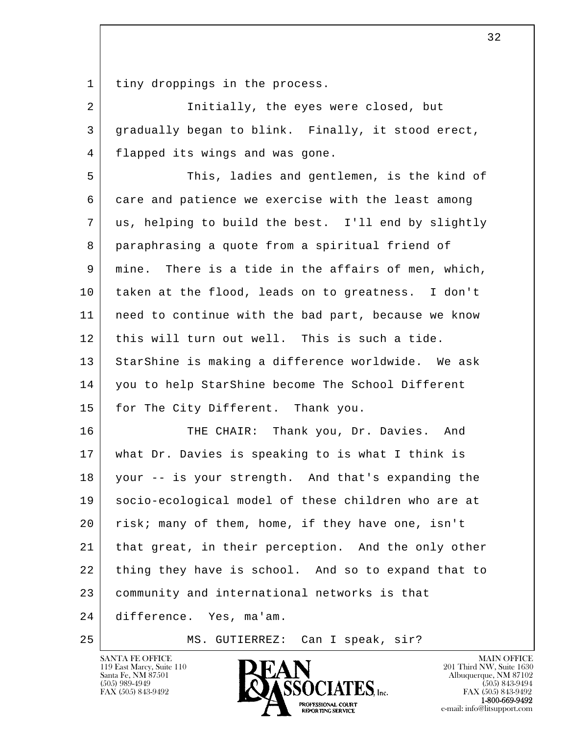tiny droppings in the process.

Initially, the eyes were closed, but gradually began to blink. Finally, it stood erect, flapped its wings and was gone.

This, ladies and gentlemen, is the kind of care and patience we exercise with the least among us, helping to build the best. I'll end by slightly paraphrasing a quote from a spiritual friend of mine. There is a tide in the affairs of men, which, taken at the flood, leads on to greatness. I don't need to continue with the bad part, because we know this will turn out well. This is such a tide. StarShine is making a difference worldwide. We ask you to help StarShine become The School Different for The City Different. Thank you.

THE CHAIR: Thank you, Dr. Davies. And what Dr. Davies is speaking to is what I think is your -- is your strength. And that's expanding the socio-ecological model of these children who are at risk; many of them, home, if they have one, isn't that great, in their perception. And the only other thing they have is school. And so to expand that to community and international networks is that difference. Yes, ma'am.

MS. GUTIERREZ: Can I speak, sir?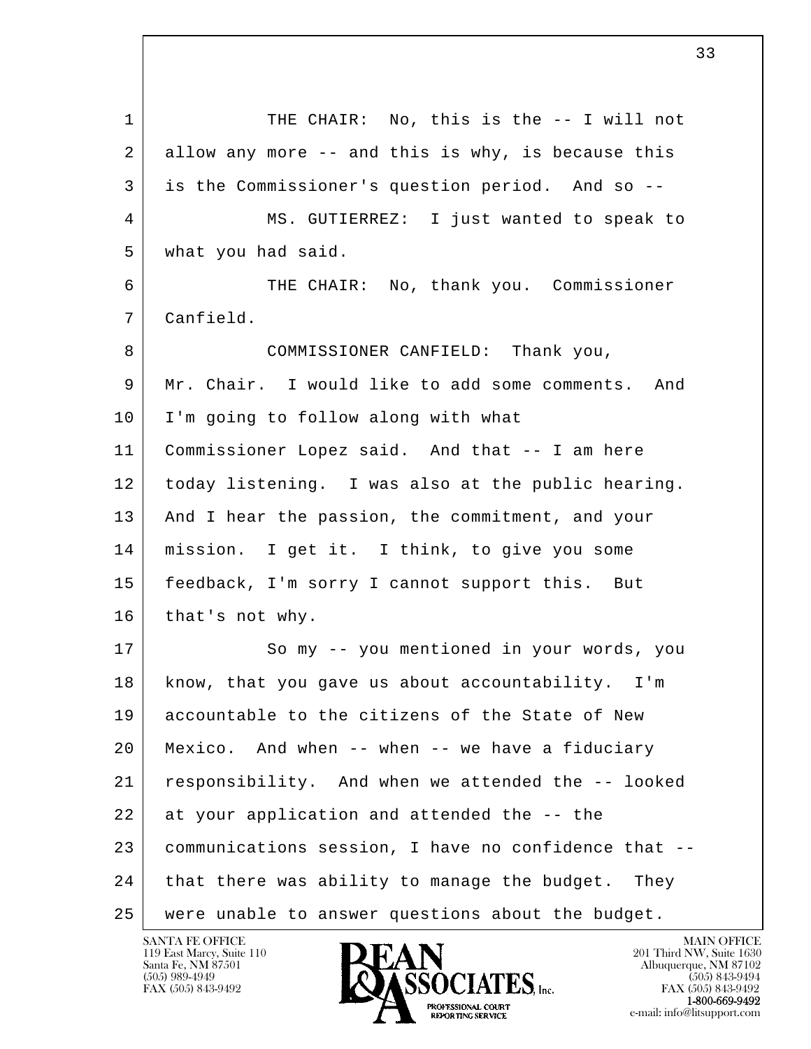1 THE CHAIR: No, this is the -- I will not
2 allow any more -- and this is why, is because this
3 is the Commissioner's question period. And so --
4 MS. GUTIERREZ: I just wanted to speak to
5 what you had said.
6 THE CHAIR: No, thank you. Commissioner
7 Canfield.
8 COMMISSIONER CANFIELD: Thank you,
9 Mr. Chair. I would like to add some comments. And
10 I'm going to follow along with what
11 Commissioner Lopez said. And that -- I am here
12 today listening. I was also at the public hearing.
13 And I hear the passion, the commitment, and your
14 mission. I get it. I think, to give you some
15 feedback, I'm sorry I cannot support this. But
16 that's not why.
17 So my -- you mentioned in your words, you
18 know, that you gave us about accountability. I'm
19 accountable to the citizens of the State of New
20 Mexico. And when -- when -- we have a fiduciary
21 responsibility. And when we attended the -- looked
22 at your application and attended the -- the
23 communications session, I have no confidence that --
24 that there was ability to manage the budget. They
25 were unable to answer questions about the budget.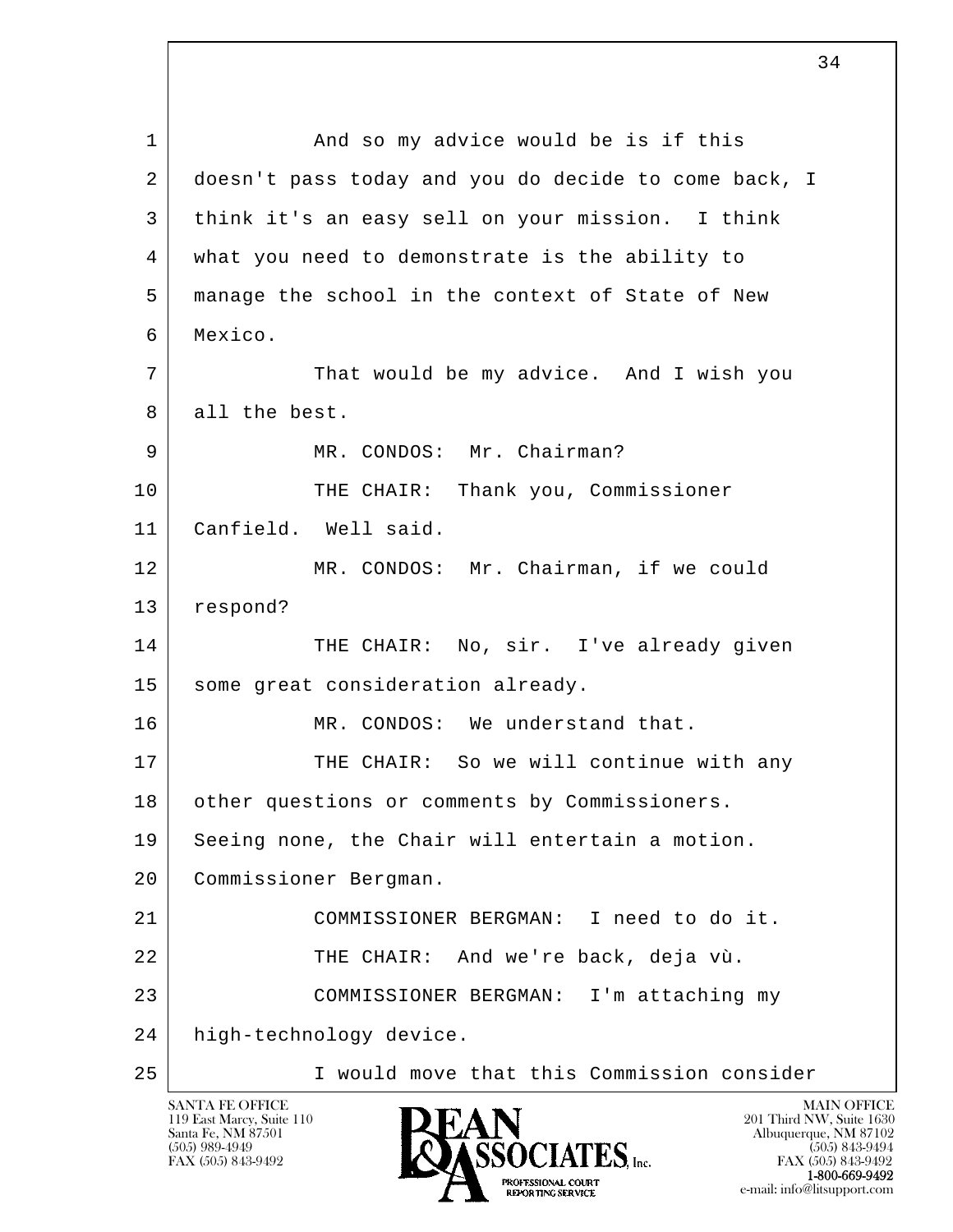1 And so my advice would be is if this
2 doesn't pass today and you do decide to come back, I
3 think it's an easy sell on your mission. I think
4 what you need to demonstrate is the ability to
5 manage the school in the context of State of New
6 Mexico.
7 That would be my advice. And I wish you
8 all the best.
9 MR. CONDOS: Mr. Chairman?
10 THE CHAIR: Thank you, Commissioner
11 Canfield. Well said.
12 MR. CONDOS: Mr. Chairman, if we could
13 respond?
14 THE CHAIR: No, sir. I've already given
15 some great consideration already.
16 MR. CONDOS: We understand that.
17 THE CHAIR: So we will continue with any
18 other questions or comments by Commissioners.
19 Seeing none, the Chair will entertain a motion.
20 Commissioner Bergman.
21 COMMISSIONER BERGMAN: I need to do it.
22 THE CHAIR: And we're back, deja vù.
23 COMMISSIONER BERGMAN: I'm attaching my
24 high-technology device.
25 I would move that this Commission consider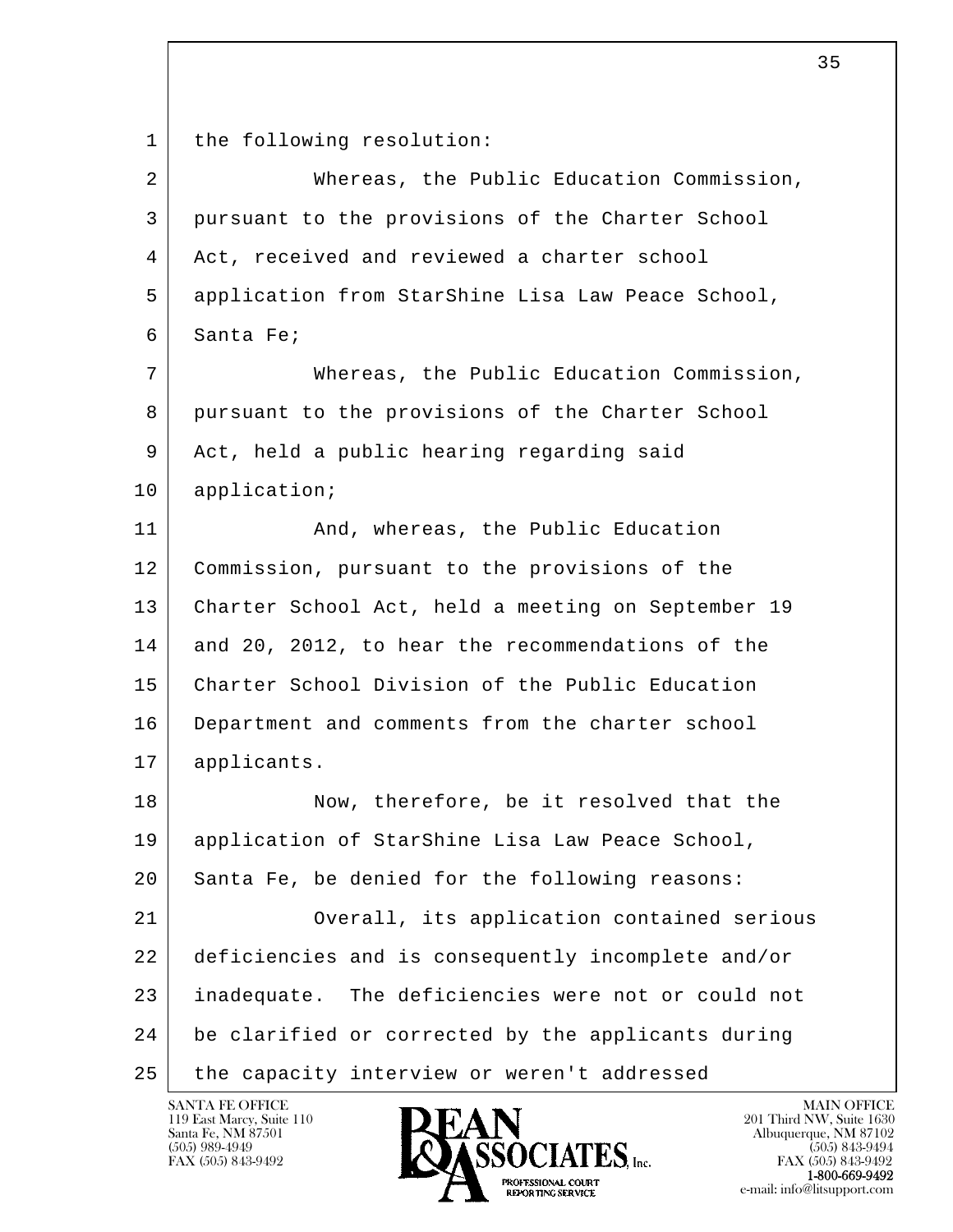the following resolution:

Whereas, the Public Education Commission, pursuant to the provisions of the Charter School Act, received and reviewed a charter school application from StarShine Lisa Law Peace School, Santa Fe;

Whereas, the Public Education Commission, pursuant to the provisions of the Charter School Act, held a public hearing regarding said application;

And, whereas, the Public Education Commission, pursuant to the provisions of the Charter School Act, held a meeting on September 19 and 20, 2012, to hear the recommendations of the Charter School Division of the Public Education Department and comments from the charter school applicants.

Now, therefore, be it resolved that the application of StarShine Lisa Law Peace School, Santa Fe, be denied for the following reasons:

Overall, its application contained serious deficiencies and is consequently incomplete and/or inadequate. The deficiencies were not or could not be clarified or corrected by the applicants during the capacity interview or weren't addressed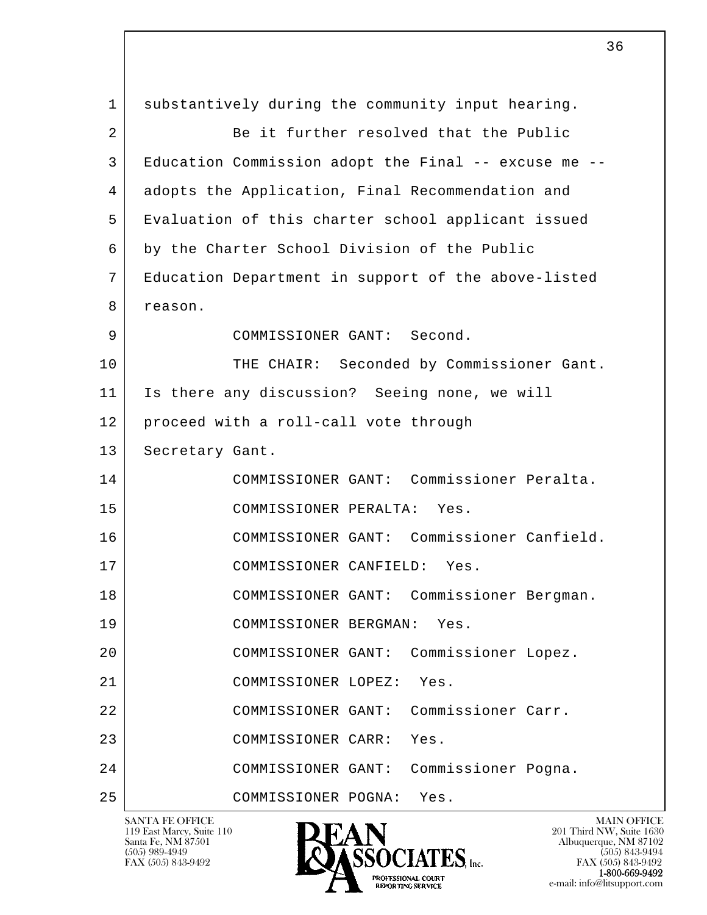1 substantively during the community input hearing.

2 Be it further resolved that the Public

3 Education Commission adopt the Final -- excuse me --

4 adopts the Application, Final Recommendation and

5 Evaluation of this charter school applicant issued

6 by the Charter School Division of the Public

7 Education Department in support of the above-listed

8 reason.

9 COMMISSIONER GANT: Second.

10 THE CHAIR: Seconded by Commissioner Gant.

11 Is there any discussion? Seeing none, we will

12 proceed with a roll-call vote through

13 Secretary Gant.

14 COMMISSIONER GANT: Commissioner Peralta.

15 COMMISSIONER PERALTA: Yes.

16 COMMISSIONER GANT: Commissioner Canfield.

17 COMMISSIONER CANFIELD: Yes.

18 COMMISSIONER GANT: Commissioner Bergman.

19 COMMISSIONER BERGMAN: Yes.

20 COMMISSIONER GANT: Commissioner Lopez.

21 COMMISSIONER LOPEZ: Yes.

22 COMMISSIONER GANT: Commissioner Carr.

23 COMMISSIONER CARR: Yes.

24 COMMISSIONER GANT: Commissioner Pogna.

25 COMMISSIONER POGNA: Yes.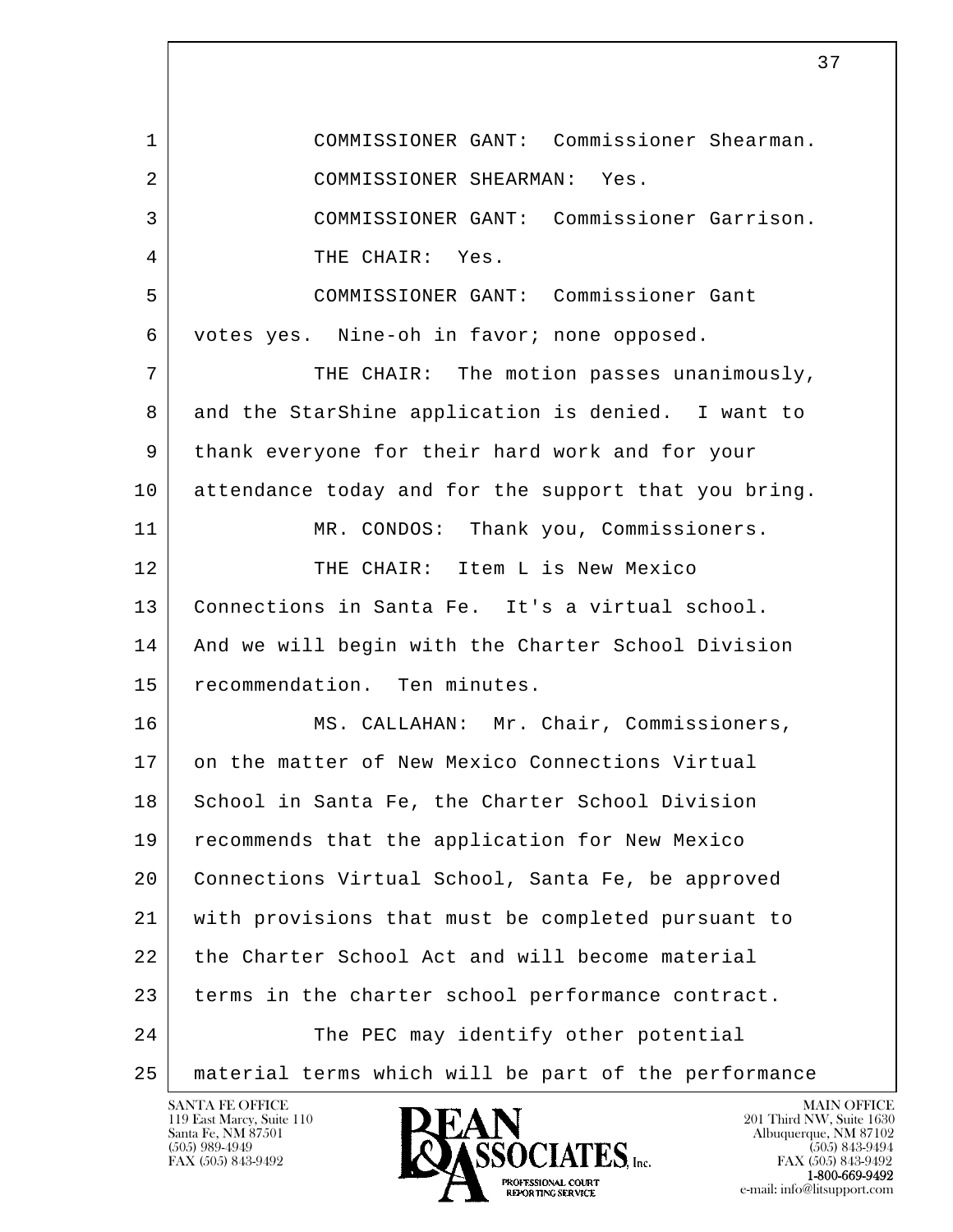1 COMMISSIONER GANT: Commissioner Shearman.
2 COMMISSIONER SHEARMAN: Yes.
3 COMMISSIONER GANT: Commissioner Garrison.
4 THE CHAIR: Yes.
5 COMMISSIONER GANT: Commissioner Gant
6 votes yes. Nine-oh in favor; none opposed.
7 THE CHAIR: The motion passes unanimously,
8 and the StarShine application is denied. I want to
9 thank everyone for their hard work and for your
10 attendance today and for the support that you bring.
11 MR. CONDOS: Thank you, Commissioners.
12 THE CHAIR: Item L is New Mexico
13 Connections in Santa Fe. It's a virtual school.
14 And we will begin with the Charter School Division
15 recommendation. Ten minutes.
16 MS. CALLAHAN: Mr. Chair, Commissioners,
17 on the matter of New Mexico Connections Virtual
18 School in Santa Fe, the Charter School Division
19 recommends that the application for New Mexico
20 Connections Virtual School, Santa Fe, be approved
21 with provisions that must be completed pursuant to
22 the Charter School Act and will become material
23 terms in the charter school performance contract.
24 The PEC may identify other potential
25 material terms which will be part of the performance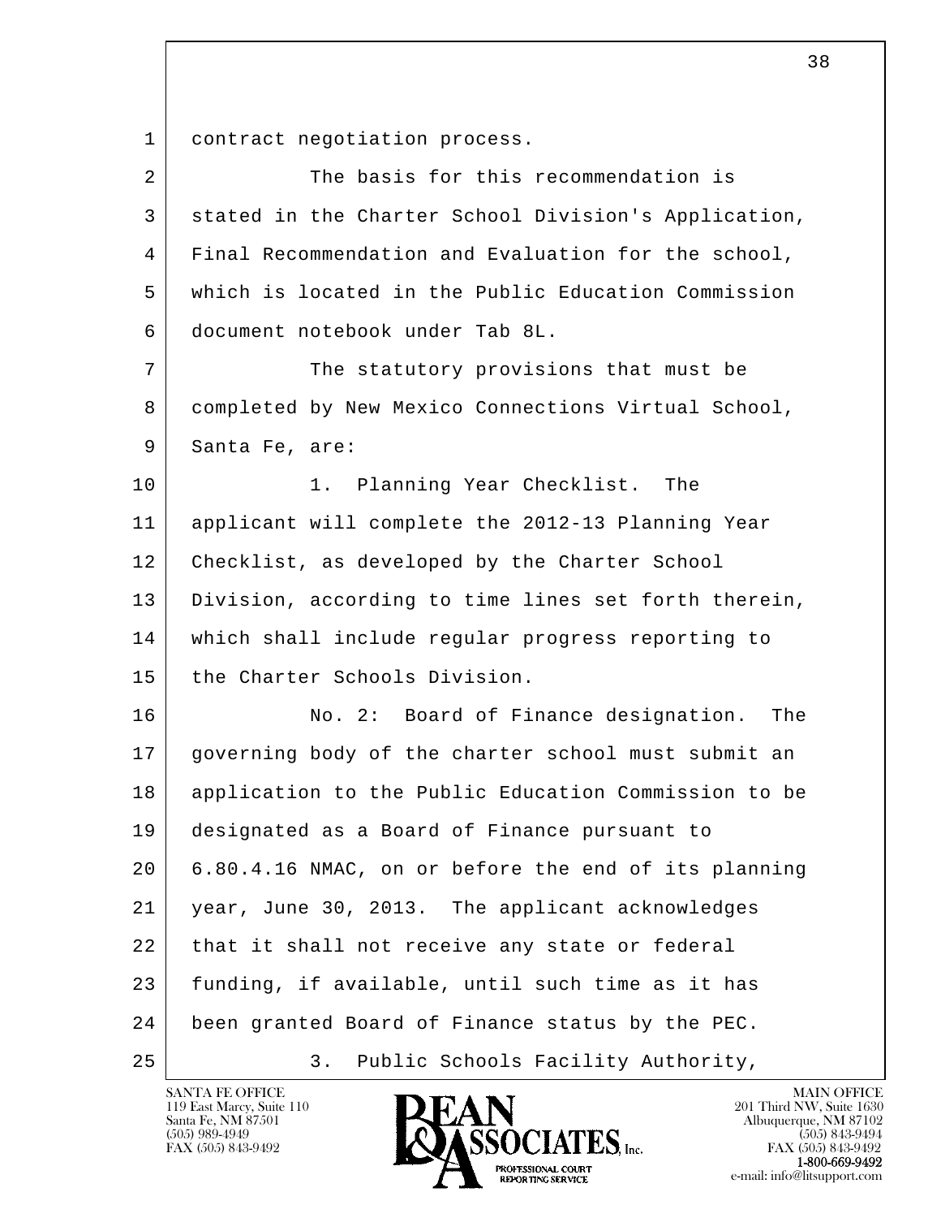contract negotiation process.

The basis for this recommendation is stated in the Charter School Division's Application, Final Recommendation and Evaluation for the school, which is located in the Public Education Commission document notebook under Tab 8L.

The statutory provisions that must be completed by New Mexico Connections Virtual School, Santa Fe, are:

1. Planning Year Checklist. The applicant will complete the 2012-13 Planning Year Checklist, as developed by the Charter School Division, according to time lines set forth therein, which shall include regular progress reporting to the Charter Schools Division.

No. 2: Board of Finance designation. The governing body of the charter school must submit an application to the Public Education Commission to be designated as a Board of Finance pursuant to 6.80.4.16 NMAC, on or before the end of its planning year, June 30, 2013. The applicant acknowledges that it shall not receive any state or federal funding, if available, until such time as it has been granted Board of Finance status by the PEC.

3. Public Schools Facility Authority,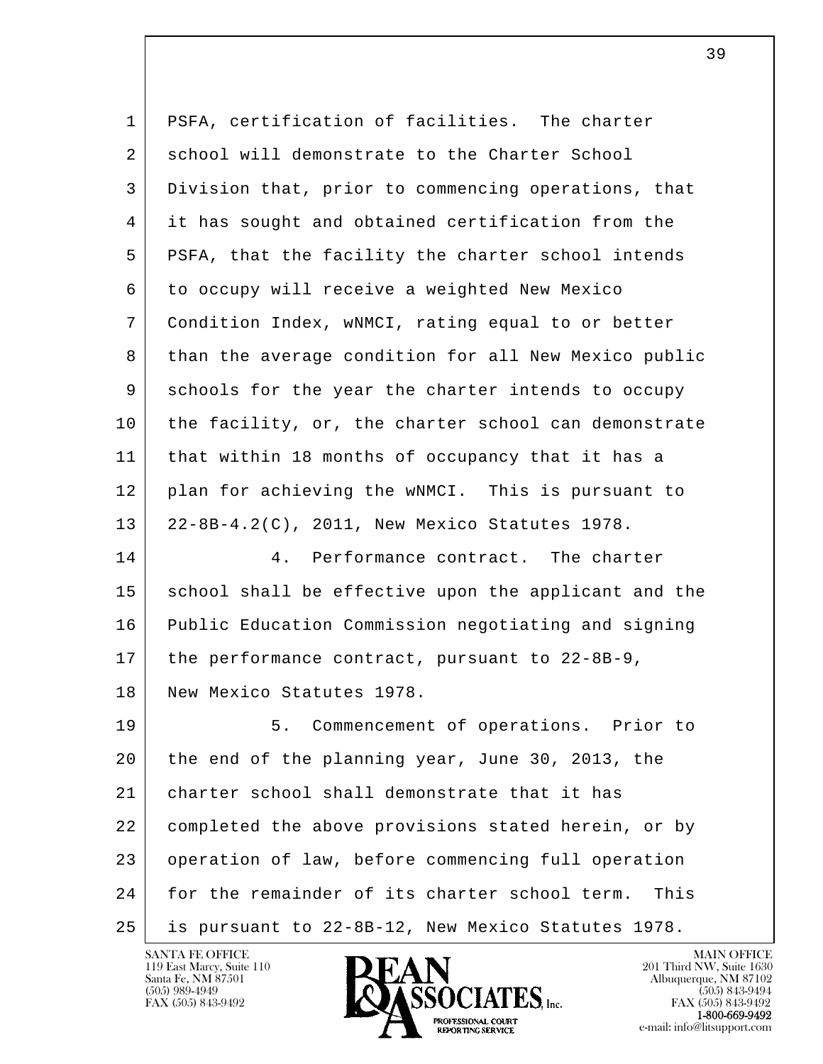PSFA, certification of facilities. The charter school will demonstrate to the Charter School Division that, prior to commencing operations, that it has sought and obtained certification from the PSFA, that the facility the charter school intends to occupy will receive a weighted New Mexico Condition Index, wNMCI, rating equal to or better than the average condition for all New Mexico public schools for the year the charter intends to occupy the facility, or, the charter school can demonstrate that within 18 months of occupancy that it has a plan for achieving the wNMCI. This is pursuant to 22-8B-4.2(C), 2011, New Mexico Statutes 1978.

4. Performance contract. The charter school shall be effective upon the applicant and the Public Education Commission negotiating and signing the performance contract, pursuant to 22-8B-9, New Mexico Statutes 1978.

5. Commencement of operations. Prior to the end of the planning year, June 30, 2013, the charter school shall demonstrate that it has completed the above provisions stated herein, or by operation of law, before commencing full operation for the remainder of its charter school term. This is pursuant to 22-8B-12, New Mexico Statutes 1978.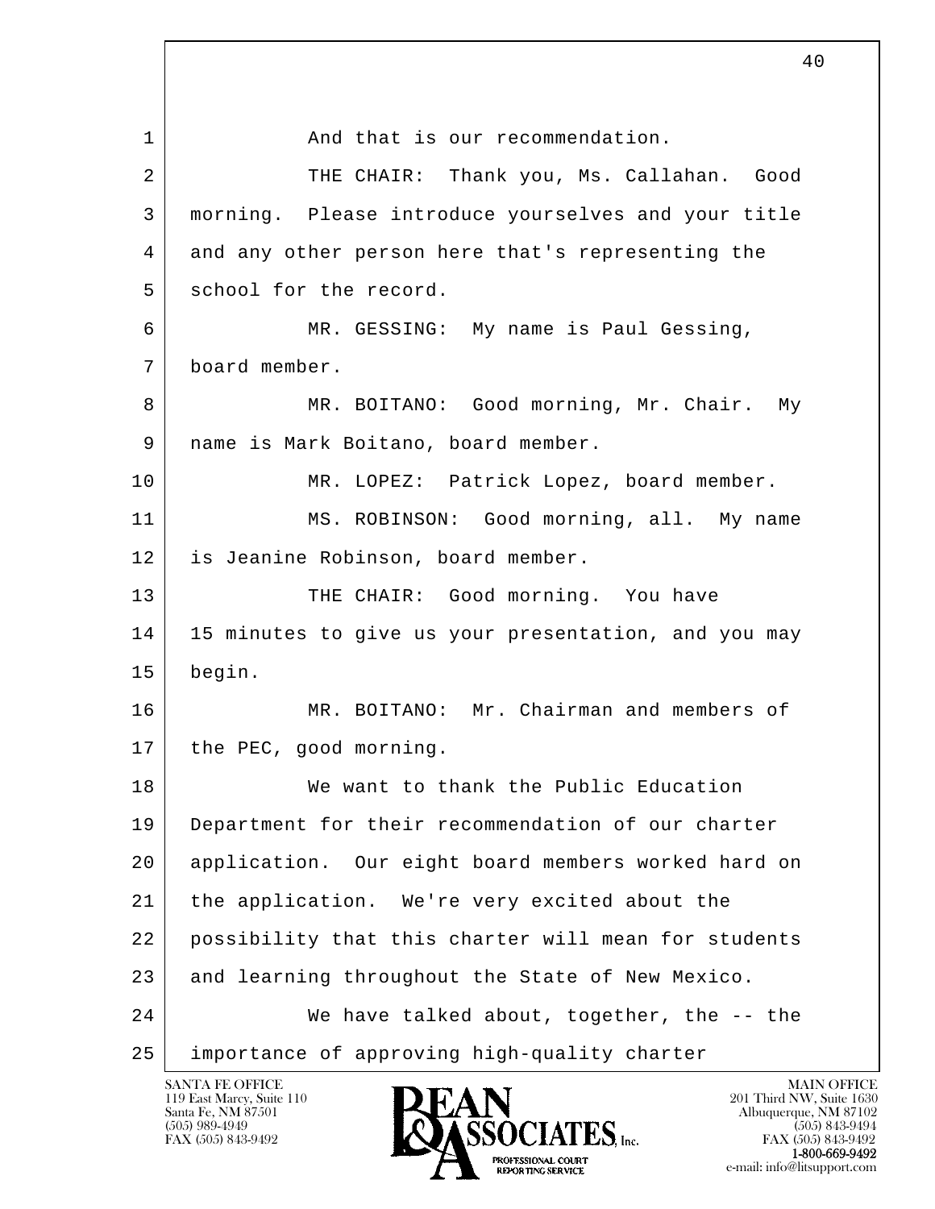1 And that is our recommendation.

2 THE CHAIR: Thank you, Ms. Callahan. Good

3 morning. Please introduce yourselves and your title

4 and any other person here that's representing the

5 school for the record.

6 MR. GESSING: My name is Paul Gessing,

7 board member.

8 MR. BOITANO: Good morning, Mr. Chair. My

9 name is Mark Boitano, board member.

10 MR. LOPEZ: Patrick Lopez, board member.

11 MS. ROBINSON: Good morning, all. My name

12 is Jeanine Robinson, board member.

13 THE CHAIR: Good morning. You have

14 15 minutes to give us your presentation, and you may

15 begin.

16 MR. BOITANO: Mr. Chairman and members of

17 the PEC, good morning.

18 We want to thank the Public Education

19 Department for their recommendation of our charter

20 application. Our eight board members worked hard on

21 the application. We're very excited about the

22 possibility that this charter will mean for students

23 and learning throughout the State of New Mexico.

24 We have talked about, together, the -- the

25 importance of approving high-quality charter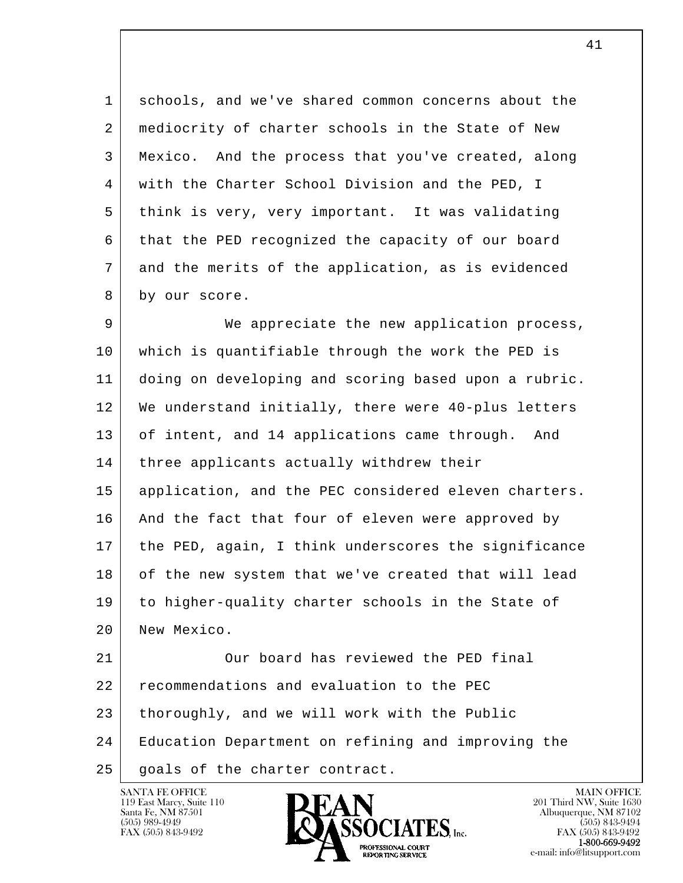schools, and we've shared common concerns about the mediocrity of charter schools in the State of New Mexico. And the process that you've created, along with the Charter School Division and the PED, I think is very, very important. It was validating that the PED recognized the capacity of our board and the merits of the application, as is evidenced by our score.

We appreciate the new application process, which is quantifiable through the work the PED is doing on developing and scoring based upon a rubric. We understand initially, there were 40-plus letters of intent, and 14 applications came through. And three applicants actually withdrew their application, and the PEC considered eleven charters. And the fact that four of eleven were approved by the PED, again, I think underscores the significance of the new system that we've created that will lead to higher-quality charter schools in the State of New Mexico.

Our board has reviewed the PED final recommendations and evaluation to the PEC thoroughly, and we will work with the Public Education Department on refining and improving the goals of the charter contract.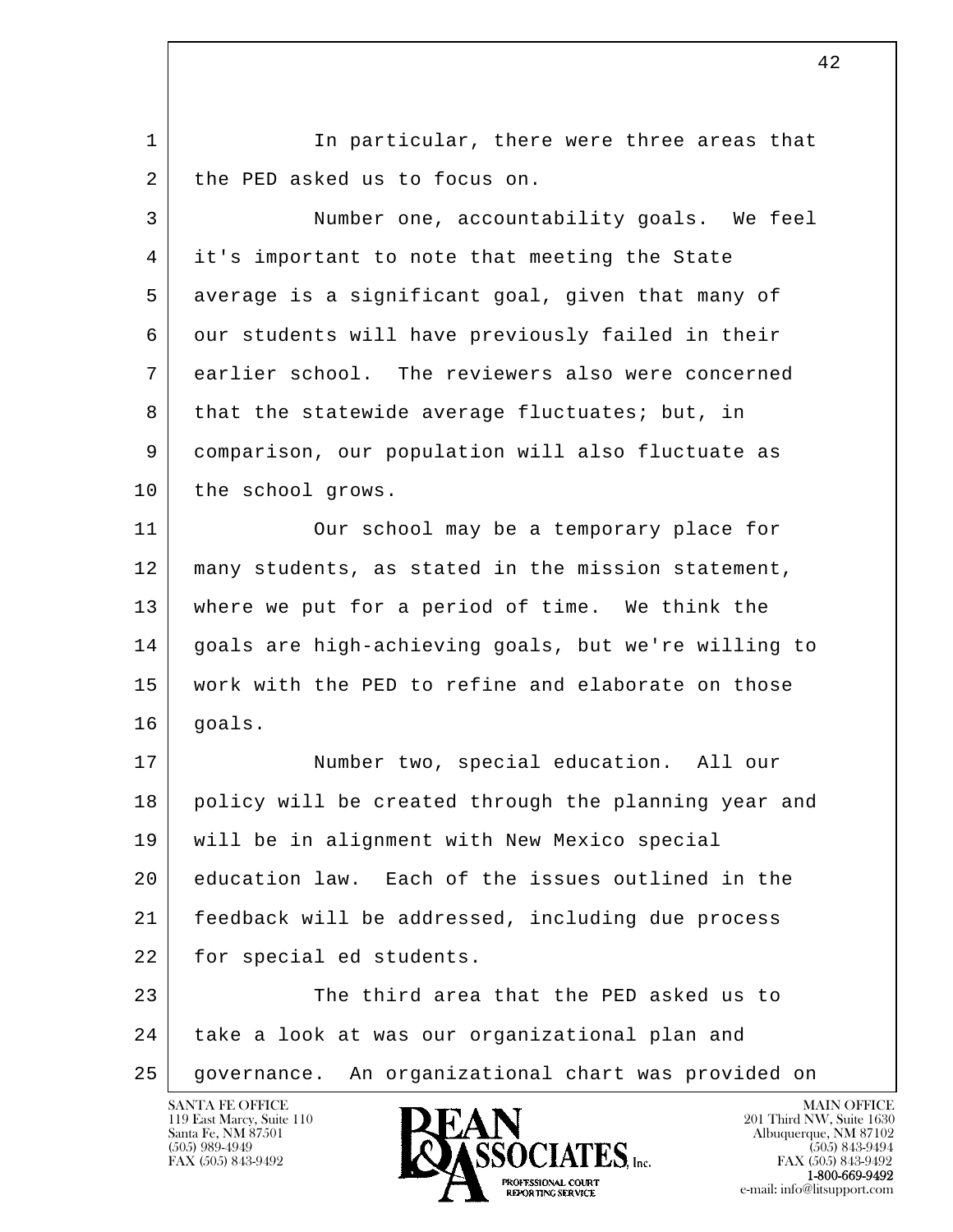In particular, there were three areas that the PED asked us to focus on.

Number one, accountability goals. We feel it's important to note that meeting the State average is a significant goal, given that many of our students will have previously failed in their earlier school. The reviewers also were concerned that the statewide average fluctuates; but, in comparison, our population will also fluctuate as the school grows.

Our school may be a temporary place for many students, as stated in the mission statement, where we put for a period of time. We think the goals are high-achieving goals, but we're willing to work with the PED to refine and elaborate on those goals.

Number two, special education. All our policy will be created through the planning year and will be in alignment with New Mexico special education law. Each of the issues outlined in the feedback will be addressed, including due process for special ed students.

The third area that the PED asked us to take a look at was our organizational plan and governance. An organizational chart was provided on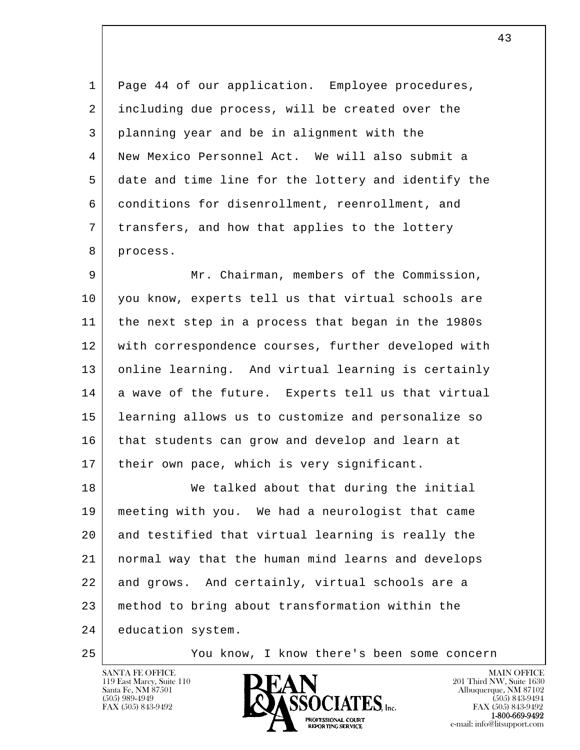Page 44 of our application. Employee procedures, including due process, will be created over the planning year and be in alignment with the New Mexico Personnel Act. We will also submit a date and time line for the lottery and identify the conditions for disenrollment, reenrollment, and transfers, and how that applies to the lottery process.

Mr. Chairman, members of the Commission, you know, experts tell us that virtual schools are the next step in a process that began in the 1980s with correspondence courses, further developed with online learning. And virtual learning is certainly a wave of the future. Experts tell us that virtual learning allows us to customize and personalize so that students can grow and develop and learn at their own pace, which is very significant.

We talked about that during the initial meeting with you. We had a neurologist that came and testified that virtual learning is really the normal way that the human mind learns and develops and grows. And certainly, virtual schools are a method to bring about transformation within the education system.

You know, I know there's been some concern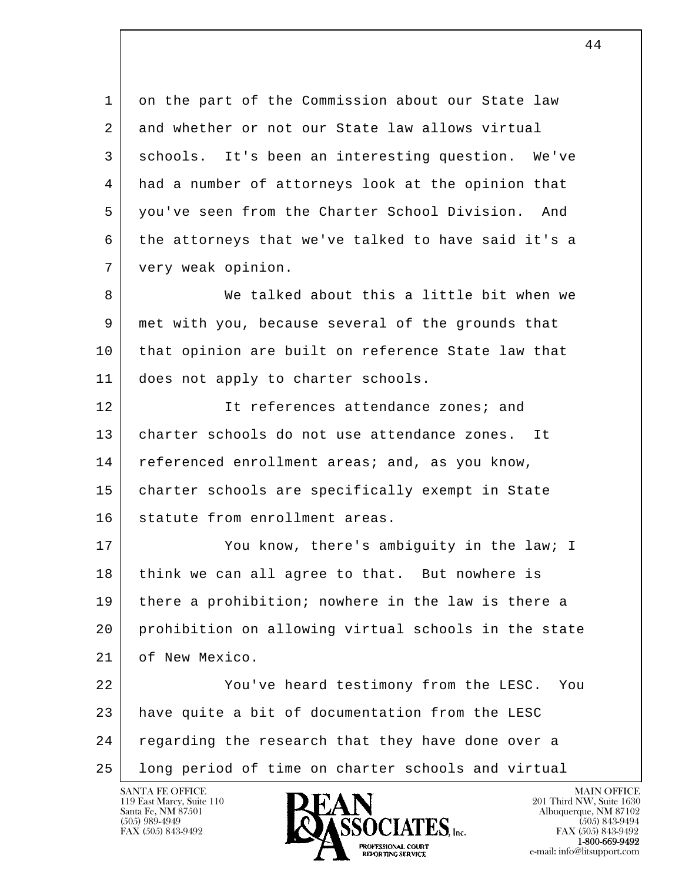on the part of the Commission about our State law and whether or not our State law allows virtual schools. It's been an interesting question. We've had a number of attorneys look at the opinion that you've seen from the Charter School Division. And the attorneys that we've talked to have said it's a very weak opinion.

We talked about this a little bit when we met with you, because several of the grounds that that opinion are built on reference State law that does not apply to charter schools.

It references attendance zones; and charter schools do not use attendance zones. It referenced enrollment areas; and, as you know, charter schools are specifically exempt in State statute from enrollment areas.

You know, there's ambiguity in the law; I think we can all agree to that. But nowhere is there a prohibition; nowhere in the law is there a prohibition on allowing virtual schools in the state of New Mexico.

You've heard testimony from the LESC. You have quite a bit of documentation from the LESC regarding the research that they have done over a long period of time on charter schools and virtual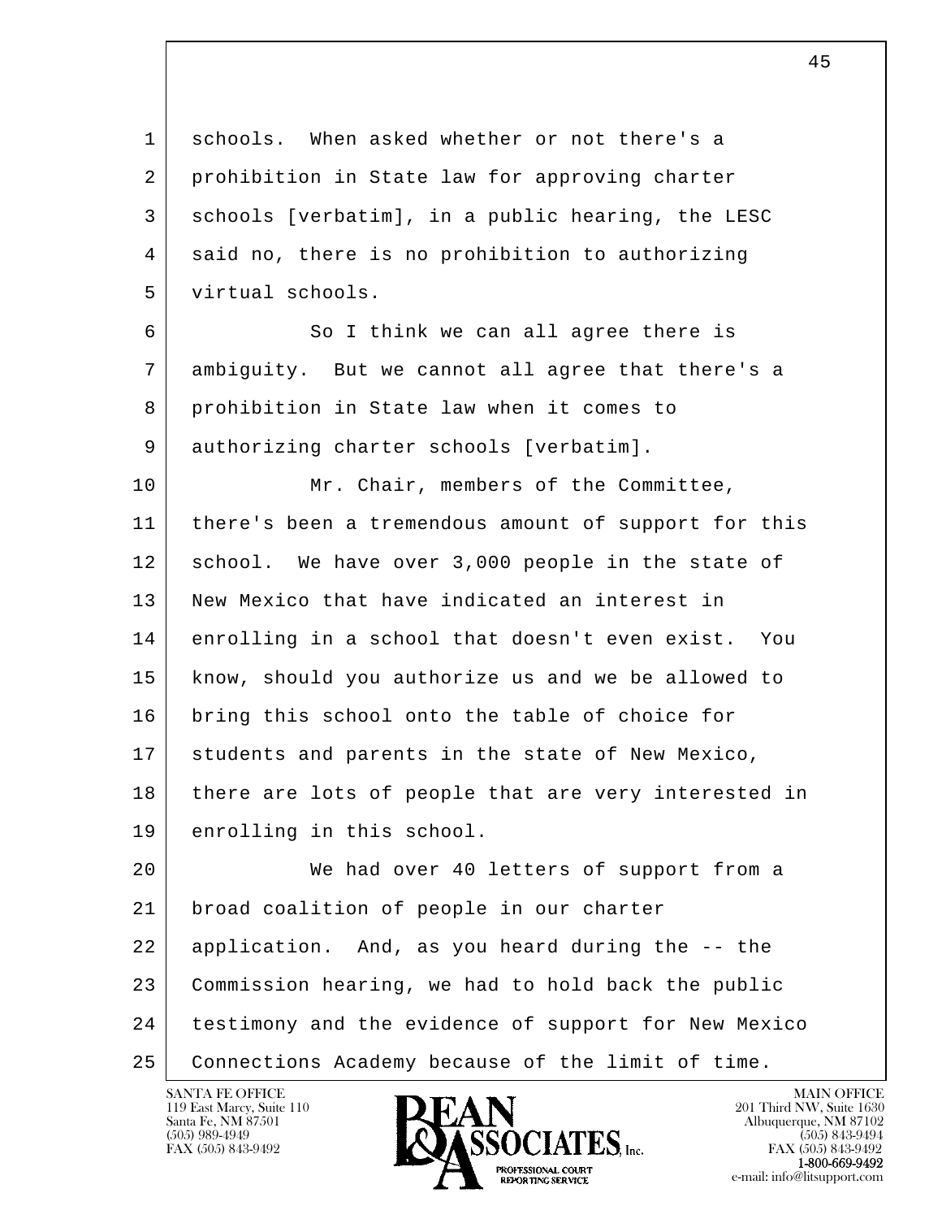schools. When asked whether or not there's a prohibition in State law for approving charter schools [verbatim], in a public hearing, the LESC said no, there is no prohibition to authorizing virtual schools.

So I think we can all agree there is ambiguity. But we cannot all agree that there's a prohibition in State law when it comes to authorizing charter schools [verbatim].

Mr. Chair, members of the Committee, there's been a tremendous amount of support for this school. We have over 3,000 people in the state of New Mexico that have indicated an interest in enrolling in a school that doesn't even exist. You know, should you authorize us and we be allowed to bring this school onto the table of choice for students and parents in the state of New Mexico, there are lots of people that are very interested in enrolling in this school.

We had over 40 letters of support from a broad coalition of people in our charter application. And, as you heard during the -- the Commission hearing, we had to hold back the public testimony and the evidence of support for New Mexico Connections Academy because of the limit of time.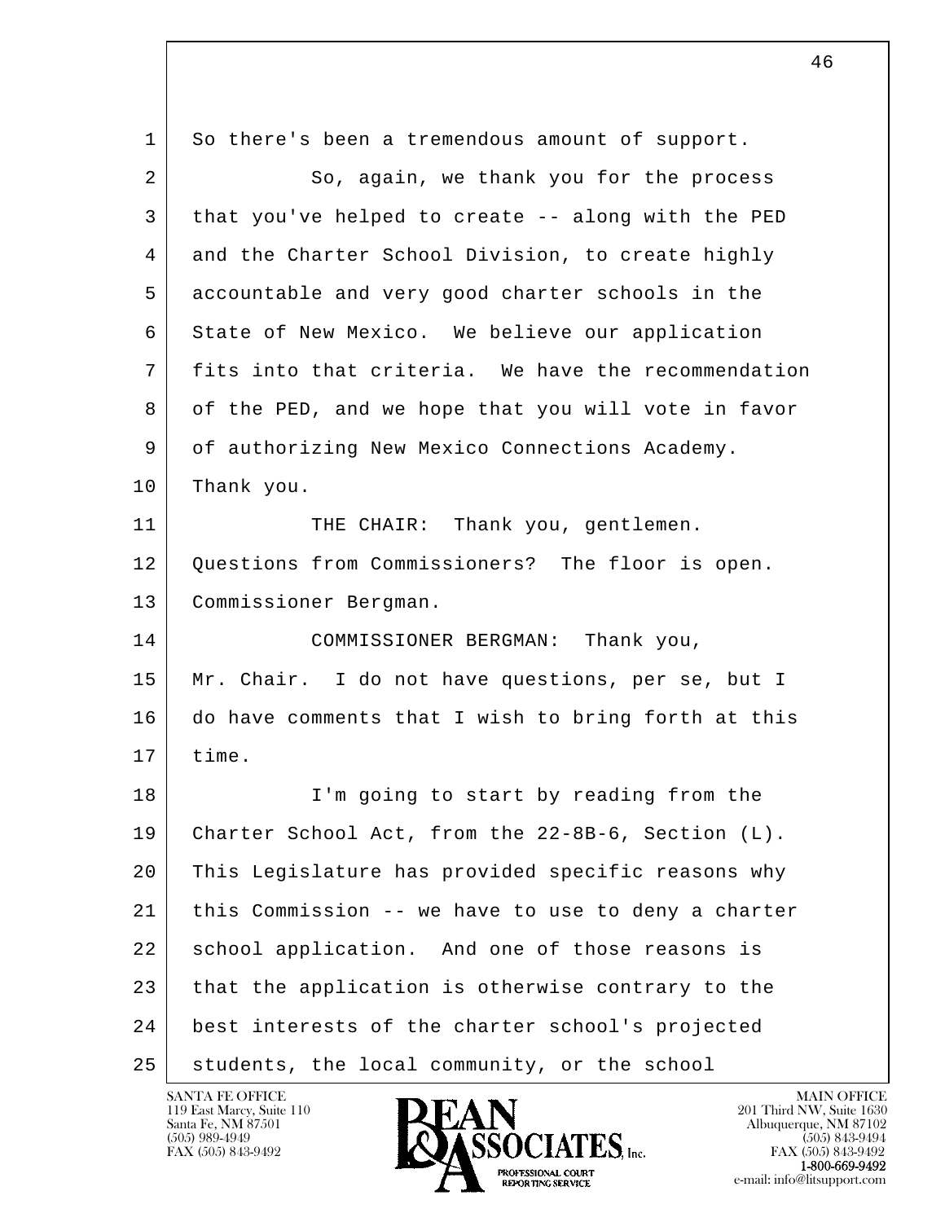So there's been a tremendous amount of support.

So, again, we thank you for the process that you've helped to create -- along with the PED and the Charter School Division, to create highly accountable and very good charter schools in the State of New Mexico. We believe our application fits into that criteria. We have the recommendation of the PED, and we hope that you will vote in favor of authorizing New Mexico Connections Academy. Thank you.

THE CHAIR: Thank you, gentlemen. Questions from Commissioners? The floor is open. Commissioner Bergman.

COMMISSIONER BERGMAN: Thank you, Mr. Chair. I do not have questions, per se, but I do have comments that I wish to bring forth at this time.

I'm going to start by reading from the Charter School Act, from the 22-8B-6, Section (L). This Legislature has provided specific reasons why this Commission -- we have to use to deny a charter school application. And one of those reasons is that the application is otherwise contrary to the best interests of the charter school's projected students, the local community, or the school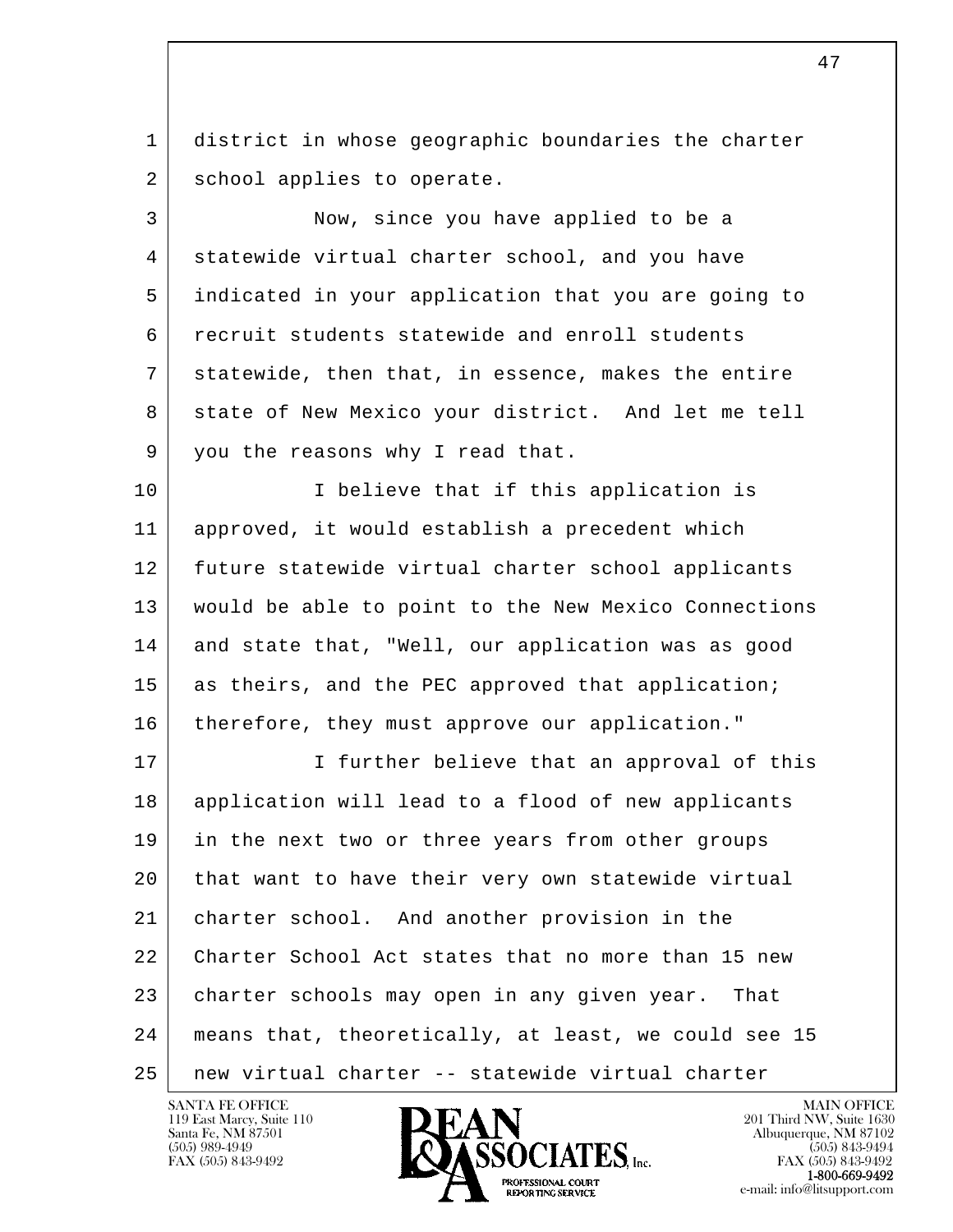district in whose geographic boundaries the charter school applies to operate.

Now, since you have applied to be a statewide virtual charter school, and you have indicated in your application that you are going to recruit students statewide and enroll students statewide, then that, in essence, makes the entire state of New Mexico your district. And let me tell you the reasons why I read that.

I believe that if this application is approved, it would establish a precedent which future statewide virtual charter school applicants would be able to point to the New Mexico Connections and state that, "Well, our application was as good as theirs, and the PEC approved that application; therefore, they must approve our application."

I further believe that an approval of this application will lead to a flood of new applicants in the next two or three years from other groups that want to have their very own statewide virtual charter school. And another provision in the Charter School Act states that no more than 15 new charter schools may open in any given year. That means that, theoretically, at least, we could see 15 new virtual charter -- statewide virtual charter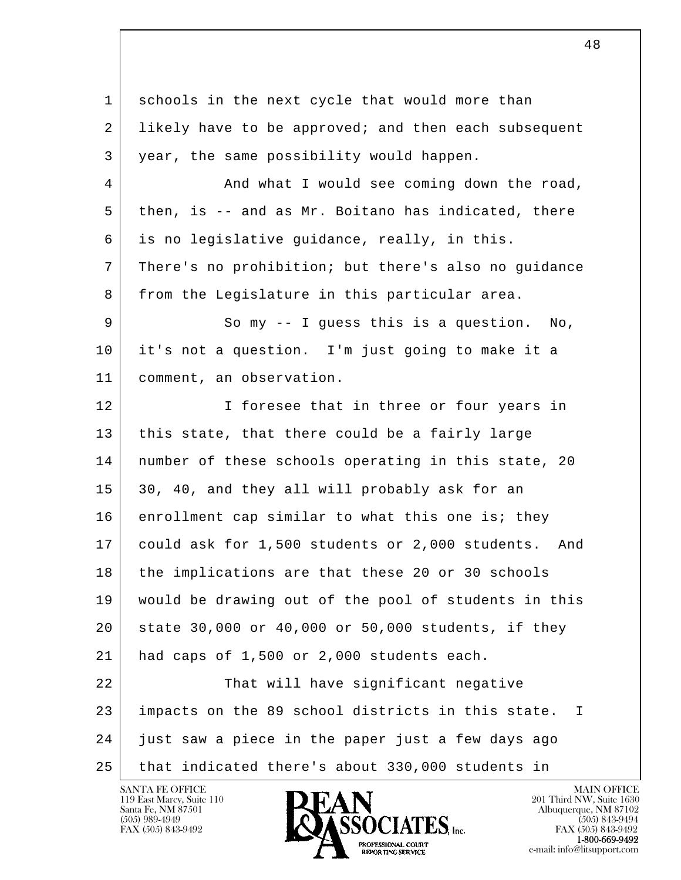schools in the next cycle that would more than likely have to be approved; and then each subsequent year, the same possibility would happen.

And what I would see coming down the road, then, is -- and as Mr. Boitano has indicated, there is no legislative guidance, really, in this. There's no prohibition; but there's also no guidance from the Legislature in this particular area.

So my -- I guess this is a question. No, it's not a question. I'm just going to make it a comment, an observation.

I foresee that in three or four years in this state, that there could be a fairly large number of these schools operating in this state, 20 30, 40, and they all will probably ask for an enrollment cap similar to what this one is; they could ask for 1,500 students or 2,000 students. And the implications are that these 20 or 30 schools would be drawing out of the pool of students in this state 30,000 or 40,000 or 50,000 students, if they had caps of 1,500 or 2,000 students each.

That will have significant negative impacts on the 89 school districts in this state. I just saw a piece in the paper just a few days ago that indicated there's about 330,000 students in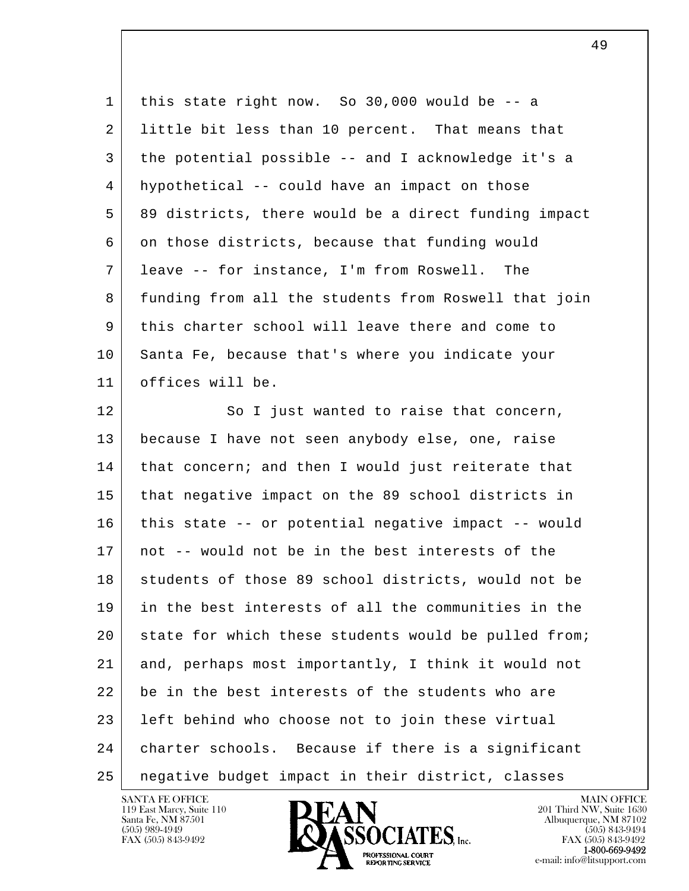this state right now. So 30,000 would be -- a little bit less than 10 percent. That means that the potential possible -- and I acknowledge it's a hypothetical -- could have an impact on those 89 districts, there would be a direct funding impact on those districts, because that funding would leave -- for instance, I'm from Roswell. The funding from all the students from Roswell that join this charter school will leave there and come to Santa Fe, because that's where you indicate your offices will be.

So I just wanted to raise that concern, because I have not seen anybody else, one, raise that concern; and then I would just reiterate that that negative impact on the 89 school districts in this state -- or potential negative impact -- would not -- would not be in the best interests of the students of those 89 school districts, would not be in the best interests of all the communities in the state for which these students would be pulled from; and, perhaps most importantly, I think it would not be in the best interests of the students who are left behind who choose not to join these virtual charter schools. Because if there is a significant negative budget impact in their district, classes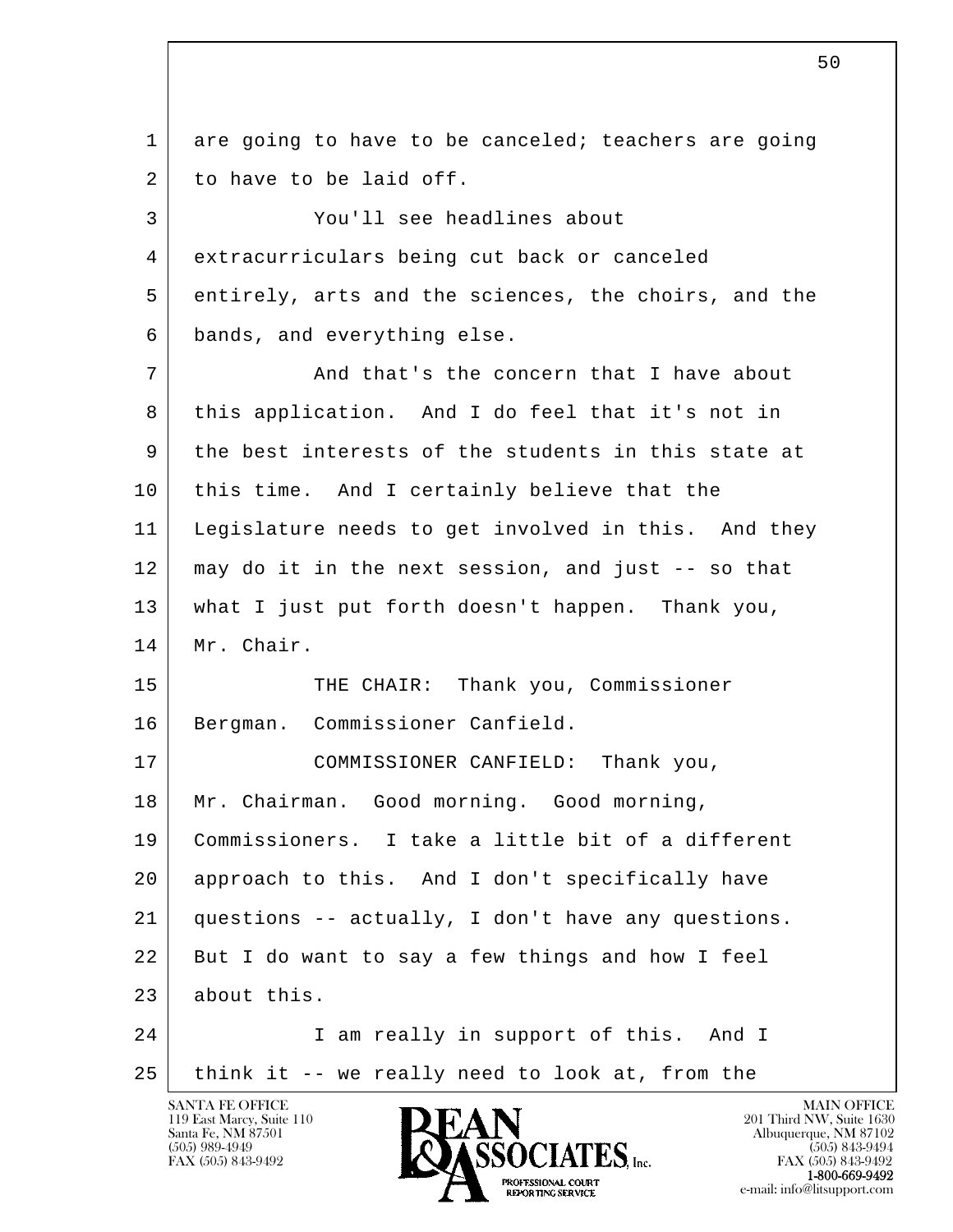are going to have to be canceled; teachers are going to have to be laid off.

You'll see headlines about extracurriculars being cut back or canceled entirely, arts and the sciences, the choirs, and the bands, and everything else.

And that's the concern that I have about this application. And I do feel that it's not in the best interests of the students in this state at this time. And I certainly believe that the Legislature needs to get involved in this. And they may do it in the next session, and just -- so that what I just put forth doesn't happen. Thank you, Mr. Chair.

THE CHAIR: Thank you, Commissioner Bergman. Commissioner Canfield.

COMMISSIONER CANFIELD: Thank you, Mr. Chairman. Good morning. Good morning, Commissioners. I take a little bit of a different approach to this. And I don't specifically have questions -- actually, I don't have any questions. But I do want to say a few things and how I feel about this.

I am really in support of this. And I think it -- we really need to look at, from the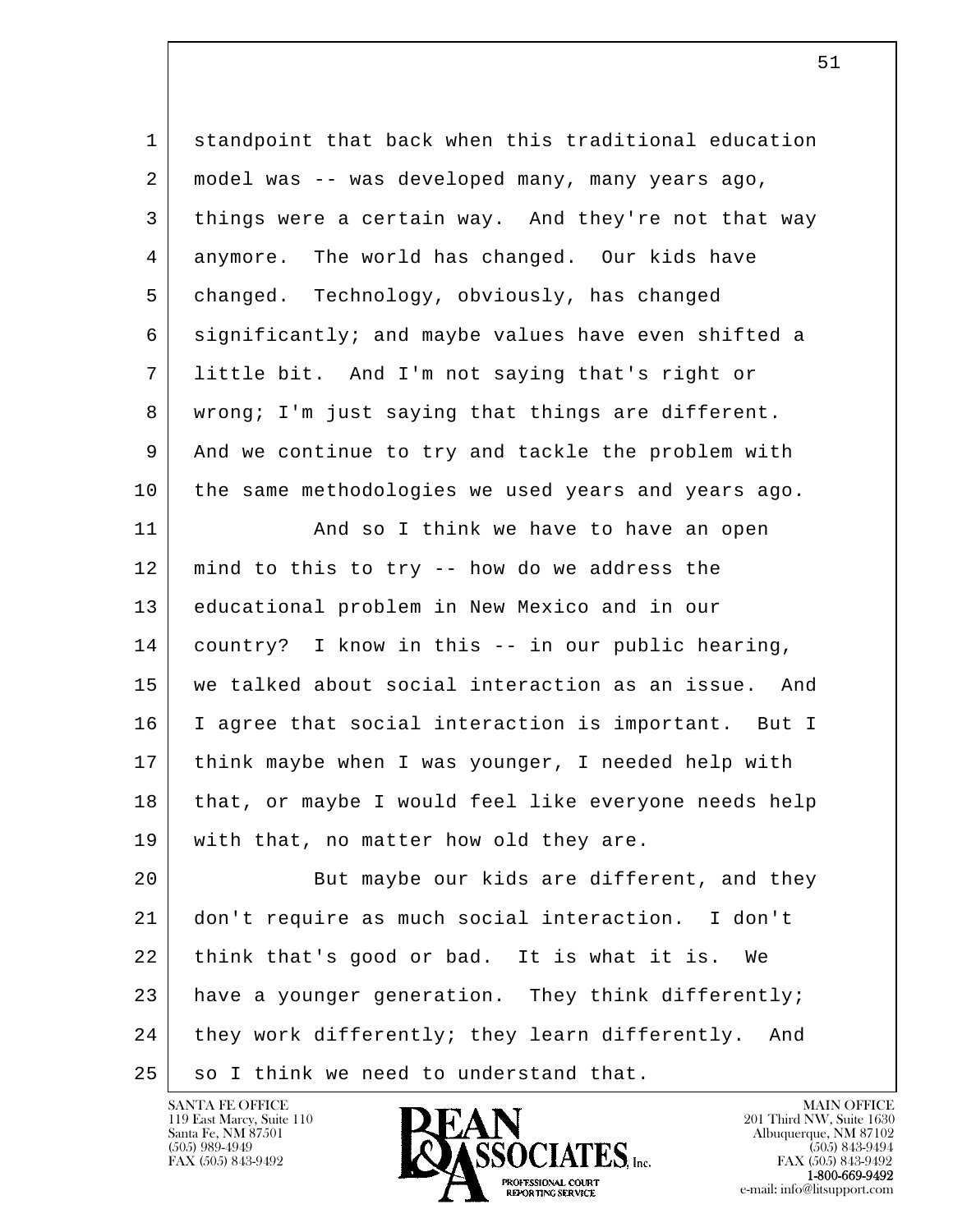standpoint that back when this traditional education model was -- was developed many, many years ago, things were a certain way. And they're not that way anymore. The world has changed. Our kids have changed. Technology, obviously, has changed significantly; and maybe values have even shifted a little bit. And I'm not saying that's right or wrong; I'm just saying that things are different. And we continue to try and tackle the problem with the same methodologies we used years and years ago.

And so I think we have to have an open mind to this to try -- how do we address the educational problem in New Mexico and in our country? I know in this -- in our public hearing, we talked about social interaction as an issue. And I agree that social interaction is important. But I think maybe when I was younger, I needed help with that, or maybe I would feel like everyone needs help with that, no matter how old they are.

But maybe our kids are different, and they don't require as much social interaction. I don't think that's good or bad. It is what it is. We have a younger generation. They think differently; they work differently; they learn differently. And so I think we need to understand that.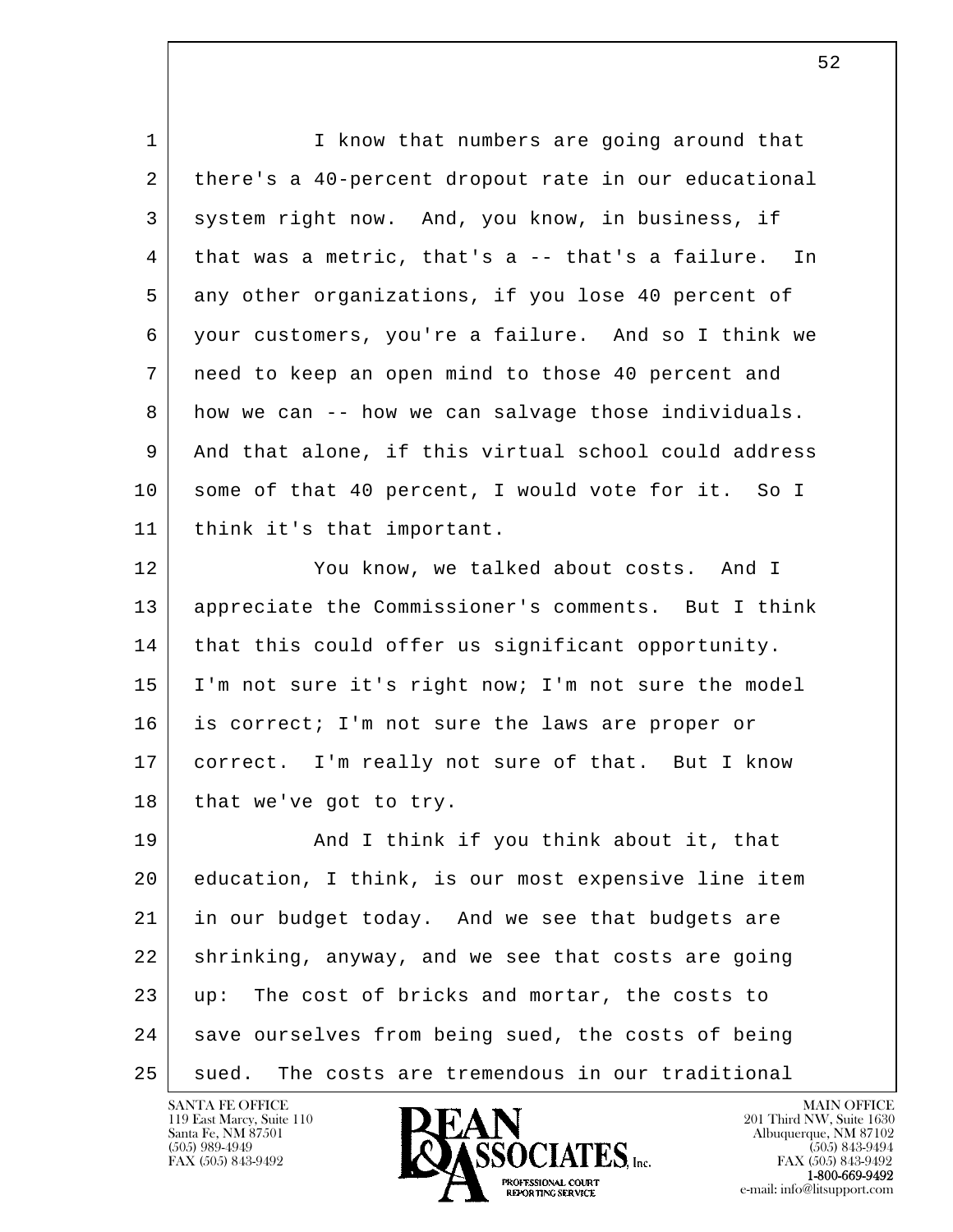I know that numbers are going around that there's a 40-percent dropout rate in our educational system right now. And, you know, in business, if that was a metric, that's a -- that's a failure. In any other organizations, if you lose 40 percent of your customers, you're a failure. And so I think we need to keep an open mind to those 40 percent and how we can -- how we can salvage those individuals. And that alone, if this virtual school could address some of that 40 percent, I would vote for it. So I think it's that important.

You know, we talked about costs. And I appreciate the Commissioner's comments. But I think that this could offer us significant opportunity. I'm not sure it's right now; I'm not sure the model is correct; I'm not sure the laws are proper or correct. I'm really not sure of that. But I know that we've got to try.

And I think if you think about it, that education, I think, is our most expensive line item in our budget today. And we see that budgets are shrinking, anyway, and we see that costs are going up: The cost of bricks and mortar, the costs to save ourselves from being sued, the costs of being sued. The costs are tremendous in our traditional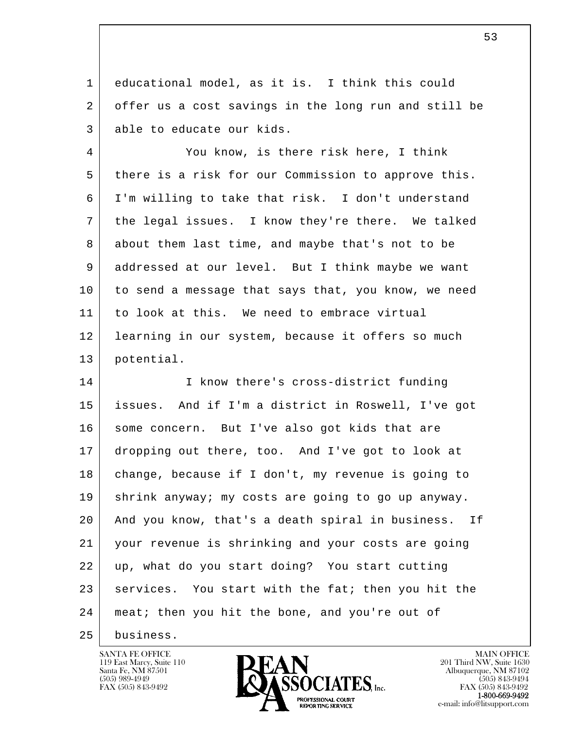educational model, as it is. I think this could offer us a cost savings in the long run and still be able to educate our kids.

You know, is there risk here, I think there is a risk for our Commission to approve this. I'm willing to take that risk. I don't understand the legal issues. I know they're there. We talked about them last time, and maybe that's not to be addressed at our level. But I think maybe we want to send a message that says that, you know, we need to look at this. We need to embrace virtual learning in our system, because it offers so much potential.

I know there's cross-district funding issues. And if I'm a district in Roswell, I've got some concern. But I've also got kids that are dropping out there, too. And I've got to look at change, because if I don't, my revenue is going to shrink anyway; my costs are going to go up anyway. And you know, that's a death spiral in business. If your revenue is shrinking and your costs are going up, what do you start doing? You start cutting services. You start with the fat; then you hit the meat; then you hit the bone, and you're out of business.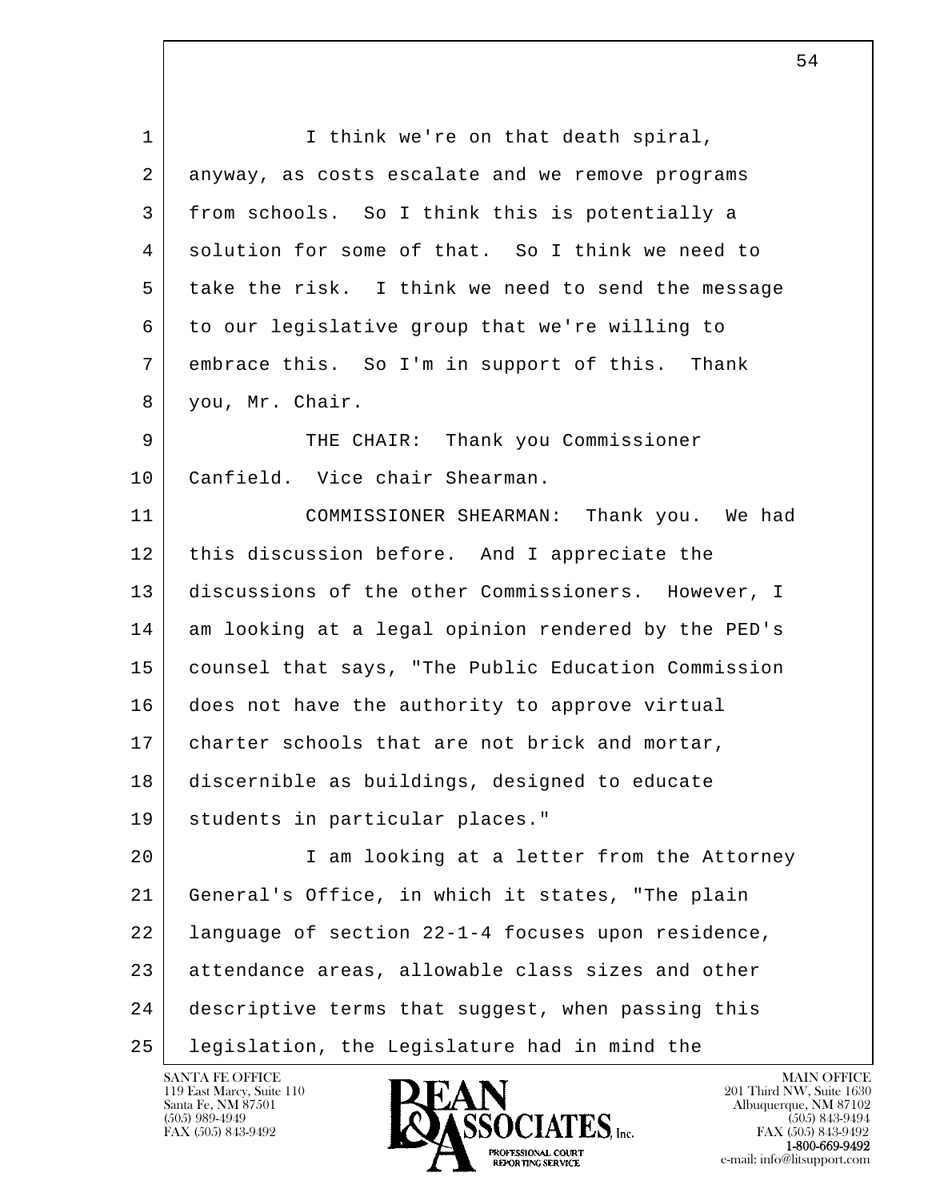I think we're on that death spiral, anyway, as costs escalate and we remove programs from schools. So I think this is potentially a solution for some of that. So I think we need to take the risk. I think we need to send the message to our legislative group that we're willing to embrace this. So I'm in support of this. Thank you, Mr. Chair.

THE CHAIR: Thank you Commissioner Canfield. Vice chair Shearman.

COMMISSIONER SHEARMAN: Thank you. We had this discussion before. And I appreciate the discussions of the other Commissioners. However, I am looking at a legal opinion rendered by the PED's counsel that says, "The Public Education Commission does not have the authority to approve virtual charter schools that are not brick and mortar, discernible as buildings, designed to educate students in particular places."

I am looking at a letter from the Attorney General's Office, in which it states, "The plain language of section 22-1-4 focuses upon residence, attendance areas, allowable class sizes and other descriptive terms that suggest, when passing this legislation, the Legislature had in mind the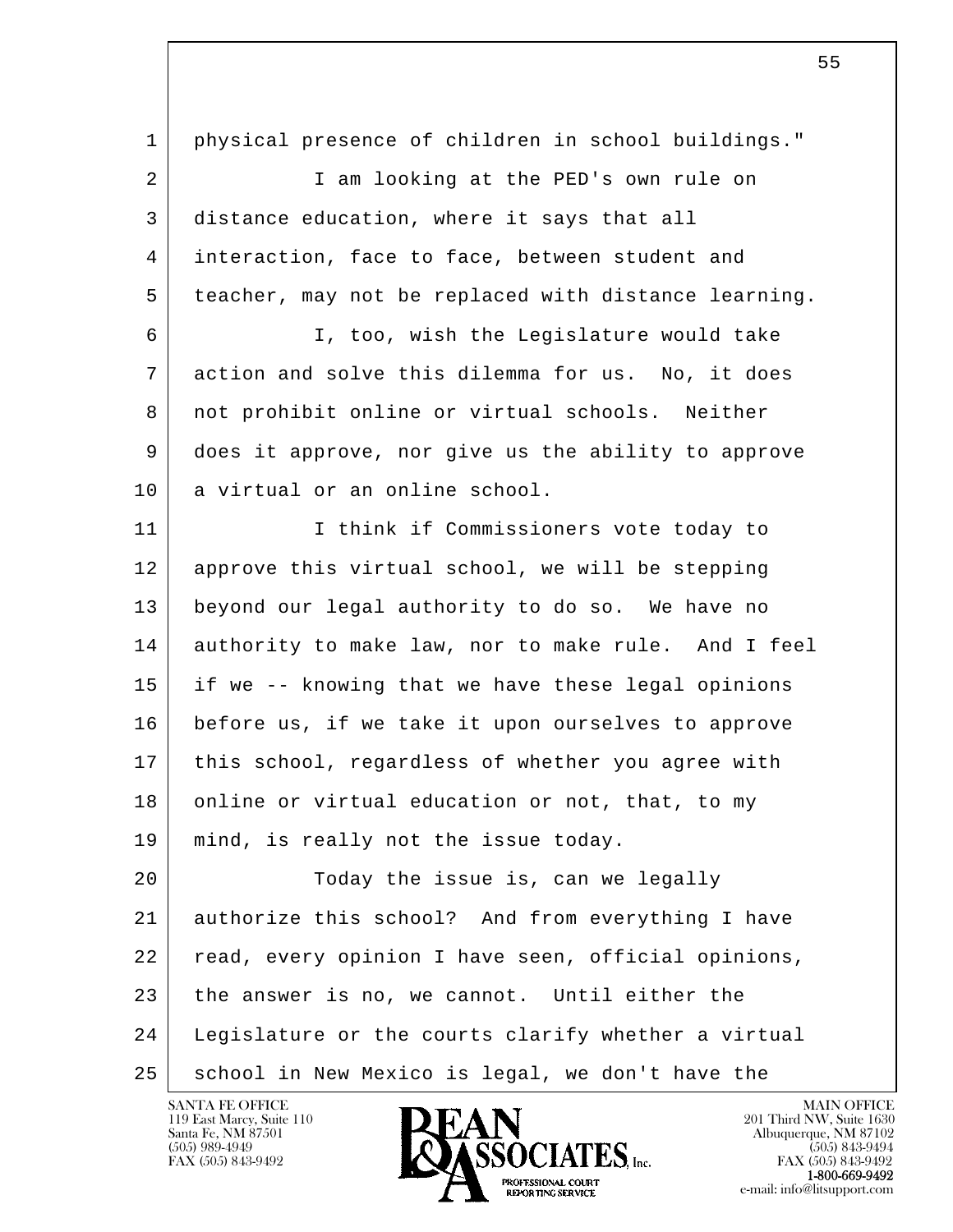physical presence of children in school buildings."

I am looking at the PED's own rule on distance education, where it says that all interaction, face to face, between student and teacher, may not be replaced with distance learning.

I, too, wish the Legislature would take action and solve this dilemma for us. No, it does not prohibit online or virtual schools. Neither does it approve, nor give us the ability to approve a virtual or an online school.

I think if Commissioners vote today to approve this virtual school, we will be stepping beyond our legal authority to do so. We have no authority to make law, nor to make rule. And I feel if we -- knowing that we have these legal opinions before us, if we take it upon ourselves to approve this school, regardless of whether you agree with online or virtual education or not, that, to my mind, is really not the issue today.

Today the issue is, can we legally authorize this school? And from everything I have read, every opinion I have seen, official opinions, the answer is no, we cannot. Until either the Legislature or the courts clarify whether a virtual school in New Mexico is legal, we don't have the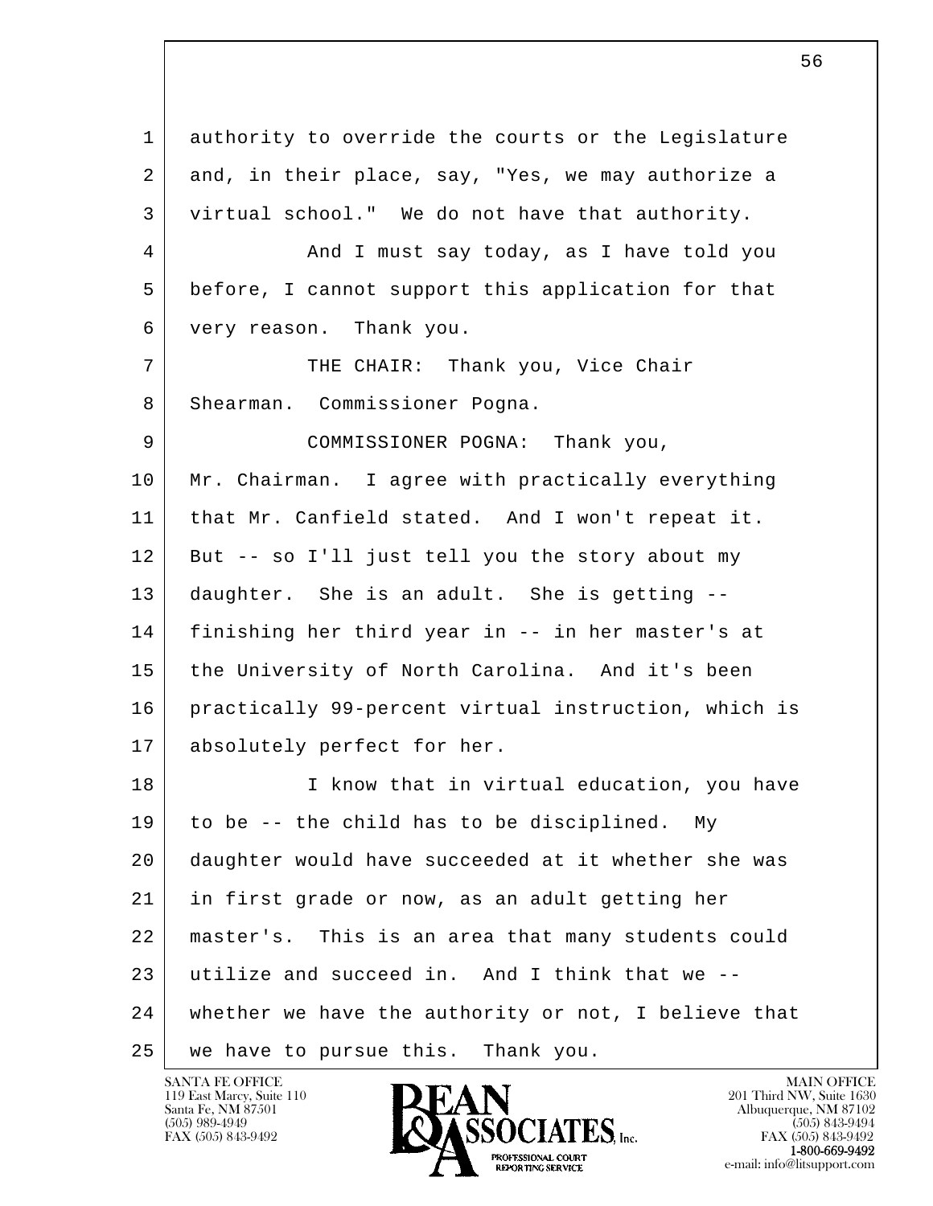1 authority to override the courts or the Legislature
2 and, in their place, say, "Yes, we may authorize a
3 virtual school." We do not have that authority.
4 And I must say today, as I have told you
5 before, I cannot support this application for that
6 very reason. Thank you.
7 THE CHAIR: Thank you, Vice Chair
8 Shearman. Commissioner Pogna.
9 COMMISSIONER POGNA: Thank you,
10 Mr. Chairman. I agree with practically everything
11 that Mr. Canfield stated. And I won't repeat it.
12 But -- so I'll just tell you the story about my
13 daughter. She is an adult. She is getting --
14 finishing her third year in -- in her master's at
15 the University of North Carolina. And it's been
16 practically 99-percent virtual instruction, which is
17 absolutely perfect for her.
18 I know that in virtual education, you have
19 to be -- the child has to be disciplined. My
20 daughter would have succeeded at it whether she was
21 in first grade or now, as an adult getting her
22 master's. This is an area that many students could
23 utilize and succeed in. And I think that we --
24 whether we have the authority or not, I believe that
25 we have to pursue this. Thank you.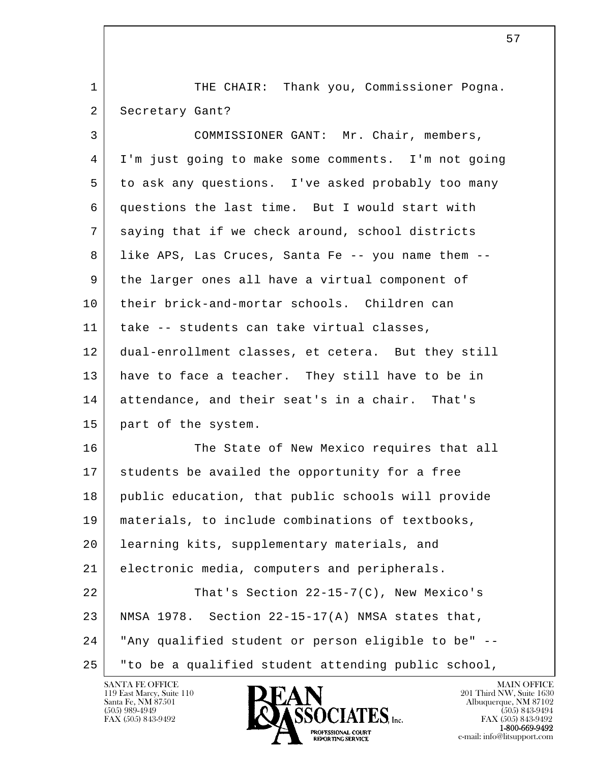THE CHAIR: Thank you, Commissioner Pogna. Secretary Gant?

COMMISSIONER GANT: Mr. Chair, members, I'm just going to make some comments. I'm not going to ask any questions. I've asked probably too many questions the last time. But I would start with saying that if we check around, school districts like APS, Las Cruces, Santa Fe -- you name them -- the larger ones all have a virtual component of their brick-and-mortar schools. Children can take -- students can take virtual classes, dual-enrollment classes, et cetera. But they still have to face a teacher. They still have to be in attendance, and their seat's in a chair. That's part of the system.

The State of New Mexico requires that all students be availed the opportunity for a free public education, that public schools will provide materials, to include combinations of textbooks, learning kits, supplementary materials, and electronic media, computers and peripherals.

That's Section 22-15-7(C), New Mexico's NMSA 1978. Section 22-15-17(A) NMSA states that, "Any qualified student or person eligible to be" -- "to be a qualified student attending public school,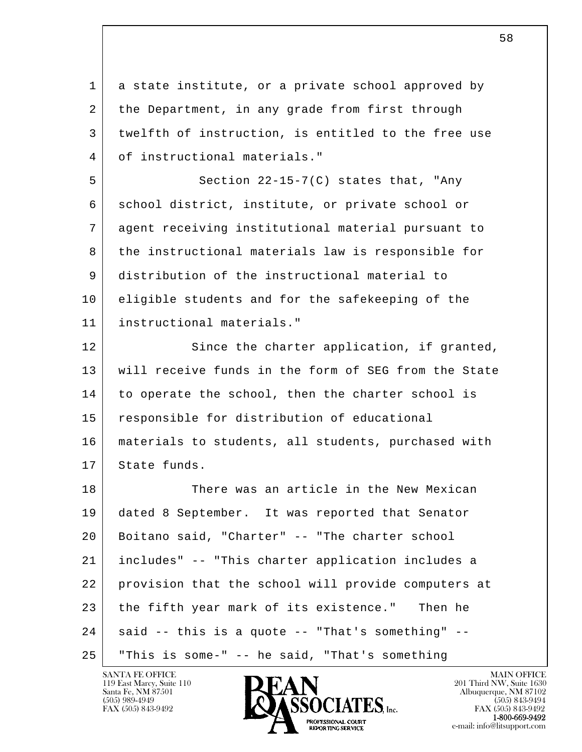a state institute, or a private school approved by the Department, in any grade from first through twelfth of instruction, is entitled to the free use of instructional materials."

Section 22-15-7(C) states that, "Any school district, institute, or private school or agent receiving institutional material pursuant to the instructional materials law is responsible for distribution of the instructional material to eligible students and for the safekeeping of the instructional materials."

Since the charter application, if granted, will receive funds in the form of SEG from the State to operate the school, then the charter school is responsible for distribution of educational materials to students, all students, purchased with State funds.

There was an article in the New Mexican dated 8 September. It was reported that Senator Boitano said, "Charter" -- "The charter school includes" -- "This charter application includes a provision that the school will provide computers at the fifth year mark of its existence." Then he said -- this is a quote -- "That's something" -- "This is some-" -- he said, "That's something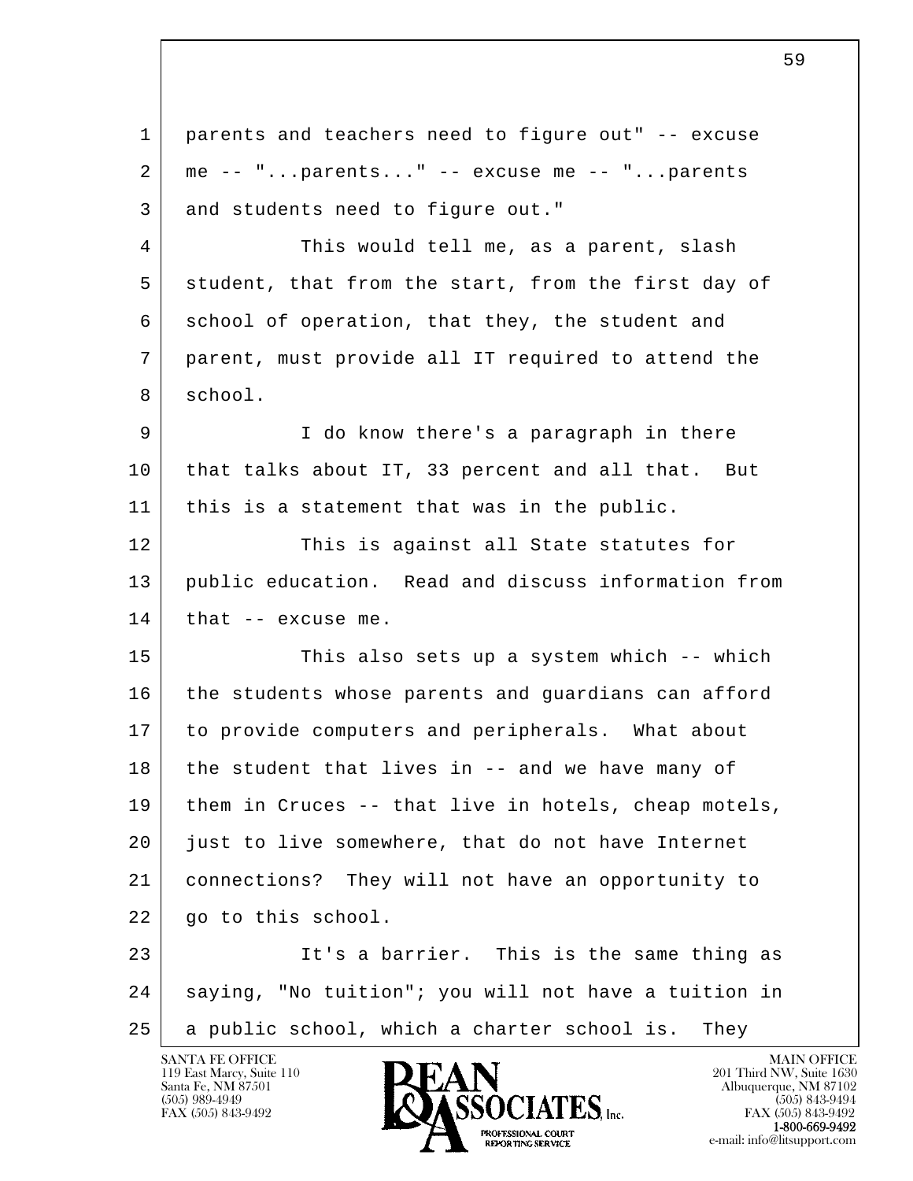parents and teachers need to figure out" -- excuse me -- "...parents..." -- excuse me -- "...parents and students need to figure out."

This would tell me, as a parent, slash student, that from the start, from the first day of school of operation, that they, the student and parent, must provide all IT required to attend the school.

I do know there's a paragraph in there that talks about IT, 33 percent and all that. But this is a statement that was in the public.

This is against all State statutes for public education. Read and discuss information from that -- excuse me.

This also sets up a system which -- which the students whose parents and guardians can afford to provide computers and peripherals. What about the student that lives in -- and we have many of them in Cruces -- that live in hotels, cheap motels, just to live somewhere, that do not have Internet connections? They will not have an opportunity to go to this school.

It's a barrier. This is the same thing as saying, "No tuition"; you will not have a tuition in a public school, which a charter school is. They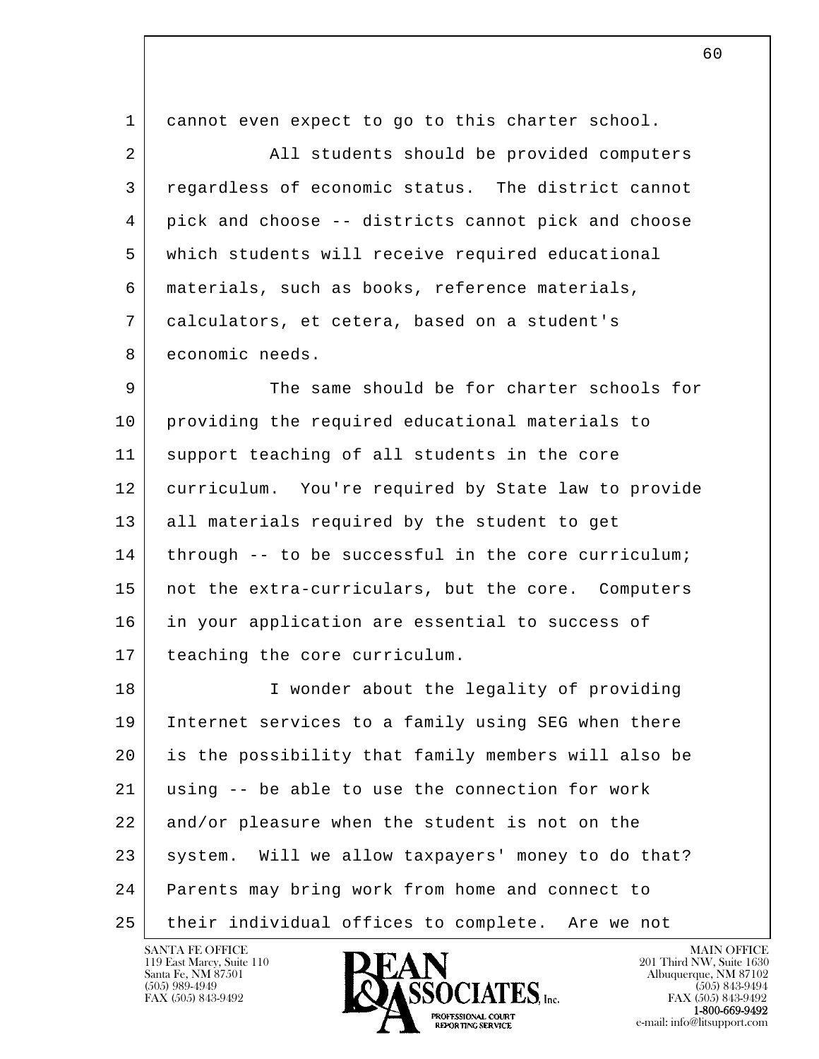cannot even expect to go to this charter school.

All students should be provided computers regardless of economic status. The district cannot pick and choose -- districts cannot pick and choose which students will receive required educational materials, such as books, reference materials, calculators, et cetera, based on a student's economic needs.

The same should be for charter schools for providing the required educational materials to support teaching of all students in the core curriculum. You're required by State law to provide all materials required by the student to get through -- to be successful in the core curriculum; not the extra-curriculars, but the core. Computers in your application are essential to success of teaching the core curriculum.

I wonder about the legality of providing Internet services to a family using SEG when there is the possibility that family members will also be using -- be able to use the connection for work and/or pleasure when the student is not on the system. Will we allow taxpayers' money to do that? Parents may bring work from home and connect to their individual offices to complete. Are we not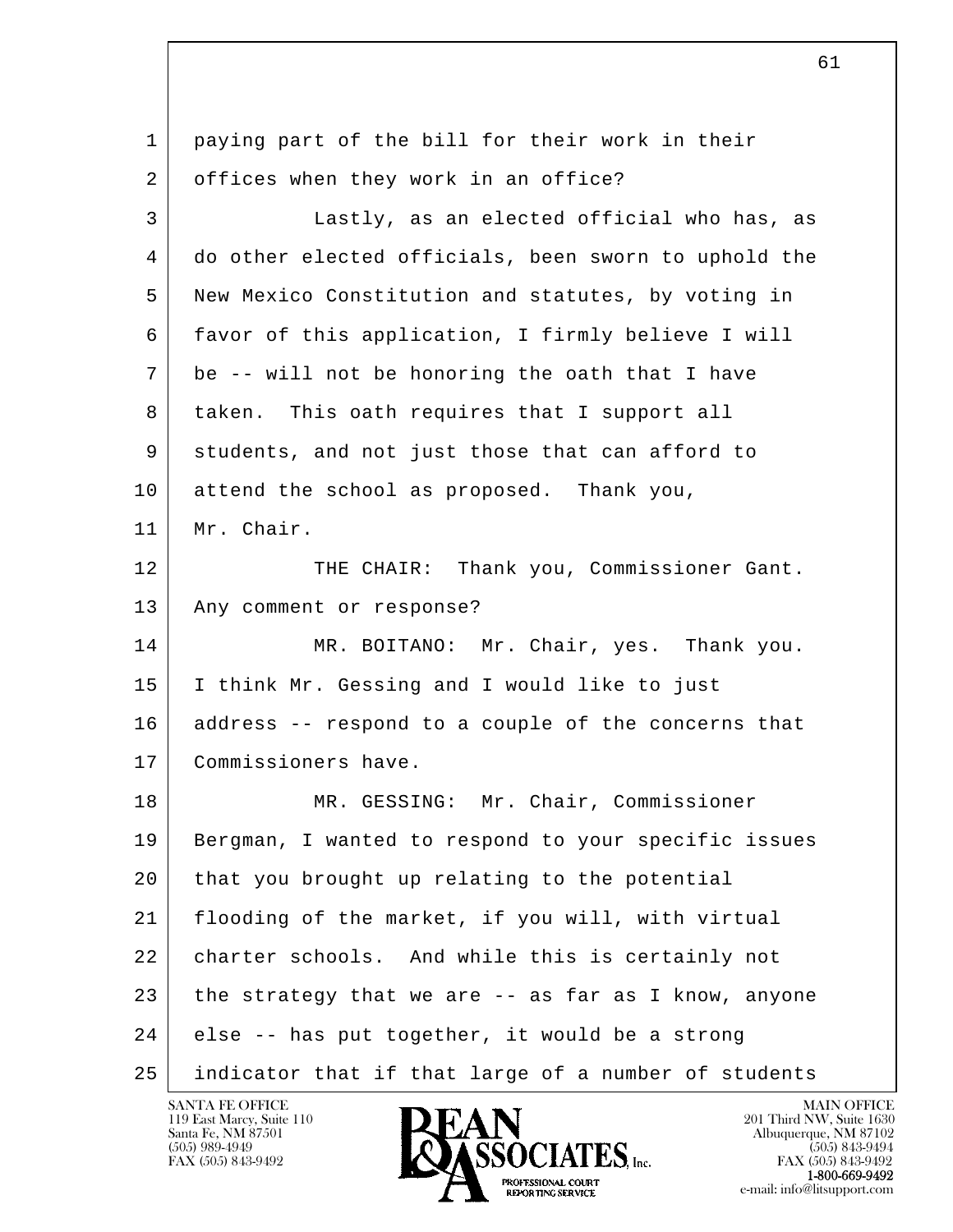paying part of the bill for their work in their offices when they work in an office?

Lastly, as an elected official who has, as do other elected officials, been sworn to uphold the New Mexico Constitution and statutes, by voting in favor of this application, I firmly believe I will be -- will not be honoring the oath that I have taken. This oath requires that I support all students, and not just those that can afford to attend the school as proposed. Thank you, Mr. Chair.

THE CHAIR: Thank you, Commissioner Gant. Any comment or response?

MR. BOITANO: Mr. Chair, yes. Thank you. I think Mr. Gessing and I would like to just address -- respond to a couple of the concerns that Commissioners have.

MR. GESSING: Mr. Chair, Commissioner Bergman, I wanted to respond to your specific issues that you brought up relating to the potential flooding of the market, if you will, with virtual charter schools. And while this is certainly not the strategy that we are -- as far as I know, anyone else -- has put together, it would be a strong indicator that if that large of a number of students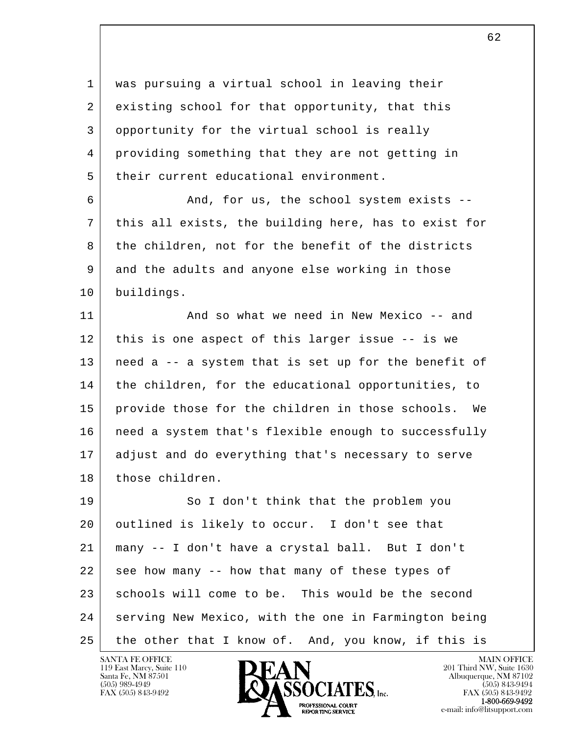was pursuing a virtual school in leaving their existing school for that opportunity, that this opportunity for the virtual school is really providing something that they are not getting in their current educational environment.

And, for us, the school system exists -- this all exists, the building here, has to exist for the children, not for the benefit of the districts and the adults and anyone else working in those buildings.

And so what we need in New Mexico -- and this is one aspect of this larger issue -- is we need a -- a system that is set up for the benefit of the children, for the educational opportunities, to provide those for the children in those schools. We need a system that's flexible enough to successfully adjust and do everything that's necessary to serve those children.

So I don't think that the problem you outlined is likely to occur. I don't see that many -- I don't have a crystal ball. But I don't see how many -- how that many of these types of schools will come to be. This would be the second serving New Mexico, with the one in Farmington being the other that I know of. And, you know, if this is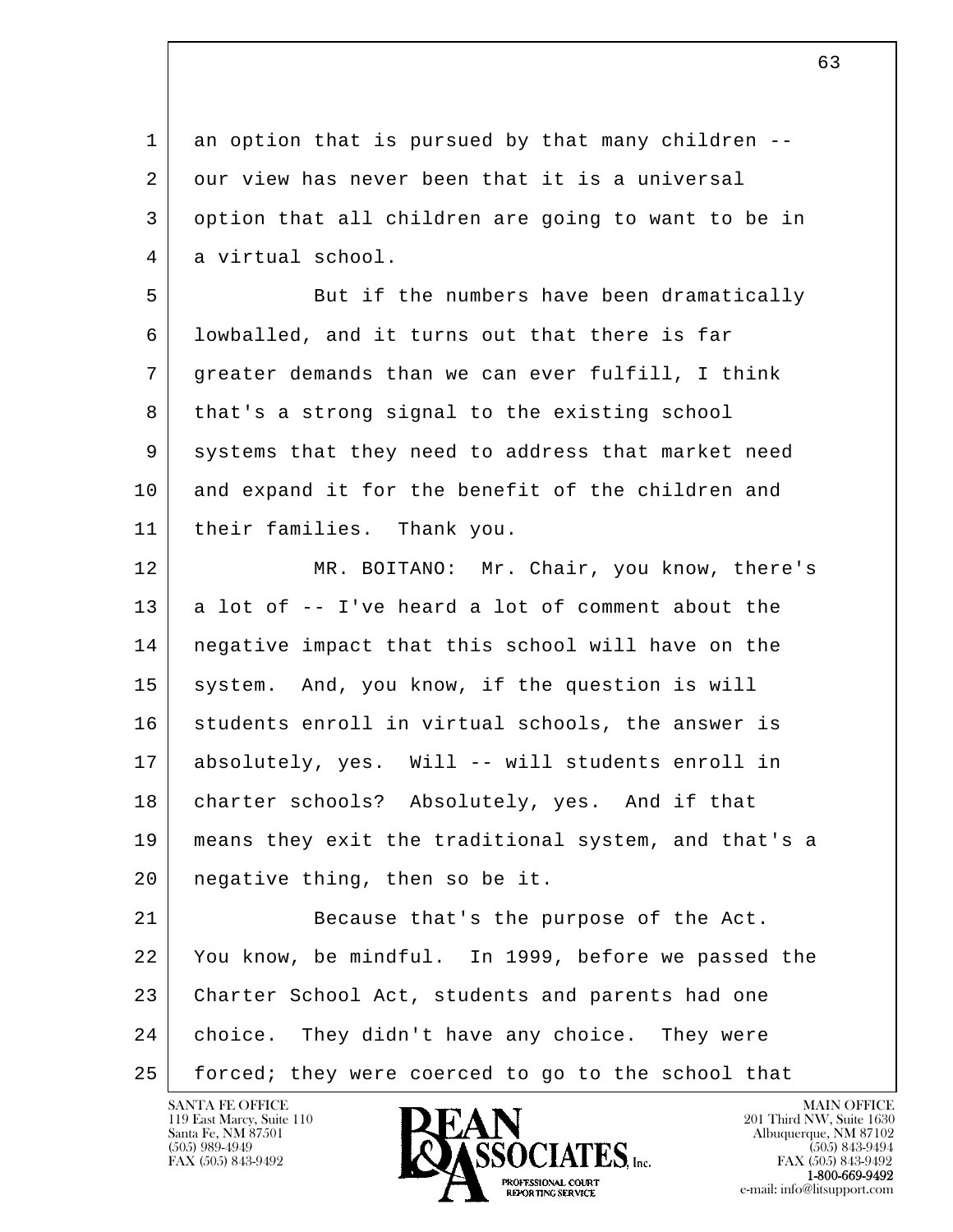an option that is pursued by that many children -- our view has never been that it is a universal option that all children are going to want to be in a virtual school.

But if the numbers have been dramatically lowballed, and it turns out that there is far greater demands than we can ever fulfill, I think that's a strong signal to the existing school systems that they need to address that market need and expand it for the benefit of the children and their families. Thank you.

MR. BOITANO: Mr. Chair, you know, there's a lot of -- I've heard a lot of comment about the negative impact that this school will have on the system. And, you know, if the question is will students enroll in virtual schools, the answer is absolutely, yes. Will -- will students enroll in charter schools? Absolutely, yes. And if that means they exit the traditional system, and that's a negative thing, then so be it.

Because that's the purpose of the Act. You know, be mindful. In 1999, before we passed the Charter School Act, students and parents had one choice. They didn't have any choice. They were forced; they were coerced to go to the school that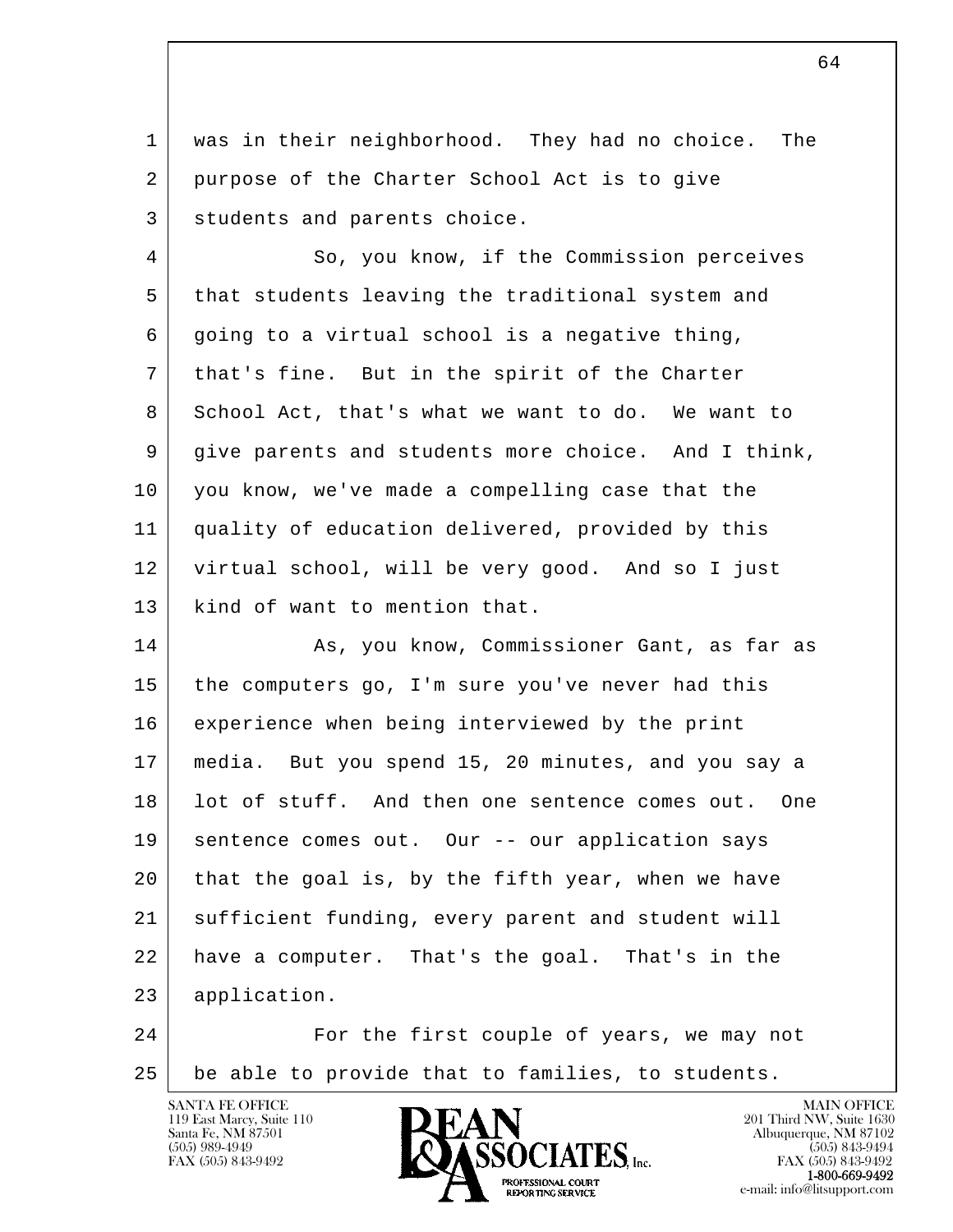was in their neighborhood. They had no choice. The purpose of the Charter School Act is to give students and parents choice.

So, you know, if the Commission perceives that students leaving the traditional system and going to a virtual school is a negative thing, that's fine. But in the spirit of the Charter School Act, that's what we want to do. We want to give parents and students more choice. And I think, you know, we've made a compelling case that the quality of education delivered, provided by this virtual school, will be very good. And so I just kind of want to mention that.

As, you know, Commissioner Gant, as far as the computers go, I'm sure you've never had this experience when being interviewed by the print media. But you spend 15, 20 minutes, and you say a lot of stuff. And then one sentence comes out. One sentence comes out. Our -- our application says that the goal is, by the fifth year, when we have sufficient funding, every parent and student will have a computer. That's the goal. That's in the application.

For the first couple of years, we may not be able to provide that to families, to students.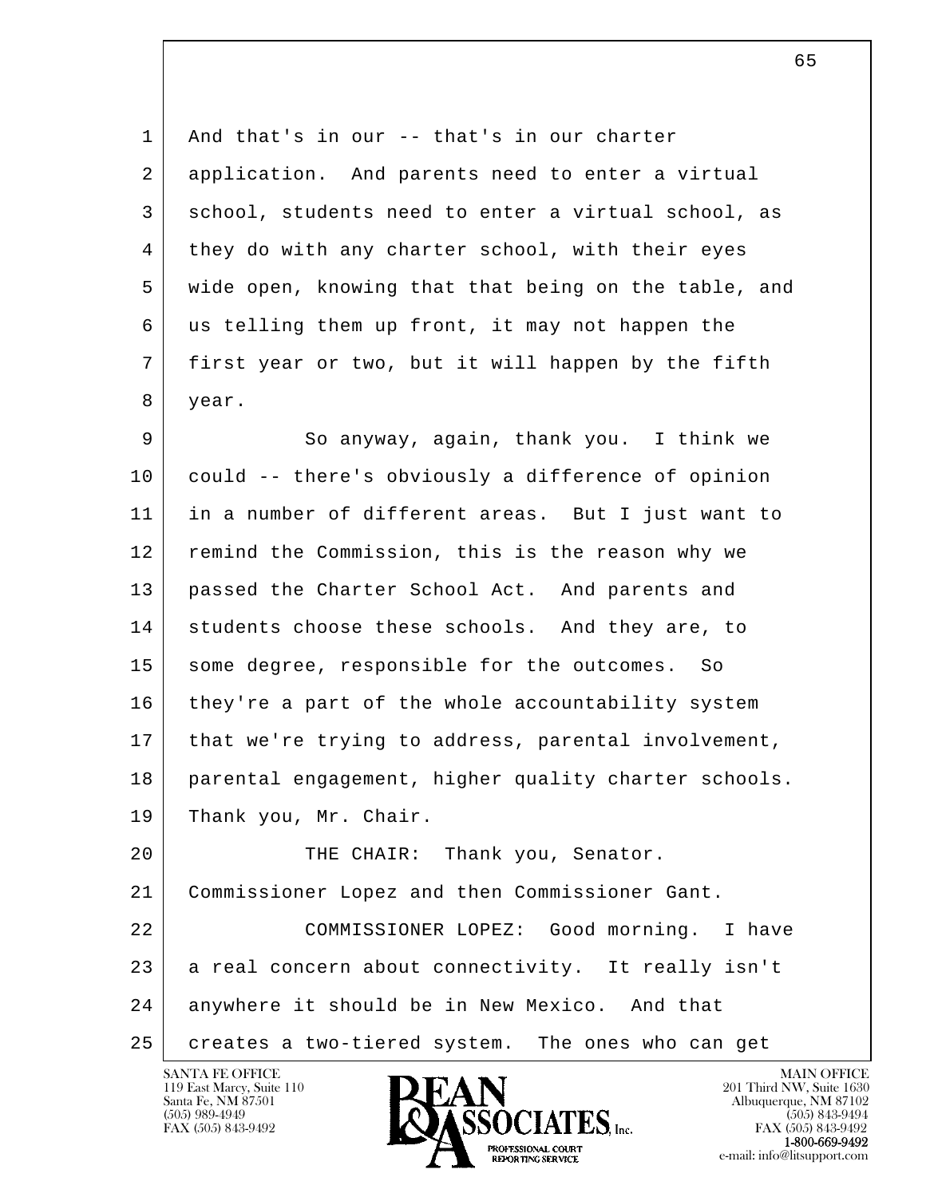And that's in our -- that's in our charter application. And parents need to enter a virtual school, students need to enter a virtual school, as they do with any charter school, with their eyes wide open, knowing that that being on the table, and us telling them up front, it may not happen the first year or two, but it will happen by the fifth year.

So anyway, again, thank you. I think we could -- there's obviously a difference of opinion in a number of different areas. But I just want to remind the Commission, this is the reason why we passed the Charter School Act. And parents and students choose these schools. And they are, to some degree, responsible for the outcomes. So they're a part of the whole accountability system that we're trying to address, parental involvement, parental engagement, higher quality charter schools. Thank you, Mr. Chair.

THE CHAIR: Thank you, Senator. Commissioner Lopez and then Commissioner Gant.

COMMISSIONER LOPEZ: Good morning. I have a real concern about connectivity. It really isn't anywhere it should be in New Mexico. And that creates a two-tiered system. The ones who can get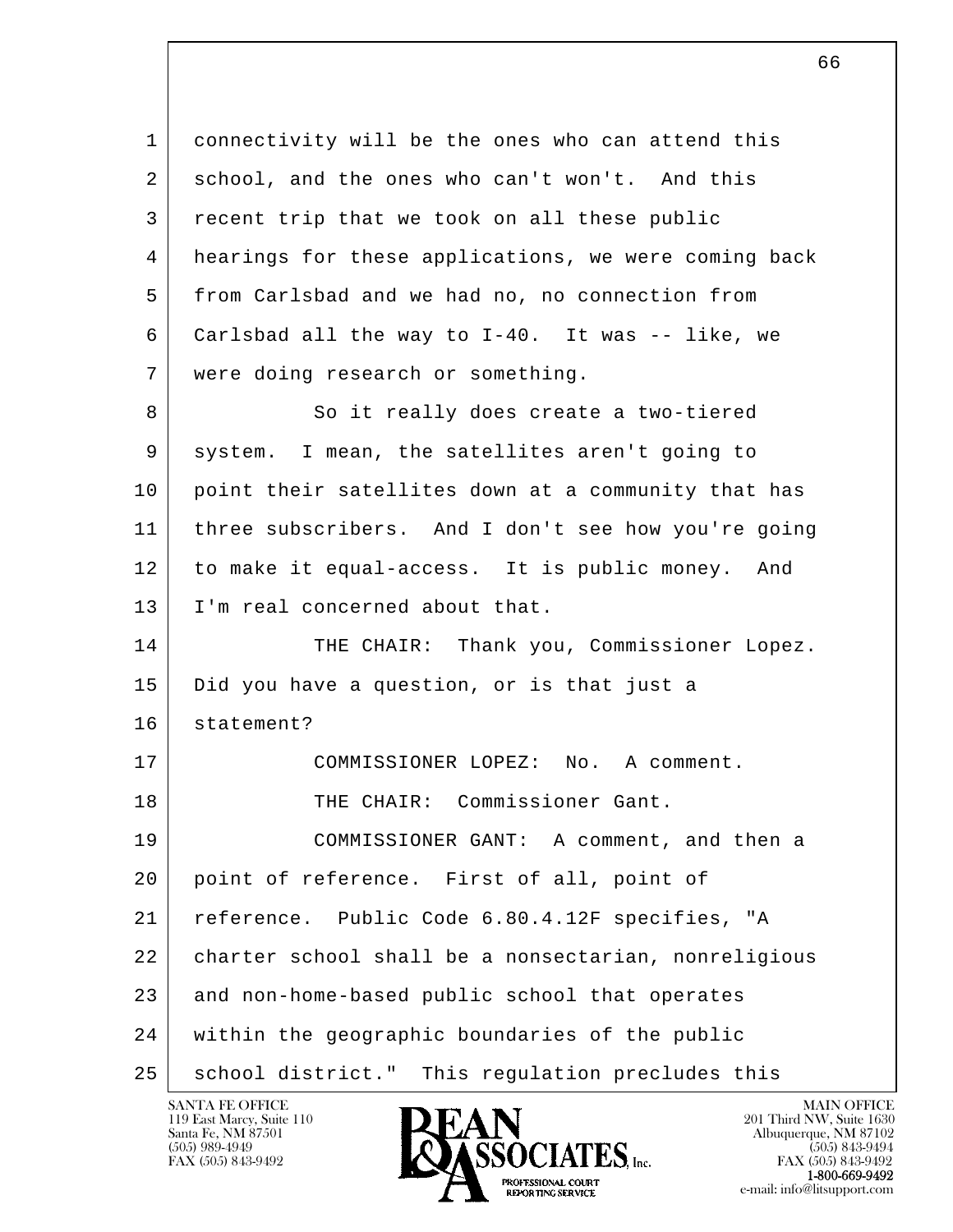connectivity will be the ones who can attend this school, and the ones who can't won't. And this recent trip that we took on all these public hearings for these applications, we were coming back from Carlsbad and we had no, no connection from Carlsbad all the way to I-40. It was -- like, we were doing research or something.

So it really does create a two-tiered system. I mean, the satellites aren't going to point their satellites down at a community that has three subscribers. And I don't see how you're going to make it equal-access. It is public money. And I'm real concerned about that.

THE CHAIR: Thank you, Commissioner Lopez. Did you have a question, or is that just a statement?

COMMISSIONER LOPEZ: No. A comment.

THE CHAIR: Commissioner Gant.

COMMISSIONER GANT: A comment, and then a point of reference. First of all, point of reference. Public Code 6.80.4.12F specifies, "A charter school shall be a nonsectarian, nonreligious and non-home-based public school that operates within the geographic boundaries of the public school district." This regulation precludes this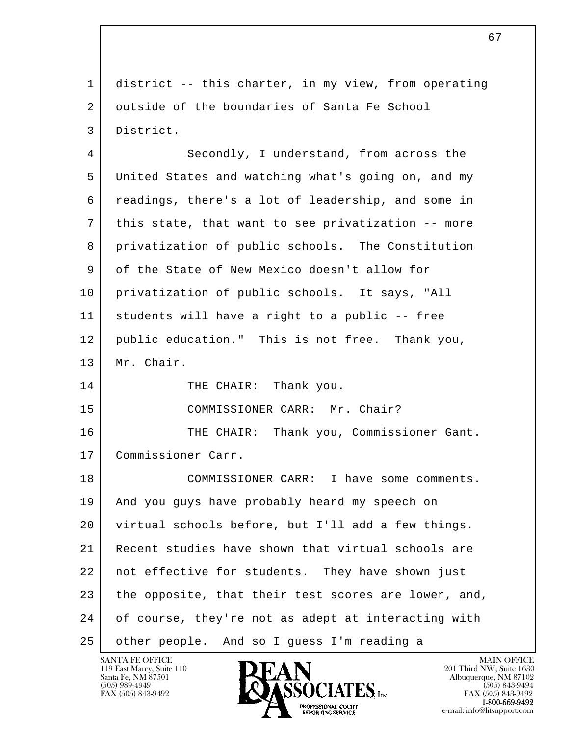district -- this charter, in my view, from operating outside of the boundaries of Santa Fe School District.

Secondly, I understand, from across the United States and watching what's going on, and my readings, there's a lot of leadership, and some in this state, that want to see privatization -- more privatization of public schools. The Constitution of the State of New Mexico doesn't allow for privatization of public schools. It says, "All students will have a right to a public -- free public education." This is not free. Thank you, Mr. Chair.

THE CHAIR: Thank you.

COMMISSIONER CARR: Mr. Chair?

THE CHAIR: Thank you, Commissioner Gant. Commissioner Carr.

COMMISSIONER CARR: I have some comments. And you guys have probably heard my speech on virtual schools before, but I'll add a few things. Recent studies have shown that virtual schools are not effective for students. They have shown just the opposite, that their test scores are lower, and, of course, they're not as adept at interacting with other people. And so I guess I'm reading a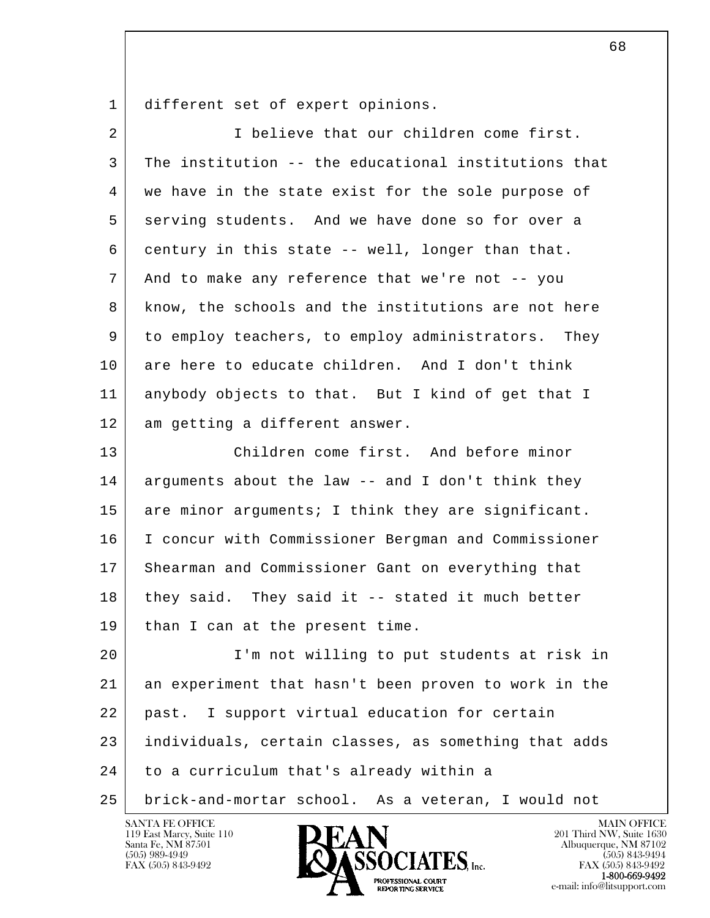different set of expert opinions.

I believe that our children come first. The institution -- the educational institutions that we have in the state exist for the sole purpose of serving students. And we have done so for over a century in this state -- well, longer than that. And to make any reference that we're not -- you know, the schools and the institutions are not here to employ teachers, to employ administrators. They are here to educate children. And I don't think anybody objects to that. But I kind of get that I am getting a different answer.

Children come first. And before minor arguments about the law -- and I don't think they are minor arguments; I think they are significant. I concur with Commissioner Bergman and Commissioner Shearman and Commissioner Gant on everything that they said. They said it -- stated it much better than I can at the present time.

I'm not willing to put students at risk in an experiment that hasn't been proven to work in the past. I support virtual education for certain individuals, certain classes, as something that adds to a curriculum that's already within a brick-and-mortar school. As a veteran, I would not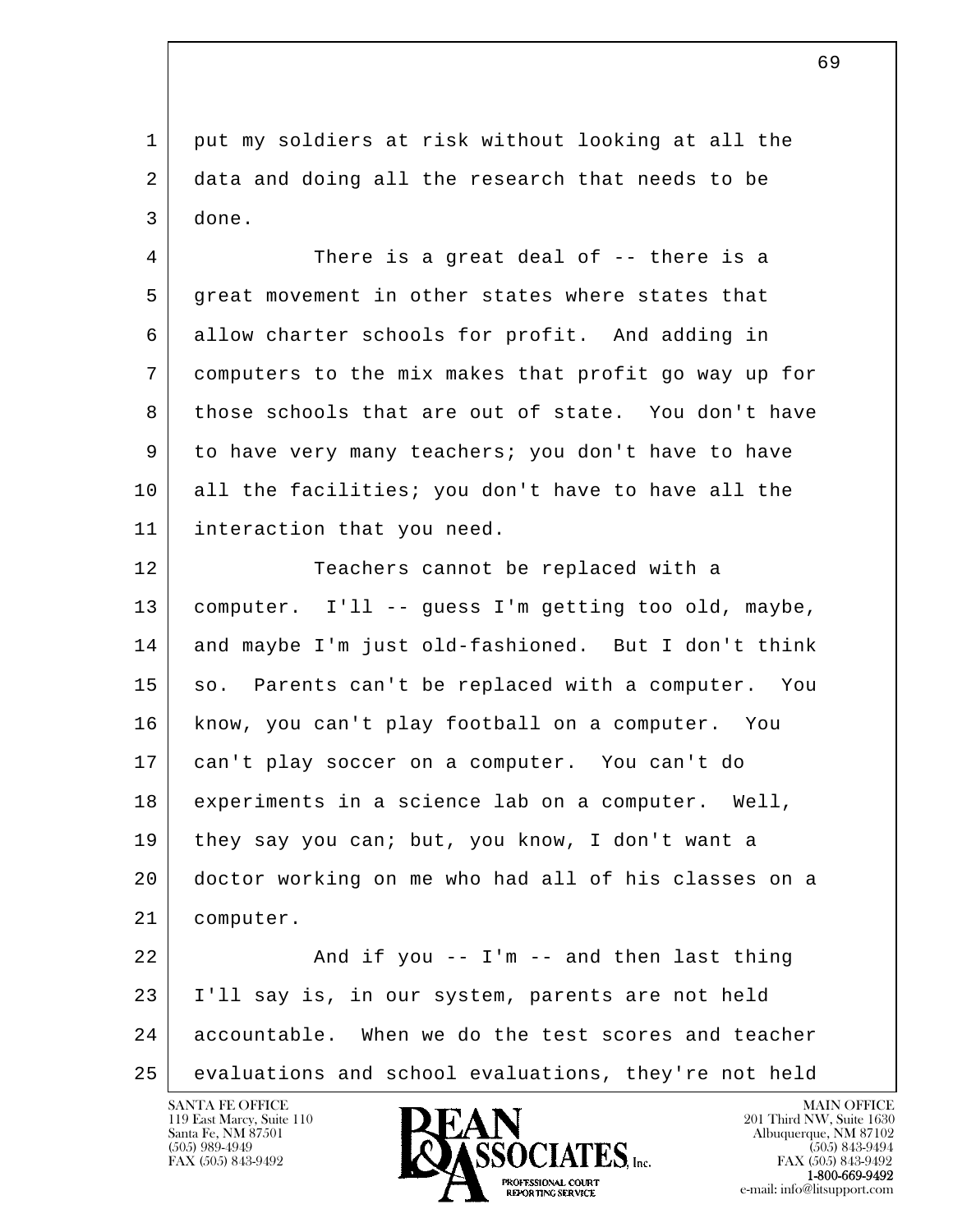put my soldiers at risk without looking at all the data and doing all the research that needs to be done.

There is a great deal of -- there is a great movement in other states where states that allow charter schools for profit. And adding in computers to the mix makes that profit go way up for those schools that are out of state. You don't have to have very many teachers; you don't have to have all the facilities; you don't have to have all the interaction that you need.

Teachers cannot be replaced with a computer. I'll -- guess I'm getting too old, maybe, and maybe I'm just old-fashioned. But I don't think so. Parents can't be replaced with a computer. You know, you can't play football on a computer. You can't play soccer on a computer. You can't do experiments in a science lab on a computer. Well, they say you can; but, you know, I don't want a doctor working on me who had all of his classes on a computer.

And if you -- I'm -- and then last thing I'll say is, in our system, parents are not held accountable. When we do the test scores and teacher evaluations and school evaluations, they're not held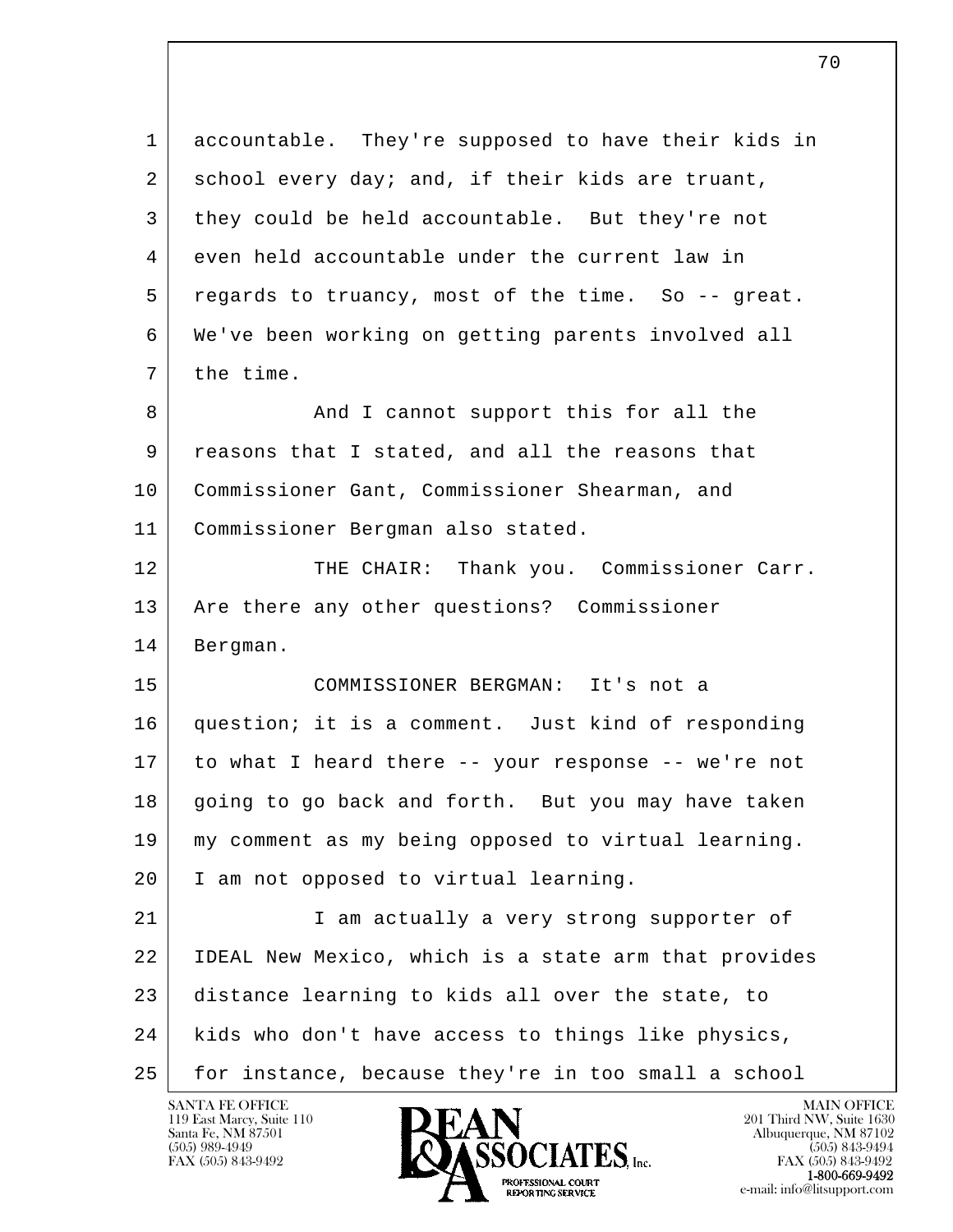accountable. They're supposed to have their kids in school every day; and, if their kids are truant, they could be held accountable. But they're not even held accountable under the current law in regards to truancy, most of the time. So -- great. We've been working on getting parents involved all the time.

And I cannot support this for all the reasons that I stated, and all the reasons that Commissioner Gant, Commissioner Shearman, and Commissioner Bergman also stated.

THE CHAIR: Thank you. Commissioner Carr. Are there any other questions? Commissioner Bergman.

COMMISSIONER BERGMAN: It's not a question; it is a comment. Just kind of responding to what I heard there -- your response -- we're not going to go back and forth. But you may have taken my comment as my being opposed to virtual learning. I am not opposed to virtual learning.

I am actually a very strong supporter of IDEAL New Mexico, which is a state arm that provides distance learning to kids all over the state, to kids who don't have access to things like physics, for instance, because they're in too small a school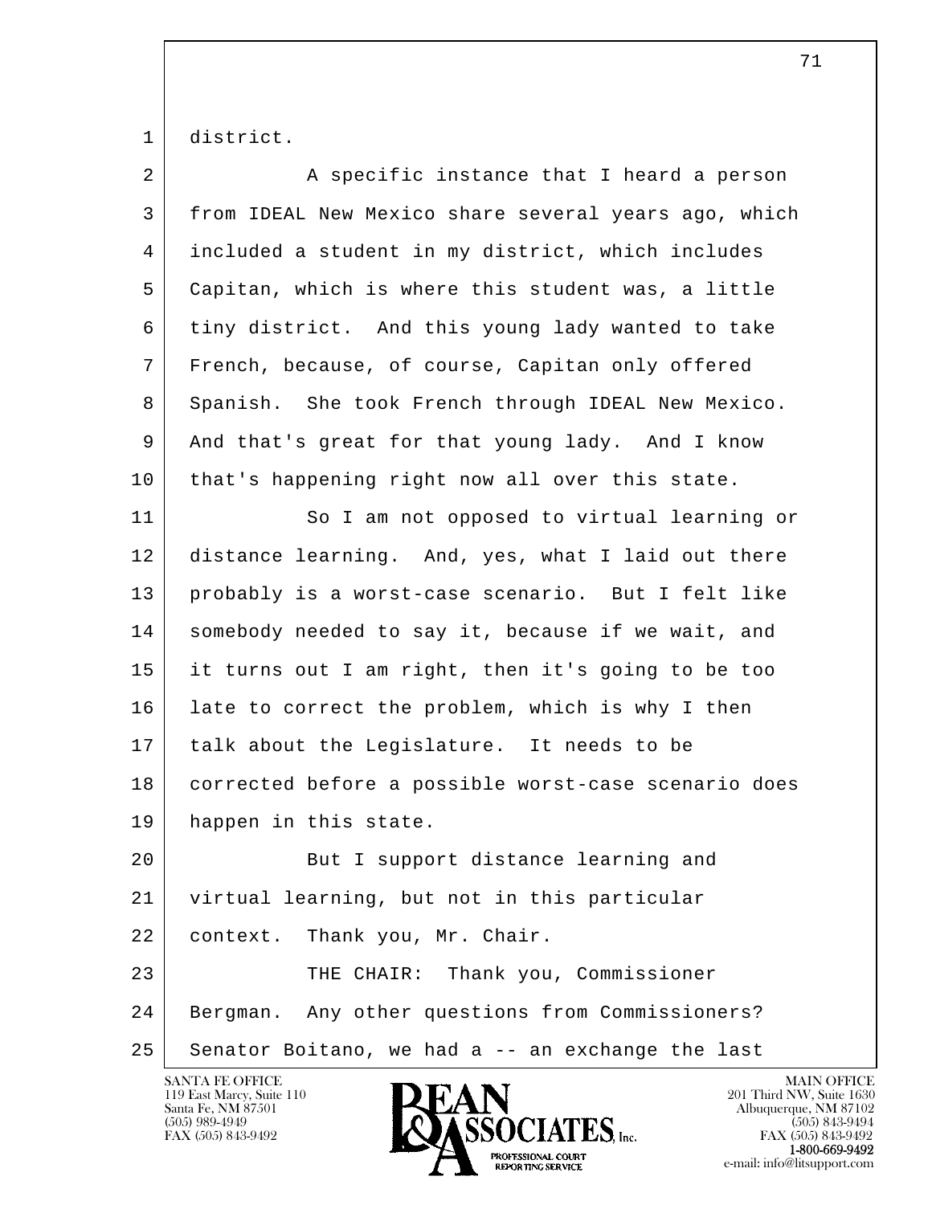1 district.

2 A specific instance that I heard a person
3 from IDEAL New Mexico share several years ago, which
4 included a student in my district, which includes
5 Capitan, which is where this student was, a little
6 tiny district. And this young lady wanted to take
7 French, because, of course, Capitan only offered
8 Spanish. She took French through IDEAL New Mexico.
9 And that's great for that young lady. And I know
10 that's happening right now all over this state.

11 So I am not opposed to virtual learning or
12 distance learning. And, yes, what I laid out there
13 probably is a worst-case scenario. But I felt like
14 somebody needed to say it, because if we wait, and
15 it turns out I am right, then it's going to be too
16 late to correct the problem, which is why I then
17 talk about the Legislature. It needs to be
18 corrected before a possible worst-case scenario does
19 happen in this state.

20 But I support distance learning and
21 virtual learning, but not in this particular
22 context. Thank you, Mr. Chair.

23 THE CHAIR: Thank you, Commissioner
24 Bergman. Any other questions from Commissioners?
25 Senator Boitano, we had a -- an exchange the last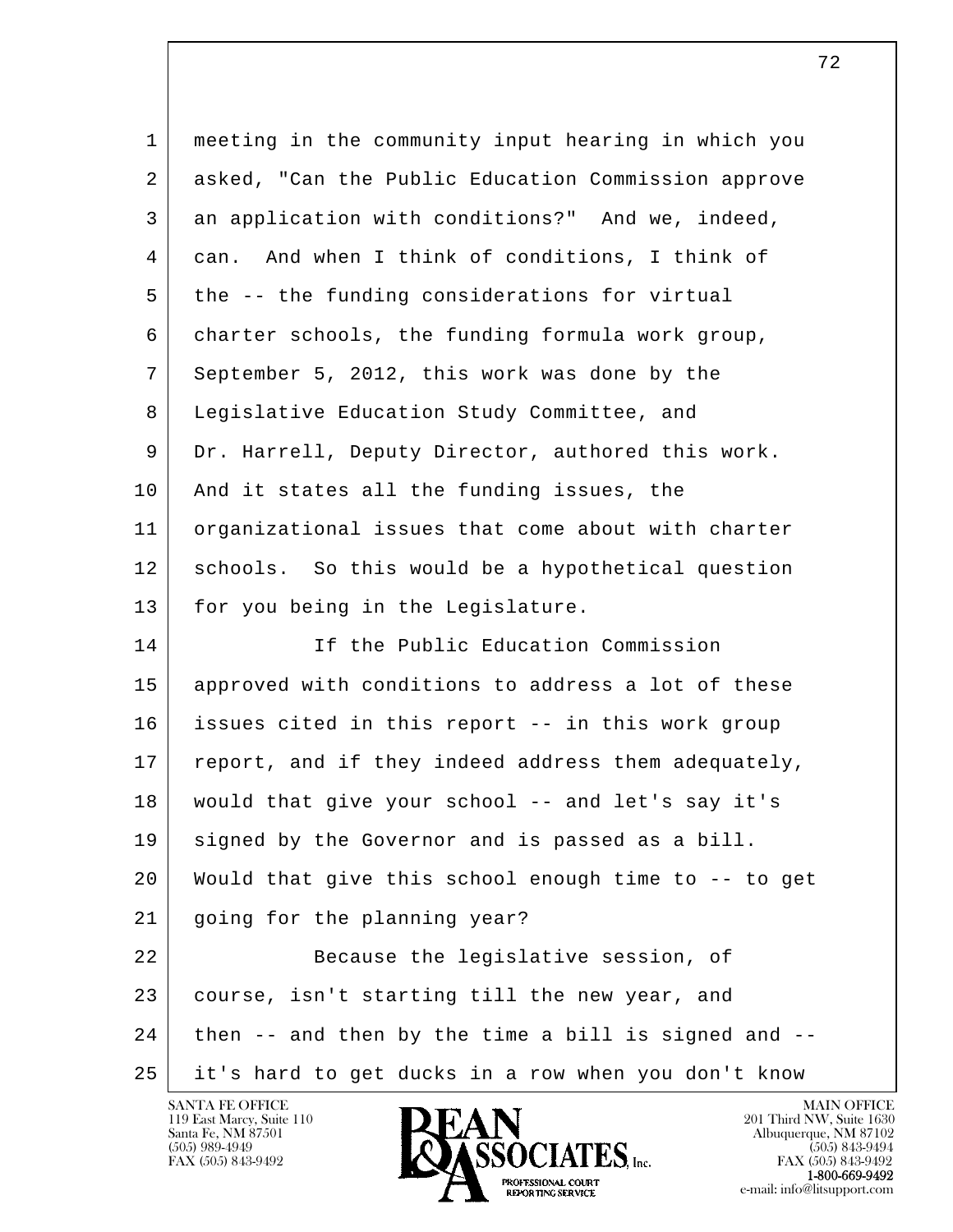meeting in the community input hearing in which you asked, "Can the Public Education Commission approve an application with conditions?" And we, indeed, can. And when I think of conditions, I think of the -- the funding considerations for virtual charter schools, the funding formula work group, September 5, 2012, this work was done by the Legislative Education Study Committee, and Dr. Harrell, Deputy Director, authored this work. And it states all the funding issues, the organizational issues that come about with charter schools. So this would be a hypothetical question for you being in the Legislature.

If the Public Education Commission approved with conditions to address a lot of these issues cited in this report -- in this work group report, and if they indeed address them adequately, would that give your school -- and let's say it's signed by the Governor and is passed as a bill. Would that give this school enough time to -- to get going for the planning year?

Because the legislative session, of course, isn't starting till the new year, and then -- and then by the time a bill is signed and -- it's hard to get ducks in a row when you don't know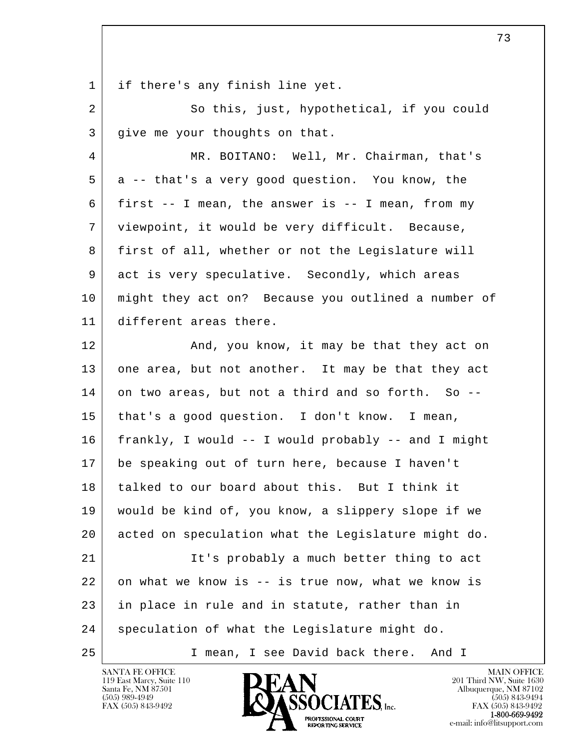if there's any finish line yet.

So this, just, hypothetical, if you could give me your thoughts on that.

MR. BOITANO: Well, Mr. Chairman, that's a -- that's a very good question. You know, the first -- I mean, the answer is -- I mean, from my viewpoint, it would be very difficult. Because, first of all, whether or not the Legislature will act is very speculative. Secondly, which areas might they act on? Because you outlined a number of different areas there.

And, you know, it may be that they act on one area, but not another. It may be that they act on two areas, but not a third and so forth. So -- that's a good question. I don't know. I mean, frankly, I would -- I would probably -- and I might be speaking out of turn here, because I haven't talked to our board about this. But I think it would be kind of, you know, a slippery slope if we acted on speculation what the Legislature might do.

It's probably a much better thing to act on what we know is -- is true now, what we know is in place in rule and in statute, rather than in speculation of what the Legislature might do.

I mean, I see David back there. And I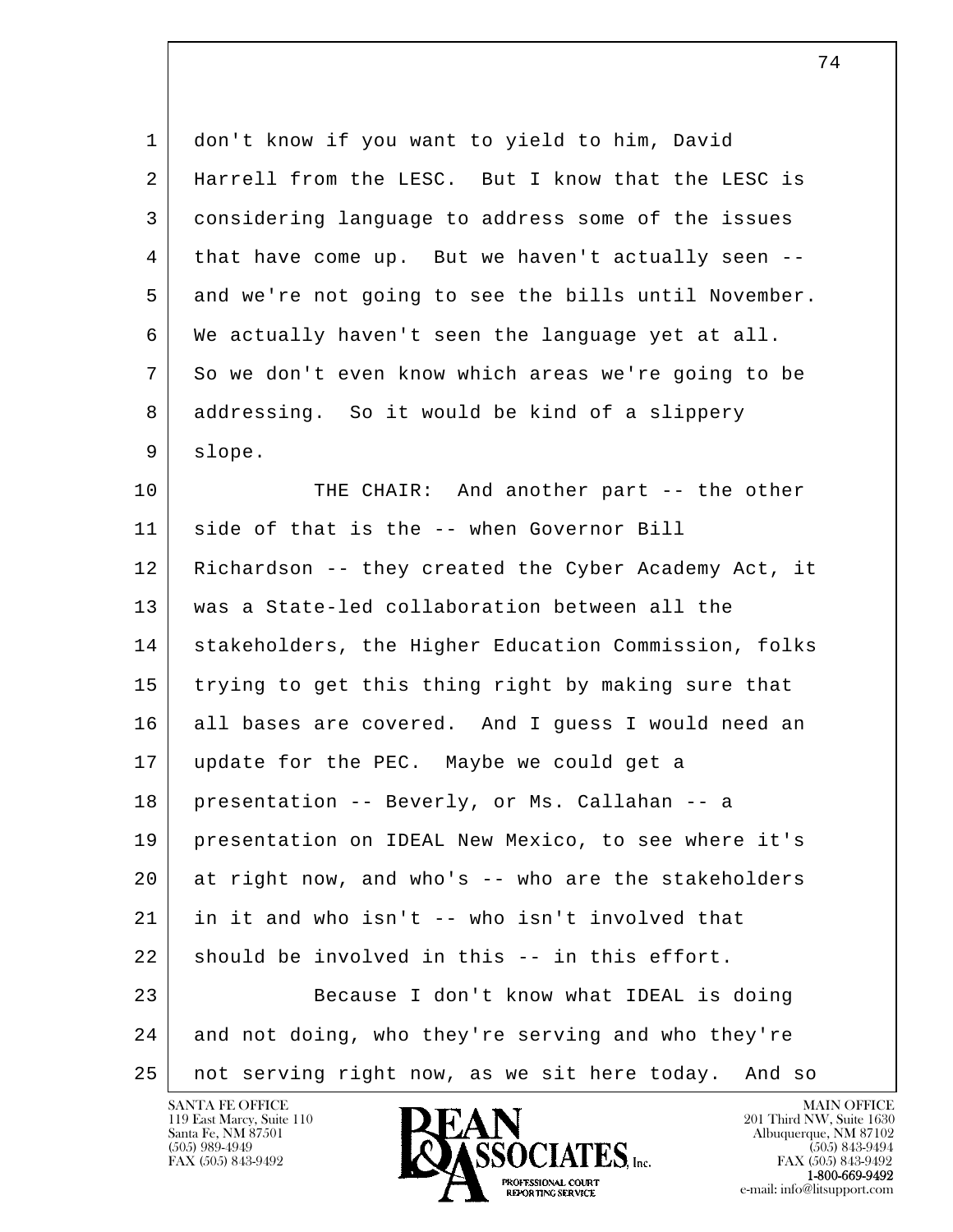1 don't know if you want to yield to him, David
2 Harrell from the LESC. But I know that the LESC is
3 considering language to address some of the issues
4 that have come up. But we haven't actually seen --
5 and we're not going to see the bills until November.
6 We actually haven't seen the language yet at all.
7 So we don't even know which areas we're going to be
8 addressing. So it would be kind of a slippery
9 slope.

10 THE CHAIR: And another part -- the other
11 side of that is the -- when Governor Bill
12 Richardson -- they created the Cyber Academy Act, it
13 was a State-led collaboration between all the
14 stakeholders, the Higher Education Commission, folks
15 trying to get this thing right by making sure that
16 all bases are covered. And I guess I would need an
17 update for the PEC. Maybe we could get a
18 presentation -- Beverly, or Ms. Callahan -- a
19 presentation on IDEAL New Mexico, to see where it's
20 at right now, and who's -- who are the stakeholders
21 in it and who isn't -- who isn't involved that
22 should be involved in this -- in this effort.

23 Because I don't know what IDEAL is doing
24 and not doing, who they're serving and who they're
25 not serving right now, as we sit here today. And so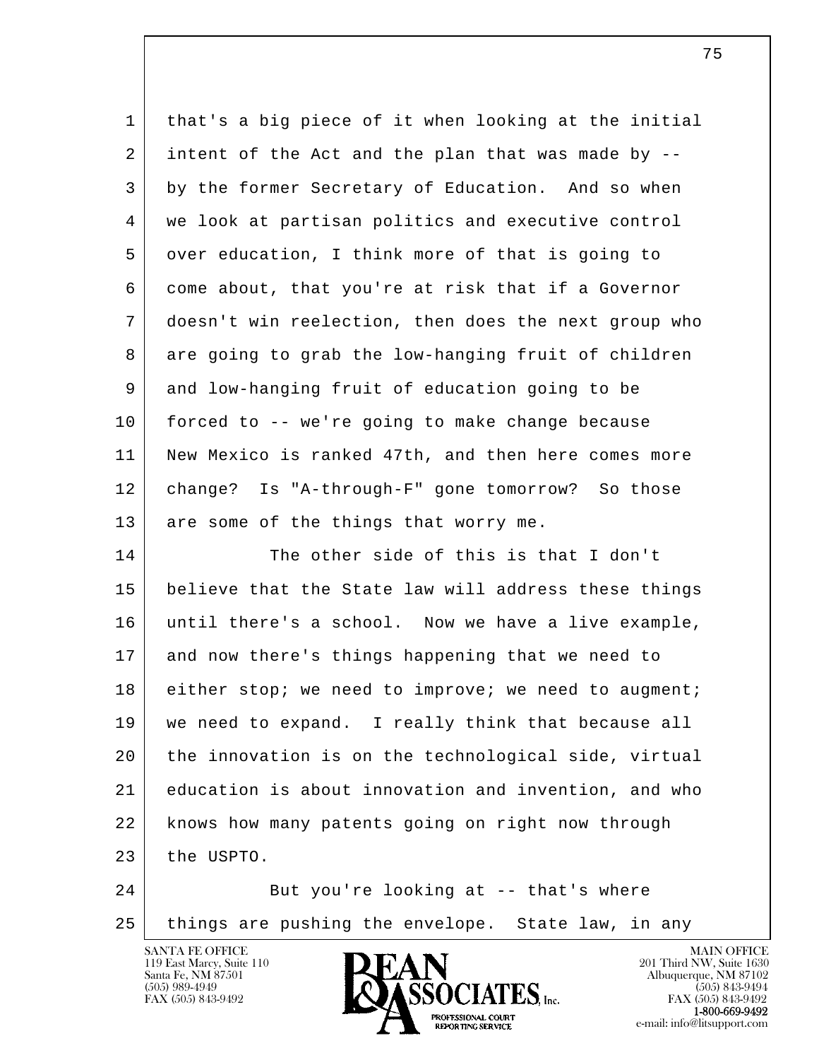that's a big piece of it when looking at the initial intent of the Act and the plan that was made by -- by the former Secretary of Education. And so when we look at partisan politics and executive control over education, I think more of that is going to come about, that you're at risk that if a Governor doesn't win reelection, then does the next group who are going to grab the low-hanging fruit of children and low-hanging fruit of education going to be forced to -- we're going to make change because New Mexico is ranked 47th, and then here comes more change? Is "A-through-F" gone tomorrow? So those are some of the things that worry me.

The other side of this is that I don't believe that the State law will address these things until there's a school. Now we have a live example, and now there's things happening that we need to either stop; we need to improve; we need to augment; we need to expand. I really think that because all the innovation is on the technological side, virtual education is about innovation and invention, and who knows how many patents going on right now through the USPTO.

But you're looking at -- that's where things are pushing the envelope. State law, in any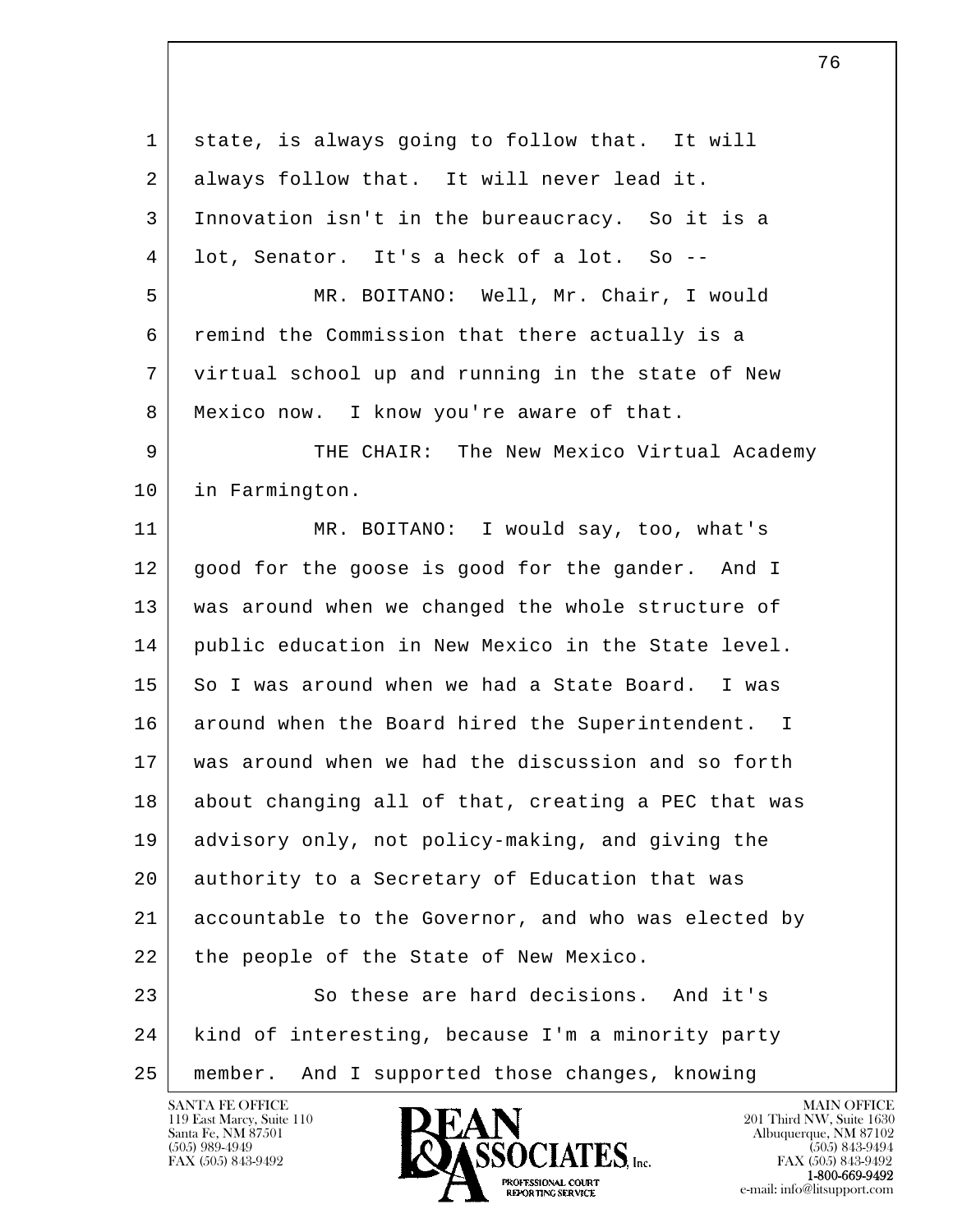1 state, is always going to follow that. It will
2 always follow that. It will never lead it.
3 Innovation isn't in the bureaucracy. So it is a
4 lot, Senator. It's a heck of a lot. So --
5 MR. BOITANO: Well, Mr. Chair, I would
6 remind the Commission that there actually is a
7 virtual school up and running in the state of New
8 Mexico now. I know you're aware of that.
9 THE CHAIR: The New Mexico Virtual Academy
10 in Farmington.
11 MR. BOITANO: I would say, too, what's
12 good for the goose is good for the gander. And I
13 was around when we changed the whole structure of
14 public education in New Mexico in the State level.
15 So I was around when we had a State Board. I was
16 around when the Board hired the Superintendent. I
17 was around when we had the discussion and so forth
18 about changing all of that, creating a PEC that was
19 advisory only, not policy-making, and giving the
20 authority to a Secretary of Education that was
21 accountable to the Governor, and who was elected by
22 the people of the State of New Mexico.
23 So these are hard decisions. And it's
24 kind of interesting, because I'm a minority party
25 member. And I supported those changes, knowing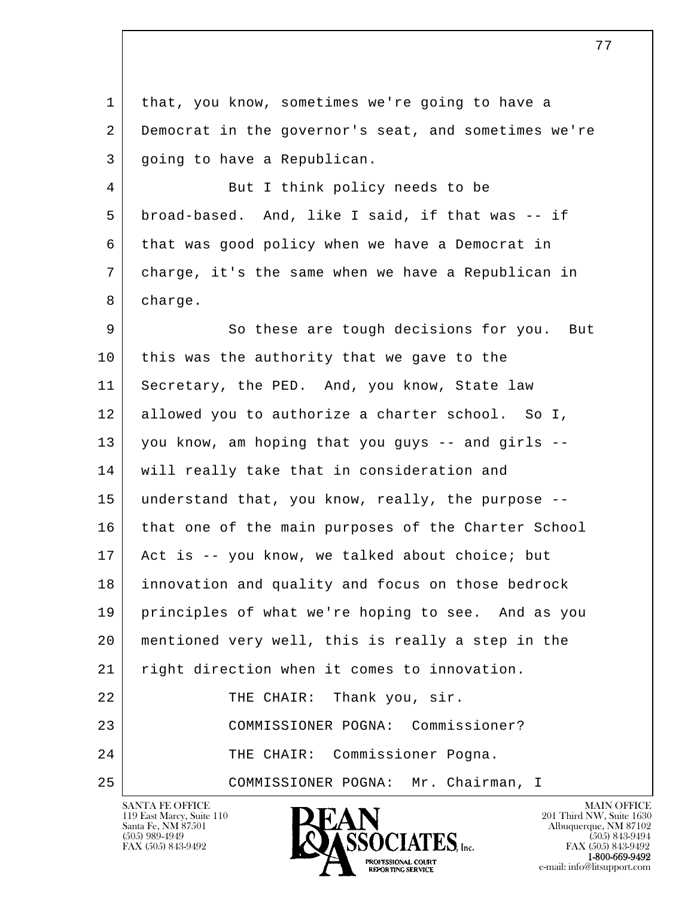that, you know, sometimes we're going to have a Democrat in the governor's seat, and sometimes we're going to have a Republican.

But I think policy needs to be broad-based. And, like I said, if that was -- if that was good policy when we have a Democrat in charge, it's the same when we have a Republican in charge.

So these are tough decisions for you. But this was the authority that we gave to the Secretary, the PED. And, you know, State law allowed you to authorize a charter school. So I, you know, am hoping that you guys -- and girls -- will really take that in consideration and understand that, you know, really, the purpose -- that one of the main purposes of the Charter School Act is -- you know, we talked about choice; but innovation and quality and focus on those bedrock principles of what we're hoping to see. And as you mentioned very well, this is really a step in the right direction when it comes to innovation.

THE CHAIR: Thank you, sir.

COMMISSIONER POGNA: Commissioner?

THE CHAIR: Commissioner Pogna.

COMMISSIONER POGNA: Mr. Chairman, I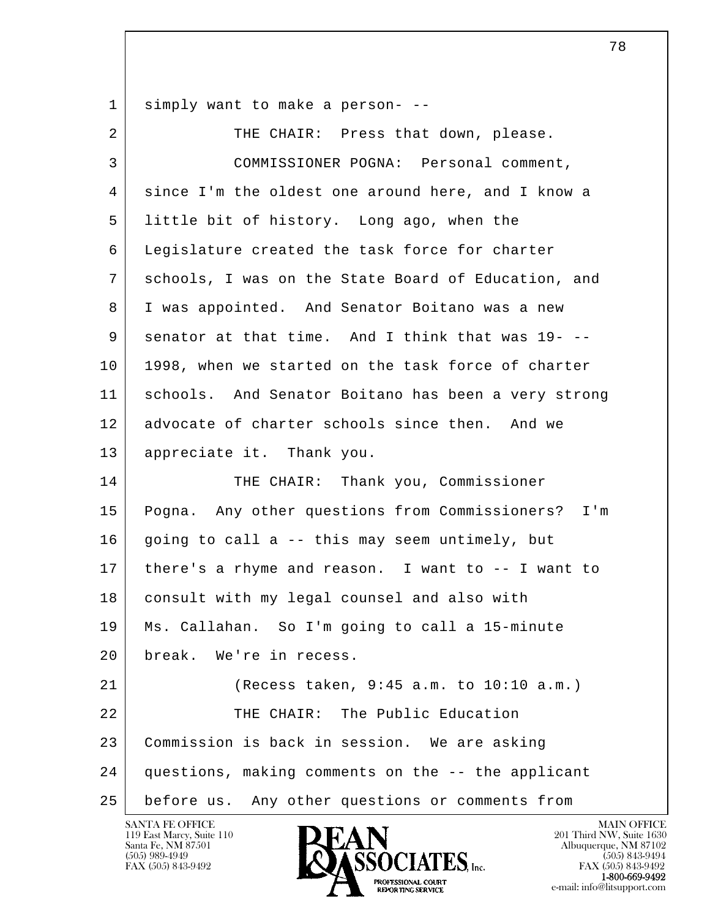1 simply want to make a person- --

2 THE CHAIR: Press that down, please.

3 COMMISSIONER POGNA: Personal comment,

4 since I'm the oldest one around here, and I know a

5 little bit of history. Long ago, when the

6 Legislature created the task force for charter

7 schools, I was on the State Board of Education, and

8 I was appointed. And Senator Boitano was a new

9 senator at that time. And I think that was 19- --

10 1998, when we started on the task force of charter

11 schools. And Senator Boitano has been a very strong

12 advocate of charter schools since then. And we

13 appreciate it. Thank you.

14 THE CHAIR: Thank you, Commissioner

15 Pogna. Any other questions from Commissioners? I'm

16 going to call a -- this may seem untimely, but

17 there's a rhyme and reason. I want to -- I want to

18 consult with my legal counsel and also with

19 Ms. Callahan. So I'm going to call a 15-minute

20 break. We're in recess.

21 (Recess taken, 9:45 a.m. to 10:10 a.m.)

22 THE CHAIR: The Public Education

23 Commission is back in session. We are asking

24 questions, making comments on the -- the applicant

25 before us. Any other questions or comments from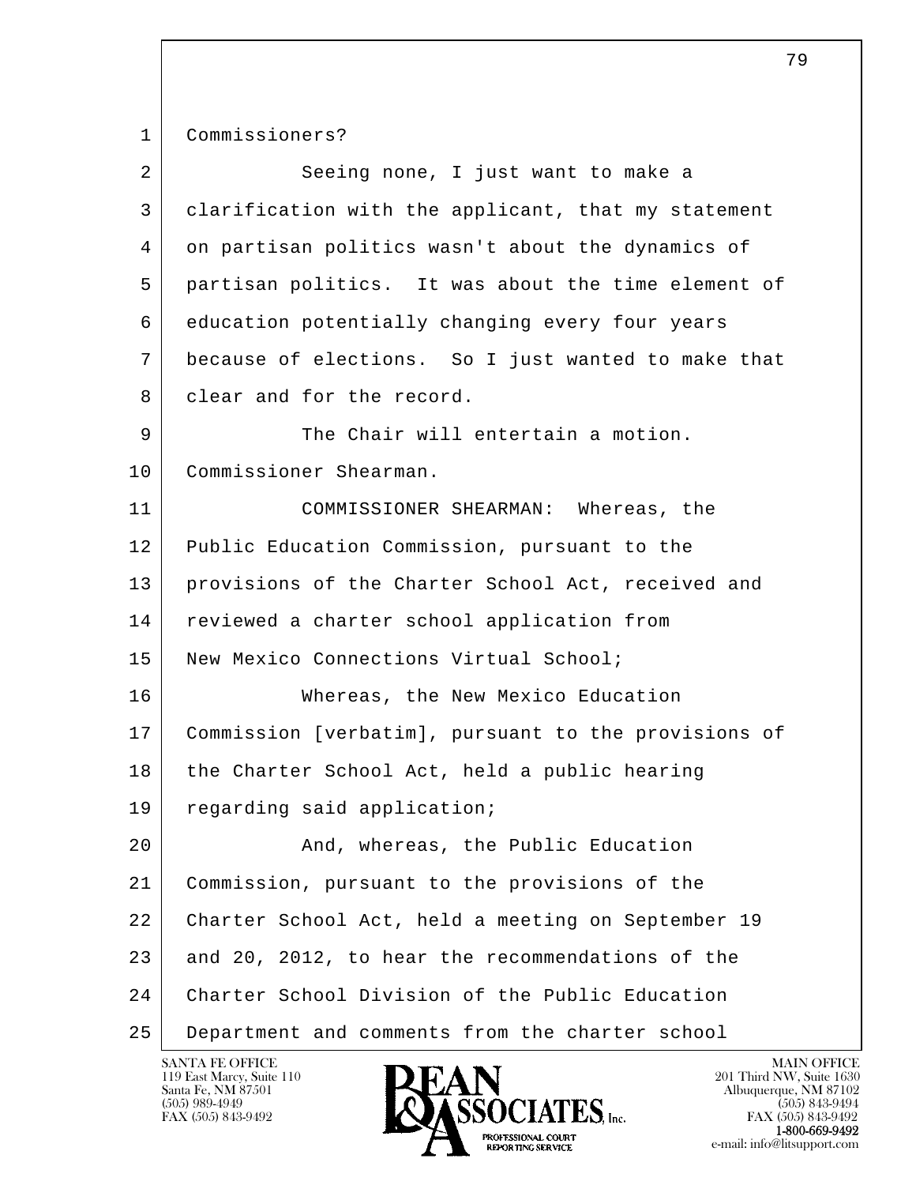Commissioners?

Seeing none, I just want to make a clarification with the applicant, that my statement on partisan politics wasn't about the dynamics of partisan politics. It was about the time element of education potentially changing every four years because of elections. So I just wanted to make that clear and for the record.

The Chair will entertain a motion. Commissioner Shearman.

COMMISSIONER SHEARMAN: Whereas, the Public Education Commission, pursuant to the provisions of the Charter School Act, received and reviewed a charter school application from New Mexico Connections Virtual School;

Whereas, the New Mexico Education Commission [verbatim], pursuant to the provisions of the Charter School Act, held a public hearing regarding said application;

And, whereas, the Public Education Commission, pursuant to the provisions of the Charter School Act, held a meeting on September 19 and 20, 2012, to hear the recommendations of the Charter School Division of the Public Education Department and comments from the charter school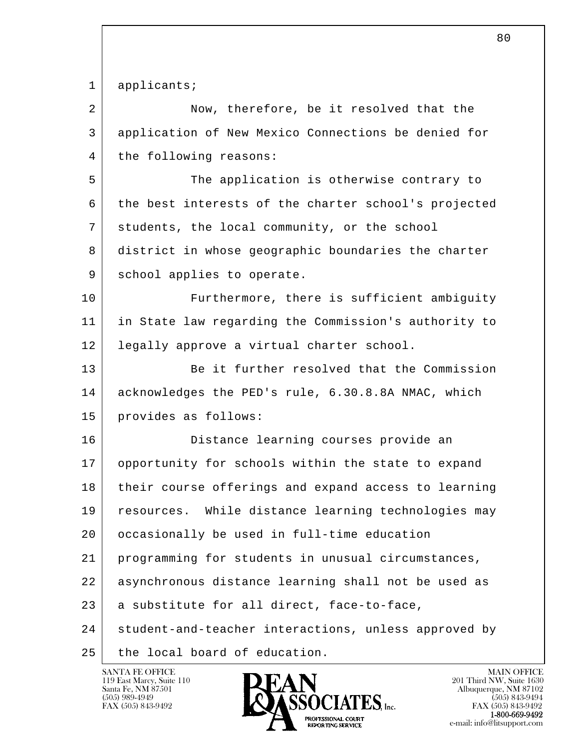applicants;

Now, therefore, be it resolved that the application of New Mexico Connections be denied for the following reasons:

The application is otherwise contrary to the best interests of the charter school's projected students, the local community, or the school district in whose geographic boundaries the charter school applies to operate.

Furthermore, there is sufficient ambiguity in State law regarding the Commission's authority to legally approve a virtual charter school.

Be it further resolved that the Commission acknowledges the PED's rule, 6.30.8.8A NMAC, which provides as follows:

Distance learning courses provide an opportunity for schools within the state to expand their course offerings and expand access to learning resources.  While distance learning technologies may occasionally be used in full-time education programming for students in unusual circumstances, asynchronous distance learning shall not be used as a substitute for all direct, face-to-face, student-and-teacher interactions, unless approved by the local board of education.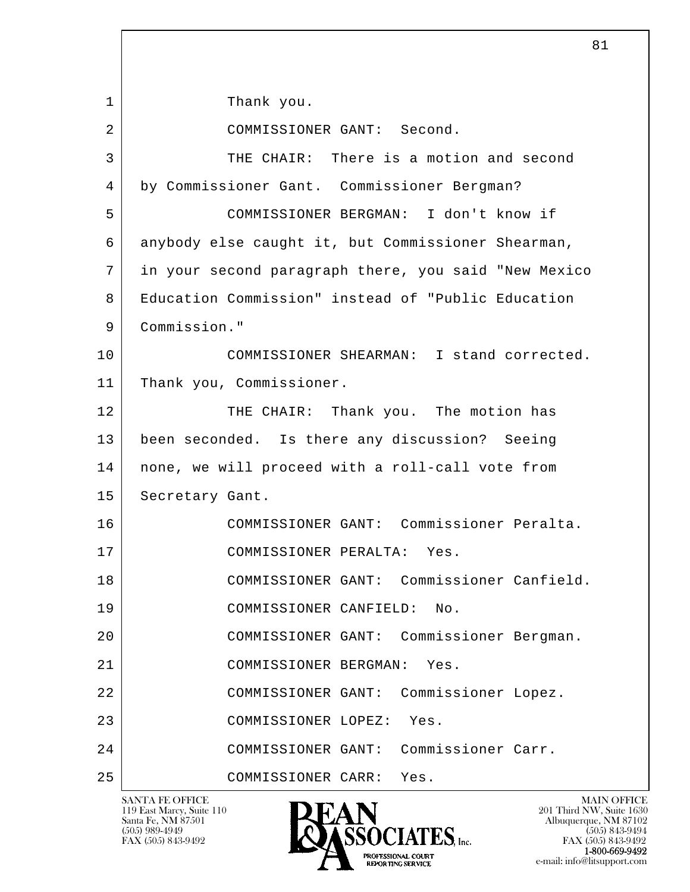Thank you.

COMMISSIONER GANT: Second.

THE CHAIR: There is a motion and second by Commissioner Gant. Commissioner Bergman?

COMMISSIONER BERGMAN: I don't know if anybody else caught it, but Commissioner Shearman, in your second paragraph there, you said "New Mexico Education Commission" instead of "Public Education Commission."

COMMISSIONER SHEARMAN: I stand corrected. Thank you, Commissioner.

THE CHAIR: Thank you. The motion has been seconded. Is there any discussion? Seeing none, we will proceed with a roll-call vote from Secretary Gant.

COMMISSIONER GANT: Commissioner Peralta.

COMMISSIONER PERALTA: Yes.

COMMISSIONER GANT: Commissioner Canfield.

COMMISSIONER CANFIELD: No.

COMMISSIONER GANT: Commissioner Bergman.

COMMISSIONER BERGMAN: Yes.

COMMISSIONER GANT: Commissioner Lopez.

COMMISSIONER LOPEZ: Yes.

COMMISSIONER GANT: Commissioner Carr.

COMMISSIONER CARR: Yes.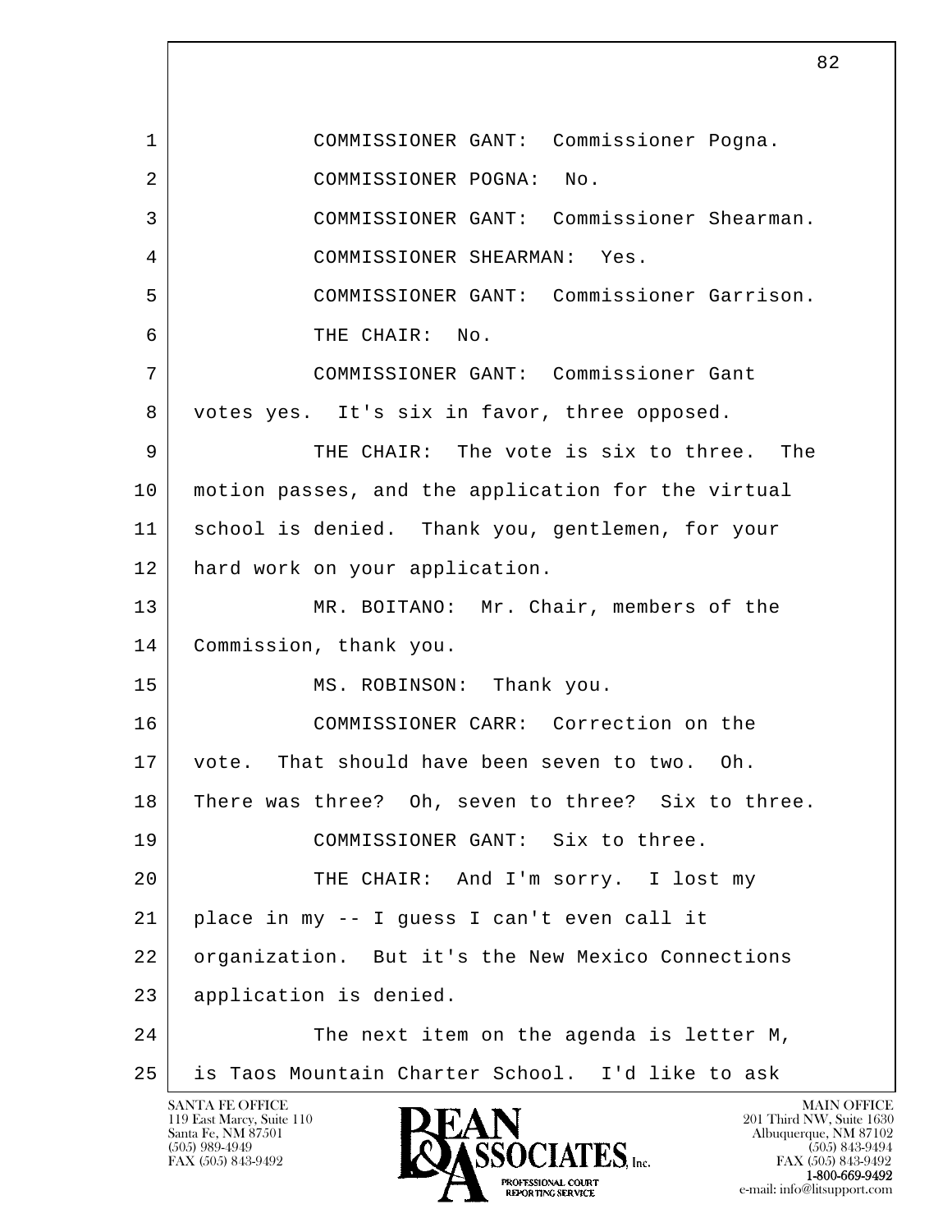1 COMMISSIONER GANT: Commissioner Pogna.

2 COMMISSIONER POGNA: No.

3 COMMISSIONER GANT: Commissioner Shearman.

4 COMMISSIONER SHEARMAN: Yes.

5 COMMISSIONER GANT: Commissioner Garrison.

6 THE CHAIR: No.

7 COMMISSIONER GANT: Commissioner Gant

8 votes yes. It's six in favor, three opposed.

9 THE CHAIR: The vote is six to three. The

10 motion passes, and the application for the virtual

11 school is denied. Thank you, gentlemen, for your

12 hard work on your application.

13 MR. BOITANO: Mr. Chair, members of the

14 Commission, thank you.

15 MS. ROBINSON: Thank you.

16 COMMISSIONER CARR: Correction on the

17 vote. That should have been seven to two. Oh.

18 There was three? Oh, seven to three? Six to three.

19 COMMISSIONER GANT: Six to three.

20 THE CHAIR: And I'm sorry. I lost my

21 place in my -- I guess I can't even call it

22 organization. But it's the New Mexico Connections

23 application is denied.

24 The next item on the agenda is letter M,

25 is Taos Mountain Charter School. I'd like to ask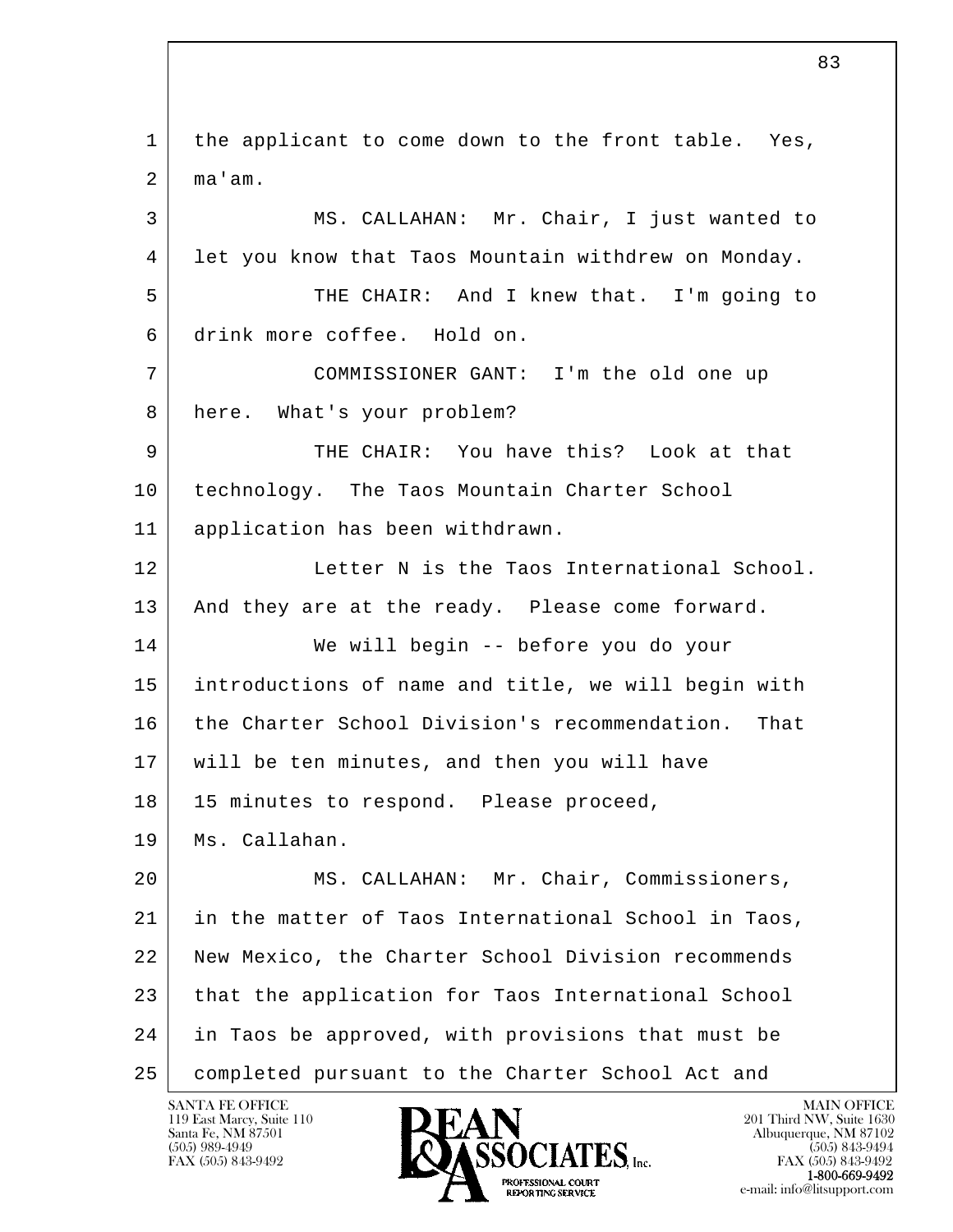the applicant to come down to the front table. Yes, ma'am.

MS. CALLAHAN: Mr. Chair, I just wanted to let you know that Taos Mountain withdrew on Monday.

THE CHAIR: And I knew that. I'm going to drink more coffee. Hold on.

COMMISSIONER GANT: I'm the old one up here. What's your problem?

THE CHAIR: You have this? Look at that technology. The Taos Mountain Charter School application has been withdrawn.

Letter N is the Taos International School. And they are at the ready. Please come forward.

We will begin -- before you do your introductions of name and title, we will begin with the Charter School Division's recommendation. That will be ten minutes, and then you will have 15 minutes to respond. Please proceed, Ms. Callahan.

MS. CALLAHAN: Mr. Chair, Commissioners, in the matter of Taos International School in Taos, New Mexico, the Charter School Division recommends that the application for Taos International School in Taos be approved, with provisions that must be completed pursuant to the Charter School Act and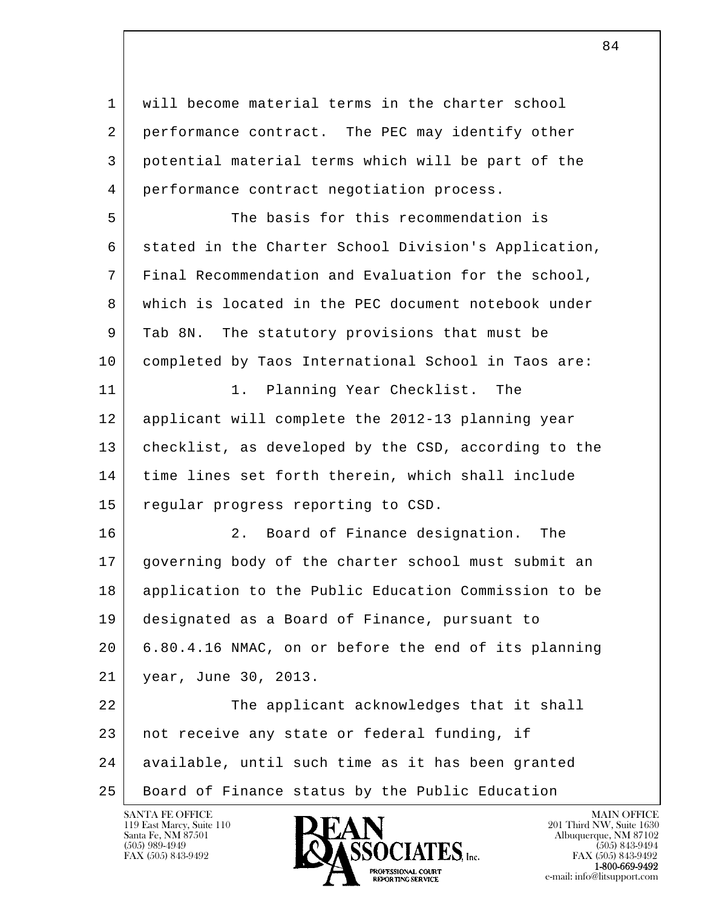will become material terms in the charter school performance contract. The PEC may identify other potential material terms which will be part of the performance contract negotiation process.

The basis for this recommendation is stated in the Charter School Division's Application, Final Recommendation and Evaluation for the school, which is located in the PEC document notebook under Tab 8N. The statutory provisions that must be completed by Taos International School in Taos are:

1. Planning Year Checklist. The applicant will complete the 2012-13 planning year checklist, as developed by the CSD, according to the time lines set forth therein, which shall include regular progress reporting to CSD.

2. Board of Finance designation. The governing body of the charter school must submit an application to the Public Education Commission to be designated as a Board of Finance, pursuant to 6.80.4.16 NMAC, on or before the end of its planning year, June 30, 2013.

The applicant acknowledges that it shall not receive any state or federal funding, if available, until such time as it has been granted Board of Finance status by the Public Education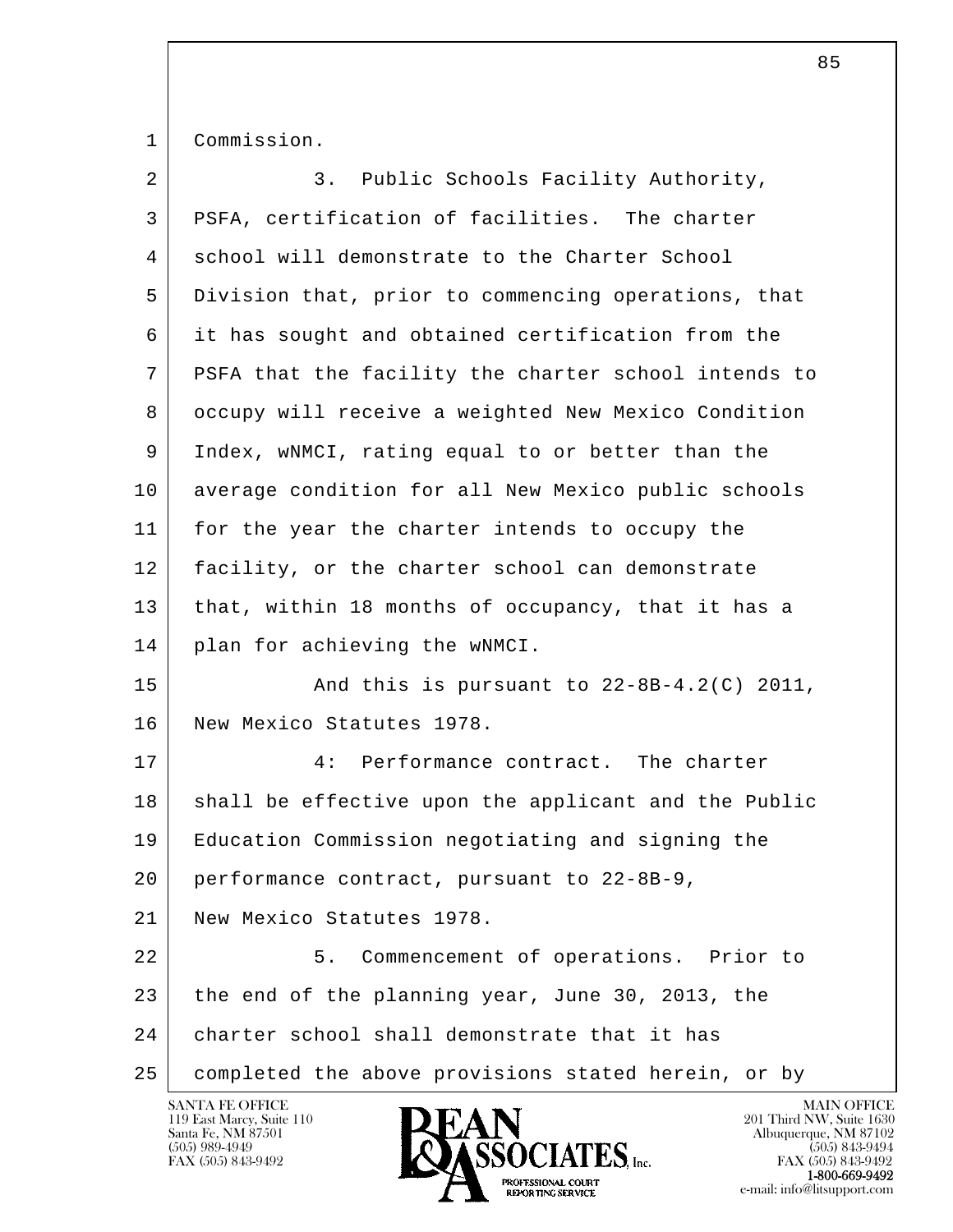Commission.

3. Public Schools Facility Authority, PSFA, certification of facilities. The charter school will demonstrate to the Charter School Division that, prior to commencing operations, that it has sought and obtained certification from the PSFA that the facility the charter school intends to occupy will receive a weighted New Mexico Condition Index, wNMCI, rating equal to or better than the average condition for all New Mexico public schools for the year the charter intends to occupy the facility, or the charter school can demonstrate that, within 18 months of occupancy, that it has a plan for achieving the wNMCI.

And this is pursuant to 22-8B-4.2(C) 2011, New Mexico Statutes 1978.

4: Performance contract. The charter shall be effective upon the applicant and the Public Education Commission negotiating and signing the performance contract, pursuant to 22-8B-9, New Mexico Statutes 1978.

5. Commencement of operations. Prior to the end of the planning year, June 30, 2013, the charter school shall demonstrate that it has completed the above provisions stated herein, or by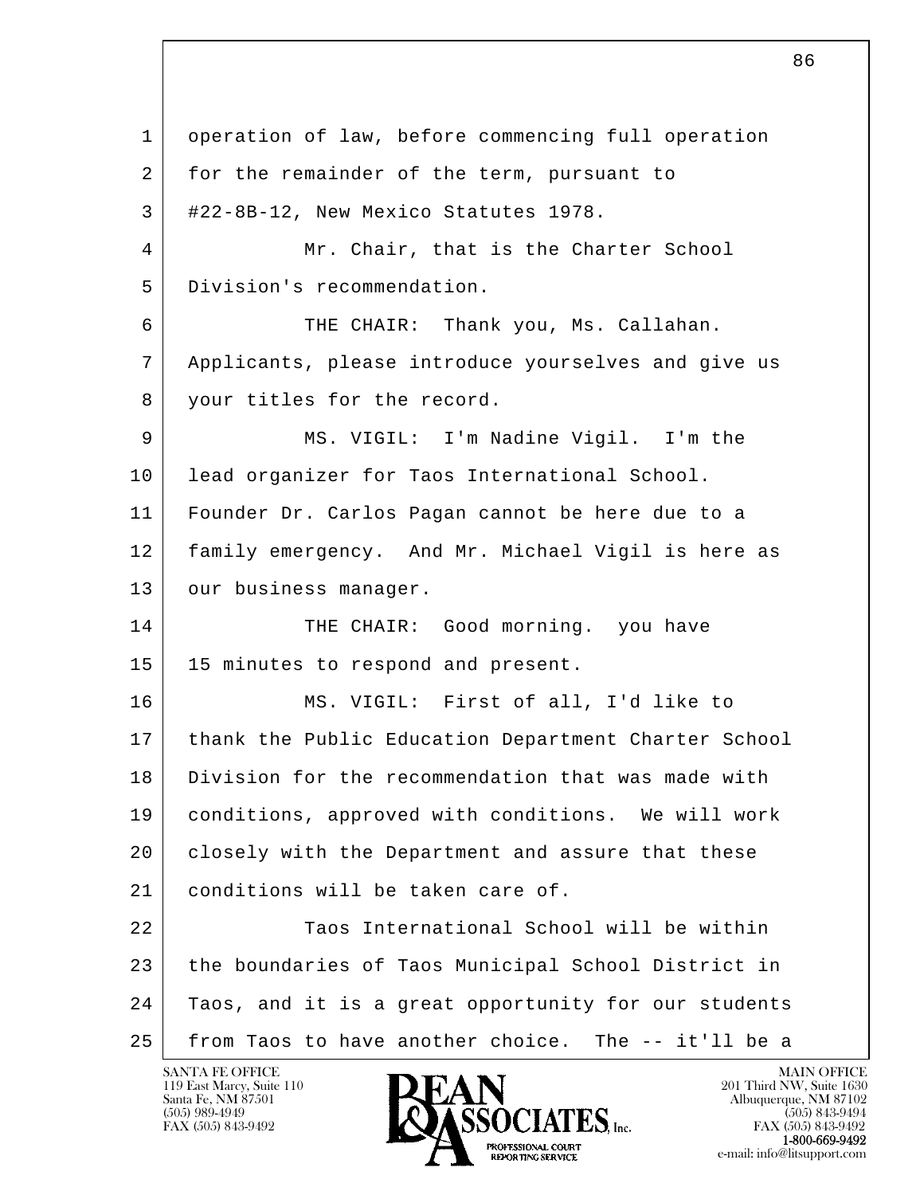1 operation of law, before commencing full operation
2 for the remainder of the term, pursuant to
3 #22-8B-12, New Mexico Statutes 1978.
4 Mr. Chair, that is the Charter School
5 Division's recommendation.
6 THE CHAIR: Thank you, Ms. Callahan.
7 Applicants, please introduce yourselves and give us
8 your titles for the record.
9 MS. VIGIL: I'm Nadine Vigil. I'm the
10 lead organizer for Taos International School.
11 Founder Dr. Carlos Pagan cannot be here due to a
12 family emergency. And Mr. Michael Vigil is here as
13 our business manager.
14 THE CHAIR: Good morning. you have
15 15 minutes to respond and present.
16 MS. VIGIL: First of all, I'd like to
17 thank the Public Education Department Charter School
18 Division for the recommendation that was made with
19 conditions, approved with conditions. We will work
20 closely with the Department and assure that these
21 conditions will be taken care of.
22 Taos International School will be within
23 the boundaries of Taos Municipal School District in
24 Taos, and it is a great opportunity for our students
25 from Taos to have another choice. The -- it'll be a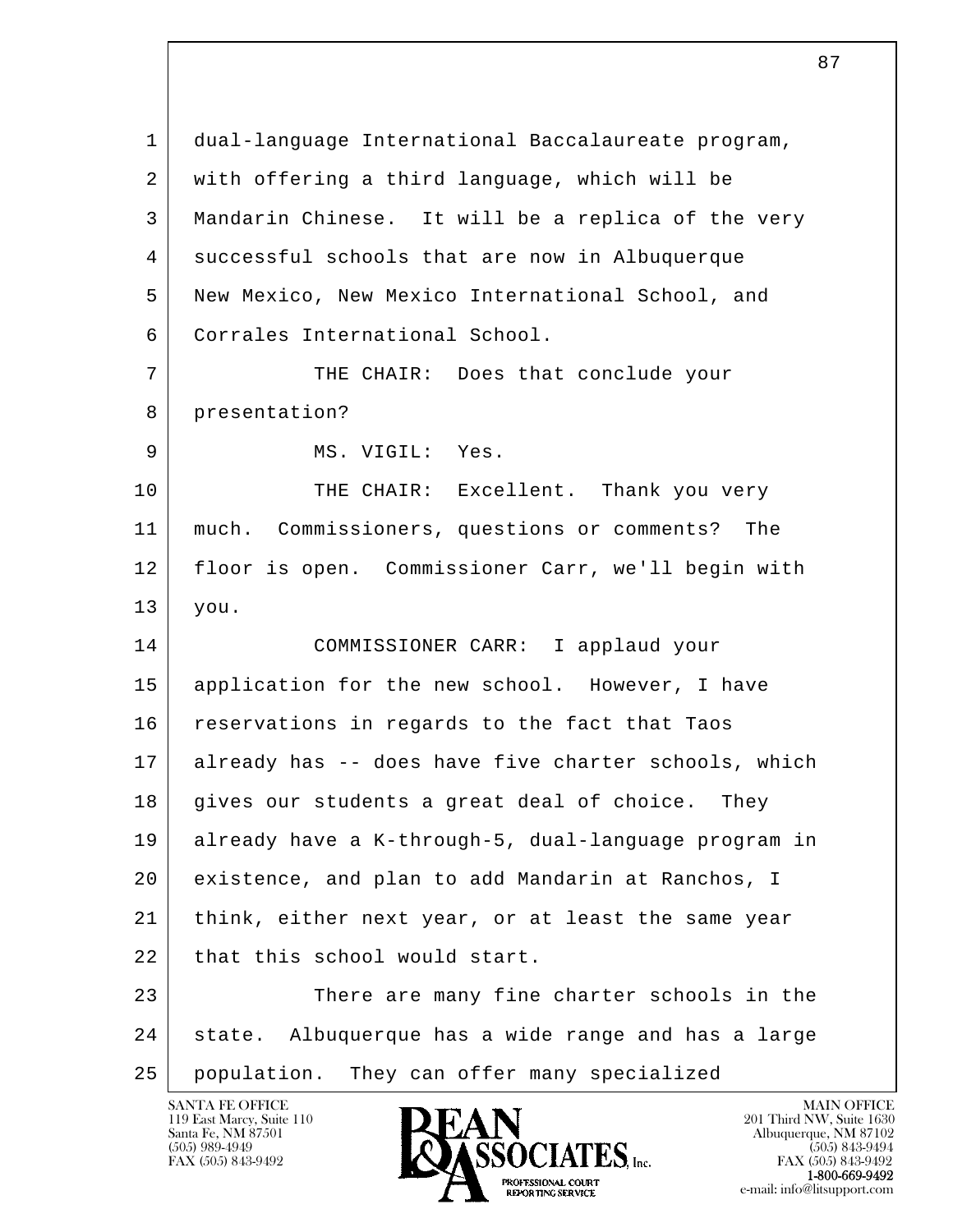dual-language International Baccalaureate program, with offering a third language, which will be Mandarin Chinese. It will be a replica of the very successful schools that are now in Albuquerque New Mexico, New Mexico International School, and Corrales International School.

THE CHAIR: Does that conclude your presentation?

MS. VIGIL: Yes.

THE CHAIR: Excellent. Thank you very much. Commissioners, questions or comments? The floor is open. Commissioner Carr, we'll begin with you.

COMMISSIONER CARR: I applaud your application for the new school. However, I have reservations in regards to the fact that Taos already has -- does have five charter schools, which gives our students a great deal of choice. They already have a K-through-5, dual-language program in existence, and plan to add Mandarin at Ranchos, I think, either next year, or at least the same year that this school would start.

There are many fine charter schools in the state. Albuquerque has a wide range and has a large population. They can offer many specialized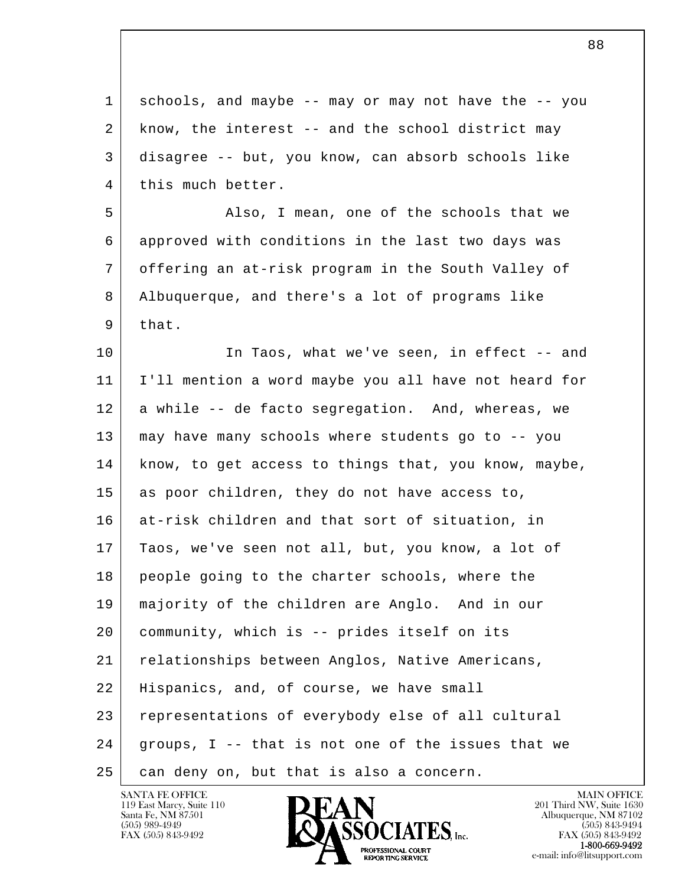schools, and maybe -- may or may not have the -- you know, the interest -- and the school district may disagree -- but, you know, can absorb schools like this much better.

Also, I mean, one of the schools that we approved with conditions in the last two days was offering an at-risk program in the South Valley of Albuquerque, and there's a lot of programs like that.

In Taos, what we've seen, in effect -- and I'll mention a word maybe you all have not heard for a while -- de facto segregation. And, whereas, we may have many schools where students go to -- you know, to get access to things that, you know, maybe, as poor children, they do not have access to, at-risk children and that sort of situation, in Taos, we've seen not all, but, you know, a lot of people going to the charter schools, where the majority of the children are Anglo. And in our community, which is -- prides itself on its relationships between Anglos, Native Americans, Hispanics, and, of course, we have small representations of everybody else of all cultural groups, I -- that is not one of the issues that we can deny on, but that is also a concern.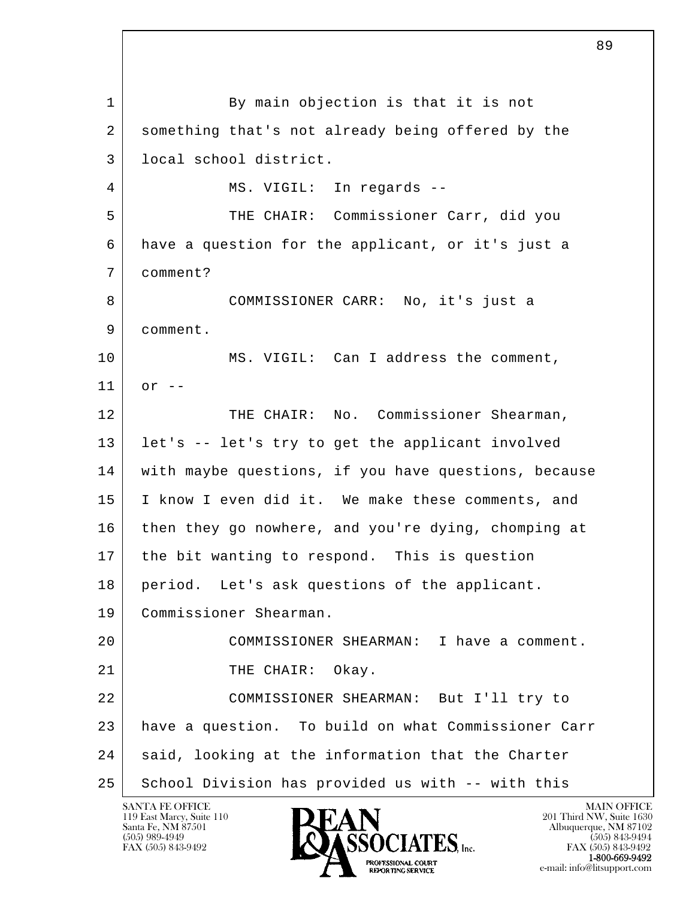1 By main objection is that it is not
2 something that's not already being offered by the
3 local school district.
4 MS. VIGIL: In regards --
5 THE CHAIR: Commissioner Carr, did you
6 have a question for the applicant, or it's just a
7 comment?
8 COMMISSIONER CARR: No, it's just a
9 comment.
10 MS. VIGIL: Can I address the comment,
11 or --
12 THE CHAIR: No. Commissioner Shearman,
13 let's -- let's try to get the applicant involved
14 with maybe questions, if you have questions, because
15 I know I even did it. We make these comments, and
16 then they go nowhere, and you're dying, chomping at
17 the bit wanting to respond. This is question
18 period. Let's ask questions of the applicant.
19 Commissioner Shearman.
20 COMMISSIONER SHEARMAN: I have a comment.
21 THE CHAIR: Okay.
22 COMMISSIONER SHEARMAN: But I'll try to
23 have a question. To build on what Commissioner Carr
24 said, looking at the information that the Charter
25 School Division has provided us with -- with this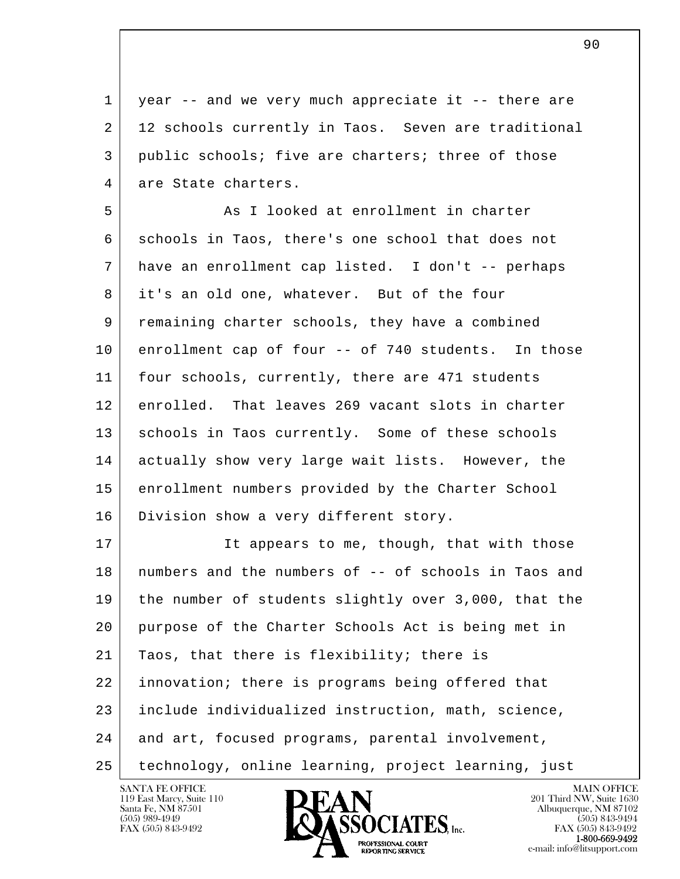year -- and we very much appreciate it -- there are 12 schools currently in Taos. Seven are traditional public schools; five are charters; three of those are State charters.

As I looked at enrollment in charter schools in Taos, there's one school that does not have an enrollment cap listed. I don't -- perhaps it's an old one, whatever. But of the four remaining charter schools, they have a combined enrollment cap of four -- of 740 students. In those four schools, currently, there are 471 students enrolled. That leaves 269 vacant slots in charter schools in Taos currently. Some of these schools actually show very large wait lists. However, the enrollment numbers provided by the Charter School Division show a very different story.

It appears to me, though, that with those numbers and the numbers of -- of schools in Taos and the number of students slightly over 3,000, that the purpose of the Charter Schools Act is being met in Taos, that there is flexibility; there is innovation; there is programs being offered that include individualized instruction, math, science, and art, focused programs, parental involvement, technology, online learning, project learning, just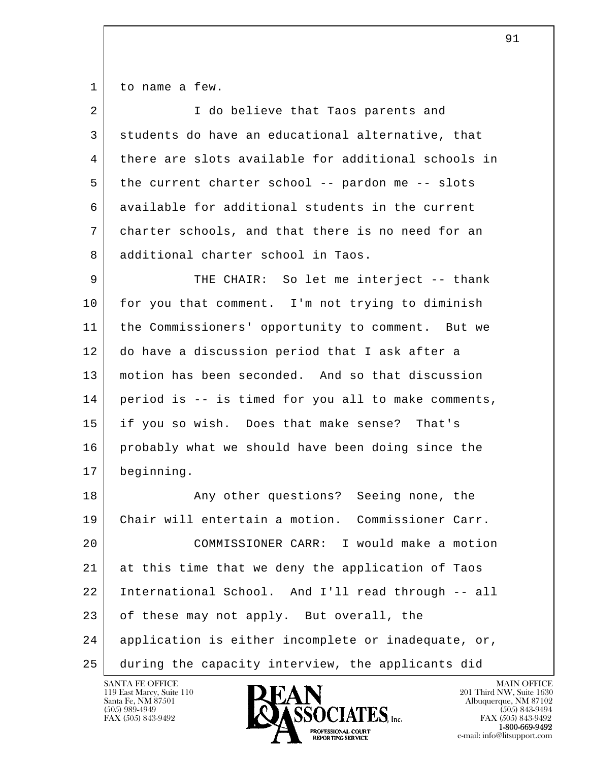to name a few.

I do believe that Taos parents and students do have an educational alternative, that there are slots available for additional schools in the current charter school -- pardon me -- slots available for additional students in the current charter schools, and that there is no need for an additional charter school in Taos.

THE CHAIR: So let me interject -- thank for you that comment. I'm not trying to diminish the Commissioners' opportunity to comment. But we do have a discussion period that I ask after a motion has been seconded. And so that discussion period is -- is timed for you all to make comments, if you so wish. Does that make sense? That's probably what we should have been doing since the beginning.

Any other questions? Seeing none, the Chair will entertain a motion. Commissioner Carr.

COMMISSIONER CARR: I would make a motion at this time that we deny the application of Taos International School. And I'll read through -- all of these may not apply. But overall, the application is either incomplete or inadequate, or, during the capacity interview, the applicants did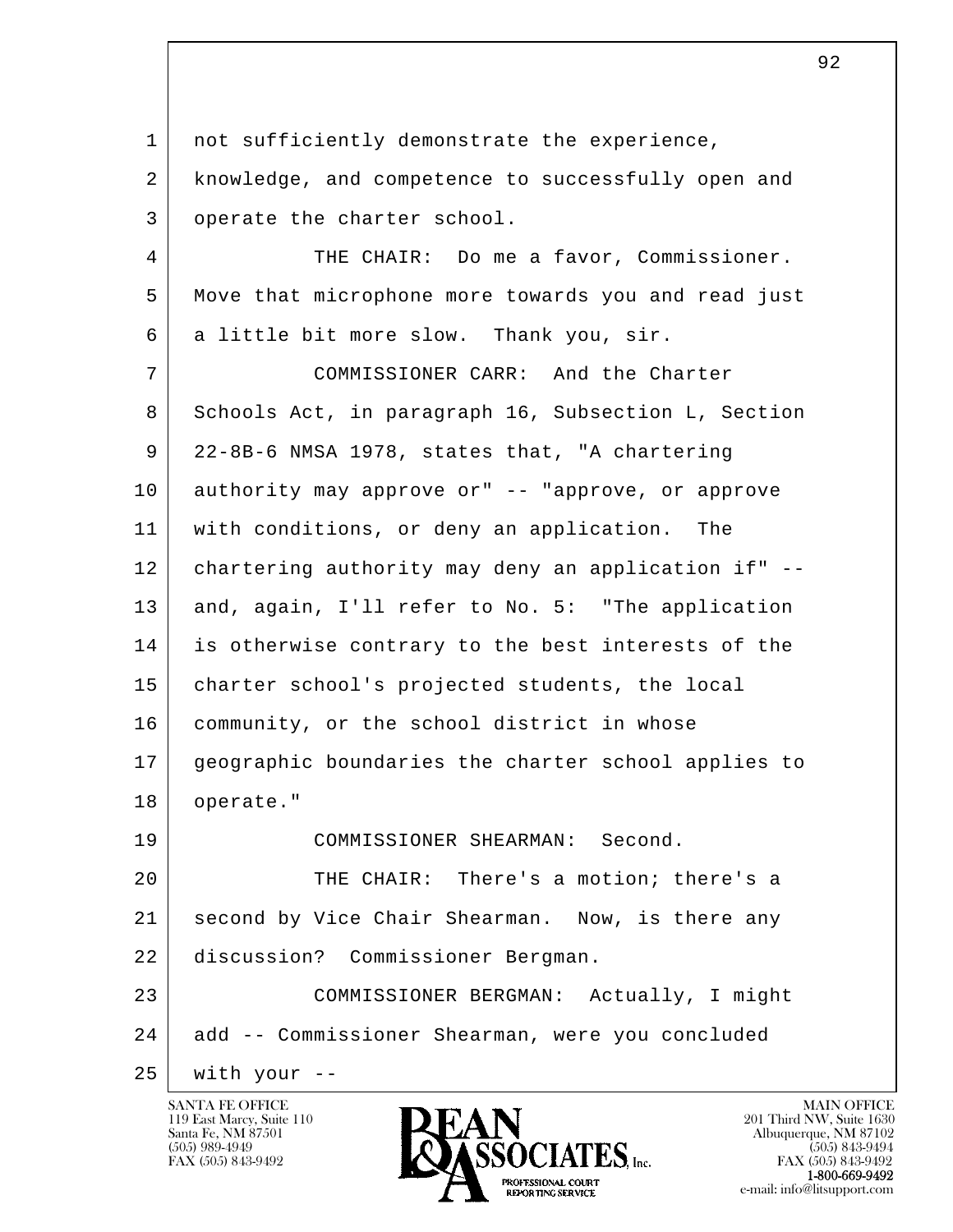not sufficiently demonstrate the experience, knowledge, and competence to successfully open and operate the charter school.

THE CHAIR: Do me a favor, Commissioner. Move that microphone more towards you and read just a little bit more slow. Thank you, sir.

COMMISSIONER CARR: And the Charter Schools Act, in paragraph 16, Subsection L, Section 22-8B-6 NMSA 1978, states that, "A chartering authority may approve or" -- "approve, or approve with conditions, or deny an application. The chartering authority may deny an application if" -- and, again, I'll refer to No. 5: "The application is otherwise contrary to the best interests of the charter school's projected students, the local community, or the school district in whose geographic boundaries the charter school applies to operate."

COMMISSIONER SHEARMAN: Second.

THE CHAIR: There's a motion; there's a second by Vice Chair Shearman. Now, is there any discussion? Commissioner Bergman.

COMMISSIONER BERGMAN: Actually, I might add -- Commissioner Shearman, were you concluded with your --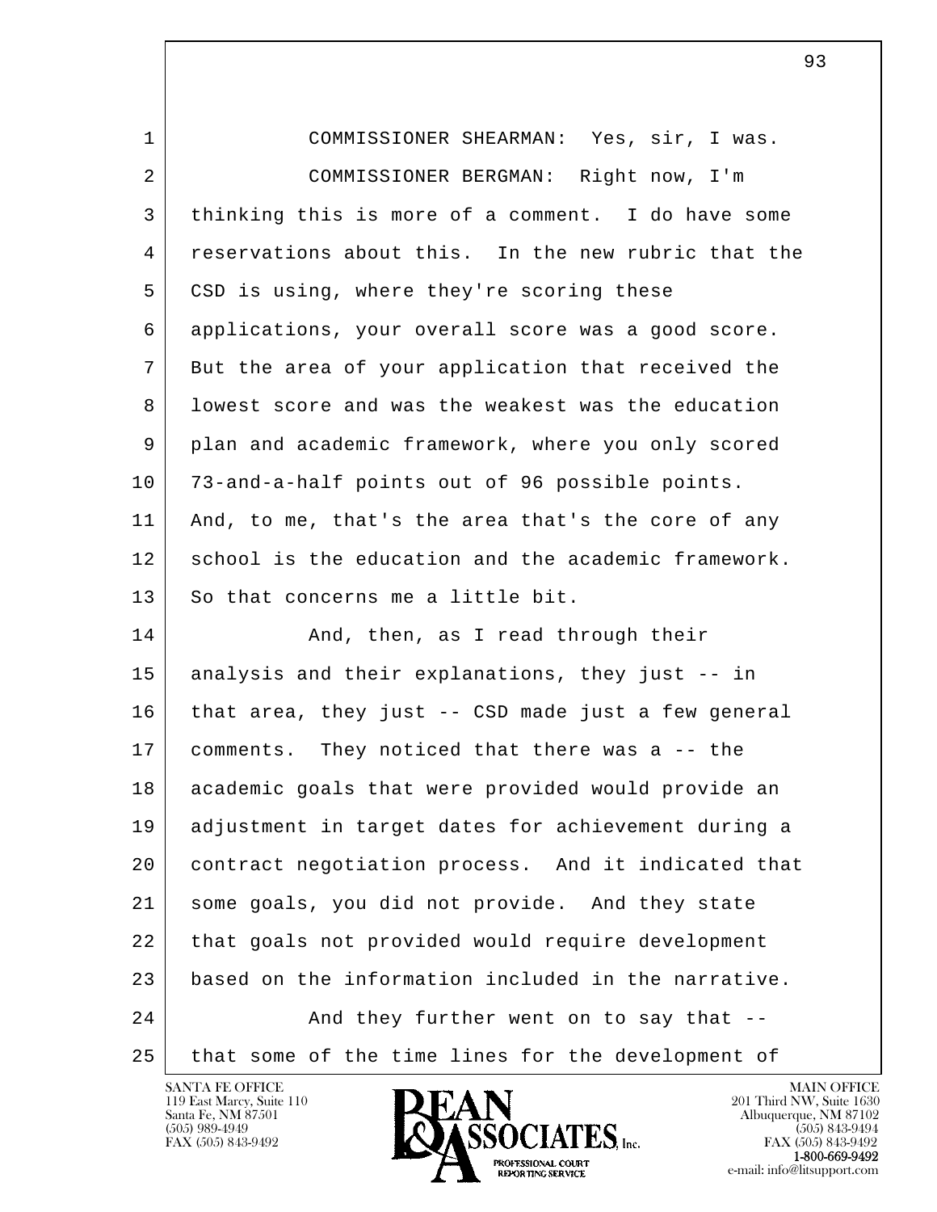COMMISSIONER SHEARMAN: Yes, sir, I was.

COMMISSIONER BERGMAN: Right now, I'm thinking this is more of a comment. I do have some reservations about this. In the new rubric that the CSD is using, where they're scoring these applications, your overall score was a good score. But the area of your application that received the lowest score and was the weakest was the education plan and academic framework, where you only scored 73-and-a-half points out of 96 possible points. And, to me, that's the area that's the core of any school is the education and the academic framework. So that concerns me a little bit.

And, then, as I read through their analysis and their explanations, they just -- in that area, they just -- CSD made just a few general comments. They noticed that there was a -- the academic goals that were provided would provide an adjustment in target dates for achievement during a contract negotiation process. And it indicated that some goals, you did not provide. And they state that goals not provided would require development based on the information included in the narrative.

And they further went on to say that -- that some of the time lines for the development of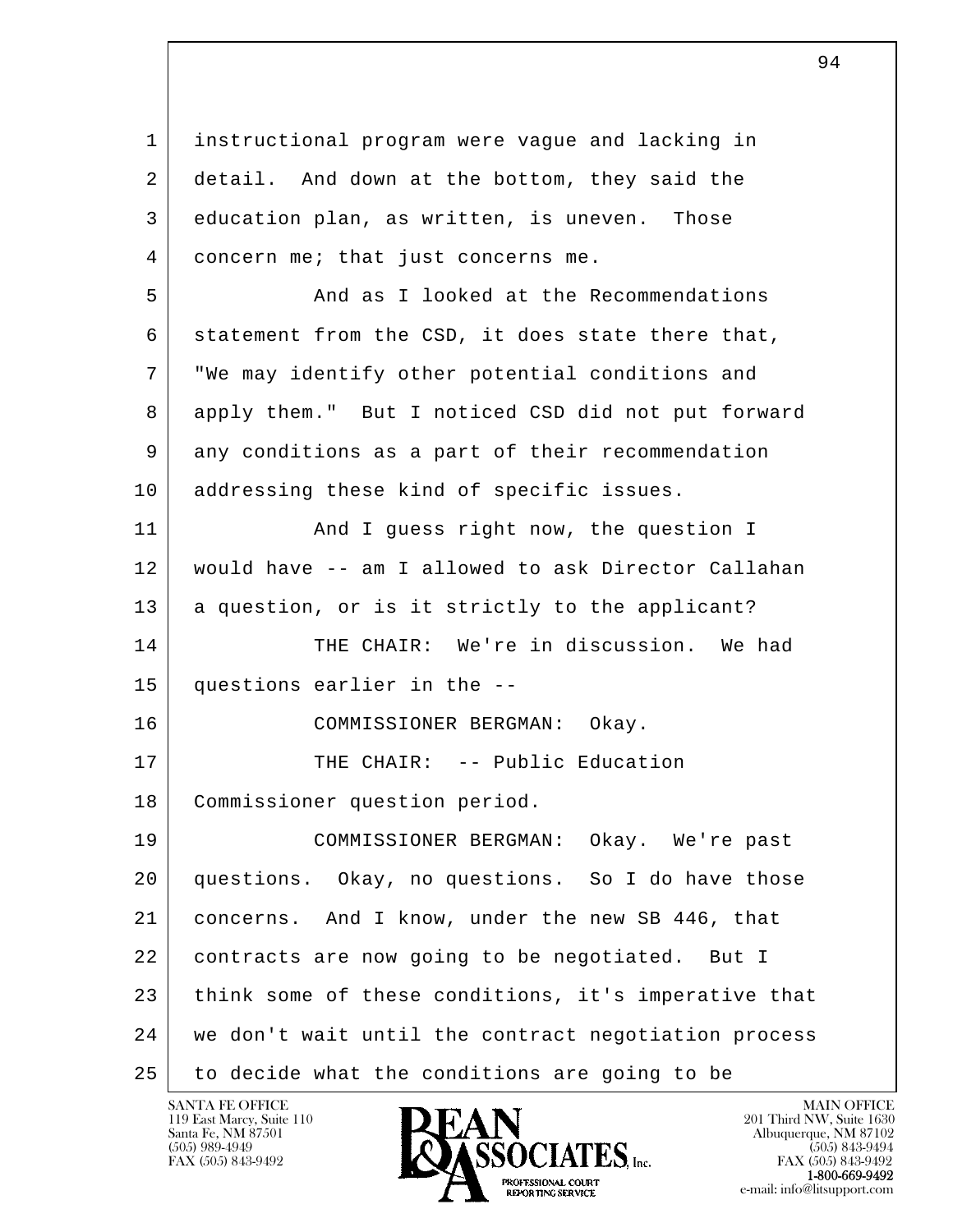instructional program were vague and lacking in detail. And down at the bottom, they said the education plan, as written, is uneven. Those concern me; that just concerns me.

And as I looked at the Recommendations statement from the CSD, it does state there that, "We may identify other potential conditions and apply them." But I noticed CSD did not put forward any conditions as a part of their recommendation addressing these kind of specific issues.

And I guess right now, the question I would have -- am I allowed to ask Director Callahan a question, or is it strictly to the applicant?

THE CHAIR: We're in discussion. We had questions earlier in the --

COMMISSIONER BERGMAN: Okay.

THE CHAIR: -- Public Education Commissioner question period.

COMMISSIONER BERGMAN: Okay. We're past questions. Okay, no questions. So I do have those concerns. And I know, under the new SB 446, that contracts are now going to be negotiated. But I think some of these conditions, it's imperative that we don't wait until the contract negotiation process to decide what the conditions are going to be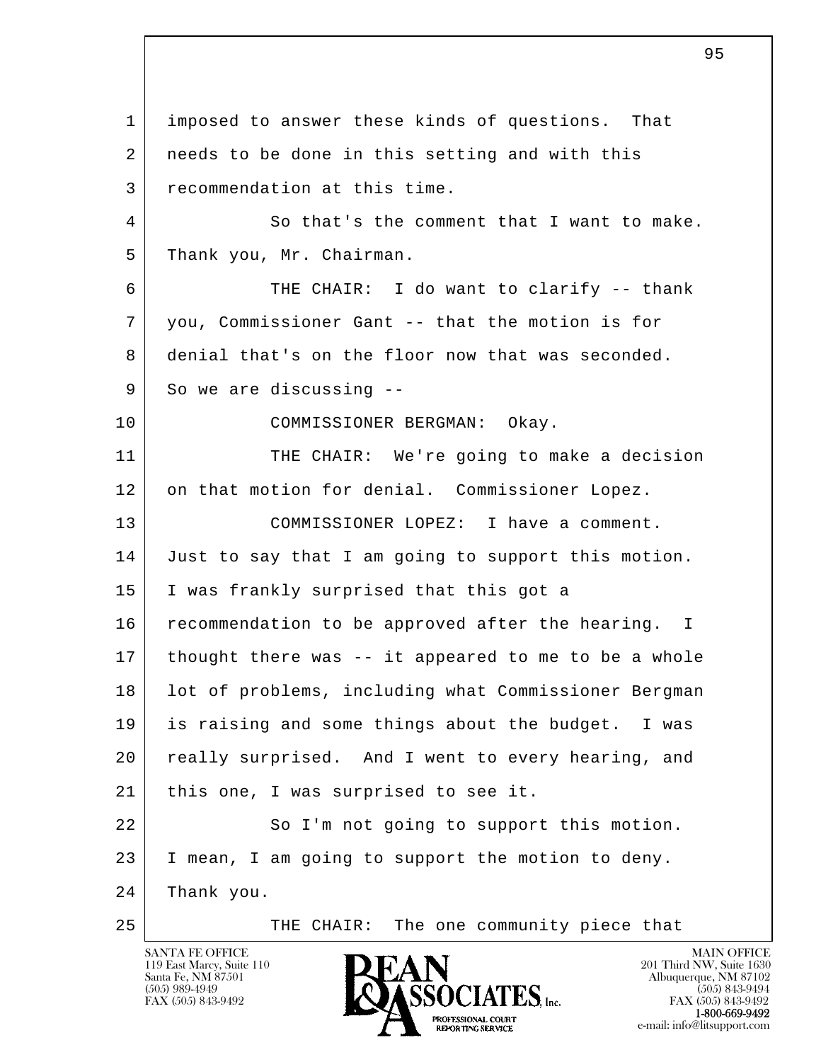1 imposed to answer these kinds of questions. That
2 needs to be done in this setting and with this
3 recommendation at this time.

4 So that's the comment that I want to make.
5 Thank you, Mr. Chairman.

6 THE CHAIR: I do want to clarify -- thank
7 you, Commissioner Gant -- that the motion is for
8 denial that's on the floor now that was seconded.
9 So we are discussing --

10 COMMISSIONER BERGMAN: Okay.

11 THE CHAIR: We're going to make a decision
12 on that motion for denial. Commissioner Lopez.

13 COMMISSIONER LOPEZ: I have a comment.
14 Just to say that I am going to support this motion.
15 I was frankly surprised that this got a
16 recommendation to be approved after the hearing. I
17 thought there was -- it appeared to me to be a whole
18 lot of problems, including what Commissioner Bergman
19 is raising and some things about the budget. I was
20 really surprised. And I went to every hearing, and
21 this one, I was surprised to see it.

22 So I'm not going to support this motion.
23 I mean, I am going to support the motion to deny.
24 Thank you.

25 THE CHAIR: The one community piece that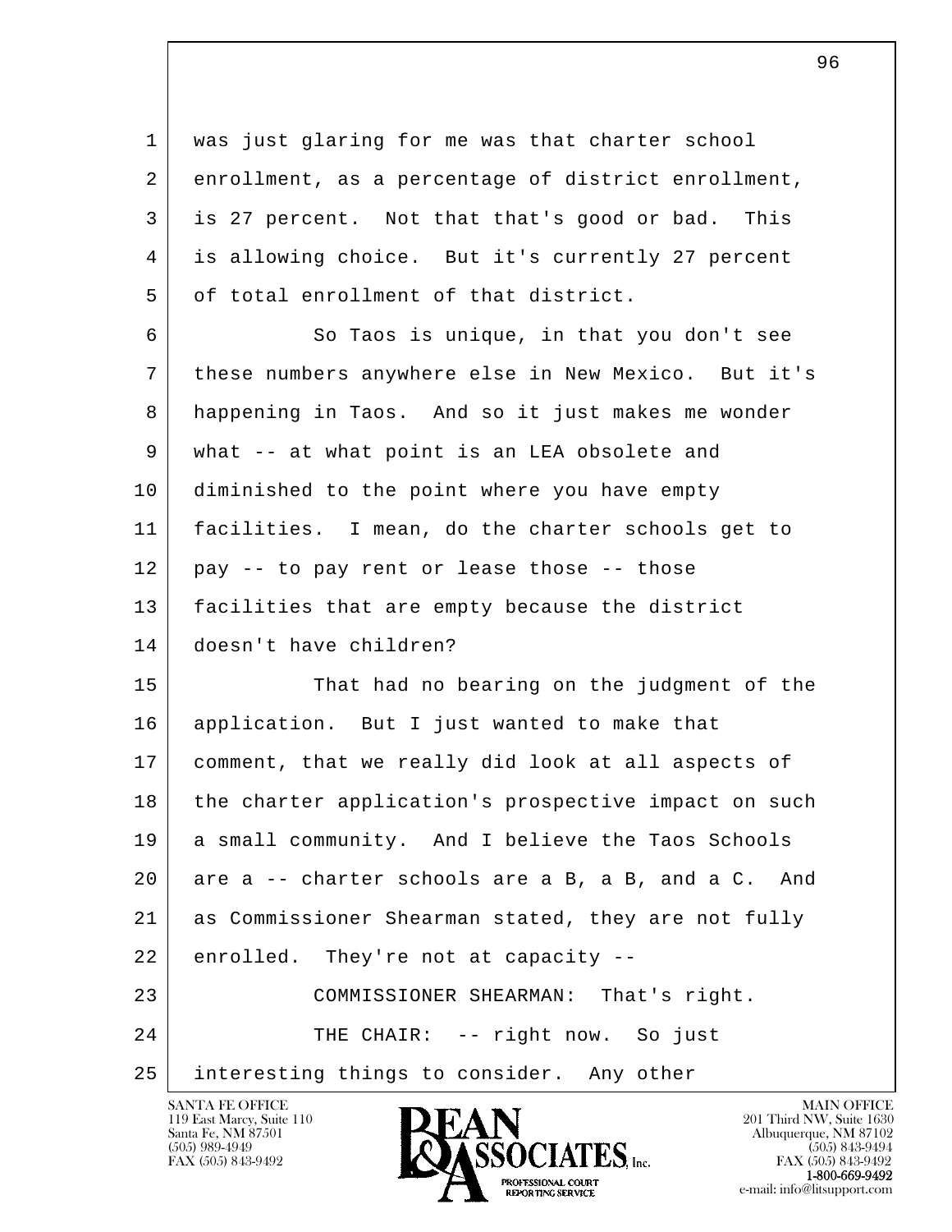was just glaring for me was that charter school enrollment, as a percentage of district enrollment, is 27 percent. Not that that's good or bad. This is allowing choice. But it's currently 27 percent of total enrollment of that district.

So Taos is unique, in that you don't see these numbers anywhere else in New Mexico. But it's happening in Taos. And so it just makes me wonder what -- at what point is an LEA obsolete and diminished to the point where you have empty facilities. I mean, do the charter schools get to pay -- to pay rent or lease those -- those facilities that are empty because the district doesn't have children?

That had no bearing on the judgment of the application. But I just wanted to make that comment, that we really did look at all aspects of the charter application's prospective impact on such a small community. And I believe the Taos Schools are a -- charter schools are a B, a B, and a C. And as Commissioner Shearman stated, they are not fully enrolled. They're not at capacity --

COMMISSIONER SHEARMAN: That's right.

THE CHAIR: -- right now. So just interesting things to consider. Any other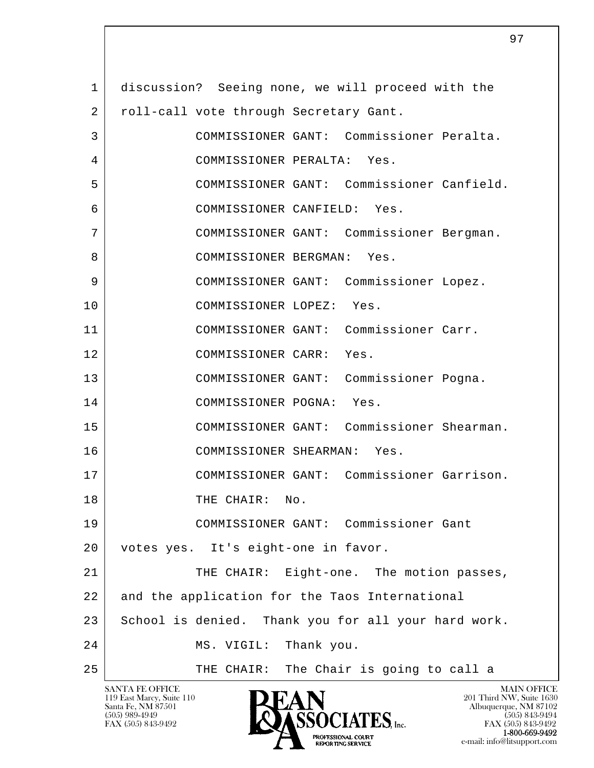1 discussion? Seeing none, we will proceed with the
2 roll-call vote through Secretary Gant.
3 COMMISSIONER GANT: Commissioner Peralta.
4 COMMISSIONER PERALTA: Yes.
5 COMMISSIONER GANT: Commissioner Canfield.
6 COMMISSIONER CANFIELD: Yes.
7 COMMISSIONER GANT: Commissioner Bergman.
8 COMMISSIONER BERGMAN: Yes.
9 COMMISSIONER GANT: Commissioner Lopez.
10 COMMISSIONER LOPEZ: Yes.
11 COMMISSIONER GANT: Commissioner Carr.
12 COMMISSIONER CARR: Yes.
13 COMMISSIONER GANT: Commissioner Pogna.
14 COMMISSIONER POGNA: Yes.
15 COMMISSIONER GANT: Commissioner Shearman.
16 COMMISSIONER SHEARMAN: Yes.
17 COMMISSIONER GANT: Commissioner Garrison.
18 THE CHAIR: No.
19 COMMISSIONER GANT: Commissioner Gant
20 votes yes. It's eight-one in favor.
21 THE CHAIR: Eight-one. The motion passes,
22 and the application for the Taos International
23 School is denied. Thank you for all your hard work.
24 MS. VIGIL: Thank you.
25 THE CHAIR: The Chair is going to call a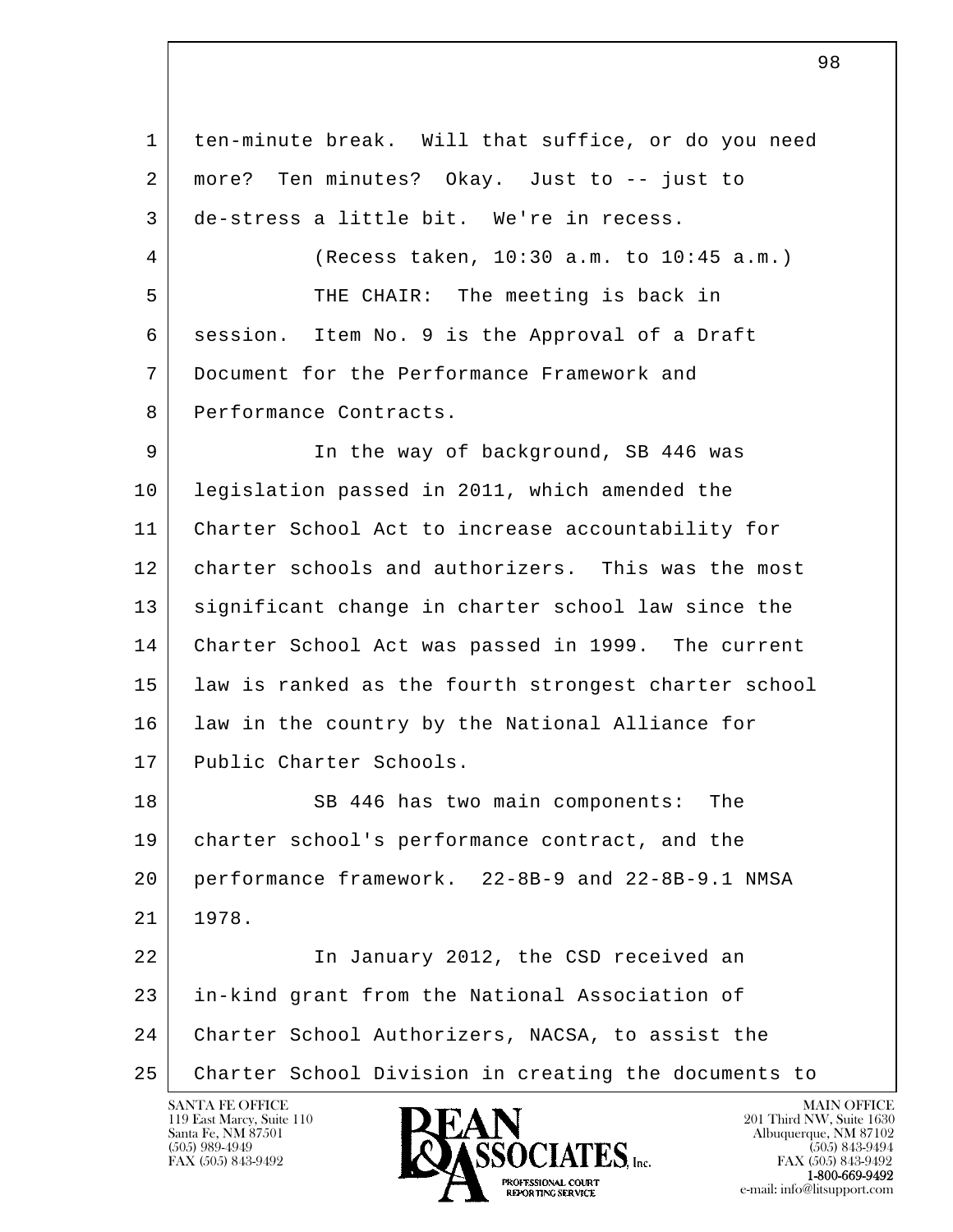ten-minute break. Will that suffice, or do you need more? Ten minutes? Okay. Just to -- just to de-stress a little bit. We're in recess.

(Recess taken, 10:30 a.m. to 10:45 a.m.)

THE CHAIR: The meeting is back in session. Item No. 9 is the Approval of a Draft Document for the Performance Framework and Performance Contracts.

In the way of background, SB 446 was legislation passed in 2011, which amended the Charter School Act to increase accountability for charter schools and authorizers. This was the most significant change in charter school law since the Charter School Act was passed in 1999. The current law is ranked as the fourth strongest charter school law in the country by the National Alliance for Public Charter Schools.

SB 446 has two main components: The charter school's performance contract, and the performance framework. 22-8B-9 and 22-8B-9.1 NMSA 1978.

In January 2012, the CSD received an in-kind grant from the National Association of Charter School Authorizers, NACSA, to assist the Charter School Division in creating the documents to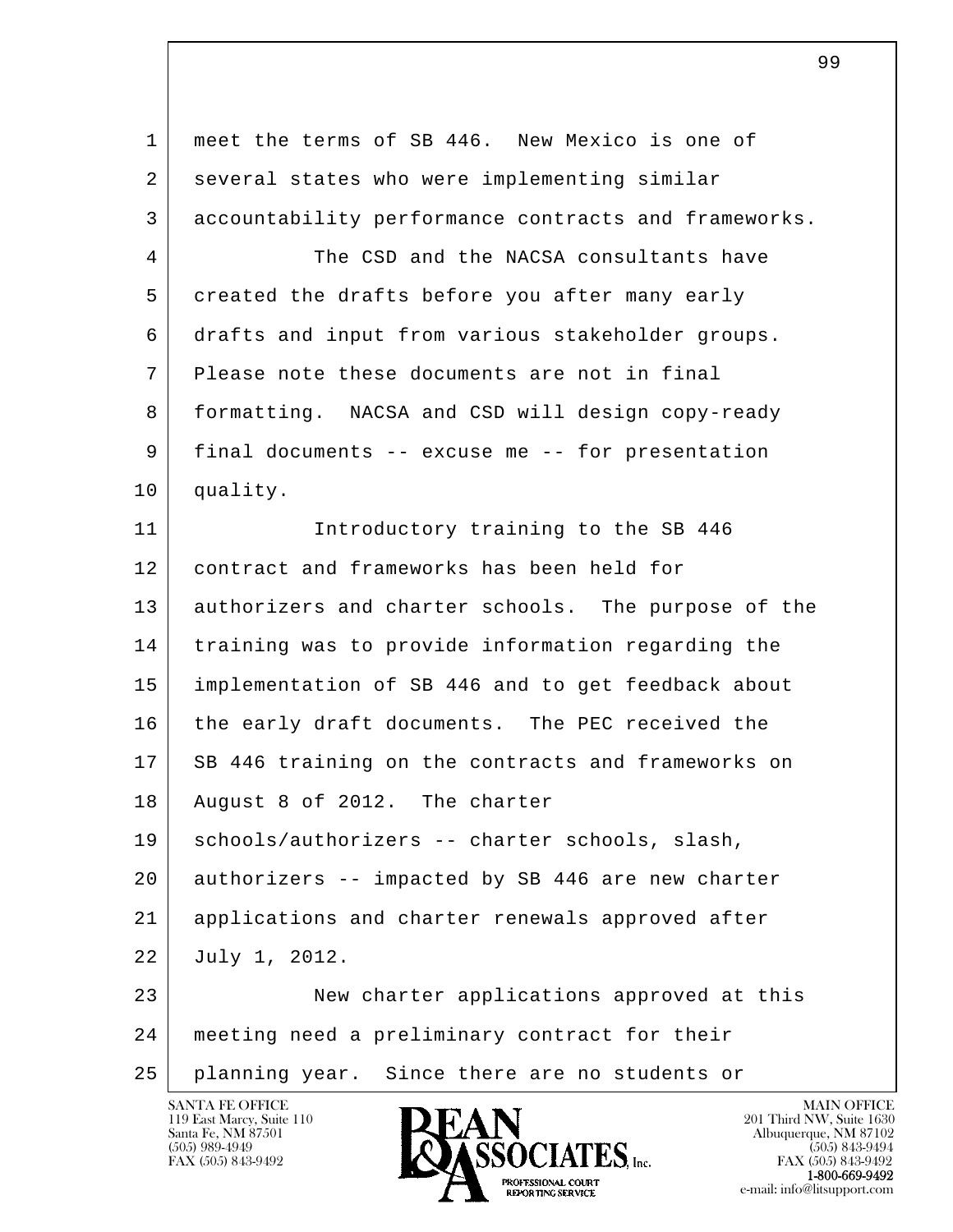meet the terms of SB 446. New Mexico is one of several states who were implementing similar accountability performance contracts and frameworks.

The CSD and the NACSA consultants have created the drafts before you after many early drafts and input from various stakeholder groups. Please note these documents are not in final formatting. NACSA and CSD will design copy-ready final documents -- excuse me -- for presentation quality.

Introductory training to the SB 446 contract and frameworks has been held for authorizers and charter schools. The purpose of the training was to provide information regarding the implementation of SB 446 and to get feedback about the early draft documents. The PEC received the SB 446 training on the contracts and frameworks on August 8 of 2012. The charter schools/authorizers -- charter schools, slash, authorizers -- impacted by SB 446 are new charter applications and charter renewals approved after July 1, 2012.

New charter applications approved at this meeting need a preliminary contract for their planning year. Since there are no students or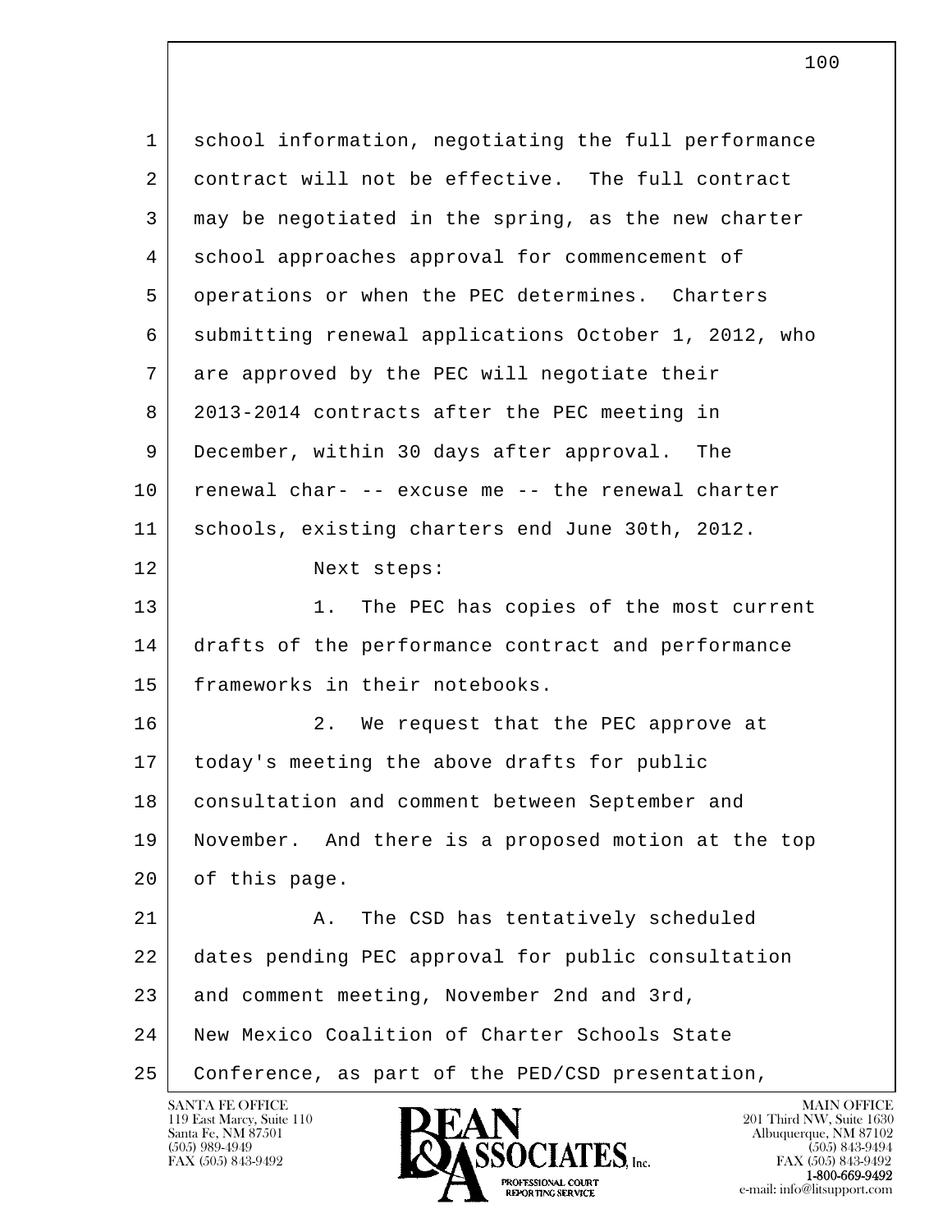school information, negotiating the full performance contract will not be effective. The full contract may be negotiated in the spring, as the new charter school approaches approval for commencement of operations or when the PEC determines. Charters submitting renewal applications October 1, 2012, who are approved by the PEC will negotiate their 2013-2014 contracts after the PEC meeting in December, within 30 days after approval. The renewal char- -- excuse me -- the renewal charter schools, existing charters end June 30th, 2012.

Next steps:

1. The PEC has copies of the most current drafts of the performance contract and performance frameworks in their notebooks.

2. We request that the PEC approve at today's meeting the above drafts for public consultation and comment between September and November. And there is a proposed motion at the top of this page.

A. The CSD has tentatively scheduled dates pending PEC approval for public consultation and comment meeting, November 2nd and 3rd, New Mexico Coalition of Charter Schools State Conference, as part of the PED/CSD presentation,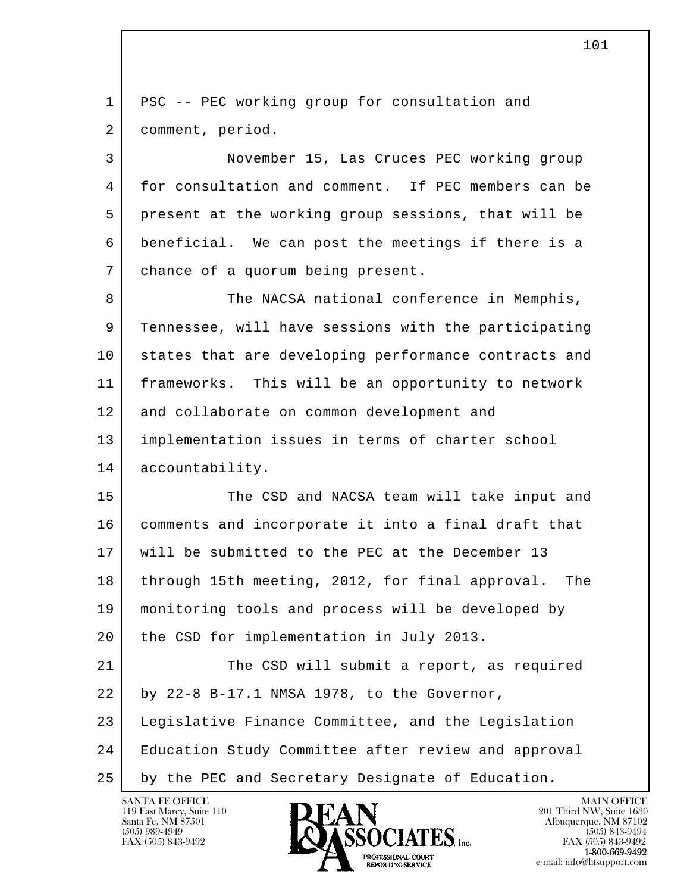PSC -- PEC working group for consultation and comment, period.

November 15, Las Cruces PEC working group for consultation and comment. If PEC members can be present at the working group sessions, that will be beneficial. We can post the meetings if there is a chance of a quorum being present.

The NACSA national conference in Memphis, Tennessee, will have sessions with the participating states that are developing performance contracts and frameworks. This will be an opportunity to network and collaborate on common development and implementation issues in terms of charter school accountability.

The CSD and NACSA team will take input and comments and incorporate it into a final draft that will be submitted to the PEC at the December 13 through 15th meeting, 2012, for final approval. The monitoring tools and process will be developed by the CSD for implementation in July 2013.

The CSD will submit a report, as required by 22-8 B-17.1 NMSA 1978, to the Governor, Legislative Finance Committee, and the Legislation Education Study Committee after review and approval by the PEC and Secretary Designate of Education.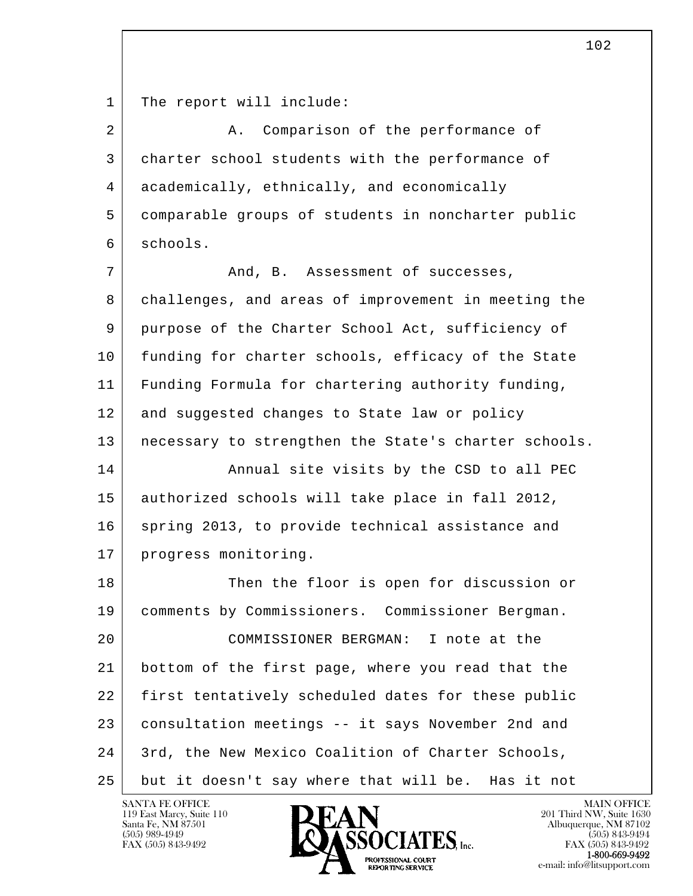The report will include:

A. Comparison of the performance of charter school students with the performance of academically, ethnically, and economically comparable groups of students in noncharter public schools.

And, B. Assessment of successes, challenges, and areas of improvement in meeting the purpose of the Charter School Act, sufficiency of funding for charter schools, efficacy of the State Funding Formula for chartering authority funding, and suggested changes to State law or policy necessary to strengthen the State's charter schools.

Annual site visits by the CSD to all PEC authorized schools will take place in fall 2012, spring 2013, to provide technical assistance and progress monitoring.

Then the floor is open for discussion or comments by Commissioners. Commissioner Bergman.

COMMISSIONER BERGMAN: I note at the bottom of the first page, where you read that the first tentatively scheduled dates for these public consultation meetings -- it says November 2nd and 3rd, the New Mexico Coalition of Charter Schools, but it doesn't say where that will be. Has it not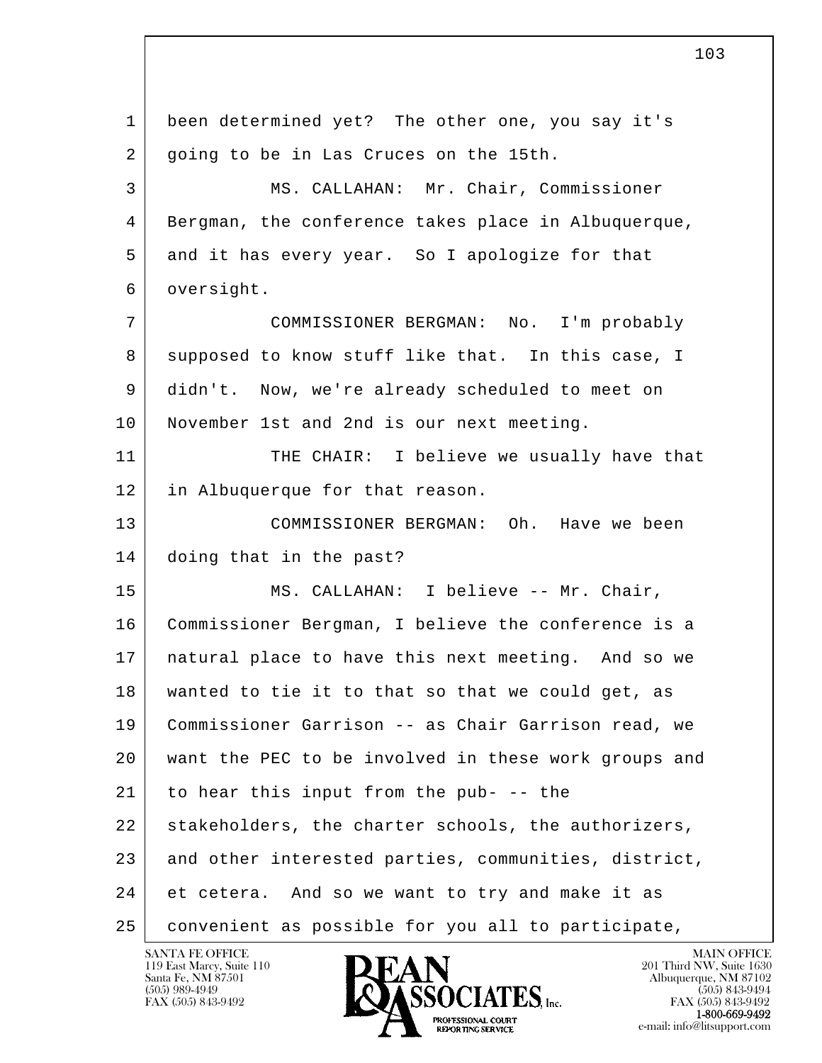been determined yet? The other one, you say it's going to be in Las Cruces on the 15th.

MS. CALLAHAN: Mr. Chair, Commissioner Bergman, the conference takes place in Albuquerque, and it has every year. So I apologize for that oversight.

COMMISSIONER BERGMAN: No. I'm probably supposed to know stuff like that. In this case, I didn't. Now, we're already scheduled to meet on November 1st and 2nd is our next meeting.

THE CHAIR: I believe we usually have that in Albuquerque for that reason.

COMMISSIONER BERGMAN: Oh. Have we been doing that in the past?

MS. CALLAHAN: I believe -- Mr. Chair, Commissioner Bergman, I believe the conference is a natural place to have this next meeting. And so we wanted to tie it to that so that we could get, as Commissioner Garrison -- as Chair Garrison read, we want the PEC to be involved in these work groups and to hear this input from the pub- -- the stakeholders, the charter schools, the authorizers, and other interested parties, communities, district, et cetera. And so we want to try and make it as convenient as possible for you all to participate,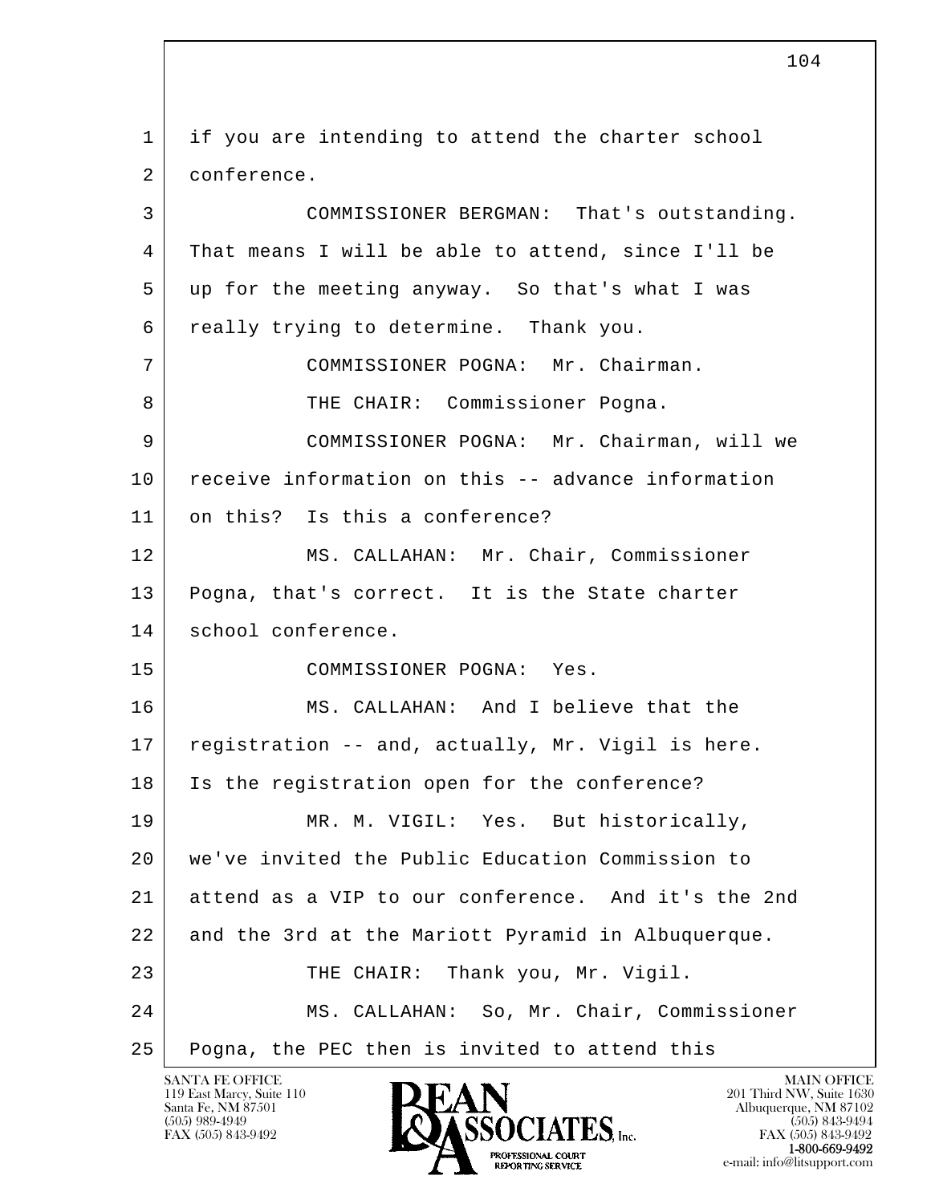1 if you are intending to attend the charter school
2 conference.
3 COMMISSIONER BERGMAN: That's outstanding.
4 That means I will be able to attend, since I'll be
5 up for the meeting anyway. So that's what I was
6 really trying to determine. Thank you.
7 COMMISSIONER POGNA: Mr. Chairman.
8 THE CHAIR: Commissioner Pogna.
9 COMMISSIONER POGNA: Mr. Chairman, will we
10 receive information on this -- advance information
11 on this? Is this a conference?
12 MS. CALLAHAN: Mr. Chair, Commissioner
13 Pogna, that's correct. It is the State charter
14 school conference.
15 COMMISSIONER POGNA: Yes.
16 MS. CALLAHAN: And I believe that the
17 registration -- and, actually, Mr. Vigil is here.
18 Is the registration open for the conference?
19 MR. M. VIGIL: Yes. But historically,
20 we've invited the Public Education Commission to
21 attend as a VIP to our conference. And it's the 2nd
22 and the 3rd at the Mariott Pyramid in Albuquerque.
23 THE CHAIR: Thank you, Mr. Vigil.
24 MS. CALLAHAN: So, Mr. Chair, Commissioner
25 Pogna, the PEC then is invited to attend this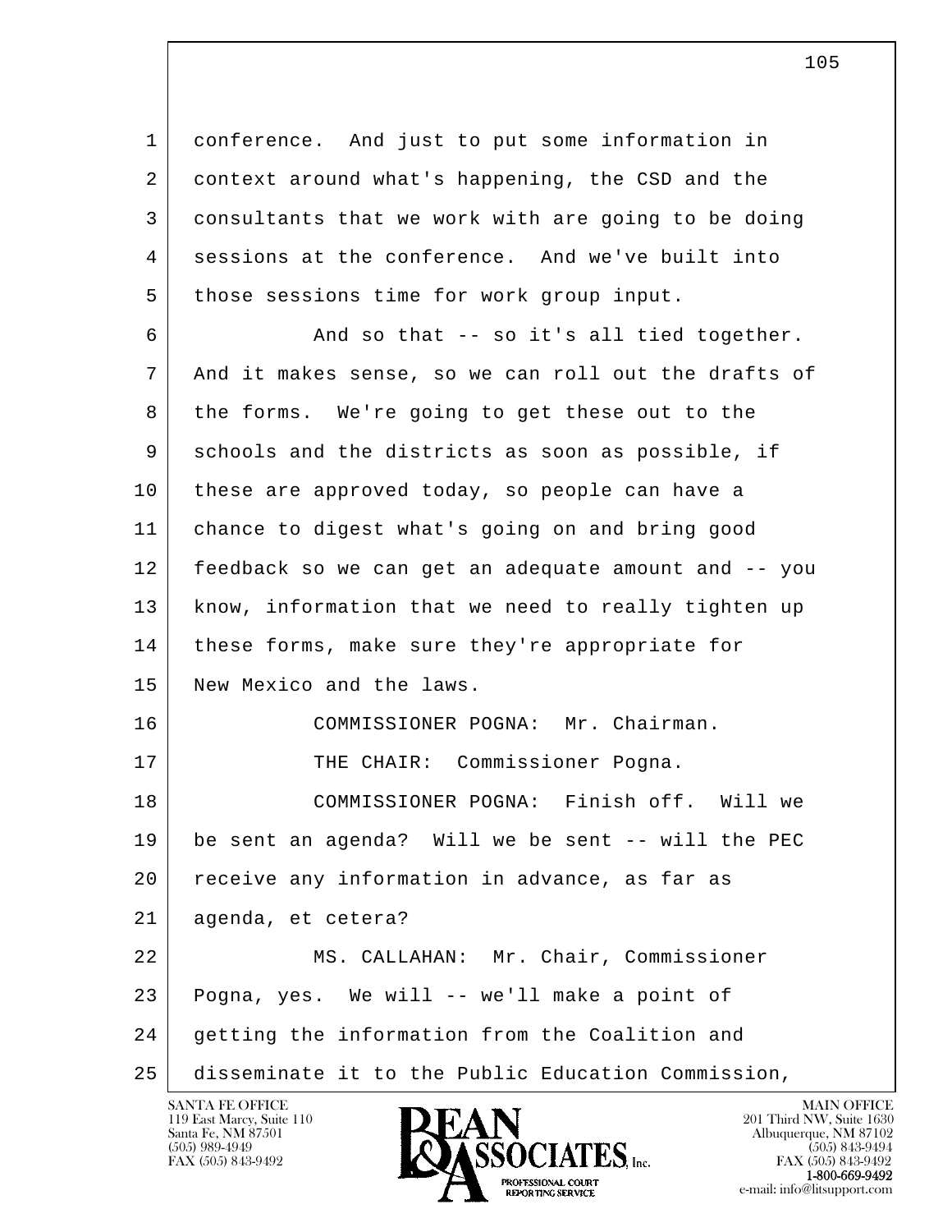conference. And just to put some information in context around what's happening, the CSD and the consultants that we work with are going to be doing sessions at the conference. And we've built into those sessions time for work group input.

And so that -- so it's all tied together. And it makes sense, so we can roll out the drafts of the forms. We're going to get these out to the schools and the districts as soon as possible, if these are approved today, so people can have a chance to digest what's going on and bring good feedback so we can get an adequate amount and -- you know, information that we need to really tighten up these forms, make sure they're appropriate for New Mexico and the laws.

COMMISSIONER POGNA: Mr. Chairman.

THE CHAIR: Commissioner Pogna.

COMMISSIONER POGNA: Finish off. Will we be sent an agenda? Will we be sent -- will the PEC receive any information in advance, as far as agenda, et cetera?

MS. CALLAHAN: Mr. Chair, Commissioner Pogna, yes. We will -- we'll make a point of getting the information from the Coalition and disseminate it to the Public Education Commission,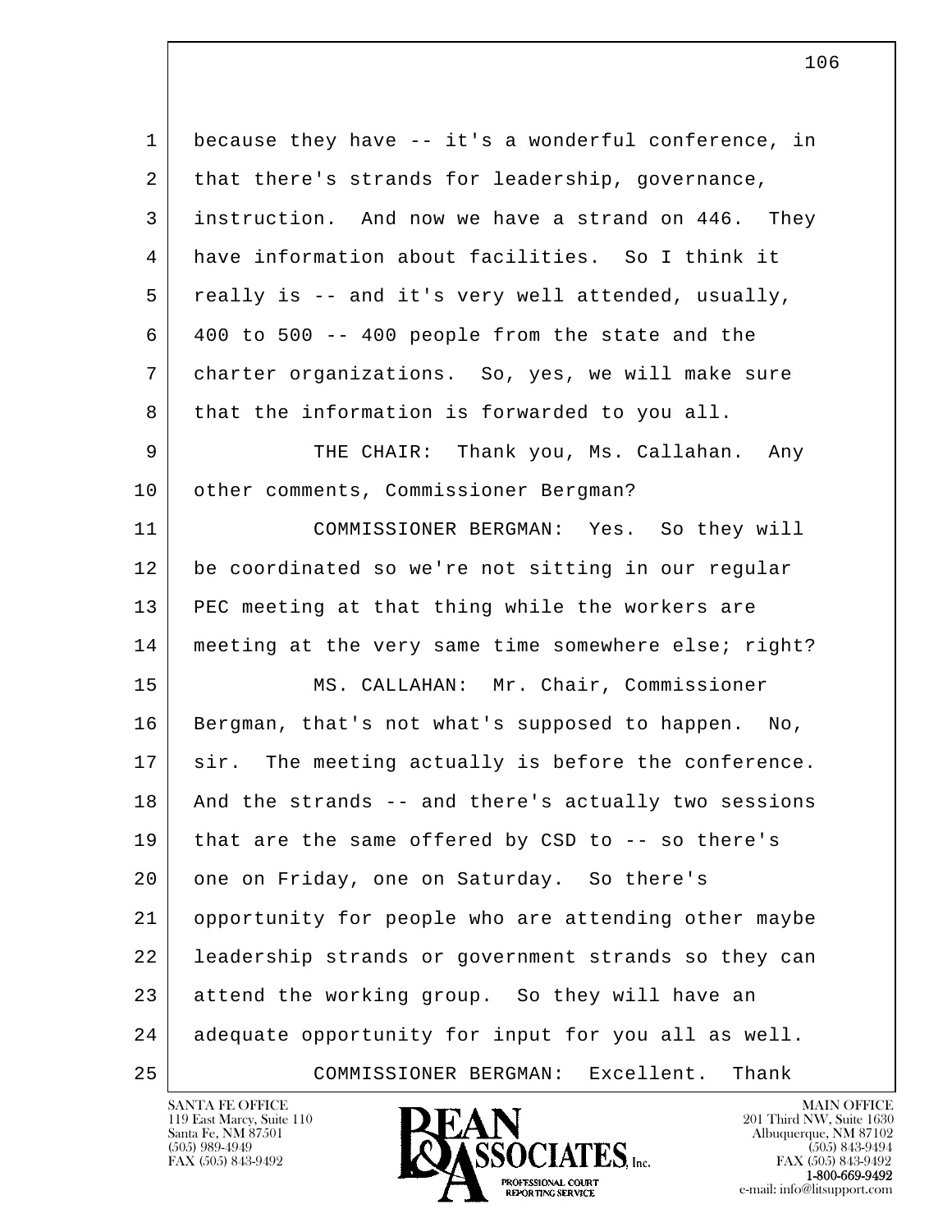1 because they have -- it's a wonderful conference, in
2 that there's strands for leadership, governance,
3 instruction. And now we have a strand on 446. They
4 have information about facilities. So I think it
5 really is -- and it's very well attended, usually,
6 400 to 500 -- 400 people from the state and the
7 charter organizations. So, yes, we will make sure
8 that the information is forwarded to you all.

9 THE CHAIR: Thank you, Ms. Callahan. Any
10 other comments, Commissioner Bergman?

11 COMMISSIONER BERGMAN: Yes. So they will
12 be coordinated so we're not sitting in our regular
13 PEC meeting at that thing while the workers are
14 meeting at the very same time somewhere else; right?

15 MS. CALLAHAN: Mr. Chair, Commissioner
16 Bergman, that's not what's supposed to happen. No,
17 sir. The meeting actually is before the conference.
18 And the strands -- and there's actually two sessions
19 that are the same offered by CSD to -- so there's
20 one on Friday, one on Saturday. So there's
21 opportunity for people who are attending other maybe
22 leadership strands or government strands so they can
23 attend the working group. So they will have an
24 adequate opportunity for input for you all as well.

25 COMMISSIONER BERGMAN: Excellent. Thank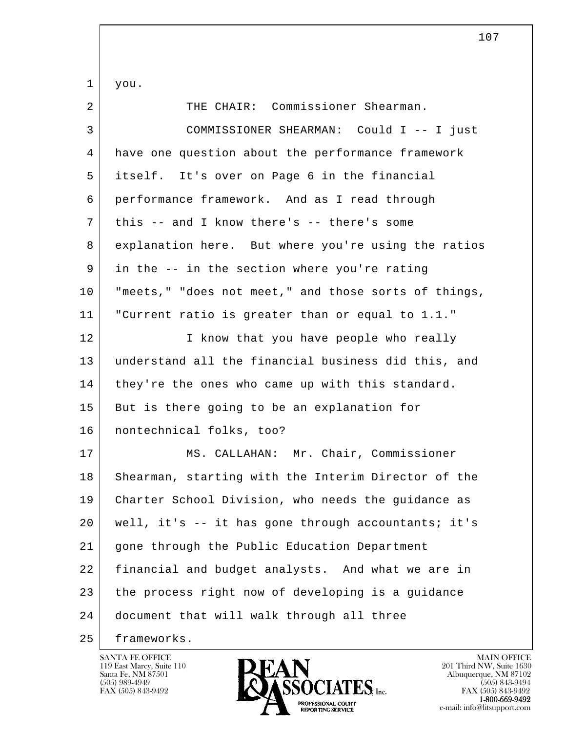you.

THE CHAIR: Commissioner Shearman.

COMMISSIONER SHEARMAN: Could I -- I just have one question about the performance framework itself. It's over on Page 6 in the financial performance framework. And as I read through this -- and I know there's -- there's some explanation here. But where you're using the ratios in the -- in the section where you're rating "meets," "does not meet," and those sorts of things, "Current ratio is greater than or equal to 1.1."

I know that you have people who really understand all the financial business did this, and they're the ones who came up with this standard. But is there going to be an explanation for nontechnical folks, too?

MS. CALLAHAN: Mr. Chair, Commissioner Shearman, starting with the Interim Director of the Charter School Division, who needs the guidance as well, it's -- it has gone through accountants; it's gone through the Public Education Department financial and budget analysts. And what we are in the process right now of developing is a guidance document that will walk through all three frameworks.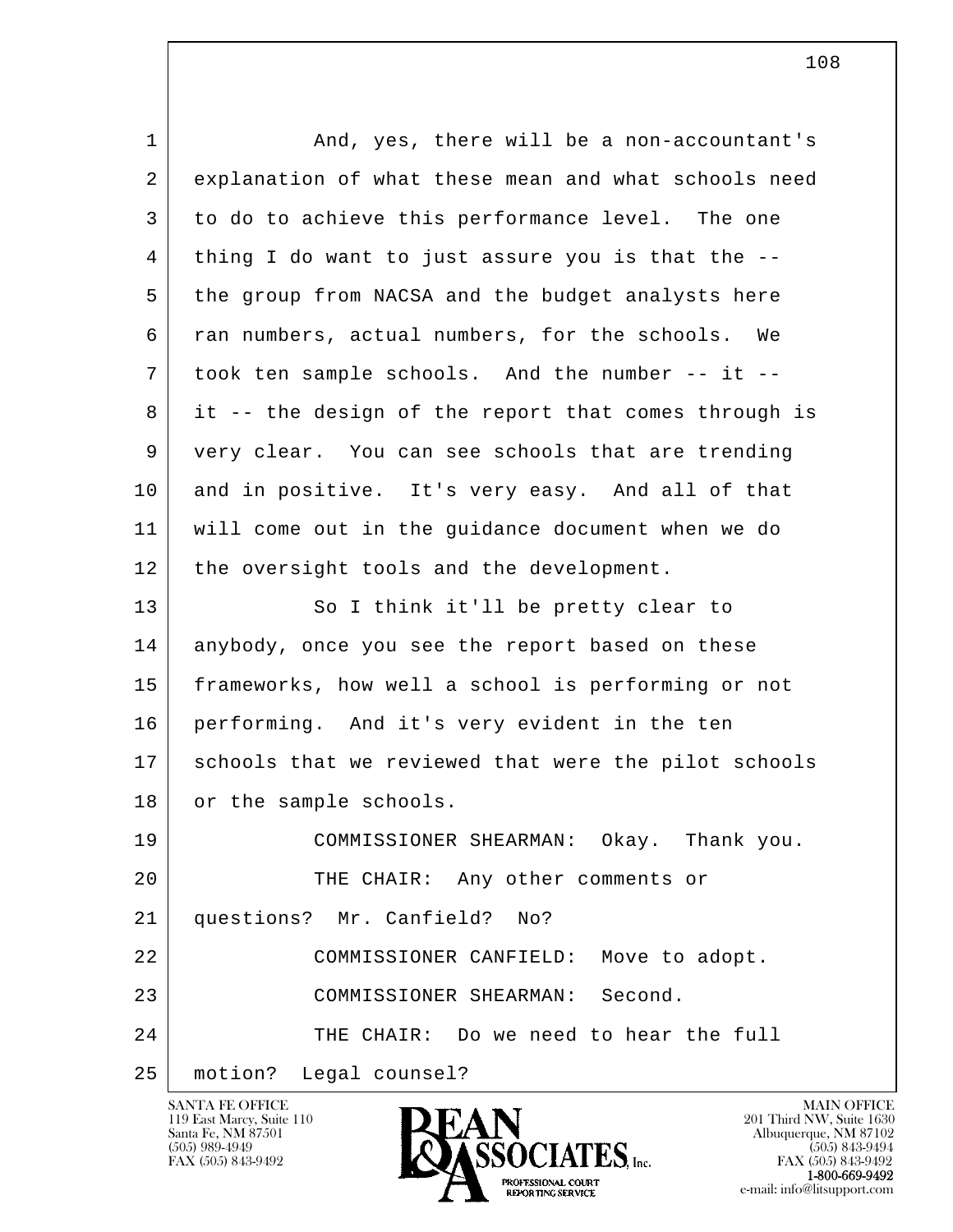And, yes, there will be a non-accountant's explanation of what these mean and what schools need to do to achieve this performance level. The one thing I do want to just assure you is that the -- the group from NACSA and the budget analysts here ran numbers, actual numbers, for the schools. We took ten sample schools. And the number -- it -- it -- the design of the report that comes through is very clear. You can see schools that are trending and in positive. It's very easy. And all of that will come out in the guidance document when we do the oversight tools and the development.

So I think it'll be pretty clear to anybody, once you see the report based on these frameworks, how well a school is performing or not performing. And it's very evident in the ten schools that we reviewed that were the pilot schools or the sample schools.

COMMISSIONER SHEARMAN: Okay. Thank you.

THE CHAIR: Any other comments or questions? Mr. Canfield? No?

COMMISSIONER CANFIELD: Move to adopt.

COMMISSIONER SHEARMAN: Second.

THE CHAIR: Do we need to hear the full motion? Legal counsel?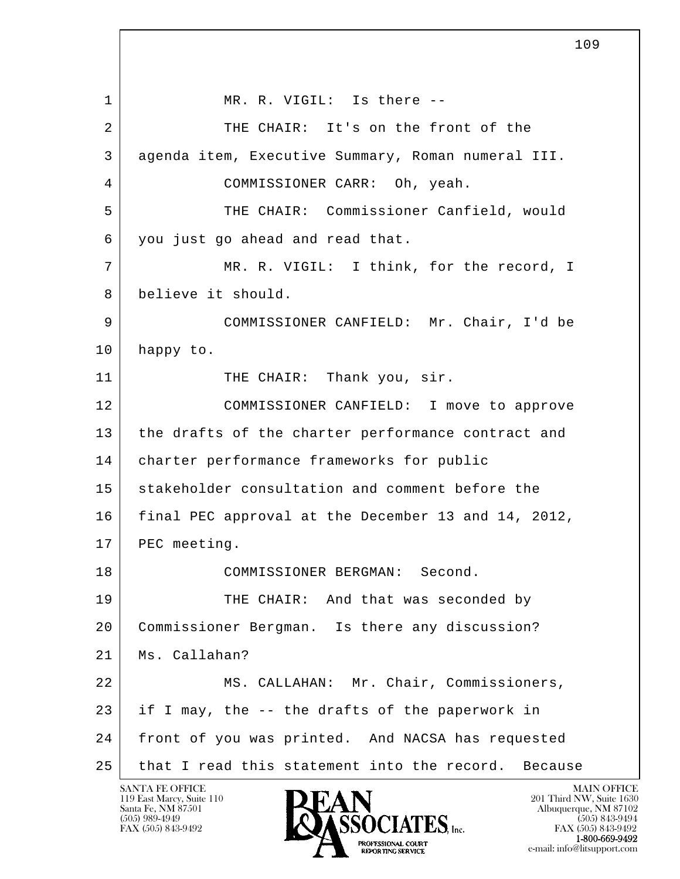1 MR. R. VIGIL: Is there --

2 THE CHAIR: It's on the front of the

3 agenda item, Executive Summary, Roman numeral III.

4 COMMISSIONER CARR: Oh, yeah.

5 THE CHAIR: Commissioner Canfield, would

6 you just go ahead and read that.

7 MR. R. VIGIL: I think, for the record, I

8 believe it should.

9 COMMISSIONER CANFIELD: Mr. Chair, I'd be

10 happy to.

11 THE CHAIR: Thank you, sir.

12 COMMISSIONER CANFIELD: I move to approve

13 the drafts of the charter performance contract and

14 charter performance frameworks for public

15 stakeholder consultation and comment before the

16 final PEC approval at the December 13 and 14, 2012,

17 PEC meeting.

18 COMMISSIONER BERGMAN: Second.

19 THE CHAIR: And that was seconded by

20 Commissioner Bergman. Is there any discussion?

21 Ms. Callahan?

22 MS. CALLAHAN: Mr. Chair, Commissioners,

23 if I may, the -- the drafts of the paperwork in

24 front of you was printed. And NACSA has requested

25 that I read this statement into the record. Because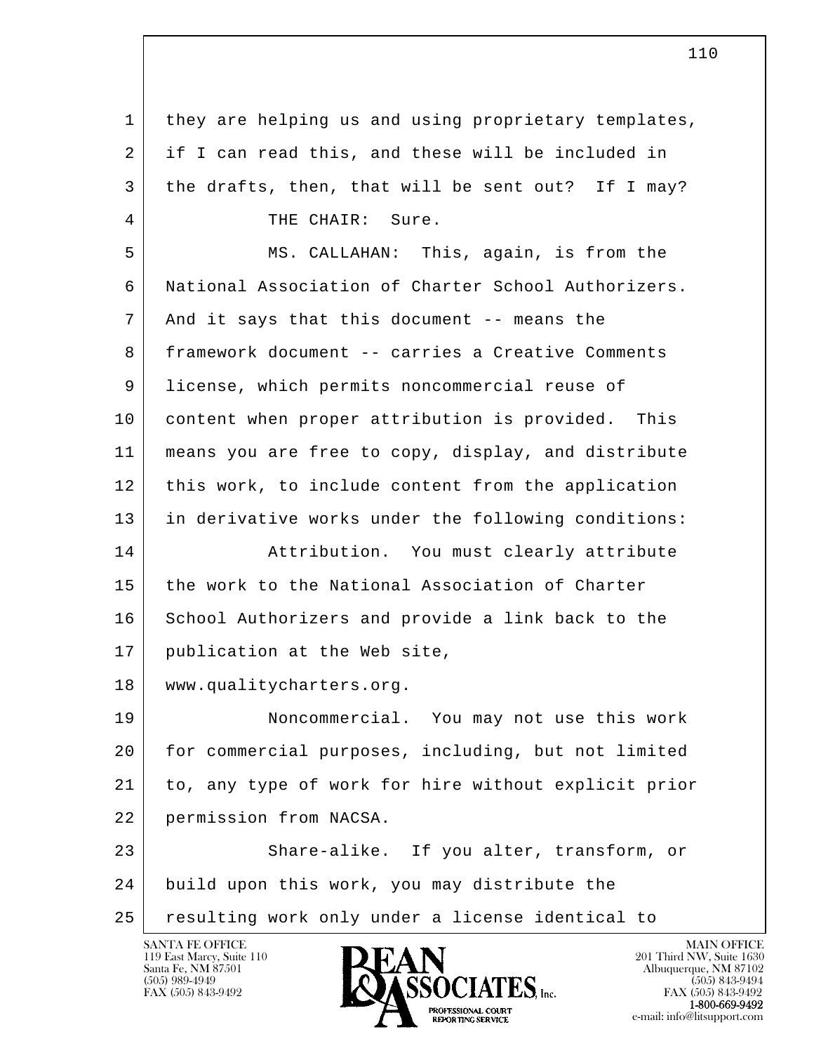they are helping us and using proprietary templates, if I can read this, and these will be included in the drafts, then, that will be sent out? If I may?

THE CHAIR: Sure.

MS. CALLAHAN: This, again, is from the National Association of Charter School Authorizers. And it says that this document -- means the framework document -- carries a Creative Comments license, which permits noncommercial reuse of content when proper attribution is provided. This means you are free to copy, display, and distribute this work, to include content from the application in derivative works under the following conditions:

Attribution. You must clearly attribute the work to the National Association of Charter School Authorizers and provide a link back to the publication at the Web site, www.qualitycharters.org.

Noncommercial. You may not use this work for commercial purposes, including, but not limited to, any type of work for hire without explicit prior permission from NACSA.

Share-alike. If you alter, transform, or build upon this work, you may distribute the resulting work only under a license identical to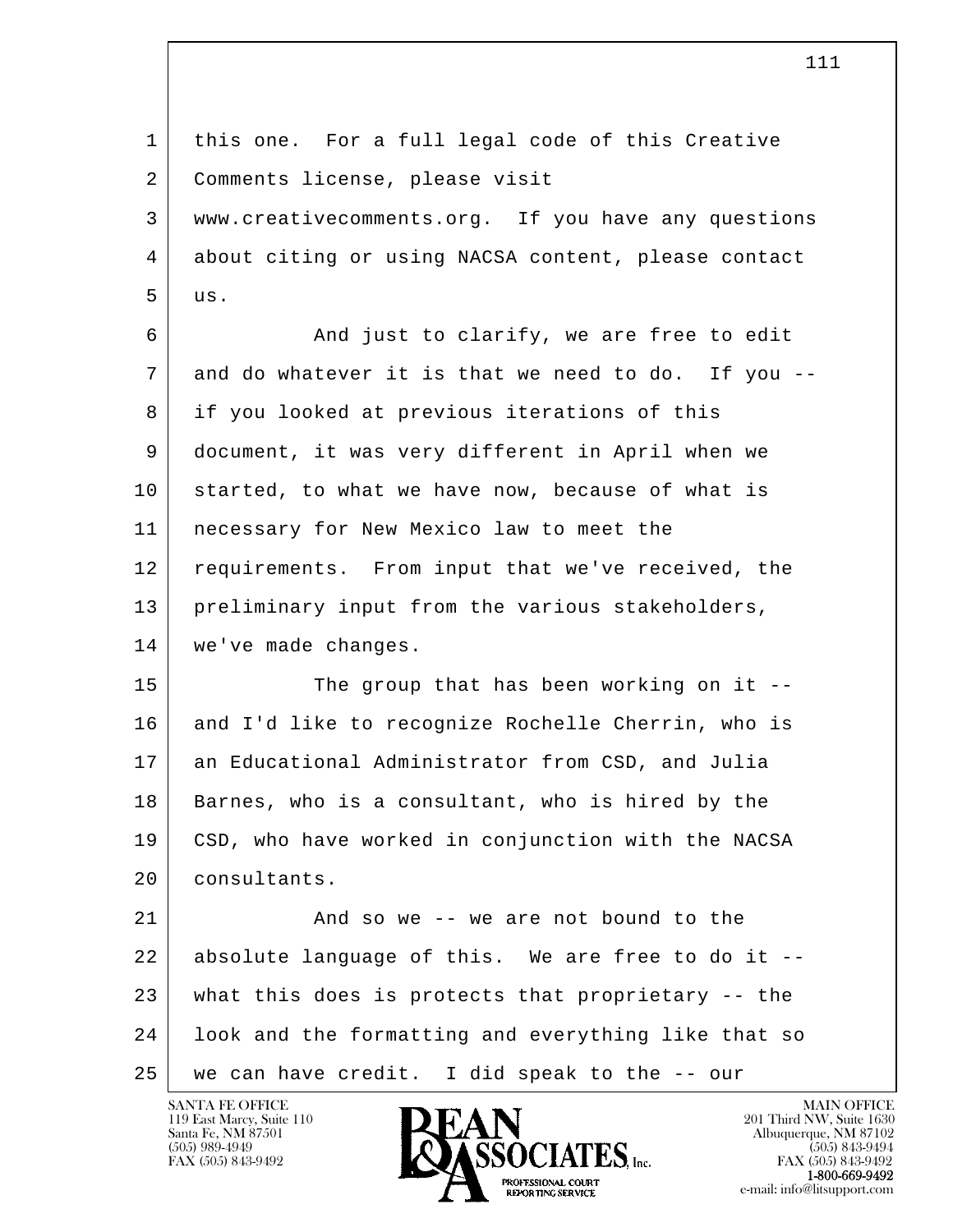this one. For a full legal code of this Creative Comments license, please visit www.creativecomments.org. If you have any questions about citing or using NACSA content, please contact us.

And just to clarify, we are free to edit and do whatever it is that we need to do. If you -- if you looked at previous iterations of this document, it was very different in April when we started, to what we have now, because of what is necessary for New Mexico law to meet the requirements. From input that we've received, the preliminary input from the various stakeholders, we've made changes.

The group that has been working on it -- and I'd like to recognize Rochelle Cherrin, who is an Educational Administrator from CSD, and Julia Barnes, who is a consultant, who is hired by the CSD, who have worked in conjunction with the NACSA consultants.

And so we -- we are not bound to the absolute language of this. We are free to do it -- what this does is protects that proprietary -- the look and the formatting and everything like that so we can have credit. I did speak to the -- our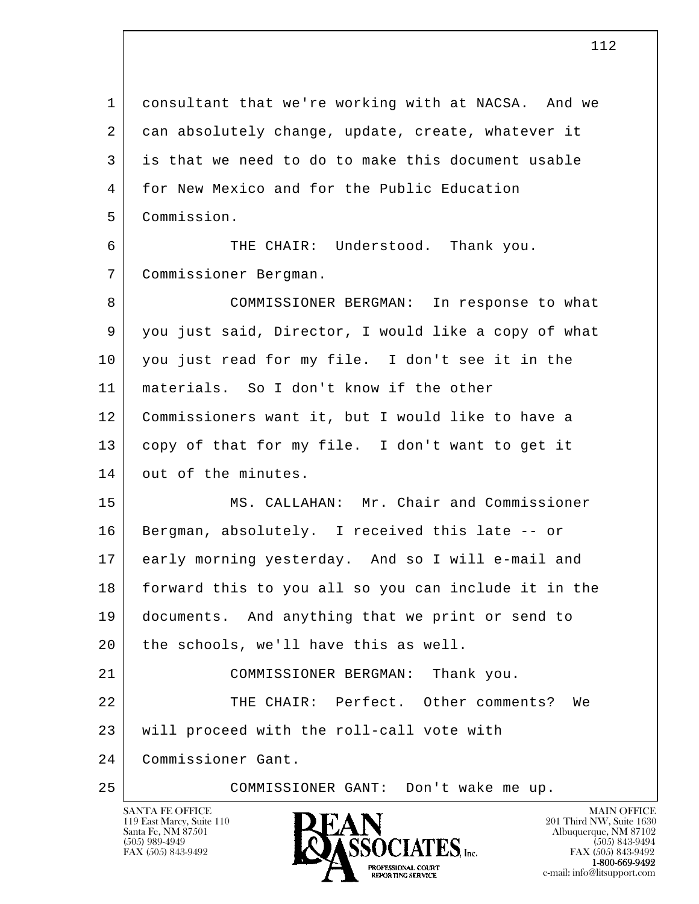consultant that we're working with at NACSA. And we can absolutely change, update, create, whatever it is that we need to do to make this document usable for New Mexico and for the Public Education Commission.

THE CHAIR: Understood. Thank you. Commissioner Bergman.

COMMISSIONER BERGMAN: In response to what you just said, Director, I would like a copy of what you just read for my file. I don't see it in the materials. So I don't know if the other Commissioners want it, but I would like to have a copy of that for my file. I don't want to get it out of the minutes.

MS. CALLAHAN: Mr. Chair and Commissioner Bergman, absolutely. I received this late -- or early morning yesterday. And so I will e-mail and forward this to you all so you can include it in the documents. And anything that we print or send to the schools, we'll have this as well.

COMMISSIONER BERGMAN: Thank you.

THE CHAIR: Perfect. Other comments? We will proceed with the roll-call vote with Commissioner Gant.

COMMISSIONER GANT: Don't wake me up.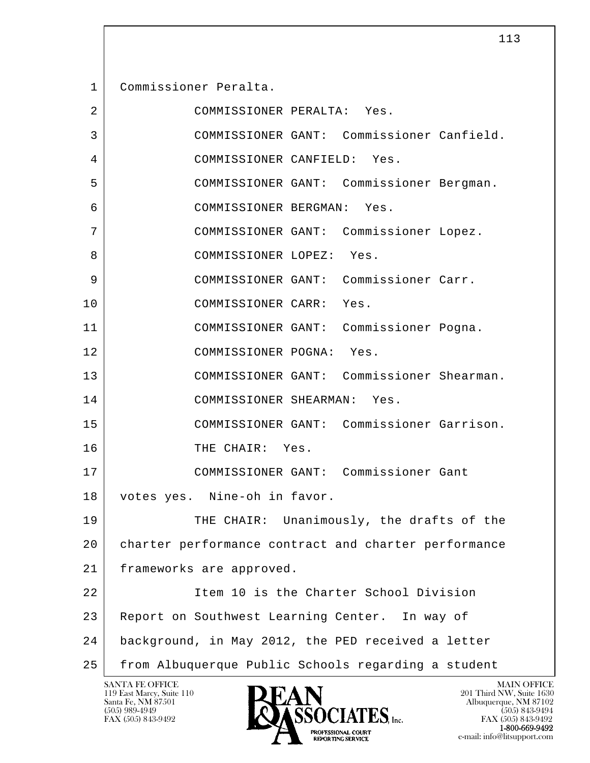Commissioner Peralta.

COMMISSIONER PERALTA: Yes.

COMMISSIONER GANT: Commissioner Canfield.

COMMISSIONER CANFIELD: Yes.

COMMISSIONER GANT: Commissioner Bergman.

COMMISSIONER BERGMAN: Yes.

COMMISSIONER GANT: Commissioner Lopez.

COMMISSIONER LOPEZ: Yes.

COMMISSIONER GANT: Commissioner Carr.

COMMISSIONER CARR: Yes.

COMMISSIONER GANT: Commissioner Pogna.

COMMISSIONER POGNA: Yes.

COMMISSIONER GANT: Commissioner Shearman.

COMMISSIONER SHEARMAN: Yes.

COMMISSIONER GANT: Commissioner Garrison.

THE CHAIR: Yes.

COMMISSIONER GANT: Commissioner Gant votes yes. Nine-oh in favor.

THE CHAIR: Unanimously, the drafts of the charter performance contract and charter performance frameworks are approved.

Item 10 is the Charter School Division Report on Southwest Learning Center. In way of background, in May 2012, the PED received a letter from Albuquerque Public Schools regarding a student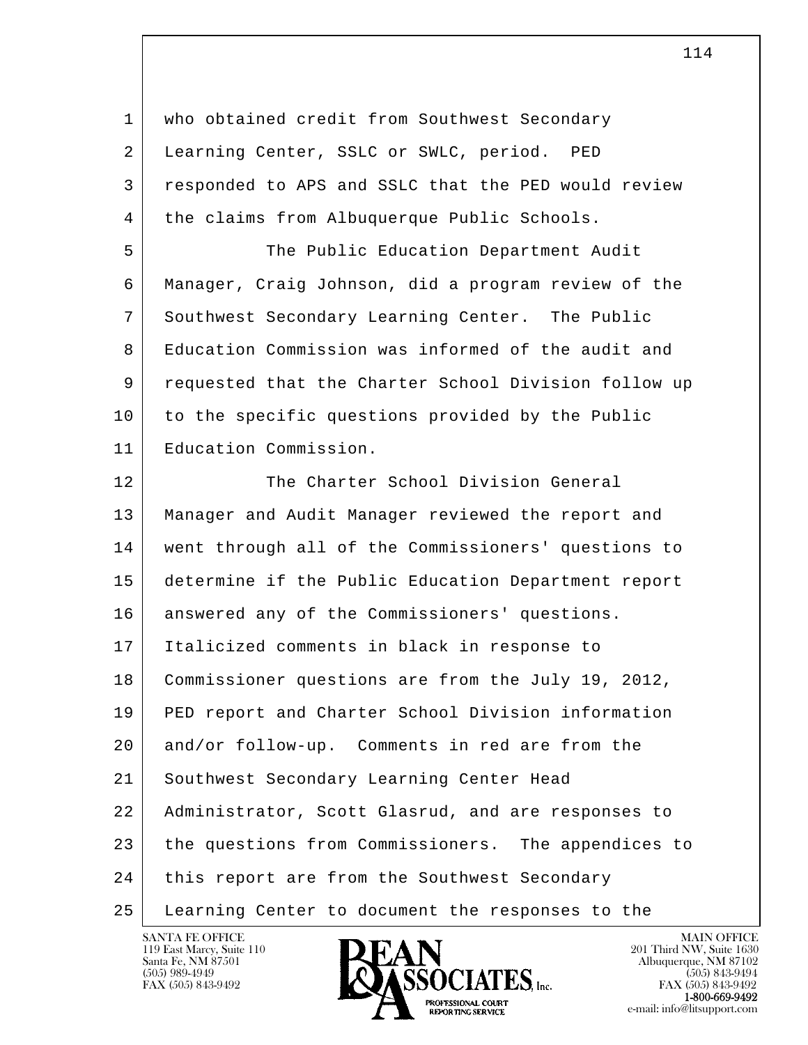who obtained credit from Southwest Secondary Learning Center, SSLC or SWLC, period. PED responded to APS and SSLC that the PED would review the claims from Albuquerque Public Schools.

The Public Education Department Audit Manager, Craig Johnson, did a program review of the Southwest Secondary Learning Center. The Public Education Commission was informed of the audit and requested that the Charter School Division follow up to the specific questions provided by the Public Education Commission.

The Charter School Division General Manager and Audit Manager reviewed the report and went through all of the Commissioners' questions to determine if the Public Education Department report answered any of the Commissioners' questions. Italicized comments in black in response to Commissioner questions are from the July 19, 2012, PED report and Charter School Division information and/or follow-up. Comments in red are from the Southwest Secondary Learning Center Head Administrator, Scott Glasrud, and are responses to the questions from Commissioners. The appendices to this report are from the Southwest Secondary Learning Center to document the responses to the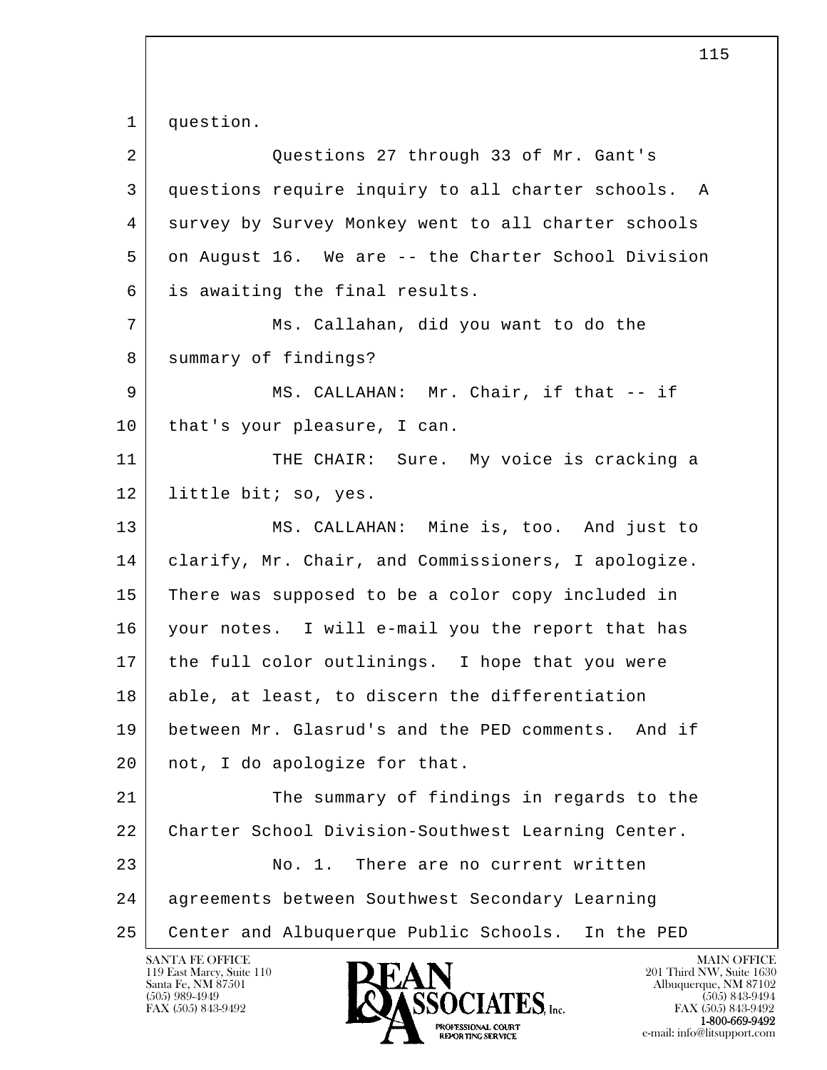question.

Questions 27 through 33 of Mr. Gant's questions require inquiry to all charter schools. A survey by Survey Monkey went to all charter schools on August 16. We are -- the Charter School Division is awaiting the final results.

Ms. Callahan, did you want to do the summary of findings?

MS. CALLAHAN: Mr. Chair, if that -- if that's your pleasure, I can.

THE CHAIR: Sure. My voice is cracking a little bit; so, yes.

MS. CALLAHAN: Mine is, too. And just to clarify, Mr. Chair, and Commissioners, I apologize. There was supposed to be a color copy included in your notes. I will e-mail you the report that has the full color outlinings. I hope that you were able, at least, to discern the differentiation between Mr. Glasrud's and the PED comments. And if not, I do apologize for that.

The summary of findings in regards to the Charter School Division-Southwest Learning Center.

No. 1. There are no current written agreements between Southwest Secondary Learning Center and Albuquerque Public Schools. In the PED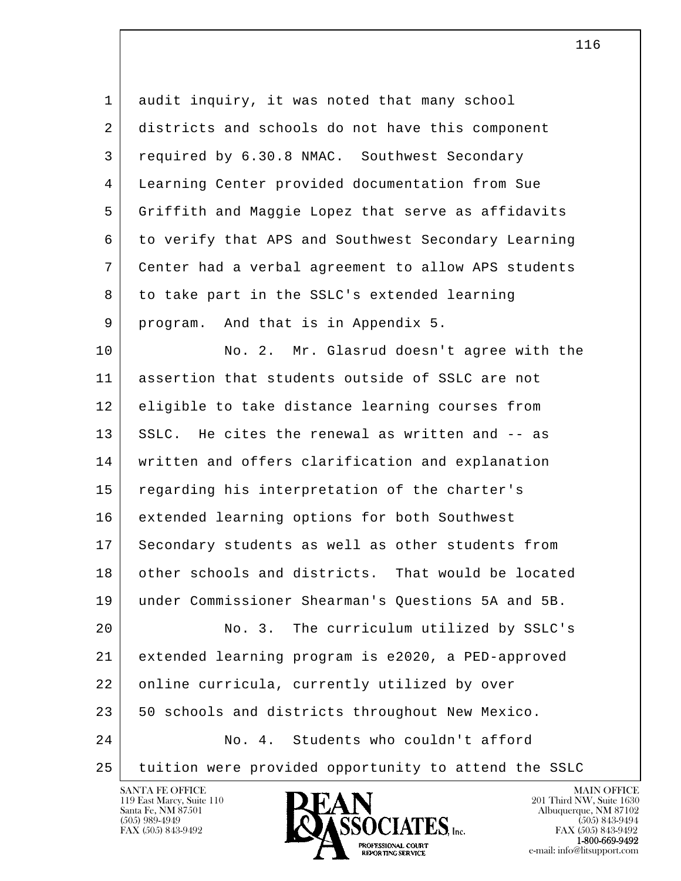audit inquiry, it was noted that many school districts and schools do not have this component required by 6.30.8 NMAC. Southwest Secondary Learning Center provided documentation from Sue Griffith and Maggie Lopez that serve as affidavits to verify that APS and Southwest Secondary Learning Center had a verbal agreement to allow APS students to take part in the SSLC's extended learning program. And that is in Appendix 5.

No. 2. Mr. Glasrud doesn't agree with the assertion that students outside of SSLC are not eligible to take distance learning courses from SSLC. He cites the renewal as written and -- as written and offers clarification and explanation regarding his interpretation of the charter's extended learning options for both Southwest Secondary students as well as other students from other schools and districts. That would be located under Commissioner Shearman's Questions 5A and 5B.

No. 3. The curriculum utilized by SSLC's extended learning program is e2020, a PED-approved online curricula, currently utilized by over 50 schools and districts throughout New Mexico.

No. 4. Students who couldn't afford tuition were provided opportunity to attend the SSLC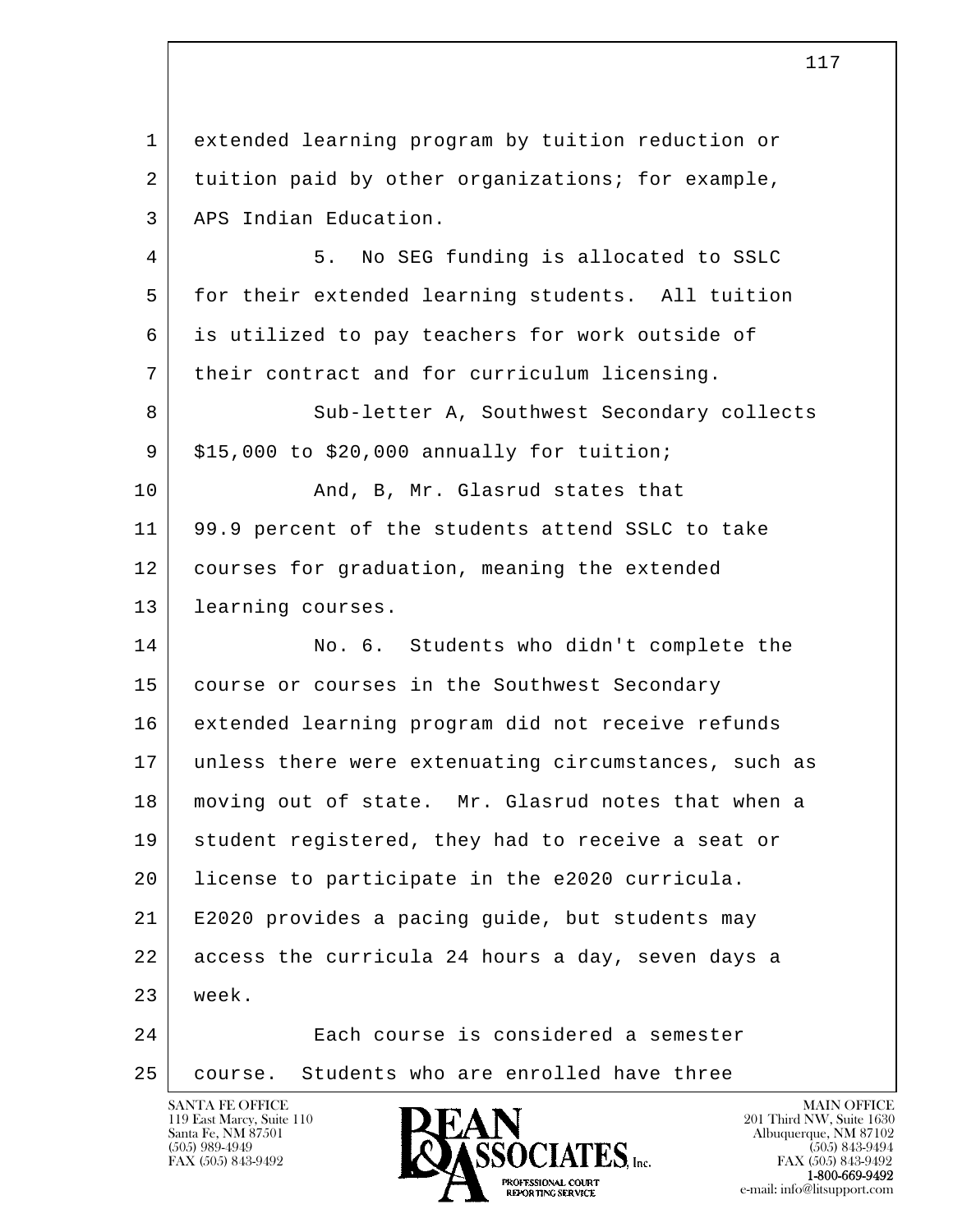extended learning program by tuition reduction or tuition paid by other organizations; for example, APS Indian Education.

5. No SEG funding is allocated to SSLC for their extended learning students. All tuition is utilized to pay teachers for work outside of their contract and for curriculum licensing.

Sub-letter A, Southwest Secondary collects $15,000 to $20,000 annually for tuition;

And, B, Mr. Glasrud states that 99.9 percent of the students attend SSLC to take courses for graduation, meaning the extended learning courses.

No. 6. Students who didn't complete the course or courses in the Southwest Secondary extended learning program did not receive refunds unless there were extenuating circumstances, such as moving out of state. Mr. Glasrud notes that when a student registered, they had to receive a seat or license to participate in the e2020 curricula. E2020 provides a pacing guide, but students may access the curricula 24 hours a day, seven days a week.

Each course is considered a semester course. Students who are enrolled have three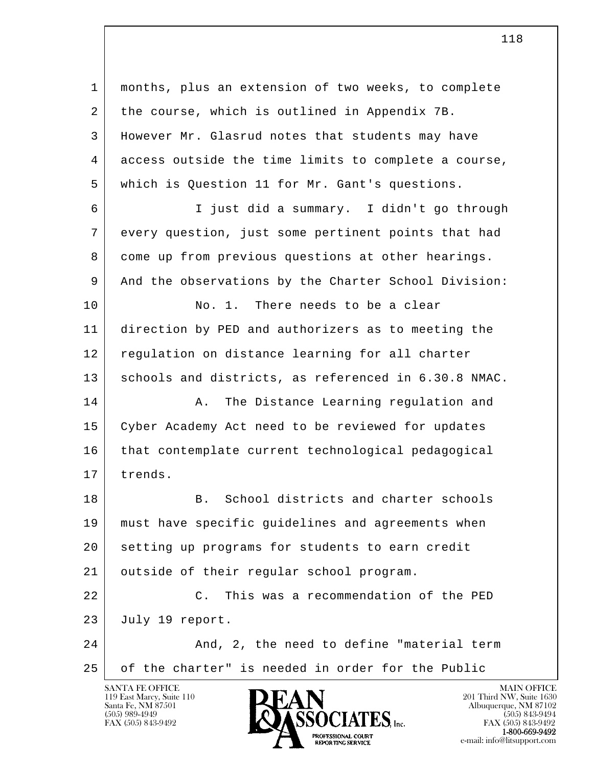months, plus an extension of two weeks, to complete the course, which is outlined in Appendix 7B. However Mr. Glasrud notes that students may have access outside the time limits to complete a course, which is Question 11 for Mr. Gant's questions.

I just did a summary. I didn't go through every question, just some pertinent points that had come up from previous questions at other hearings. And the observations by the Charter School Division:

No. 1. There needs to be a clear direction by PED and authorizers as to meeting the regulation on distance learning for all charter schools and districts, as referenced in 6.30.8 NMAC.

A. The Distance Learning regulation and Cyber Academy Act need to be reviewed for updates that contemplate current technological pedagogical trends.

B. School districts and charter schools must have specific guidelines and agreements when setting up programs for students to earn credit outside of their regular school program.

C. This was a recommendation of the PED July 19 report.

And, 2, the need to define "material term of the charter" is needed in order for the Public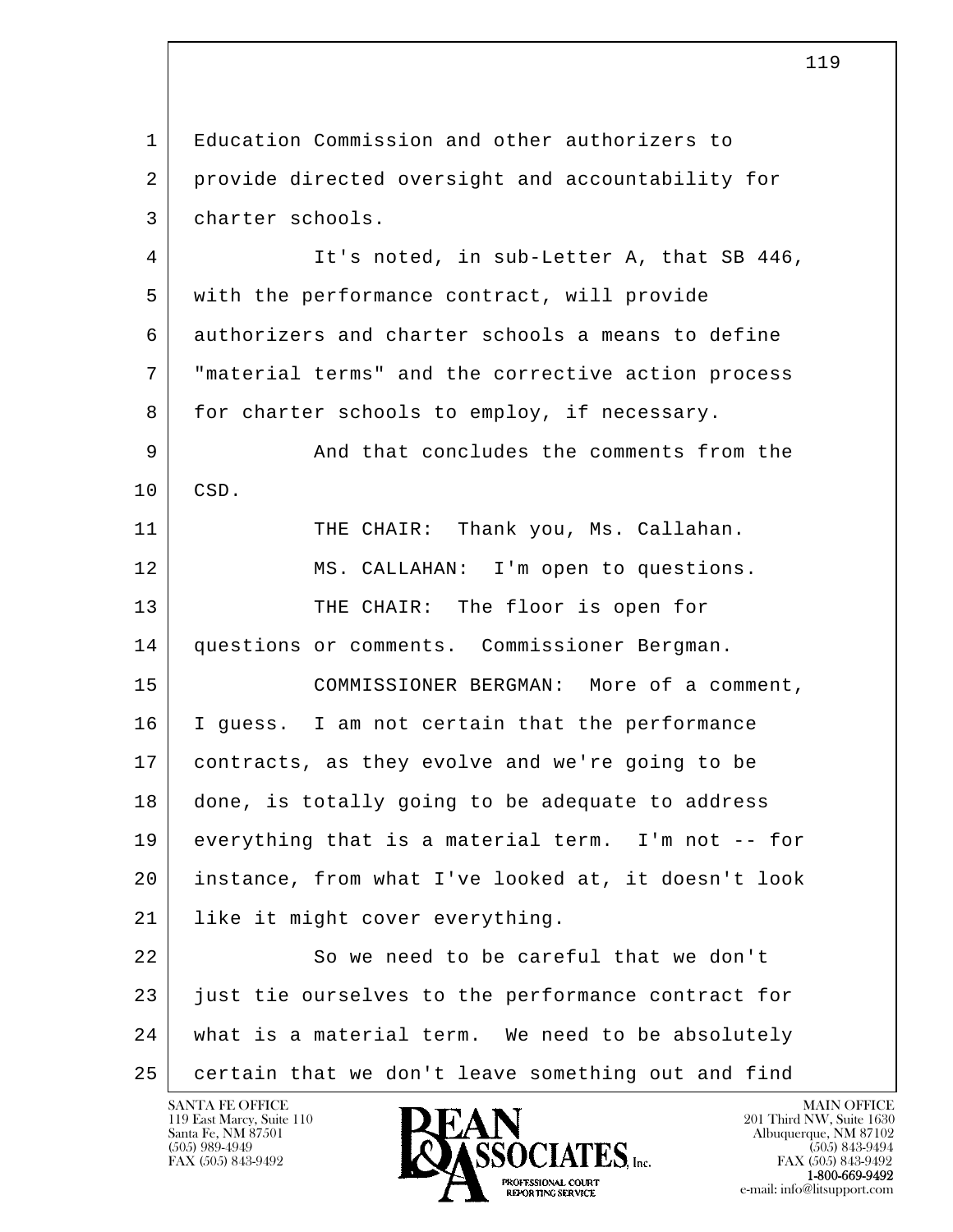Education Commission and other authorizers to provide directed oversight and accountability for charter schools.

It's noted, in sub-Letter A, that SB 446, with the performance contract, will provide authorizers and charter schools a means to define "material terms" and the corrective action process for charter schools to employ, if necessary.

And that concludes the comments from the CSD.

THE CHAIR: Thank you, Ms. Callahan.

MS. CALLAHAN: I'm open to questions.

THE CHAIR: The floor is open for questions or comments. Commissioner Bergman.

COMMISSIONER BERGMAN: More of a comment, I guess. I am not certain that the performance contracts, as they evolve and we're going to be done, is totally going to be adequate to address everything that is a material term. I'm not -- for instance, from what I've looked at, it doesn't look like it might cover everything.

So we need to be careful that we don't just tie ourselves to the performance contract for what is a material term. We need to be absolutely certain that we don't leave something out and find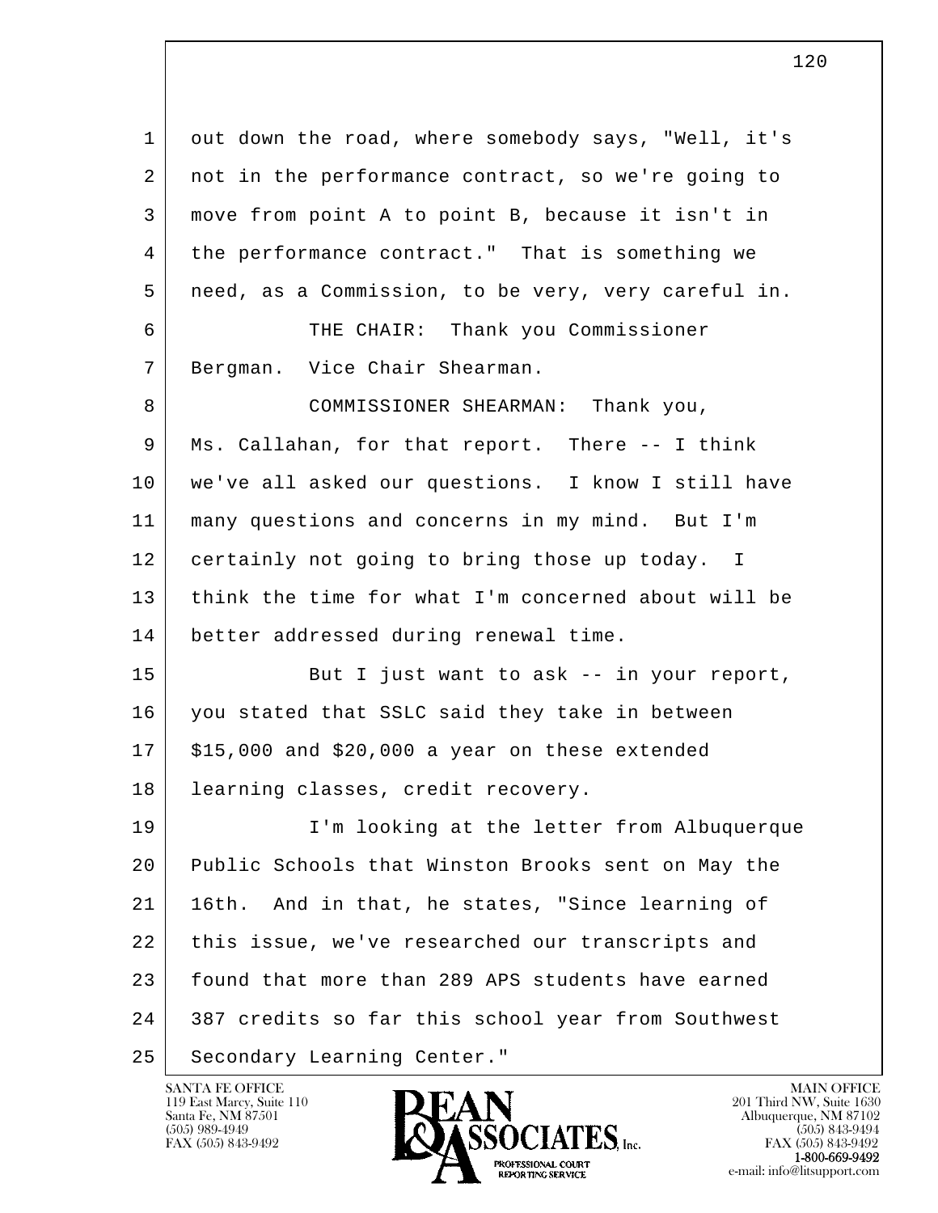out down the road, where somebody says, "Well, it's not in the performance contract, so we're going to move from point A to point B, because it isn't in the performance contract." That is something we need, as a Commission, to be very, very careful in.

THE CHAIR: Thank you Commissioner Bergman. Vice Chair Shearman.

COMMISSIONER SHEARMAN: Thank you, Ms. Callahan, for that report. There -- I think we've all asked our questions. I know I still have many questions and concerns in my mind. But I'm certainly not going to bring those up today. I think the time for what I'm concerned about will be better addressed during renewal time.

But I just want to ask -- in your report, you stated that SSLC said they take in between $15,000 and $20,000 a year on these extended learning classes, credit recovery.

I'm looking at the letter from Albuquerque Public Schools that Winston Brooks sent on May the 16th. And in that, he states, "Since learning of this issue, we've researched our transcripts and found that more than 289 APS students have earned 387 credits so far this school year from Southwest Secondary Learning Center."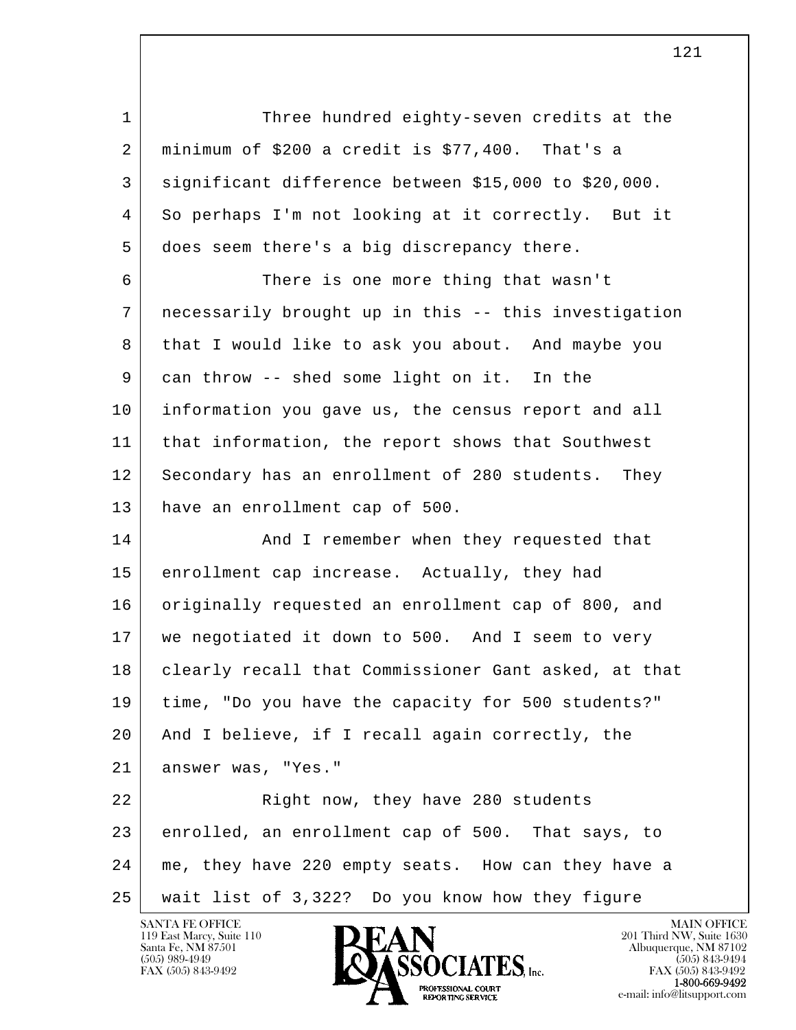Three hundred eighty-seven credits at the minimum of $200 a credit is $77,400. That's a significant difference between $15,000 to $20,000. So perhaps I'm not looking at it correctly. But it does seem there's a big discrepancy there.

There is one more thing that wasn't necessarily brought up in this -- this investigation that I would like to ask you about. And maybe you can throw -- shed some light on it. In the information you gave us, the census report and all that information, the report shows that Southwest Secondary has an enrollment of 280 students. They have an enrollment cap of 500.

And I remember when they requested that enrollment cap increase. Actually, they had originally requested an enrollment cap of 800, and we negotiated it down to 500. And I seem to very clearly recall that Commissioner Gant asked, at that time, "Do you have the capacity for 500 students?" And I believe, if I recall again correctly, the answer was, "Yes."

Right now, they have 280 students enrolled, an enrollment cap of 500. That says, to me, they have 220 empty seats. How can they have a wait list of 3,322? Do you know how they figure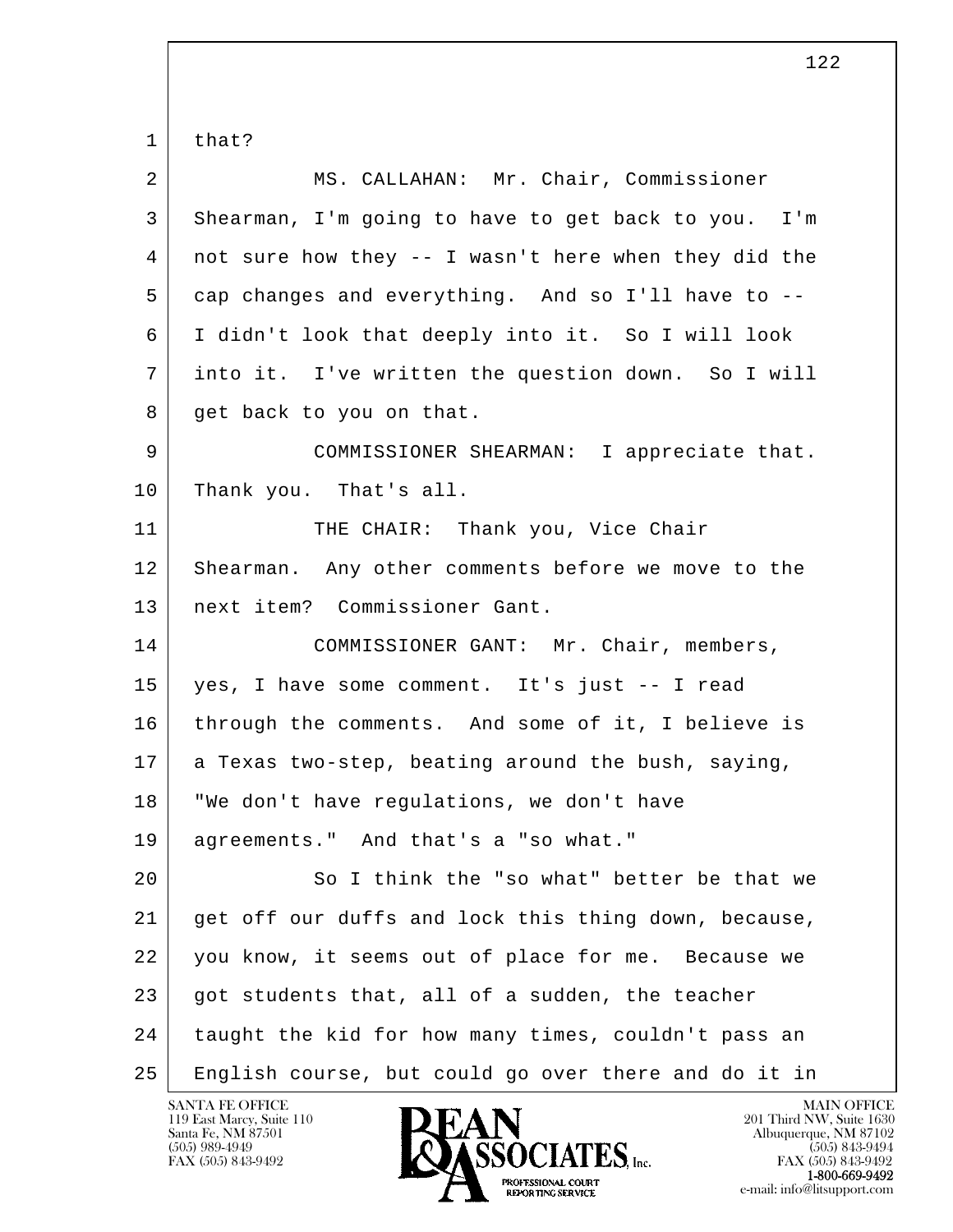that?

MS. CALLAHAN: Mr. Chair, Commissioner Shearman, I'm going to have to get back to you. I'm not sure how they -- I wasn't here when they did the cap changes and everything. And so I'll have to -- I didn't look that deeply into it. So I will look into it. I've written the question down. So I will get back to you on that.

COMMISSIONER SHEARMAN: I appreciate that. Thank you. That's all.

THE CHAIR: Thank you, Vice Chair Shearman. Any other comments before we move to the next item? Commissioner Gant.

COMMISSIONER GANT: Mr. Chair, members, yes, I have some comment. It's just -- I read through the comments. And some of it, I believe is a Texas two-step, beating around the bush, saying, "We don't have regulations, we don't have agreements." And that's a "so what."

So I think the "so what" better be that we get off our duffs and lock this thing down, because, you know, it seems out of place for me. Because we got students that, all of a sudden, the teacher taught the kid for how many times, couldn't pass an English course, but could go over there and do it in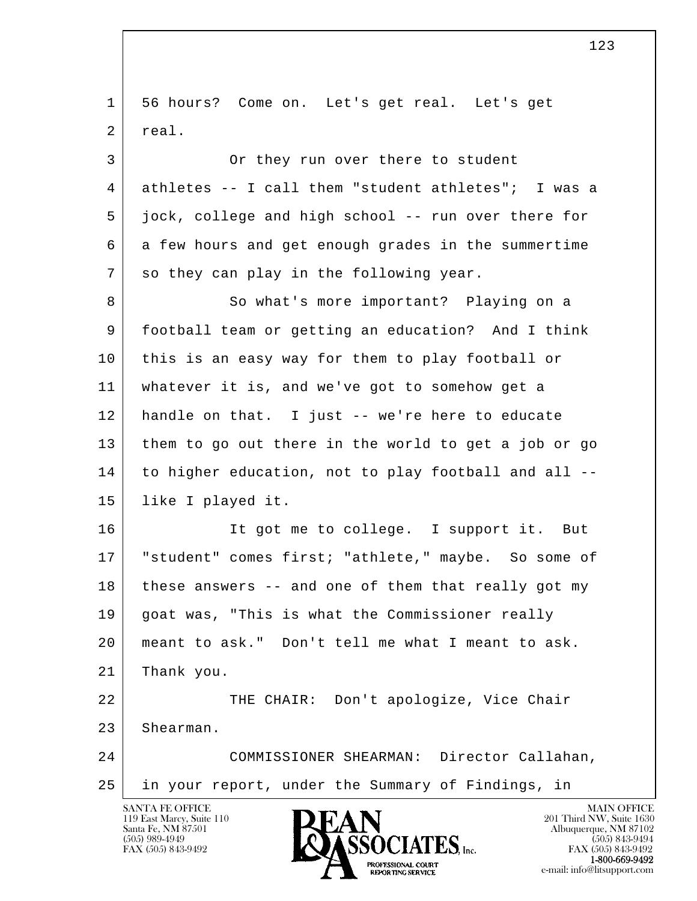1 56 hours? Come on. Let's get real. Let's get
2 real.

3 Or they run over there to student
4 athletes -- I call them "student athletes"; I was a
5 jock, college and high school -- run over there for
6 a few hours and get enough grades in the summertime
7 so they can play in the following year.

8 So what's more important? Playing on a
9 football team or getting an education? And I think
10 this is an easy way for them to play football or
11 whatever it is, and we've got to somehow get a
12 handle on that. I just -- we're here to educate
13 them to go out there in the world to get a job or go
14 to higher education, not to play football and all --
15 like I played it.

16 It got me to college. I support it. But
17 "student" comes first; "athlete," maybe. So some of
18 these answers -- and one of them that really got my
19 goat was, "This is what the Commissioner really
20 meant to ask." Don't tell me what I meant to ask.
21 Thank you.

22 THE CHAIR: Don't apologize, Vice Chair
23 Shearman.

24 COMMISSIONER SHEARMAN: Director Callahan,
25 in your report, under the Summary of Findings, in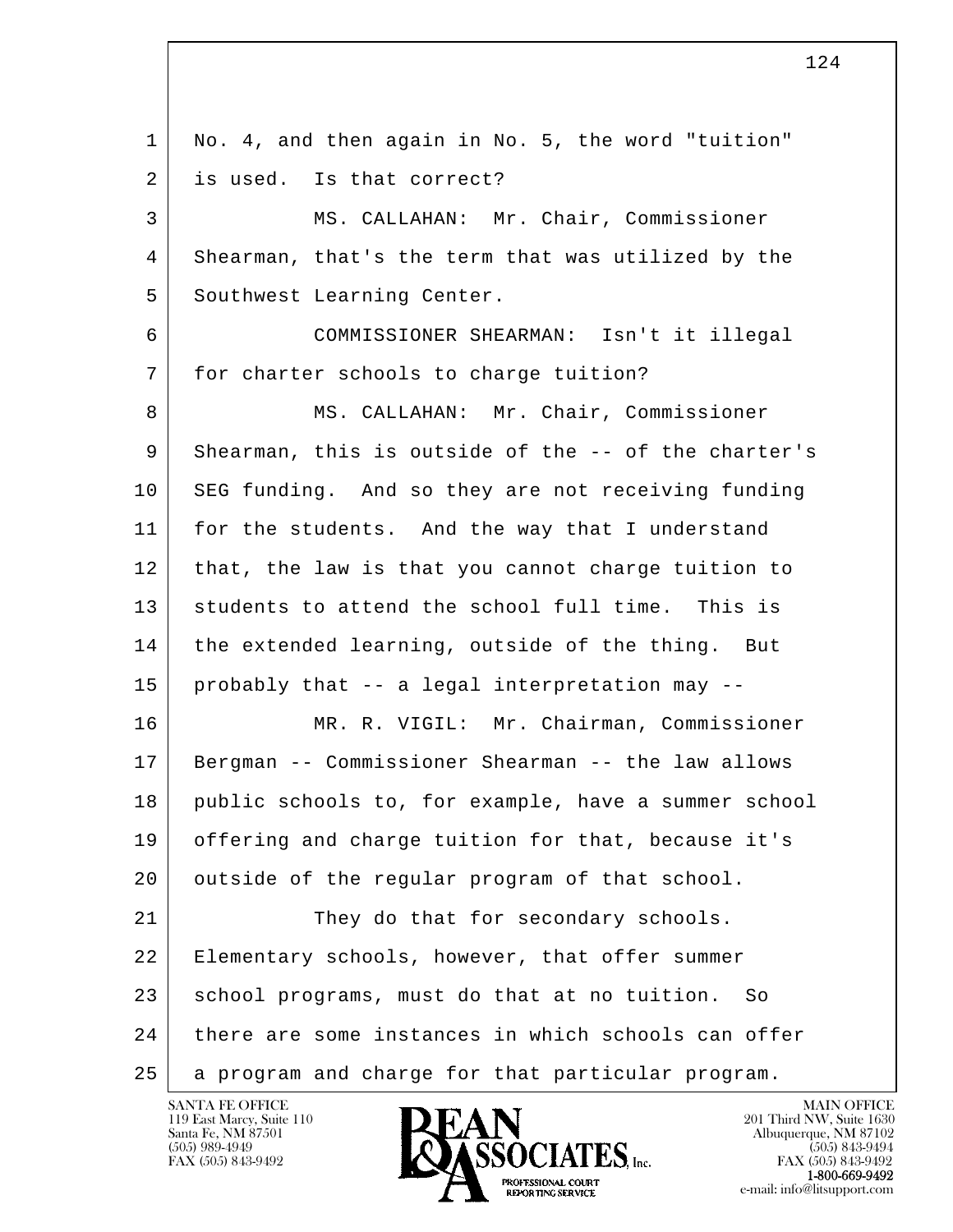No. 4, and then again in No. 5, the word "tuition" is used. Is that correct?

MS. CALLAHAN: Mr. Chair, Commissioner Shearman, that's the term that was utilized by the Southwest Learning Center.

COMMISSIONER SHEARMAN: Isn't it illegal for charter schools to charge tuition?

MS. CALLAHAN: Mr. Chair, Commissioner Shearman, this is outside of the -- of the charter's SEG funding. And so they are not receiving funding for the students. And the way that I understand that, the law is that you cannot charge tuition to students to attend the school full time. This is the extended learning, outside of the thing. But probably that -- a legal interpretation may --

MR. R. VIGIL: Mr. Chairman, Commissioner Bergman -- Commissioner Shearman -- the law allows public schools to, for example, have a summer school offering and charge tuition for that, because it's outside of the regular program of that school.

They do that for secondary schools. Elementary schools, however, that offer summer school programs, must do that at no tuition. So there are some instances in which schools can offer a program and charge for that particular program.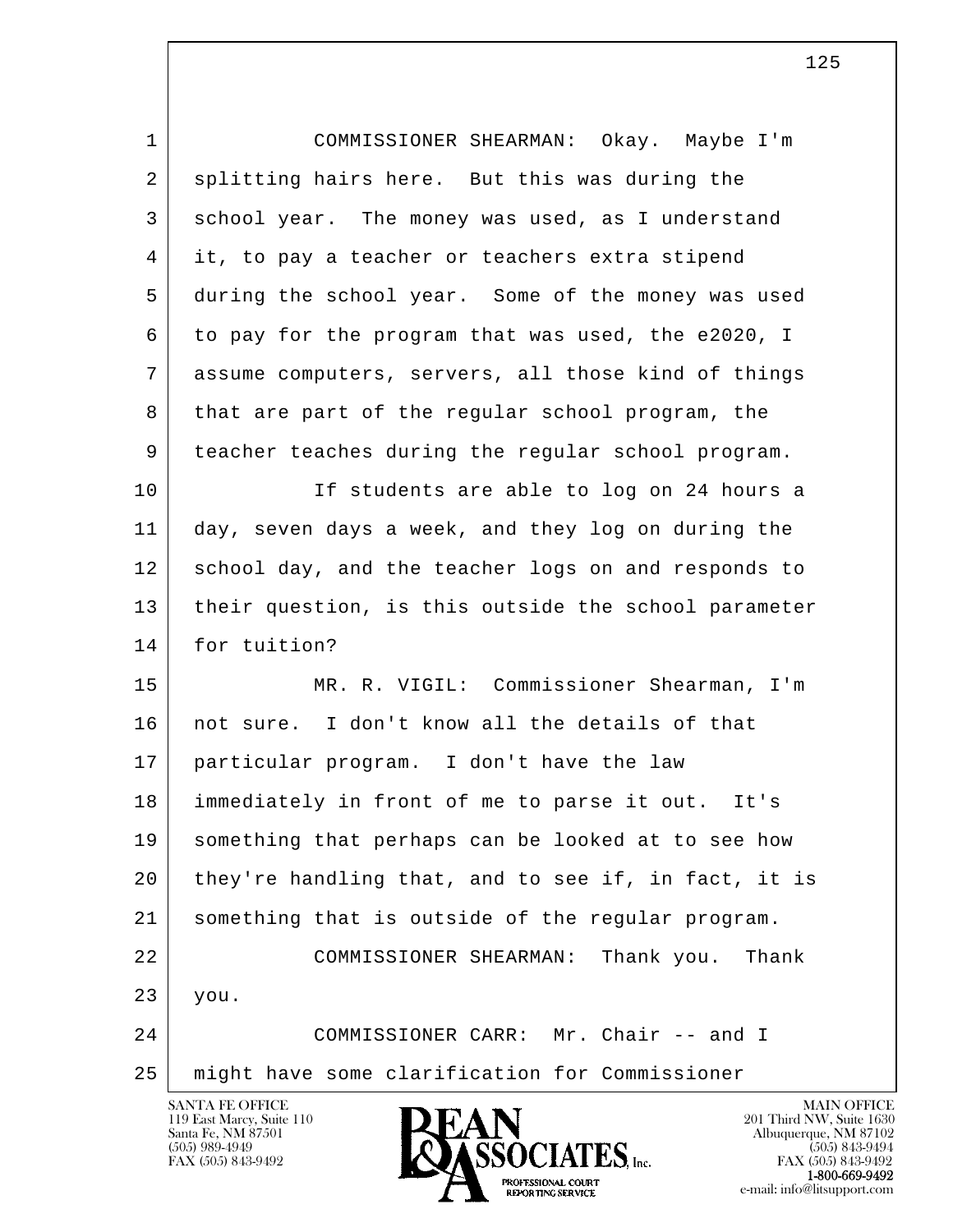COMMISSIONER SHEARMAN: Okay. Maybe I'm splitting hairs here. But this was during the school year. The money was used, as I understand it, to pay a teacher or teachers extra stipend during the school year. Some of the money was used to pay for the program that was used, the e2020, I assume computers, servers, all those kind of things that are part of the regular school program, the teacher teaches during the regular school program.

If students are able to log on 24 hours a day, seven days a week, and they log on during the school day, and the teacher logs on and responds to their question, is this outside the school parameter for tuition?

MR. R. VIGIL: Commissioner Shearman, I'm not sure. I don't know all the details of that particular program. I don't have the law immediately in front of me to parse it out. It's something that perhaps can be looked at to see how they're handling that, and to see if, in fact, it is something that is outside of the regular program.

COMMISSIONER SHEARMAN: Thank you. Thank you.

COMMISSIONER CARR: Mr. Chair -- and I might have some clarification for Commissioner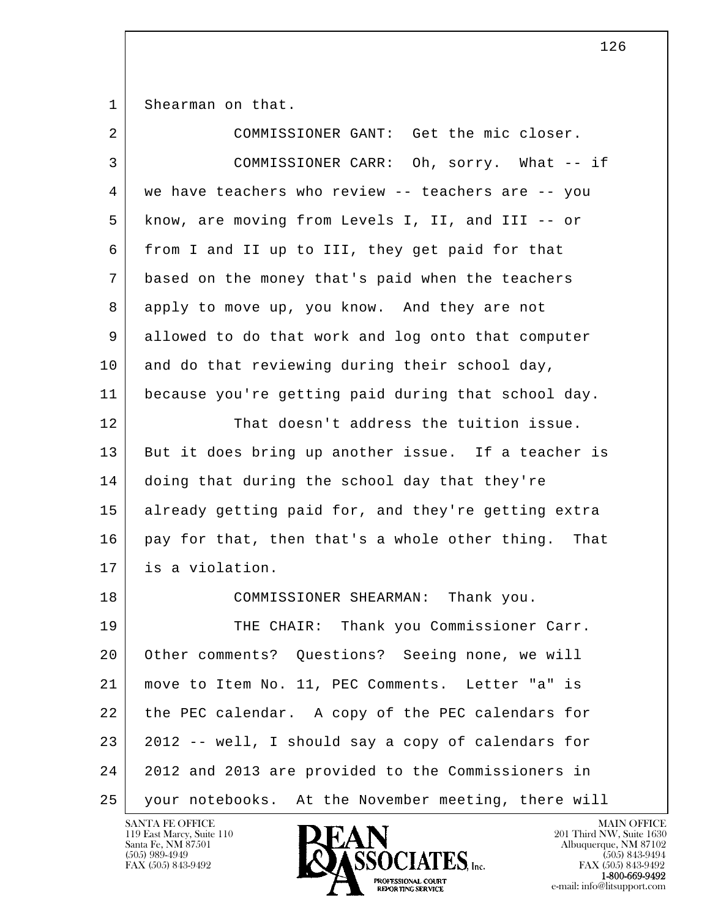Shearman on that.

COMMISSIONER GANT: Get the mic closer.

COMMISSIONER CARR: Oh, sorry. What -- if we have teachers who review -- teachers are -- you know, are moving from Levels I, II, and III -- or from I and II up to III, they get paid for that based on the money that's paid when the teachers apply to move up, you know. And they are not allowed to do that work and log onto that computer and do that reviewing during their school day, because you're getting paid during that school day.

That doesn't address the tuition issue. But it does bring up another issue. If a teacher is doing that during the school day that they're already getting paid for, and they're getting extra pay for that, then that's a whole other thing. That is a violation.

COMMISSIONER SHEARMAN: Thank you.

THE CHAIR: Thank you Commissioner Carr. Other comments? Questions? Seeing none, we will move to Item No. 11, PEC Comments. Letter "a" is the PEC calendar. A copy of the PEC calendars for 2012 -- well, I should say a copy of calendars for 2012 and 2013 are provided to the Commissioners in your notebooks. At the November meeting, there will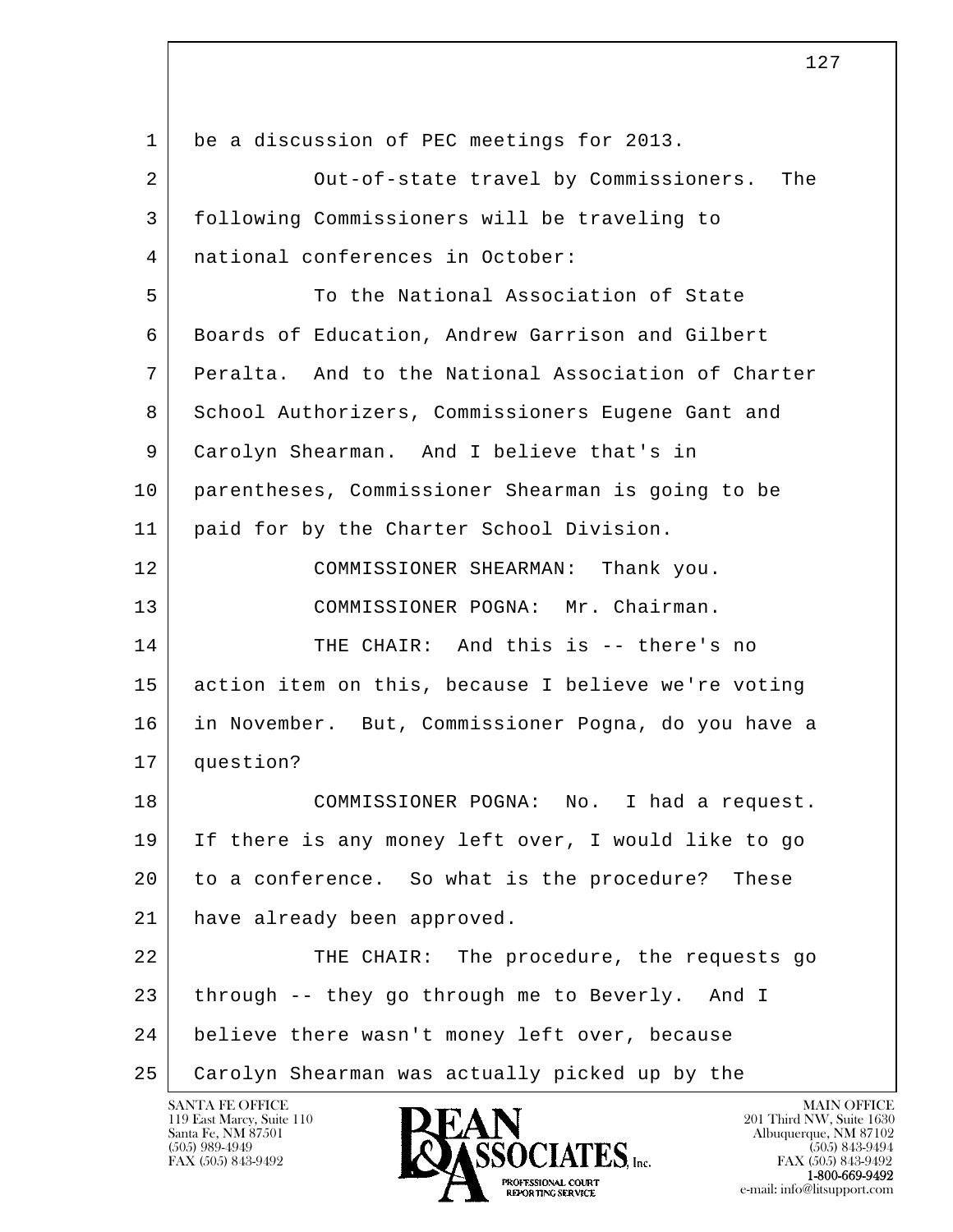be a discussion of PEC meetings for 2013.

Out-of-state travel by Commissioners. The following Commissioners will be traveling to national conferences in October:

To the National Association of State Boards of Education, Andrew Garrison and Gilbert Peralta. And to the National Association of Charter School Authorizers, Commissioners Eugene Gant and Carolyn Shearman. And I believe that's in parentheses, Commissioner Shearman is going to be paid for by the Charter School Division.

COMMISSIONER SHEARMAN: Thank you.

COMMISSIONER POGNA: Mr. Chairman.

THE CHAIR: And this is -- there's no action item on this, because I believe we're voting in November. But, Commissioner Pogna, do you have a question?

COMMISSIONER POGNA: No. I had a request. If there is any money left over, I would like to go to a conference. So what is the procedure? These have already been approved.

THE CHAIR: The procedure, the requests go through -- they go through me to Beverly. And I believe there wasn't money left over, because Carolyn Shearman was actually picked up by the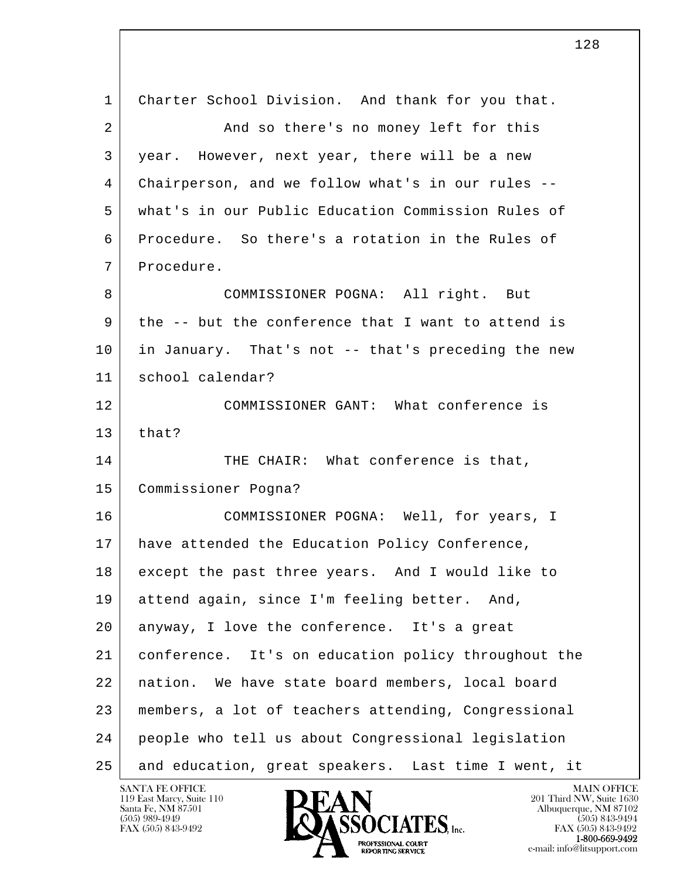Charter School Division. And thank for you that.

And so there's no money left for this year. However, next year, there will be a new Chairperson, and we follow what's in our rules -- what's in our Public Education Commission Rules of Procedure. So there's a rotation in the Rules of Procedure.

COMMISSIONER POGNA: All right. But the -- but the conference that I want to attend is in January. That's not -- that's preceding the new school calendar?

COMMISSIONER GANT: What conference is that?

THE CHAIR: What conference is that, Commissioner Pogna?

COMMISSIONER POGNA: Well, for years, I have attended the Education Policy Conference, except the past three years. And I would like to attend again, since I'm feeling better. And, anyway, I love the conference. It's a great conference. It's on education policy throughout the nation. We have state board members, local board members, a lot of teachers attending, Congressional people who tell us about Congressional legislation and education, great speakers. Last time I went, it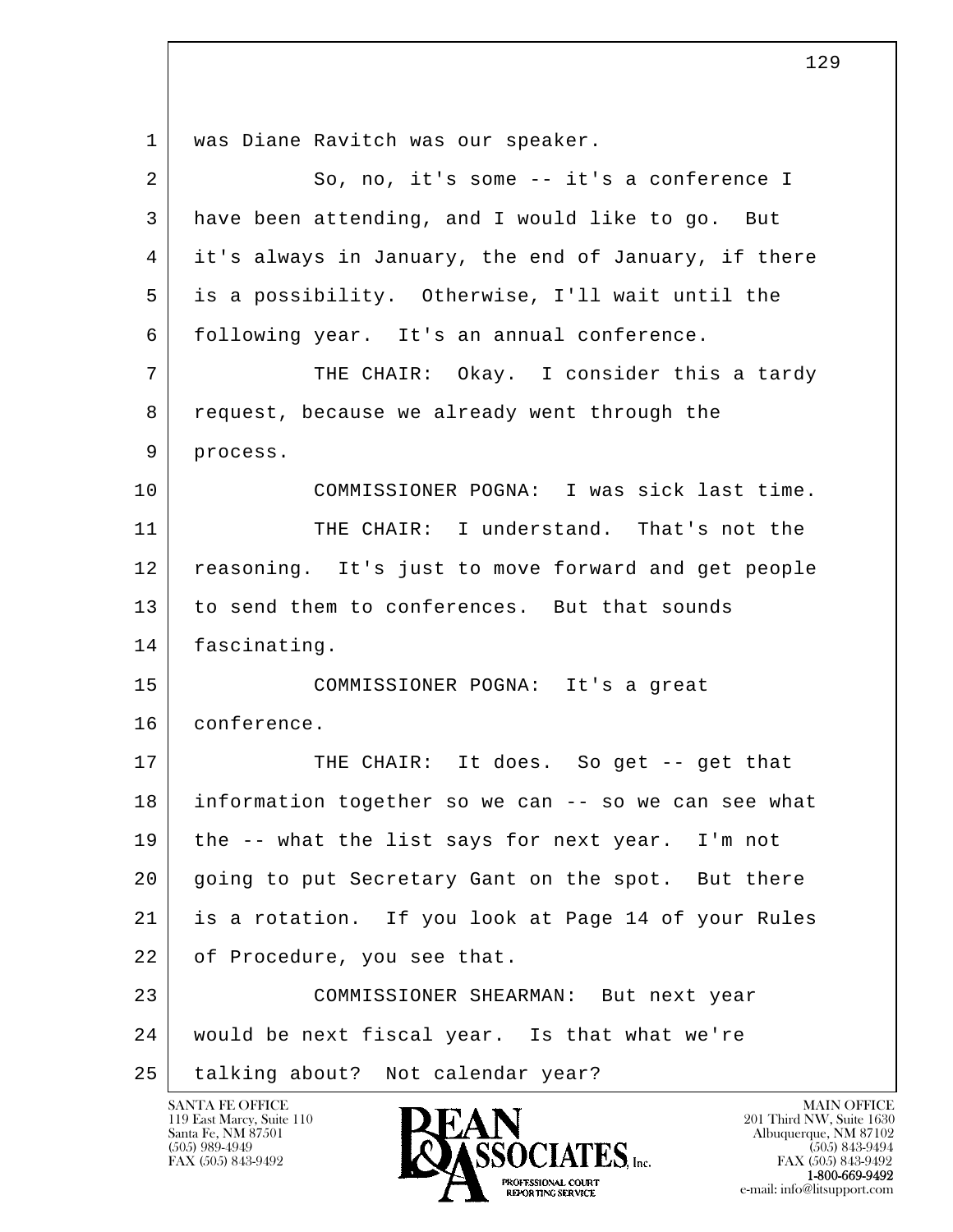1 was Diane Ravitch was our speaker.

2 So, no, it's some -- it's a conference I

3 have been attending, and I would like to go. But

4 it's always in January, the end of January, if there

5 is a possibility. Otherwise, I'll wait until the

6 following year. It's an annual conference.

7 THE CHAIR: Okay. I consider this a tardy

8 request, because we already went through the

9 process.

10 COMMISSIONER POGNA: I was sick last time.

11 THE CHAIR: I understand. That's not the

12 reasoning. It's just to move forward and get people

13 to send them to conferences. But that sounds

14 fascinating.

15 COMMISSIONER POGNA: It's a great

16 conference.

17 THE CHAIR: It does. So get -- get that

18 information together so we can -- so we can see what

19 the -- what the list says for next year. I'm not

20 going to put Secretary Gant on the spot. But there

21 is a rotation. If you look at Page 14 of your Rules

22 of Procedure, you see that.

23 COMMISSIONER SHEARMAN: But next year

24 would be next fiscal year. Is that what we're

25 talking about? Not calendar year?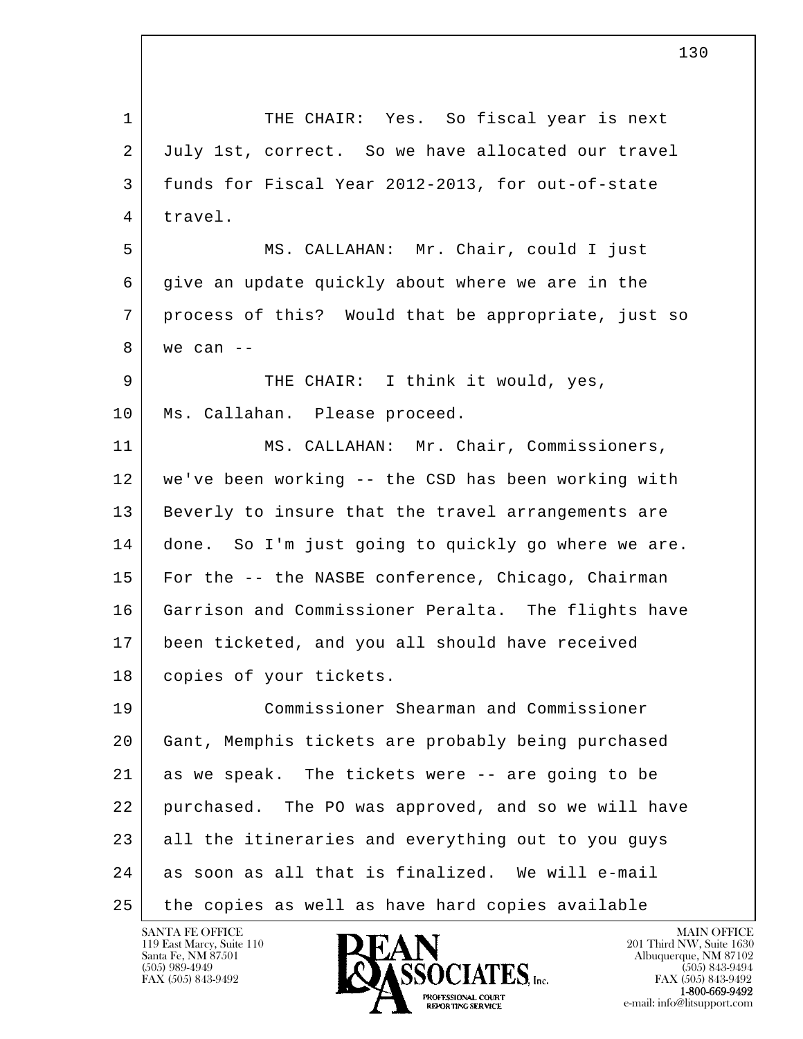THE CHAIR: Yes. So fiscal year is next July 1st, correct. So we have allocated our travel funds for Fiscal Year 2012-2013, for out-of-state travel.

MS. CALLAHAN: Mr. Chair, could I just give an update quickly about where we are in the process of this? Would that be appropriate, just so we can --

THE CHAIR: I think it would, yes, Ms. Callahan. Please proceed.

MS. CALLAHAN: Mr. Chair, Commissioners, we've been working -- the CSD has been working with Beverly to insure that the travel arrangements are done. So I'm just going to quickly go where we are. For the -- the NASBE conference, Chicago, Chairman Garrison and Commissioner Peralta. The flights have been ticketed, and you all should have received copies of your tickets.

Commissioner Shearman and Commissioner Gant, Memphis tickets are probably being purchased as we speak. The tickets were -- are going to be purchased. The PO was approved, and so we will have all the itineraries and everything out to you guys as soon as all that is finalized. We will e-mail the copies as well as have hard copies available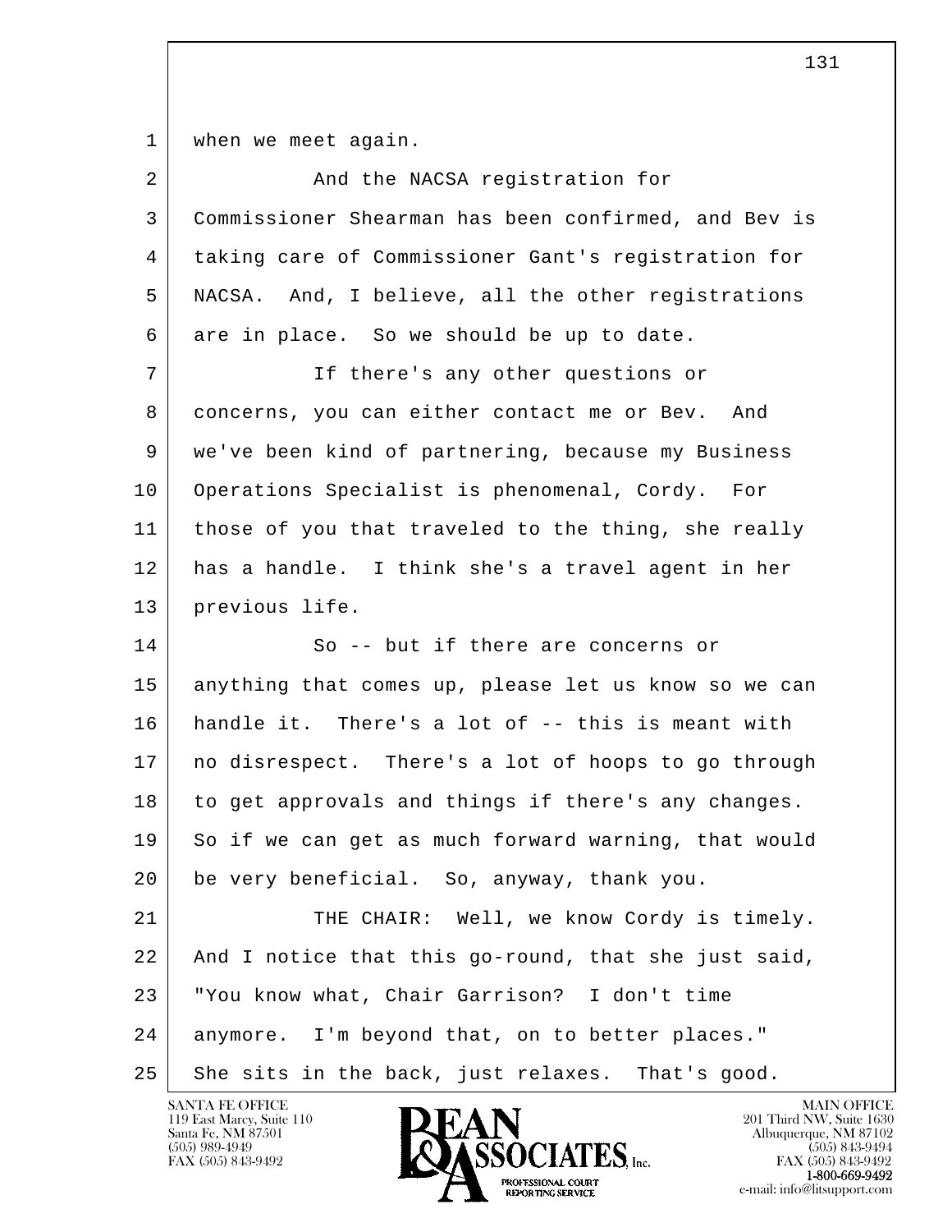1 when we meet again.

2 And the NACSA registration for

3 Commissioner Shearman has been confirmed, and Bev is

4 taking care of Commissioner Gant's registration for

5 NACSA. And, I believe, all the other registrations

6 are in place. So we should be up to date.

7 If there's any other questions or

8 concerns, you can either contact me or Bev. And

9 we've been kind of partnering, because my Business

10 Operations Specialist is phenomenal, Cordy. For

11 those of you that traveled to the thing, she really

12 has a handle. I think she's a travel agent in her

13 previous life.

14 So -- but if there are concerns or

15 anything that comes up, please let us know so we can

16 handle it. There's a lot of -- this is meant with

17 no disrespect. There's a lot of hoops to go through

18 to get approvals and things if there's any changes.

19 So if we can get as much forward warning, that would

20 be very beneficial. So, anyway, thank you.

21 THE CHAIR: Well, we know Cordy is timely.

22 And I notice that this go-round, that she just said,

23 "You know what, Chair Garrison? I don't time

24 anymore. I'm beyond that, on to better places."

25 She sits in the back, just relaxes. That's good.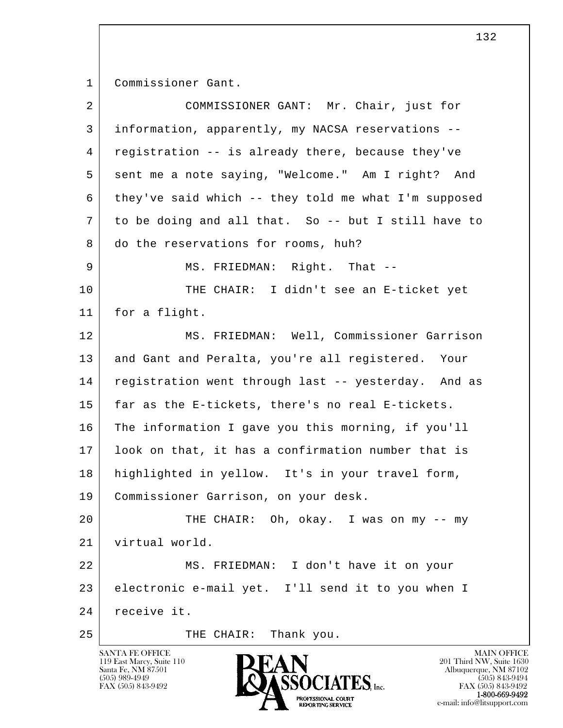1 Commissioner Gant.

2 COMMISSIONER GANT: Mr. Chair, just for

3 information, apparently, my NACSA reservations --

4 registration -- is already there, because they've

5 sent me a note saying, "Welcome." Am I right? And

6 they've said which -- they told me what I'm supposed

7 to be doing and all that. So -- but I still have to

8 do the reservations for rooms, huh?

9 MS. FRIEDMAN: Right. That --

10 THE CHAIR: I didn't see an E-ticket yet

11 for a flight.

12 MS. FRIEDMAN: Well, Commissioner Garrison

13 and Gant and Peralta, you're all registered. Your

14 registration went through last -- yesterday. And as

15 far as the E-tickets, there's no real E-tickets.

16 The information I gave you this morning, if you'll

17 look on that, it has a confirmation number that is

18 highlighted in yellow. It's in your travel form,

19 Commissioner Garrison, on your desk.

20 THE CHAIR: Oh, okay. I was on my -- my

21 virtual world.

22 MS. FRIEDMAN: I don't have it on your

23 electronic e-mail yet. I'll send it to you when I

24 receive it.

25 THE CHAIR: Thank you.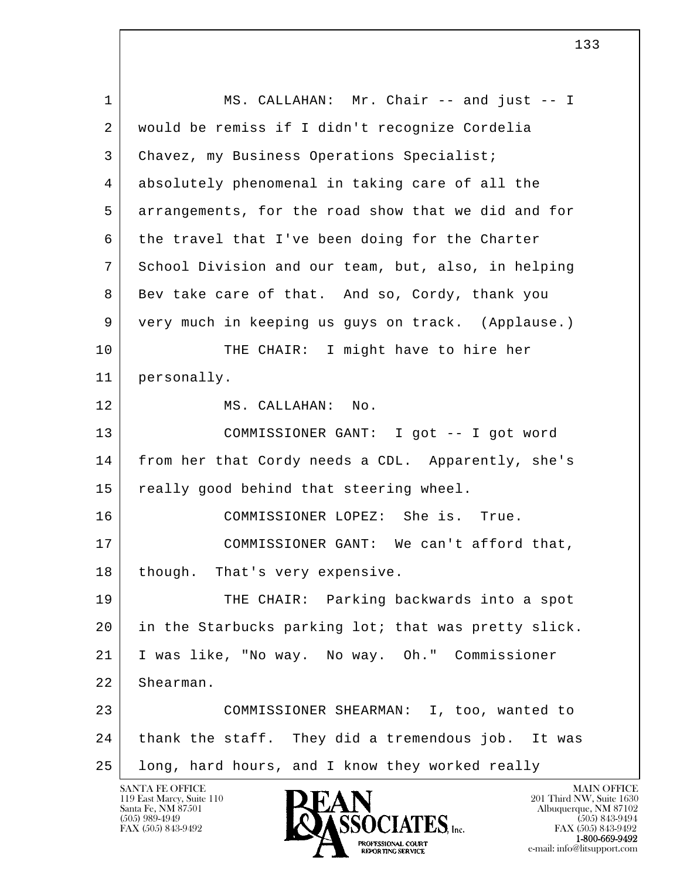MS. CALLAHAN: Mr. Chair -- and just -- I would be remiss if I didn't recognize Cordelia Chavez, my Business Operations Specialist; absolutely phenomenal in taking care of all the arrangements, for the road show that we did and for the travel that I've been doing for the Charter School Division and our team, but, also, in helping Bev take care of that. And so, Cordy, thank you very much in keeping us guys on track. (Applause.)

THE CHAIR: I might have to hire her personally.

MS. CALLAHAN: No.

COMMISSIONER GANT: I got -- I got word from her that Cordy needs a CDL. Apparently, she's really good behind that steering wheel.

COMMISSIONER LOPEZ: She is. True.

COMMISSIONER GANT: We can't afford that, though. That's very expensive.

THE CHAIR: Parking backwards into a spot in the Starbucks parking lot; that was pretty slick. I was like, "No way. No way. Oh." Commissioner Shearman.

COMMISSIONER SHEARMAN: I, too, wanted to thank the staff. They did a tremendous job. It was long, hard hours, and I know they worked really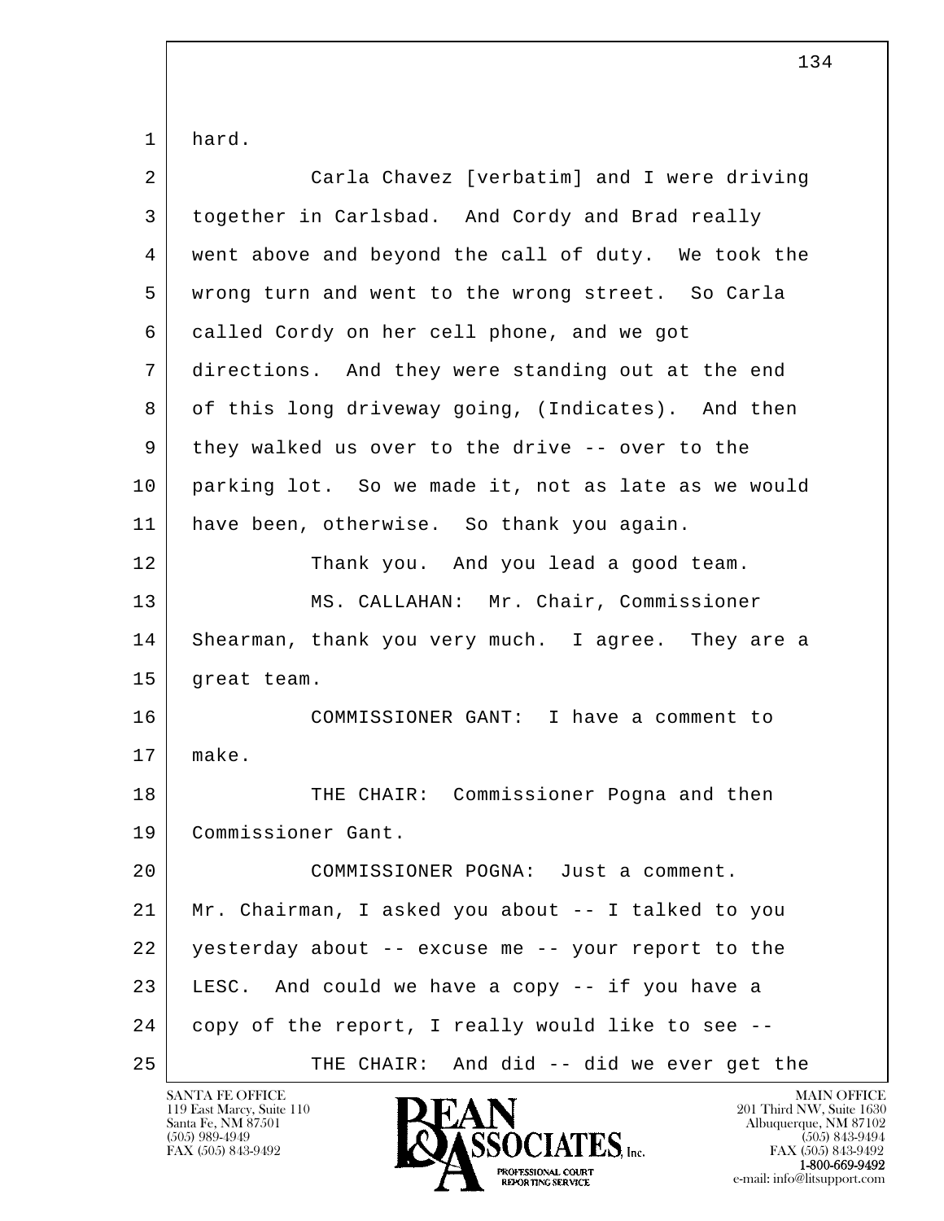hard.

Carla Chavez [verbatim] and I were driving together in Carlsbad. And Cordy and Brad really went above and beyond the call of duty. We took the wrong turn and went to the wrong street. So Carla called Cordy on her cell phone, and we got directions. And they were standing out at the end of this long driveway going, (Indicates). And then they walked us over to the drive -- over to the parking lot. So we made it, not as late as we would have been, otherwise. So thank you again.

Thank you. And you lead a good team.

MS. CALLAHAN: Mr. Chair, Commissioner Shearman, thank you very much. I agree. They are a great team.

COMMISSIONER GANT: I have a comment to make.

THE CHAIR: Commissioner Pogna and then Commissioner Gant.

COMMISSIONER POGNA: Just a comment. Mr. Chairman, I asked you about -- I talked to you yesterday about -- excuse me -- your report to the LESC. And could we have a copy -- if you have a copy of the report, I really would like to see --

THE CHAIR: And did -- did we ever get the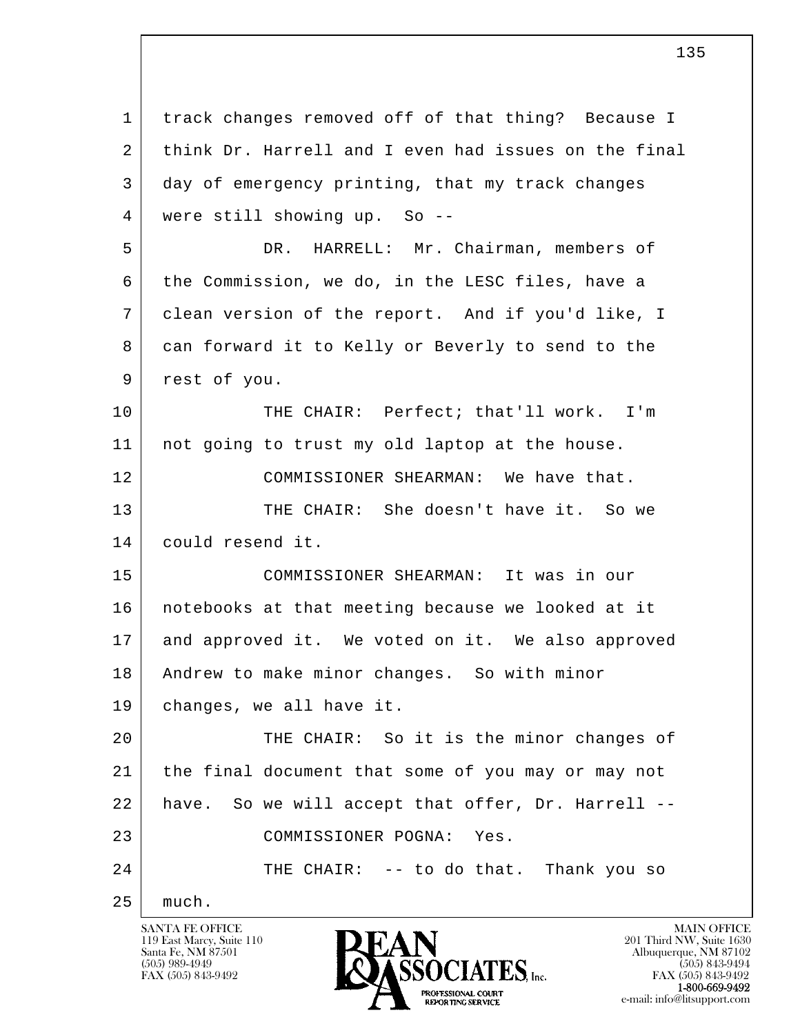track changes removed off of that thing? Because I think Dr. Harrell and I even had issues on the final day of emergency printing, that my track changes were still showing up. So --

DR. HARRELL: Mr. Chairman, members of the Commission, we do, in the LESC files, have a clean version of the report. And if you'd like, I can forward it to Kelly or Beverly to send to the rest of you.

THE CHAIR: Perfect; that'll work. I'm not going to trust my old laptop at the house.

COMMISSIONER SHEARMAN: We have that.

THE CHAIR: She doesn't have it. So we could resend it.

COMMISSIONER SHEARMAN: It was in our notebooks at that meeting because we looked at it and approved it. We voted on it. We also approved Andrew to make minor changes. So with minor changes, we all have it.

THE CHAIR: So it is the minor changes of the final document that some of you may or may not have. So we will accept that offer, Dr. Harrell --

COMMISSIONER POGNA: Yes.

THE CHAIR: -- to do that. Thank you so much.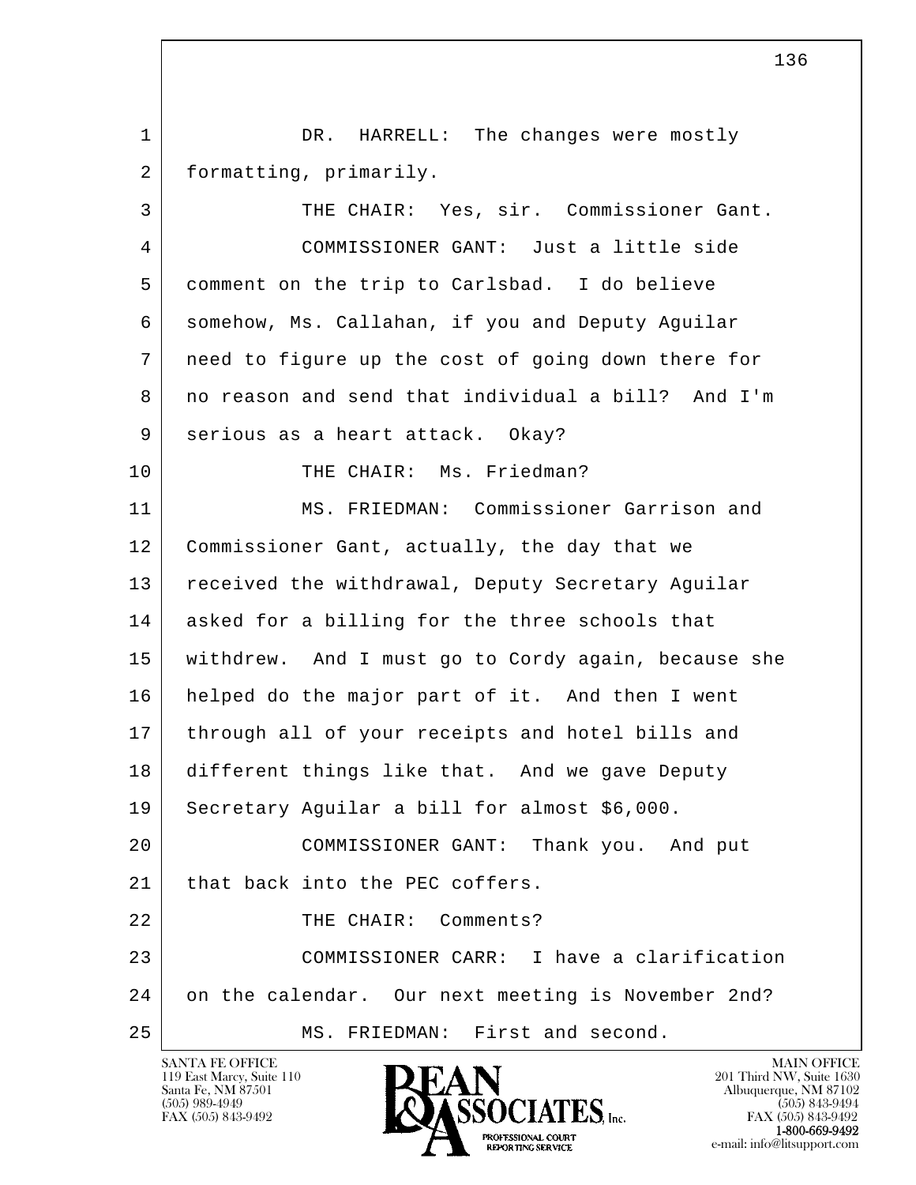DR. HARRELL: The changes were mostly formatting, primarily.

THE CHAIR: Yes, sir. Commissioner Gant.

COMMISSIONER GANT: Just a little side comment on the trip to Carlsbad. I do believe somehow, Ms. Callahan, if you and Deputy Aguilar need to figure up the cost of going down there for no reason and send that individual a bill? And I'm serious as a heart attack. Okay?

THE CHAIR: Ms. Friedman?

MS. FRIEDMAN: Commissioner Garrison and Commissioner Gant, actually, the day that we received the withdrawal, Deputy Secretary Aguilar asked for a billing for the three schools that withdrew. And I must go to Cordy again, because she helped do the major part of it. And then I went through all of your receipts and hotel bills and different things like that. And we gave Deputy Secretary Aguilar a bill for almost $6,000.

COMMISSIONER GANT: Thank you. And put that back into the PEC coffers.

THE CHAIR: Comments?

COMMISSIONER CARR: I have a clarification on the calendar. Our next meeting is November 2nd?

MS. FRIEDMAN: First and second.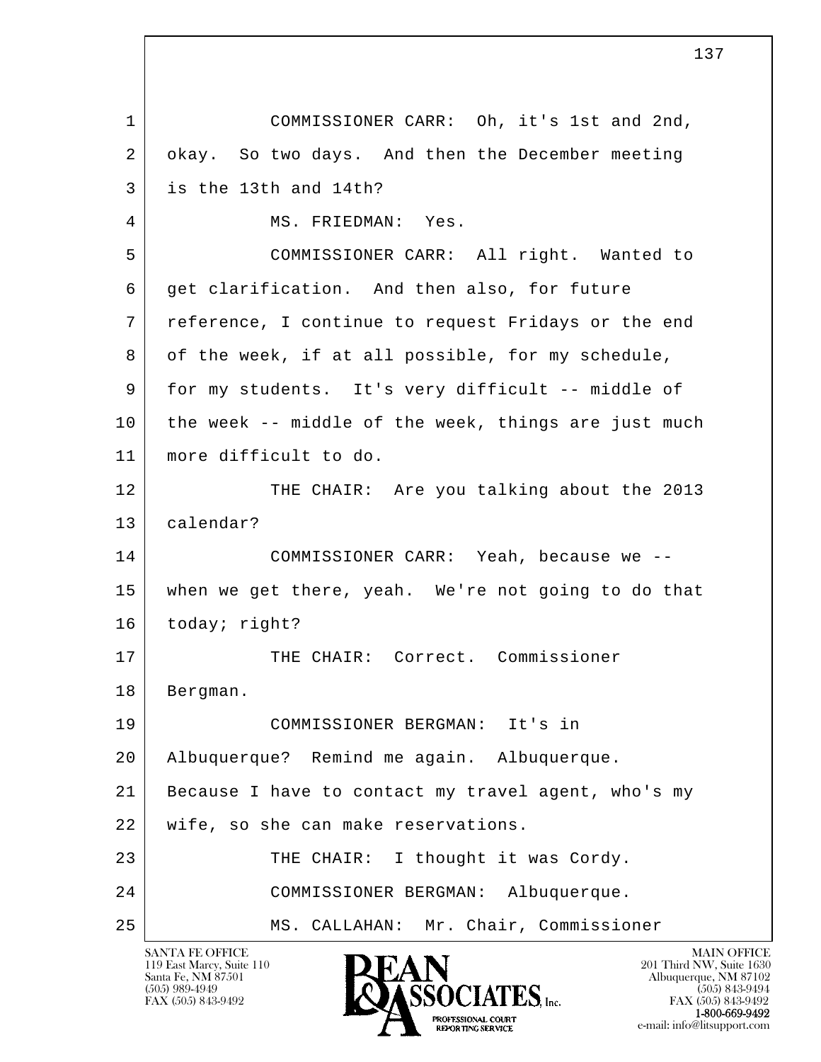COMMISSIONER CARR: Oh, it's 1st and 2nd, okay. So two days. And then the December meeting is the 13th and 14th?

MS. FRIEDMAN: Yes.

COMMISSIONER CARR: All right. Wanted to get clarification. And then also, for future reference, I continue to request Fridays or the end of the week, if at all possible, for my schedule, for my students. It's very difficult -- middle of the week -- middle of the week, things are just much more difficult to do.

THE CHAIR: Are you talking about the 2013 calendar?

COMMISSIONER CARR: Yeah, because we -- when we get there, yeah. We're not going to do that today; right?

THE CHAIR: Correct. Commissioner Bergman.

COMMISSIONER BERGMAN: It's in Albuquerque? Remind me again. Albuquerque. Because I have to contact my travel agent, who's my wife, so she can make reservations.

THE CHAIR: I thought it was Cordy.

COMMISSIONER BERGMAN: Albuquerque.

MS. CALLAHAN: Mr. Chair, Commissioner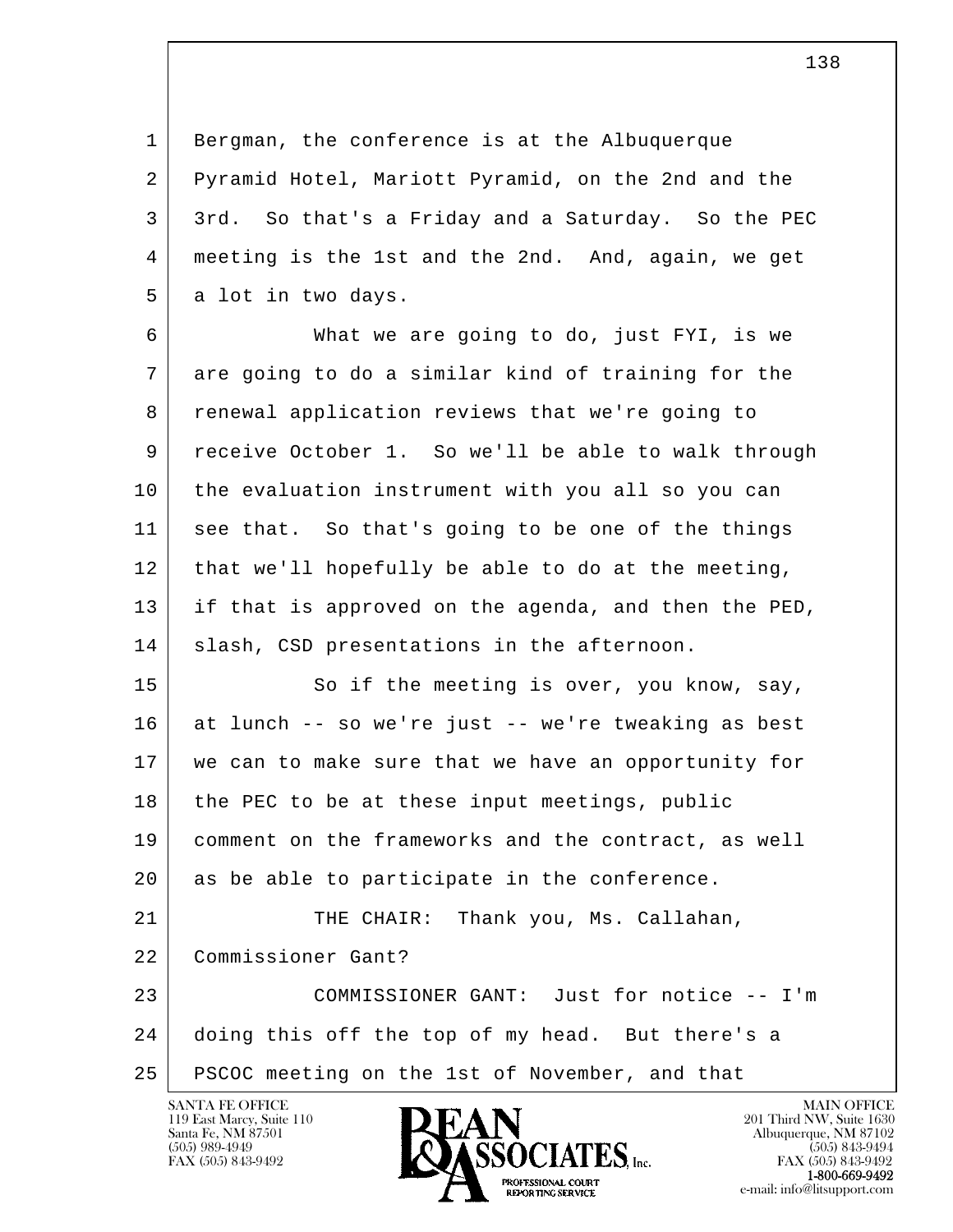1 Bergman, the conference is at the Albuquerque
2 Pyramid Hotel, Mariott Pyramid, on the 2nd and the
3 3rd. So that's a Friday and a Saturday. So the PEC
4 meeting is the 1st and the 2nd. And, again, we get
5 a lot in two days.

6 What we are going to do, just FYI, is we
7 are going to do a similar kind of training for the
8 renewal application reviews that we're going to
9 receive October 1. So we'll be able to walk through
10 the evaluation instrument with you all so you can
11 see that. So that's going to be one of the things
12 that we'll hopefully be able to do at the meeting,
13 if that is approved on the agenda, and then the PED,
14 slash, CSD presentations in the afternoon.

15 So if the meeting is over, you know, say,
16 at lunch -- so we're just -- we're tweaking as best
17 we can to make sure that we have an opportunity for
18 the PEC to be at these input meetings, public
19 comment on the frameworks and the contract, as well
20 as be able to participate in the conference.

21 THE CHAIR: Thank you, Ms. Callahan,
22 Commissioner Gant?

23 COMMISSIONER GANT: Just for notice -- I'm
24 doing this off the top of my head. But there's a
25 PSCOC meeting on the 1st of November, and that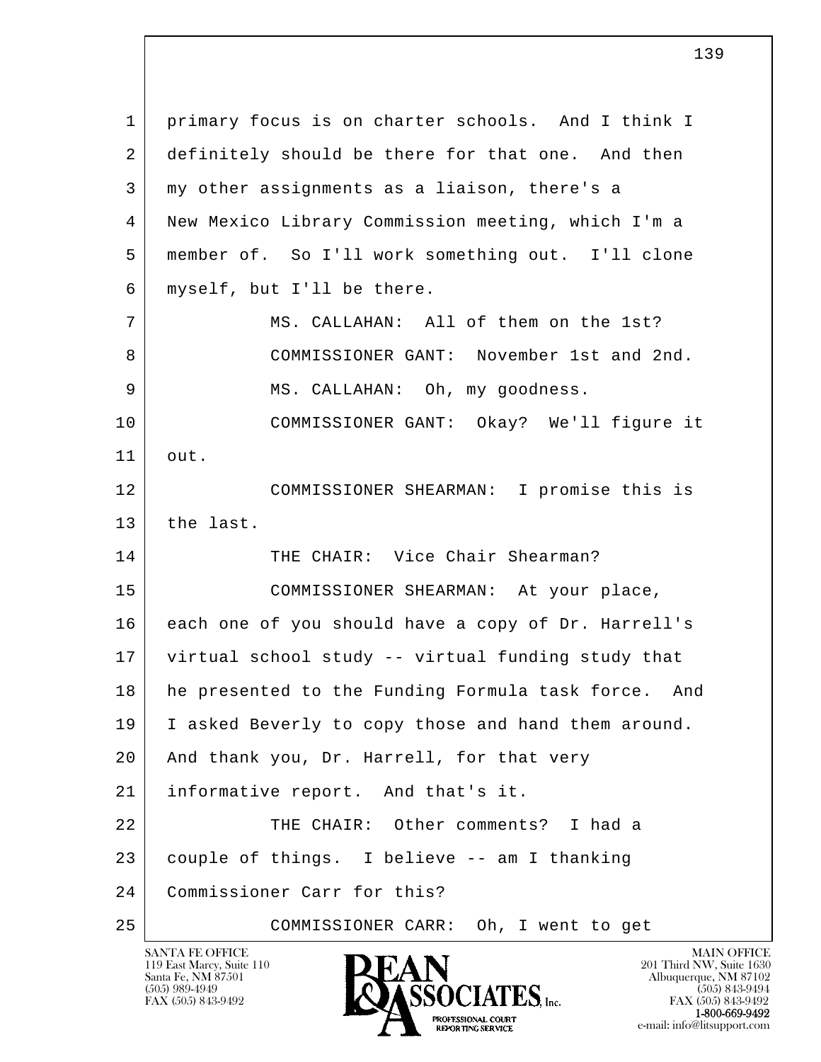primary focus is on charter schools. And I think I definitely should be there for that one. And then my other assignments as a liaison, there's a New Mexico Library Commission meeting, which I'm a member of. So I'll work something out. I'll clone myself, but I'll be there.

MS. CALLAHAN: All of them on the 1st?

COMMISSIONER GANT: November 1st and 2nd.

MS. CALLAHAN: Oh, my goodness.

COMMISSIONER GANT: Okay? We'll figure it out.

COMMISSIONER SHEARMAN: I promise this is the last.

THE CHAIR: Vice Chair Shearman?

COMMISSIONER SHEARMAN: At your place, each one of you should have a copy of Dr. Harrell's virtual school study -- virtual funding study that he presented to the Funding Formula task force. And I asked Beverly to copy those and hand them around. And thank you, Dr. Harrell, for that very informative report. And that's it.

THE CHAIR: Other comments? I had a couple of things. I believe -- am I thanking Commissioner Carr for this?

COMMISSIONER CARR: Oh, I went to get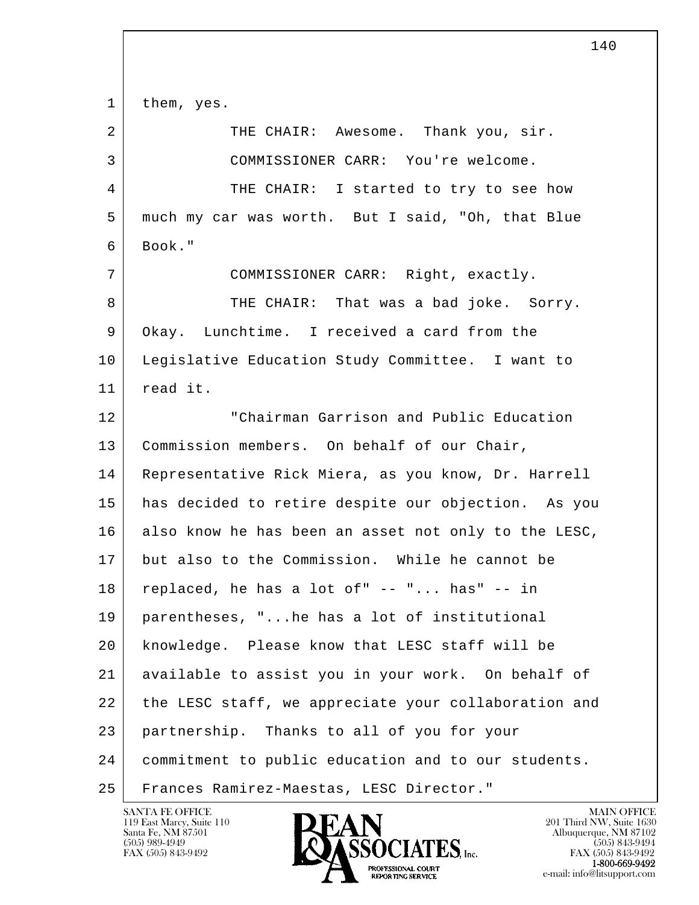1 them, yes.

2 THE CHAIR: Awesome. Thank you, sir.

3 COMMISSIONER CARR: You're welcome.

4 THE CHAIR: I started to try to see how
5 much my car was worth. But I said, "Oh, that Blue
6 Book."

7 COMMISSIONER CARR: Right, exactly.

8 THE CHAIR: That was a bad joke. Sorry.
9 Okay. Lunchtime. I received a card from the
10 Legislative Education Study Committee. I want to
11 read it.

12 "Chairman Garrison and Public Education
13 Commission members. On behalf of our Chair,
14 Representative Rick Miera, as you know, Dr. Harrell
15 has decided to retire despite our objection. As you
16 also know he has been an asset not only to the LESC,
17 but also to the Commission. While he cannot be
18 replaced, he has a lot of" -- "... has" -- in
19 parentheses, "...he has a lot of institutional
20 knowledge. Please know that LESC staff will be
21 available to assist you in your work. On behalf of
22 the LESC staff, we appreciate your collaboration and
23 partnership. Thanks to all of you for your
24 commitment to public education and to our students.
25 Frances Ramirez-Maestas, LESC Director."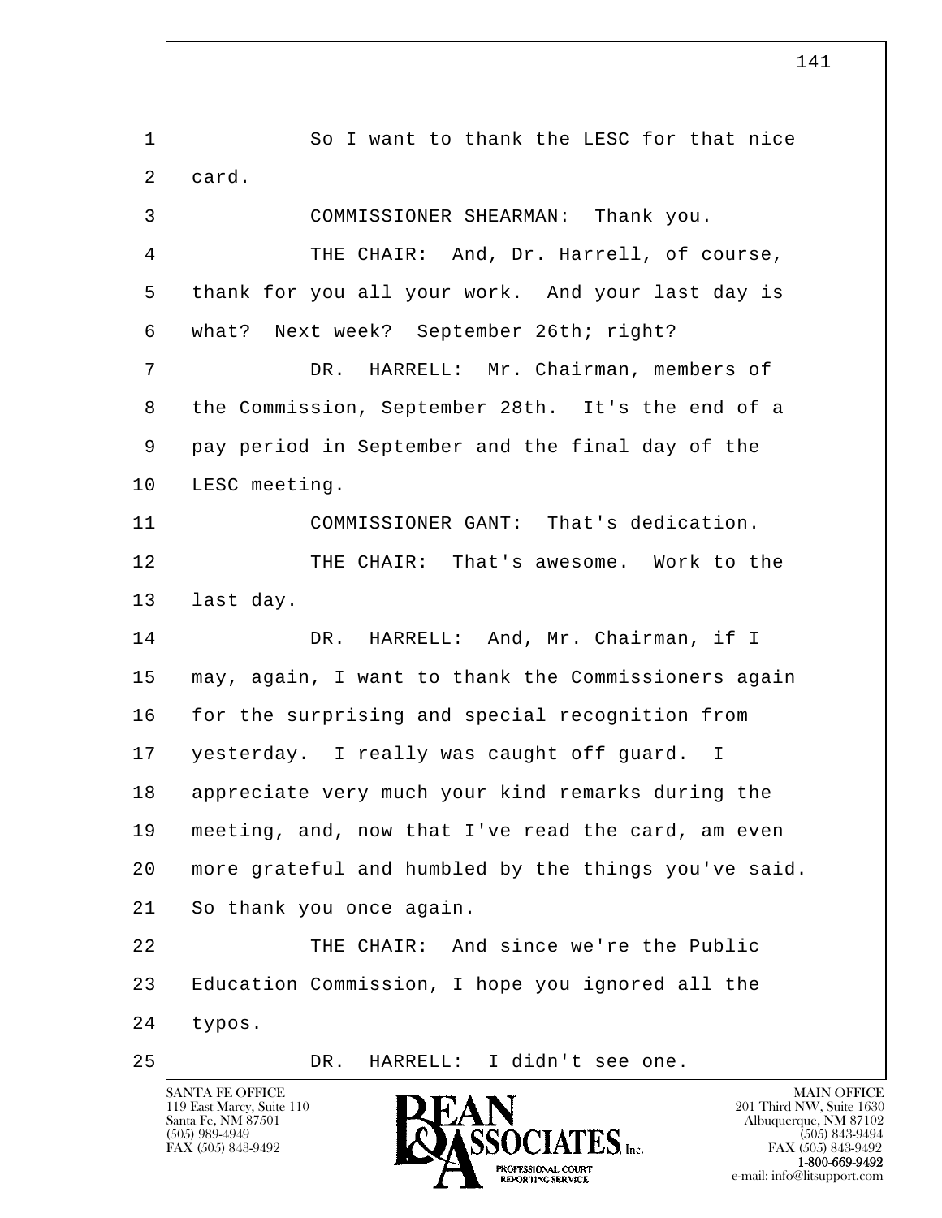1 So I want to thank the LESC for that nice
2 card.
3 COMMISSIONER SHEARMAN: Thank you.
4 THE CHAIR: And, Dr. Harrell, of course,
5 thank for you all your work. And your last day is
6 what? Next week? September 26th; right?
7 DR. HARRELL: Mr. Chairman, members of
8 the Commission, September 28th. It's the end of a
9 pay period in September and the final day of the
10 LESC meeting.
11 COMMISSIONER GANT: That's dedication.
12 THE CHAIR: That's awesome. Work to the
13 last day.
14 DR. HARRELL: And, Mr. Chairman, if I
15 may, again, I want to thank the Commissioners again
16 for the surprising and special recognition from
17 yesterday. I really was caught off guard. I
18 appreciate very much your kind remarks during the
19 meeting, and, now that I've read the card, am even
20 more grateful and humbled by the things you've said.
21 So thank you once again.
22 THE CHAIR: And since we're the Public
23 Education Commission, I hope you ignored all the
24 typos.
25 DR. HARRELL: I didn't see one.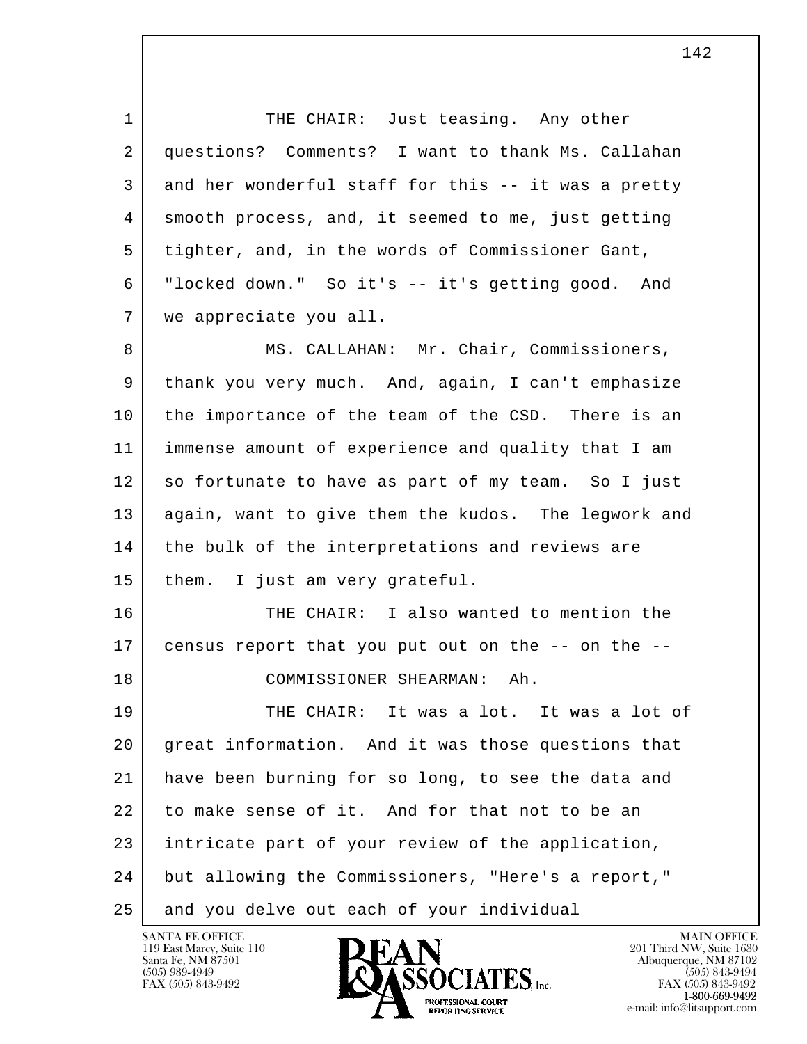1 THE CHAIR: Just teasing. Any other
2 questions? Comments? I want to thank Ms. Callahan
3 and her wonderful staff for this -- it was a pretty
4 smooth process, and, it seemed to me, just getting
5 tighter, and, in the words of Commissioner Gant,
6 "locked down." So it's -- it's getting good. And
7 we appreciate you all.

8 MS. CALLAHAN: Mr. Chair, Commissioners,
9 thank you very much. And, again, I can't emphasize
10 the importance of the team of the CSD. There is an
11 immense amount of experience and quality that I am
12 so fortunate to have as part of my team. So I just
13 again, want to give them the kudos. The legwork and
14 the bulk of the interpretations and reviews are
15 them. I just am very grateful.

16 THE CHAIR: I also wanted to mention the
17 census report that you put out on the -- on the --

18 COMMISSIONER SHEARMAN: Ah.

19 THE CHAIR: It was a lot. It was a lot of
20 great information. And it was those questions that
21 have been burning for so long, to see the data and
22 to make sense of it. And for that not to be an
23 intricate part of your review of the application,
24 but allowing the Commissioners, "Here's a report,"
25 and you delve out each of your individual

SANTA FE OFFICE
119 East Marcy, Suite 110
Santa Fe, NM 87501
(505) 989-4949
FAX (505) 843-9492

MAIN OFFICE
201 Third NW, Suite 1630
Albuquerque, NM 87102
(505) 843-9494
FAX (505) 843-9492
1-800-669-9492
e-mail: info@litsupport.com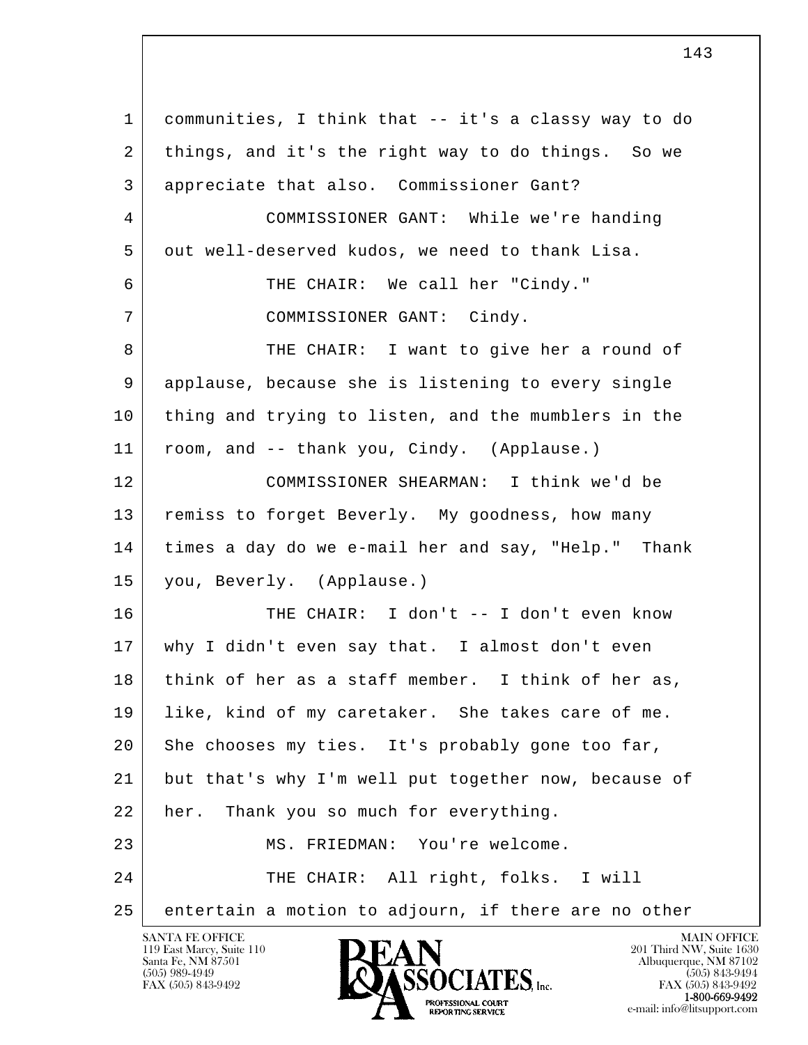communities, I think that -- it's a classy way to do things, and it's the right way to do things. So we appreciate that also. Commissioner Gant?

COMMISSIONER GANT: While we're handing out well-deserved kudos, we need to thank Lisa.

THE CHAIR: We call her "Cindy."

COMMISSIONER GANT: Cindy.

THE CHAIR: I want to give her a round of applause, because she is listening to every single thing and trying to listen, and the mumblers in the room, and -- thank you, Cindy. (Applause.)

COMMISSIONER SHEARMAN: I think we'd be remiss to forget Beverly. My goodness, how many times a day do we e-mail her and say, "Help." Thank you, Beverly. (Applause.)

THE CHAIR: I don't -- I don't even know why I didn't even say that. I almost don't even think of her as a staff member. I think of her as, like, kind of my caretaker. She takes care of me. She chooses my ties. It's probably gone too far, but that's why I'm well put together now, because of her. Thank you so much for everything.

MS. FRIEDMAN: You're welcome.

THE CHAIR: All right, folks. I will entertain a motion to adjourn, if there are no other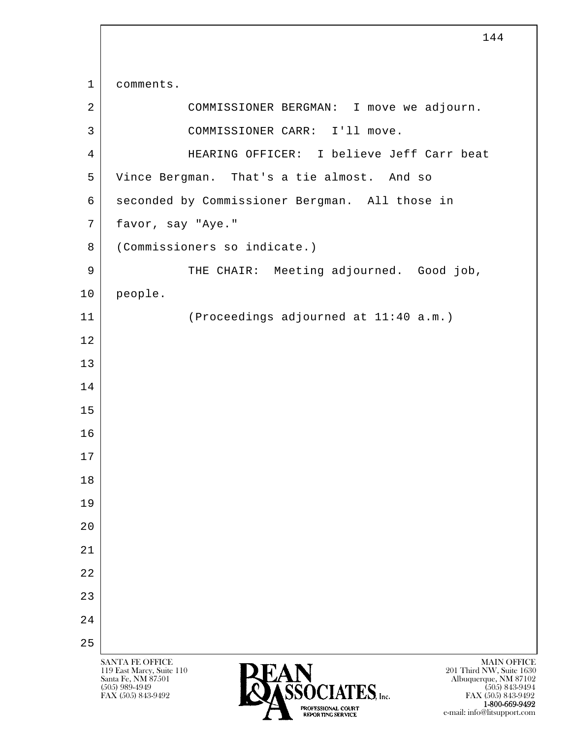comments.

COMMISSIONER BERGMAN: I move we adjourn.

COMMISSIONER CARR: I'll move.

HEARING OFFICER: I believe Jeff Carr beat Vince Bergman. That's a tie almost. And so seconded by Commissioner Bergman. All those in favor, say "Aye."

(Commissioners so indicate.)

THE CHAIR: Meeting adjourned. Good job, people.

(Proceedings adjourned at 11:40 a.m.)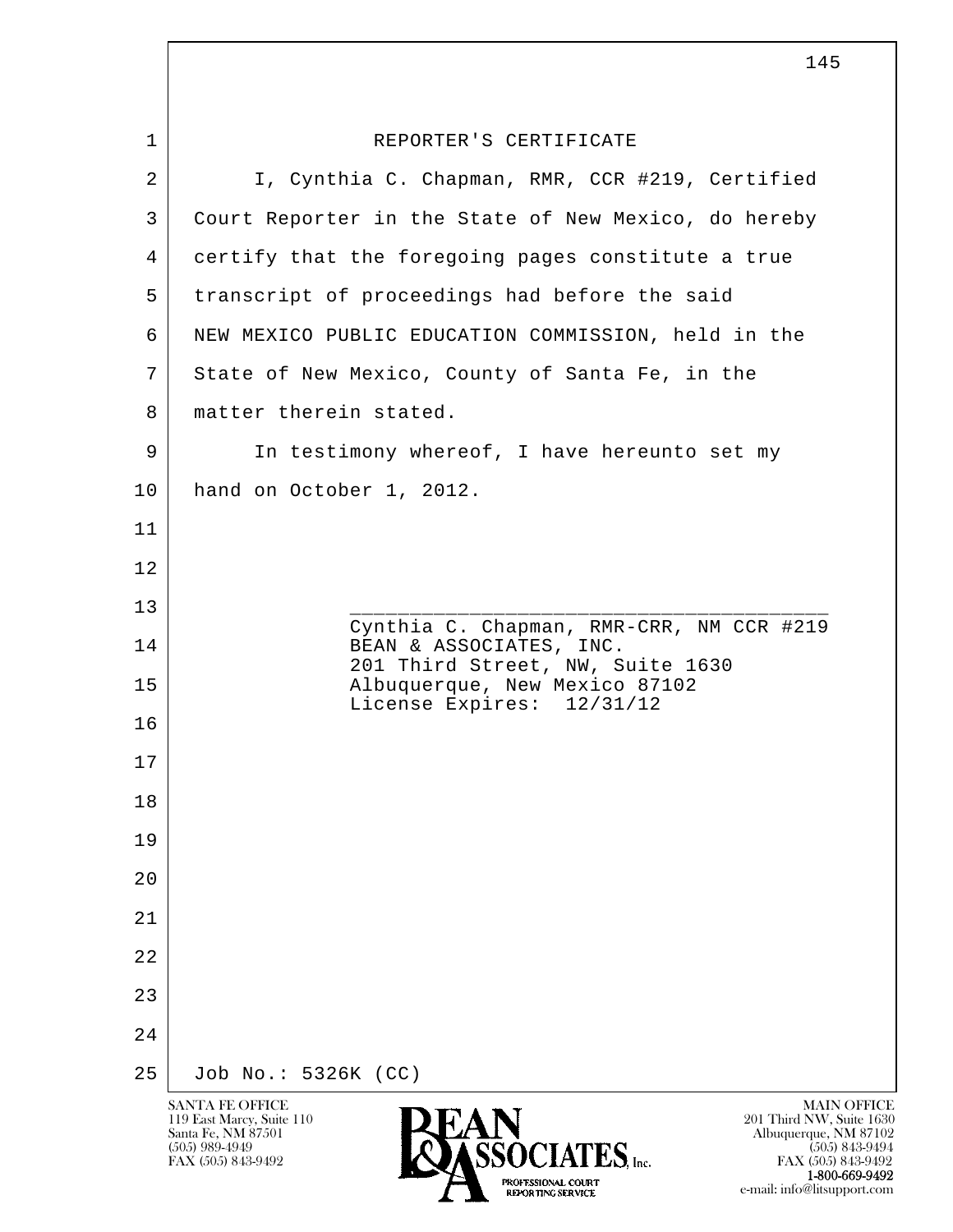# REPORTER'S CERTIFICATE

I, Cynthia C. Chapman, RMR, CCR #219, Certified Court Reporter in the State of New Mexico, do hereby certify that the foregoing pages constitute a true transcript of proceedings had before the said NEW MEXICO PUBLIC EDUCATION COMMISSION, held in the State of New Mexico, County of Santa Fe, in the matter therein stated.

In testimony whereof, I have hereunto set my hand on October 1, 2012.

\_\_\_\_\_\_\_\_\_\_\_\_\_\_\_\_\_\_\_\_\_\_\_\_\_\_\_\_\_\_\_\_\_\_\_\_\_\_\_\_

Cynthia C. Chapman, RMR-CRR, NM CCR #219
BEAN & ASSOCIATES, INC.
201 Third Street, NW, Suite 1630
Albuquerque, New Mexico 87102
License Expires: 12/31/12

Job No.: 5326K (CC)

SANTA FE OFFICE
119 East Marcy, Suite 110
Santa Fe, NM 87501
(505) 989-4949
FAX (505) 843-9492

MAIN OFFICE
201 Third NW, Suite 1630
Albuquerque, NM 87102
(505) 843-9494
FAX (505) 843-9492
1-800-669-9492
e-mail: info@litsupport.com